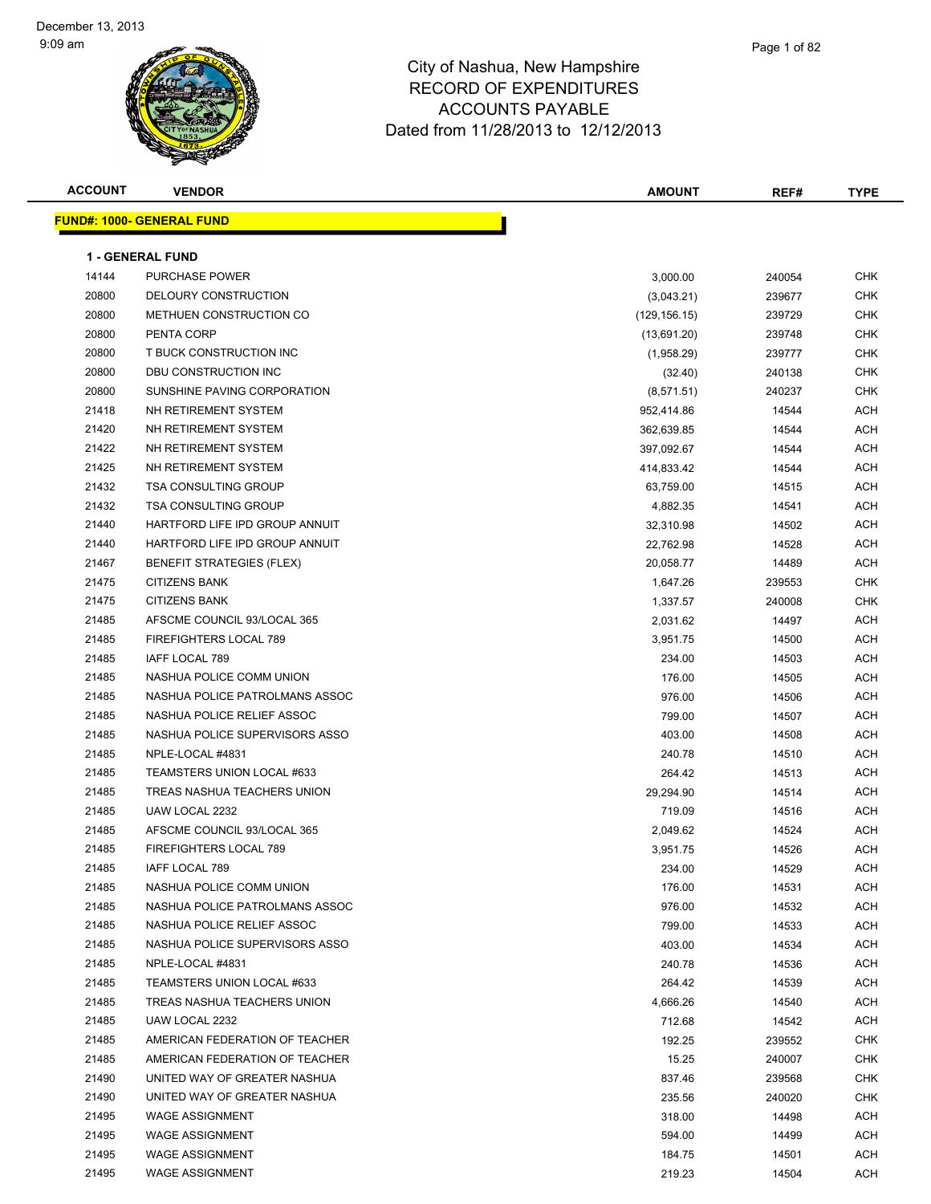December 13, 2013
9:09 am

# City of Nashua, New Hampshire
## RECORD OF EXPENDITURES
## ACCOUNTS PAYABLE
## Dated from 11/28/2013 to 12/12/2013

**FUND#: 1000- GENERAL FUND**

**1 - GENERAL FUND**

| ACCOUNT | VENDOR | AMOUNT | REF# | TYPE |
|---|---|---|---|---|
| 14144 | PURCHASE POWER | 3,000.00 | 240054 | CHK |
| 20800 | DELOURY CONSTRUCTION | (3,043.21) | 239677 | CHK |
| 20800 | METHUEN CONSTRUCTION CO | (129,156.15) | 239729 | CHK |
| 20800 | PENTA CORP | (13,691.20) | 239748 | CHK |
| 20800 | T BUCK CONSTRUCTION INC | (1,958.29) | 239777 | CHK |
| 20800 | DBU CONSTRUCTION INC | (32.40) | 240138 | CHK |
| 20800 | SUNSHINE PAVING CORPORATION | (8,571.51) | 240237 | CHK |
| 21418 | NH RETIREMENT SYSTEM | 952,414.86 | 14544 | ACH |
| 21420 | NH RETIREMENT SYSTEM | 362,639.85 | 14544 | ACH |
| 21422 | NH RETIREMENT SYSTEM | 397,092.67 | 14544 | ACH |
| 21425 | NH RETIREMENT SYSTEM | 414,833.42 | 14544 | ACH |
| 21432 | TSA CONSULTING GROUP | 63,759.00 | 14515 | ACH |
| 21432 | TSA CONSULTING GROUP | 4,882.35 | 14541 | ACH |
| 21440 | HARTFORD LIFE IPD GROUP ANNUIT | 32,310.98 | 14502 | ACH |
| 21440 | HARTFORD LIFE IPD GROUP ANNUIT | 22,762.98 | 14528 | ACH |
| 21467 | BENEFIT STRATEGIES (FLEX) | 20,058.77 | 14489 | ACH |
| 21475 | CITIZENS BANK | 1,647.26 | 239553 | CHK |
| 21475 | CITIZENS BANK | 1,337.57 | 240008 | CHK |
| 21485 | AFSCME COUNCIL 93/LOCAL 365 | 2,031.62 | 14497 | ACH |
| 21485 | FIREFIGHTERS LOCAL 789 | 3,951.75 | 14500 | ACH |
| 21485 | IAFF LOCAL 789 | 234.00 | 14503 | ACH |
| 21485 | NASHUA POLICE COMM UNION | 176.00 | 14505 | ACH |
| 21485 | NASHUA POLICE PATROLMANS ASSOC | 976.00 | 14506 | ACH |
| 21485 | NASHUA POLICE RELIEF ASSOC | 799.00 | 14507 | ACH |
| 21485 | NASHUA POLICE SUPERVISORS ASSO | 403.00 | 14508 | ACH |
| 21485 | NPLE-LOCAL #4831 | 240.78 | 14510 | ACH |
| 21485 | TEAMSTERS UNION LOCAL #633 | 264.42 | 14513 | ACH |
| 21485 | TREAS NASHUA TEACHERS UNION | 29,294.90 | 14514 | ACH |
| 21485 | UAW LOCAL 2232 | 719.09 | 14516 | ACH |
| 21485 | AFSCME COUNCIL 93/LOCAL 365 | 2,049.62 | 14524 | ACH |
| 21485 | FIREFIGHTERS LOCAL 789 | 3,951.75 | 14526 | ACH |
| 21485 | IAFF LOCAL 789 | 234.00 | 14529 | ACH |
| 21485 | NASHUA POLICE COMM UNION | 176.00 | 14531 | ACH |
| 21485 | NASHUA POLICE PATROLMANS ASSOC | 976.00 | 14532 | ACH |
| 21485 | NASHUA POLICE RELIEF ASSOC | 799.00 | 14533 | ACH |
| 21485 | NASHUA POLICE SUPERVISORS ASSO | 403.00 | 14534 | ACH |
| 21485 | NPLE-LOCAL #4831 | 240.78 | 14536 | ACH |
| 21485 | TEAMSTERS UNION LOCAL #633 | 264.42 | 14539 | ACH |
| 21485 | TREAS NASHUA TEACHERS UNION | 4,666.26 | 14540 | ACH |
| 21485 | UAW LOCAL 2232 | 712.68 | 14542 | ACH |
| 21485 | AMERICAN FEDERATION OF TEACHER | 192.25 | 239552 | CHK |
| 21485 | AMERICAN FEDERATION OF TEACHER | 15.25 | 240007 | CHK |
| 21490 | UNITED WAY OF GREATER NASHUA | 837.46 | 239568 | CHK |
| 21490 | UNITED WAY OF GREATER NASHUA | 235.56 | 240020 | CHK |
| 21495 | WAGE ASSIGNMENT | 318.00 | 14498 | ACH |
| 21495 | WAGE ASSIGNMENT | 594.00 | 14499 | ACH |
| 21495 | WAGE ASSIGNMENT | 184.75 | 14501 | ACH |
| 21495 | WAGE ASSIGNMENT | 219.23 | 14504 | ACH |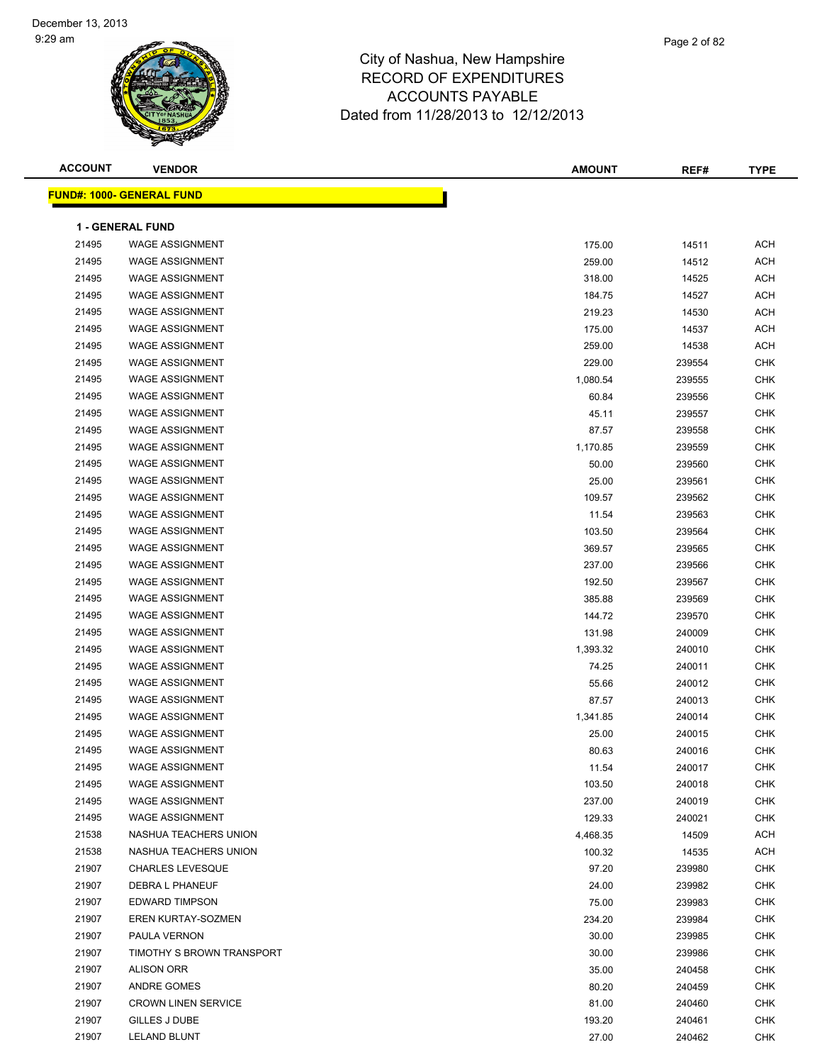December 13, 2013
9:29 am

City of Nashua, New Hampshire
RECORD OF EXPENDITURES
ACCOUNTS PAYABLE
Dated from 11/28/2013 to 12/12/2013

**FUND#: 1000- GENERAL FUND**

**1 - GENERAL FUND**

| ACCOUNT | VENDOR | AMOUNT | REF# | TYPE |
|---|---|---|---|---|
| 21495 | WAGE ASSIGNMENT | 175.00 | 14511 | ACH |
| 21495 | WAGE ASSIGNMENT | 259.00 | 14512 | ACH |
| 21495 | WAGE ASSIGNMENT | 318.00 | 14525 | ACH |
| 21495 | WAGE ASSIGNMENT | 184.75 | 14527 | ACH |
| 21495 | WAGE ASSIGNMENT | 219.23 | 14530 | ACH |
| 21495 | WAGE ASSIGNMENT | 175.00 | 14537 | ACH |
| 21495 | WAGE ASSIGNMENT | 259.00 | 14538 | ACH |
| 21495 | WAGE ASSIGNMENT | 229.00 | 239554 | CHK |
| 21495 | WAGE ASSIGNMENT | 1,080.54 | 239555 | CHK |
| 21495 | WAGE ASSIGNMENT | 60.84 | 239556 | CHK |
| 21495 | WAGE ASSIGNMENT | 45.11 | 239557 | CHK |
| 21495 | WAGE ASSIGNMENT | 87.57 | 239558 | CHK |
| 21495 | WAGE ASSIGNMENT | 1,170.85 | 239559 | CHK |
| 21495 | WAGE ASSIGNMENT | 50.00 | 239560 | CHK |
| 21495 | WAGE ASSIGNMENT | 25.00 | 239561 | CHK |
| 21495 | WAGE ASSIGNMENT | 109.57 | 239562 | CHK |
| 21495 | WAGE ASSIGNMENT | 11.54 | 239563 | CHK |
| 21495 | WAGE ASSIGNMENT | 103.50 | 239564 | CHK |
| 21495 | WAGE ASSIGNMENT | 369.57 | 239565 | CHK |
| 21495 | WAGE ASSIGNMENT | 237.00 | 239566 | CHK |
| 21495 | WAGE ASSIGNMENT | 192.50 | 239567 | CHK |
| 21495 | WAGE ASSIGNMENT | 385.88 | 239569 | CHK |
| 21495 | WAGE ASSIGNMENT | 144.72 | 239570 | CHK |
| 21495 | WAGE ASSIGNMENT | 131.98 | 240009 | CHK |
| 21495 | WAGE ASSIGNMENT | 1,393.32 | 240010 | CHK |
| 21495 | WAGE ASSIGNMENT | 74.25 | 240011 | CHK |
| 21495 | WAGE ASSIGNMENT | 55.66 | 240012 | CHK |
| 21495 | WAGE ASSIGNMENT | 87.57 | 240013 | CHK |
| 21495 | WAGE ASSIGNMENT | 1,341.85 | 240014 | CHK |
| 21495 | WAGE ASSIGNMENT | 25.00 | 240015 | CHK |
| 21495 | WAGE ASSIGNMENT | 80.63 | 240016 | CHK |
| 21495 | WAGE ASSIGNMENT | 11.54 | 240017 | CHK |
| 21495 | WAGE ASSIGNMENT | 103.50 | 240018 | CHK |
| 21495 | WAGE ASSIGNMENT | 237.00 | 240019 | CHK |
| 21495 | WAGE ASSIGNMENT | 129.33 | 240021 | CHK |
| 21538 | NASHUA TEACHERS UNION | 4,468.35 | 14509 | ACH |
| 21538 | NASHUA TEACHERS UNION | 100.32 | 14535 | ACH |
| 21907 | CHARLES LEVESQUE | 97.20 | 239980 | CHK |
| 21907 | DEBRA L PHANEUF | 24.00 | 239982 | CHK |
| 21907 | EDWARD TIMPSON | 75.00 | 239983 | CHK |
| 21907 | EREN KURTAY-SOZMEN | 234.20 | 239984 | CHK |
| 21907 | PAULA VERNON | 30.00 | 239985 | CHK |
| 21907 | TIMOTHY S BROWN TRANSPORT | 30.00 | 239986 | CHK |
| 21907 | ALISON ORR | 35.00 | 240458 | CHK |
| 21907 | ANDRE GOMES | 80.20 | 240459 | CHK |
| 21907 | CROWN LINEN SERVICE | 81.00 | 240460 | CHK |
| 21907 | GILLES J DUBE | 193.20 | 240461 | CHK |
| 21907 | LELAND BLUNT | 27.00 | 240462 | CHK |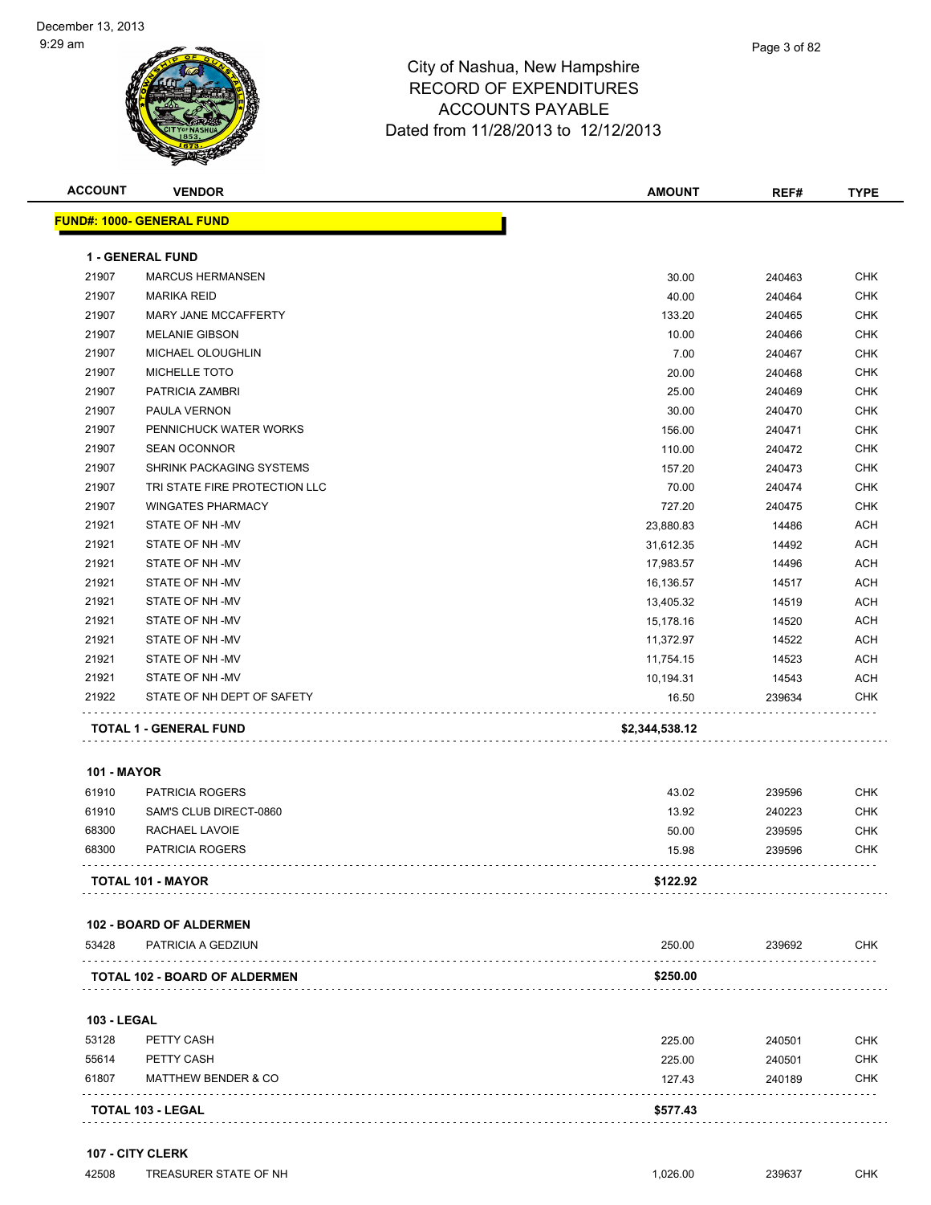# City of Nashua, New Hampshire
## RECORD OF EXPENDITURES
## ACCOUNTS PAYABLE
### Dated from 11/28/2013 to 12/12/2013

| ACCOUNT | VENDOR | AMOUNT | REF# | TYPE |
|---|---|---|---|---|
| **FUND#: 1000- GENERAL FUND** | | | | |
| **1 - GENERAL FUND** | | | | |
| 21907 | MARCUS HERMANSEN | 30.00 | 240463 | CHK |
| 21907 | MARIKA REID | 40.00 | 240464 | CHK |
| 21907 | MARY JANE MCCAFFERTY | 133.20 | 240465 | CHK |
| 21907 | MELANIE GIBSON | 10.00 | 240466 | CHK |
| 21907 | MICHAEL OLOUGHLIN | 7.00 | 240467 | CHK |
| 21907 | MICHELLE TOTO | 20.00 | 240468 | CHK |
| 21907 | PATRICIA ZAMBRI | 25.00 | 240469 | CHK |
| 21907 | PAULA VERNON | 30.00 | 240470 | CHK |
| 21907 | PENNICHUCK WATER WORKS | 156.00 | 240471 | CHK |
| 21907 | SEAN OCONNOR | 110.00 | 240472 | CHK |
| 21907 | SHRINK PACKAGING SYSTEMS | 157.20 | 240473 | CHK |
| 21907 | TRI STATE FIRE PROTECTION LLC | 70.00 | 240474 | CHK |
| 21907 | WINGATES PHARMACY | 727.20 | 240475 | CHK |
| 21921 | STATE OF NH -MV | 23,880.83 | 14486 | ACH |
| 21921 | STATE OF NH -MV | 31,612.35 | 14492 | ACH |
| 21921 | STATE OF NH -MV | 17,983.57 | 14496 | ACH |
| 21921 | STATE OF NH -MV | 16,136.57 | 14517 | ACH |
| 21921 | STATE OF NH -MV | 13,405.32 | 14519 | ACH |
| 21921 | STATE OF NH -MV | 15,178.16 | 14520 | ACH |
| 21921 | STATE OF NH -MV | 11,372.97 | 14522 | ACH |
| 21921 | STATE OF NH -MV | 11,754.15 | 14523 | ACH |
| 21921 | STATE OF NH -MV | 10,194.31 | 14543 | ACH |
| 21922 | STATE OF NH DEPT OF SAFETY | 16.50 | 239634 | CHK |
| **TOTAL 1 - GENERAL FUND** | | **$2,344,538.12** | | |
| **101 - MAYOR** | | | | |
| 61910 | PATRICIA ROGERS | 43.02 | 239596 | CHK |
| 61910 | SAM'S CLUB DIRECT-0860 | 13.92 | 240223 | CHK |
| 68300 | RACHAEL LAVOIE | 50.00 | 239595 | CHK |
| 68300 | PATRICIA ROGERS | 15.98 | 239596 | CHK |
| **TOTAL 101 - MAYOR** | | **$122.92** | | |
| **102 - BOARD OF ALDERMEN** | | | | |
| 53428 | PATRICIA A GEDZIUN | 250.00 | 239692 | CHK |
| **TOTAL 102 - BOARD OF ALDERMEN** | | **$250.00** | | |
| **103 - LEGAL** | | | | |
| 53128 | PETTY CASH | 225.00 | 240501 | CHK |
| 55614 | PETTY CASH | 225.00 | 240501 | CHK |
| 61807 | MATTHEW BENDER & CO | 127.43 | 240189 | CHK |
| **TOTAL 103 - LEGAL** | | **$577.43** | | |
| **107 - CITY CLERK** | | | | |
| 42508 | TREASURER STATE OF NH | 1,026.00 | 239637 | CHK |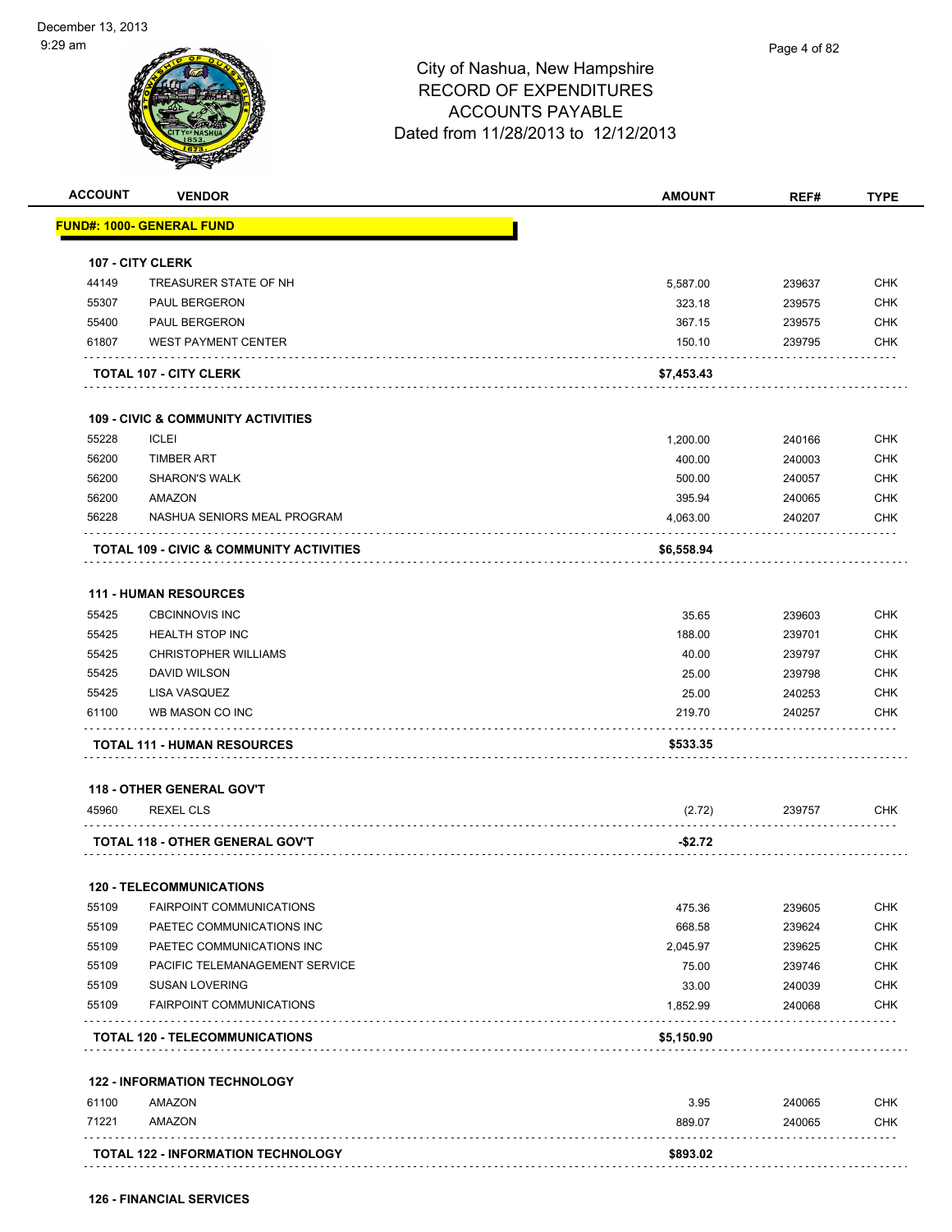December 13, 2013
9:29 am

# City of Nashua, New Hampshire
## RECORD OF EXPENDITURES
## ACCOUNTS PAYABLE
## Dated from 11/28/2013 to 12/12/2013

| ACCOUNT | VENDOR | AMOUNT | REF# | TYPE |
|---|---|---|---|---|
| **FUND#: 1000- GENERAL FUND** | | | | |
| **107 - CITY CLERK** | | | | |
| 44149 | TREASURER STATE OF NH | 5,587.00 | 239637 | CHK |
| 55307 | PAUL BERGERON | 323.18 | 239575 | CHK |
| 55400 | PAUL BERGERON | 367.15 | 239575 | CHK |
| 61807 | WEST PAYMENT CENTER | 150.10 | 239795 | CHK |
| | **TOTAL 107 - CITY CLERK** | **$7,453.43** | | |
| **109 - CIVIC & COMMUNITY ACTIVITIES** | | | | |
| 55228 | ICLEI | 1,200.00 | 240166 | CHK |
| 56200 | TIMBER ART | 400.00 | 240003 | CHK |
| 56200 | SHARON'S WALK | 500.00 | 240057 | CHK |
| 56200 | AMAZON | 395.94 | 240065 | CHK |
| 56228 | NASHUA SENIORS MEAL PROGRAM | 4,063.00 | 240207 | CHK |
| | **TOTAL 109 - CIVIC & COMMUNITY ACTIVITIES** | **$6,558.94** | | |
| **111 - HUMAN RESOURCES** | | | | |
| 55425 | CBCINNOVIS INC | 35.65 | 239603 | CHK |
| 55425 | HEALTH STOP INC | 188.00 | 239701 | CHK |
| 55425 | CHRISTOPHER WILLIAMS | 40.00 | 239797 | CHK |
| 55425 | DAVID WILSON | 25.00 | 239798 | CHK |
| 55425 | LISA VASQUEZ | 25.00 | 240253 | CHK |
| 61100 | WB MASON CO INC | 219.70 | 240257 | CHK |
| | **TOTAL 111 - HUMAN RESOURCES** | **$533.35** | | |
| **118 - OTHER GENERAL GOV'T** | | | | |
| 45960 | REXEL CLS | (2.72) | 239757 | CHK |
| | **TOTAL 118 - OTHER GENERAL GOV'T** | **-$2.72** | | |
| **120 - TELECOMMUNICATIONS** | | | | |
| 55109 | FAIRPOINT COMMUNICATIONS | 475.36 | 239605 | CHK |
| 55109 | PAETEC COMMUNICATIONS INC | 668.58 | 239624 | CHK |
| 55109 | PAETEC COMMUNICATIONS INC | 2,045.97 | 239625 | CHK |
| 55109 | PACIFIC TELEMANAGEMENT SERVICE | 75.00 | 239746 | CHK |
| 55109 | SUSAN LOVERING | 33.00 | 240039 | CHK |
| 55109 | FAIRPOINT COMMUNICATIONS | 1,852.99 | 240068 | CHK |
| | **TOTAL 120 - TELECOMMUNICATIONS** | **$5,150.90** | | |
| **122 - INFORMATION TECHNOLOGY** | | | | |
| 61100 | AMAZON | 3.95 | 240065 | CHK |
| 71221 | AMAZON | 889.07 | 240065 | CHK |
| | **TOTAL 122 - INFORMATION TECHNOLOGY** | **$893.02** | | |
| **126 - FINANCIAL SERVICES** | | | | |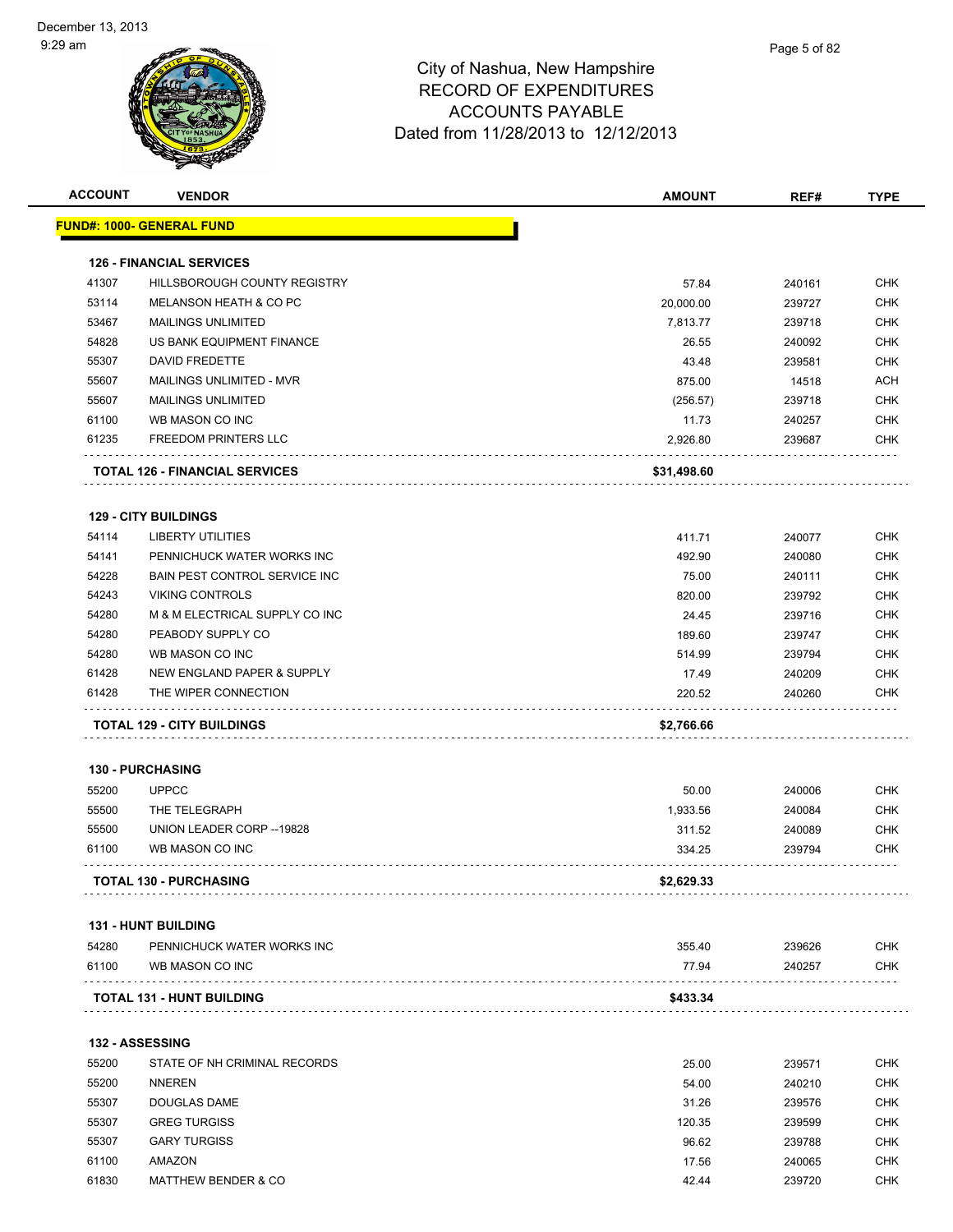# City of Nashua, New Hampshire
## RECORD OF EXPENDITURES
## ACCOUNTS PAYABLE
### Dated from 11/28/2013 to 12/12/2013

| ACCOUNT | VENDOR | AMOUNT | REF# | TYPE |
|---|---|---|---|---|
| **FUND#: 1000- GENERAL FUND** | | | | |
| **126 - FINANCIAL SERVICES** | | | | |
| 41307 | HILLSBOROUGH COUNTY REGISTRY | 57.84 | 240161 | CHK |
| 53114 | MELANSON HEATH & CO PC | 20,000.00 | 239727 | CHK |
| 53467 | MAILINGS UNLIMITED | 7,813.77 | 239718 | CHK |
| 54828 | US BANK EQUIPMENT FINANCE | 26.55 | 240092 | CHK |
| 55307 | DAVID FREDETTE | 43.48 | 239581 | CHK |
| 55607 | MAILINGS UNLIMITED - MVR | 875.00 | 14518 | ACH |
| 55607 | MAILINGS UNLIMITED | (256.57) | 239718 | CHK |
| 61100 | WB MASON CO INC | 11.73 | 240257 | CHK |
| 61235 | FREEDOM PRINTERS LLC | 2,926.80 | 239687 | CHK |
| | **TOTAL 126 - FINANCIAL SERVICES** | **$31,498.60** | | |
| **129 - CITY BUILDINGS** | | | | |
| 54114 | LIBERTY UTILITIES | 411.71 | 240077 | CHK |
| 54141 | PENNICHUCK WATER WORKS INC | 492.90 | 240080 | CHK |
| 54228 | BAIN PEST CONTROL SERVICE INC | 75.00 | 240111 | CHK |
| 54243 | VIKING CONTROLS | 820.00 | 239792 | CHK |
| 54280 | M & M ELECTRICAL SUPPLY CO INC | 24.45 | 239716 | CHK |
| 54280 | PEABODY SUPPLY CO | 189.60 | 239747 | CHK |
| 54280 | WB MASON CO INC | 514.99 | 239794 | CHK |
| 61428 | NEW ENGLAND PAPER & SUPPLY | 17.49 | 240209 | CHK |
| 61428 | THE WIPER CONNECTION | 220.52 | 240260 | CHK |
| | **TOTAL 129 - CITY BUILDINGS** | **$2,766.66** | | |
| **130 - PURCHASING** | | | | |
| 55200 | UPPCC | 50.00 | 240006 | CHK |
| 55500 | THE TELEGRAPH | 1,933.56 | 240084 | CHK |
| 55500 | UNION LEADER CORP --19828 | 311.52 | 240089 | CHK |
| 61100 | WB MASON CO INC | 334.25 | 239794 | CHK |
| | **TOTAL 130 - PURCHASING** | **$2,629.33** | | |
| **131 - HUNT BUILDING** | | | | |
| 54280 | PENNICHUCK WATER WORKS INC | 355.40 | 239626 | CHK |
| 61100 | WB MASON CO INC | 77.94 | 240257 | CHK |
| | **TOTAL 131 - HUNT BUILDING** | **$433.34** | | |
| **132 - ASSESSING** | | | | |
| 55200 | STATE OF NH CRIMINAL RECORDS | 25.00 | 239571 | CHK |
| 55200 | NNEREN | 54.00 | 240210 | CHK |
| 55307 | DOUGLAS DAME | 31.26 | 239576 | CHK |
| 55307 | GREG TURGISS | 120.35 | 239599 | CHK |
| 55307 | GARY TURGISS | 96.62 | 239788 | CHK |
| 61100 | AMAZON | 17.56 | 240065 | CHK |
| 61830 | MATTHEW BENDER & CO | 42.44 | 239720 | CHK |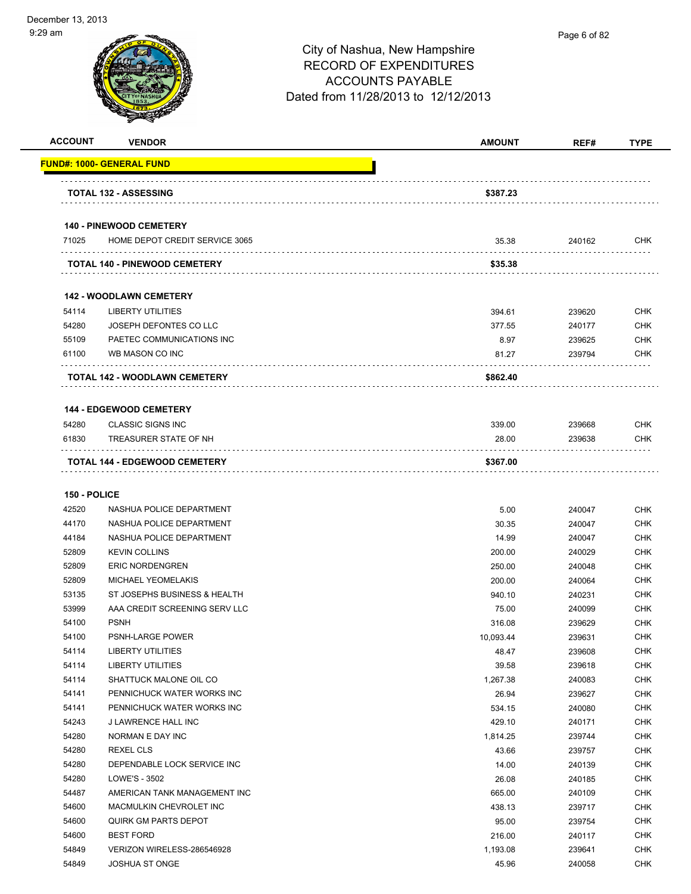# City of Nashua, New Hampshire
## RECORD OF EXPENDITURES
## ACCOUNTS PAYABLE
### Dated from 11/28/2013 to 12/12/2013

| ACCOUNT | VENDOR | AMOUNT | REF# | TYPE |
|---|---|---|---|---|
| **FUND#: 1000- GENERAL FUND** | | | | |
| | **TOTAL 132 - ASSESSING** | **$387.23** | | |
| | **140 - PINEWOOD CEMETERY** | | | |
| 71025 | HOME DEPOT CREDIT SERVICE 3065 | 35.38 | 240162 | CHK |
| | **TOTAL 140 - PINEWOOD CEMETERY** | **$35.38** | | |
| | **142 - WOODLAWN CEMETERY** | | | |
| 54114 | LIBERTY UTILITIES | 394.61 | 239620 | CHK |
| 54280 | JOSEPH DEFONTES CO LLC | 377.55 | 240177 | CHK |
| 55109 | PAETEC COMMUNICATIONS INC | 8.97 | 239625 | CHK |
| 61100 | WB MASON CO INC | 81.27 | 239794 | CHK |
| | **TOTAL 142 - WOODLAWN CEMETERY** | **$862.40** | | |
| | **144 - EDGEWOOD CEMETERY** | | | |
| 54280 | CLASSIC SIGNS INC | 339.00 | 239668 | CHK |
| 61830 | TREASURER STATE OF NH | 28.00 | 239638 | CHK |
| | **TOTAL 144 - EDGEWOOD CEMETERY** | **$367.00** | | |
| **150 - POLICE** | | | | |
| 42520 | NASHUA POLICE DEPARTMENT | 5.00 | 240047 | CHK |
| 44170 | NASHUA POLICE DEPARTMENT | 30.35 | 240047 | CHK |
| 44184 | NASHUA POLICE DEPARTMENT | 14.99 | 240047 | CHK |
| 52809 | KEVIN COLLINS | 200.00 | 240029 | CHK |
| 52809 | ERIC NORDENGREN | 250.00 | 240048 | CHK |
| 52809 | MICHAEL YEOMELAKIS | 200.00 | 240064 | CHK |
| 53135 | ST JOSEPHS BUSINESS & HEALTH | 940.10 | 240231 | CHK |
| 53999 | AAA CREDIT SCREENING SERV LLC | 75.00 | 240099 | CHK |
| 54100 | PSNH | 316.08 | 239629 | CHK |
| 54100 | PSNH-LARGE POWER | 10,093.44 | 239631 | CHK |
| 54114 | LIBERTY UTILITIES | 48.47 | 239608 | CHK |
| 54114 | LIBERTY UTILITIES | 39.58 | 239618 | CHK |
| 54114 | SHATTUCK MALONE OIL CO | 1,267.38 | 240083 | CHK |
| 54141 | PENNICHUCK WATER WORKS INC | 26.94 | 239627 | CHK |
| 54141 | PENNICHUCK WATER WORKS INC | 534.15 | 240080 | CHK |
| 54243 | J LAWRENCE HALL INC | 429.10 | 240171 | CHK |
| 54280 | NORMAN E DAY INC | 1,814.25 | 239744 | CHK |
| 54280 | REXEL CLS | 43.66 | 239757 | CHK |
| 54280 | DEPENDABLE LOCK SERVICE INC | 14.00 | 240139 | CHK |
| 54280 | LOWE'S - 3502 | 26.08 | 240185 | CHK |
| 54487 | AMERICAN TANK MANAGEMENT INC | 665.00 | 240109 | CHK |
| 54600 | MACMULKIN CHEVROLET INC | 438.13 | 239717 | CHK |
| 54600 | QUIRK GM PARTS DEPOT | 95.00 | 239754 | CHK |
| 54600 | BEST FORD | 216.00 | 240117 | CHK |
| 54849 | VERIZON WIRELESS-286546928 | 1,193.08 | 239641 | CHK |
| 54849 | JOSHUA ST ONGE | 45.96 | 240058 | CHK |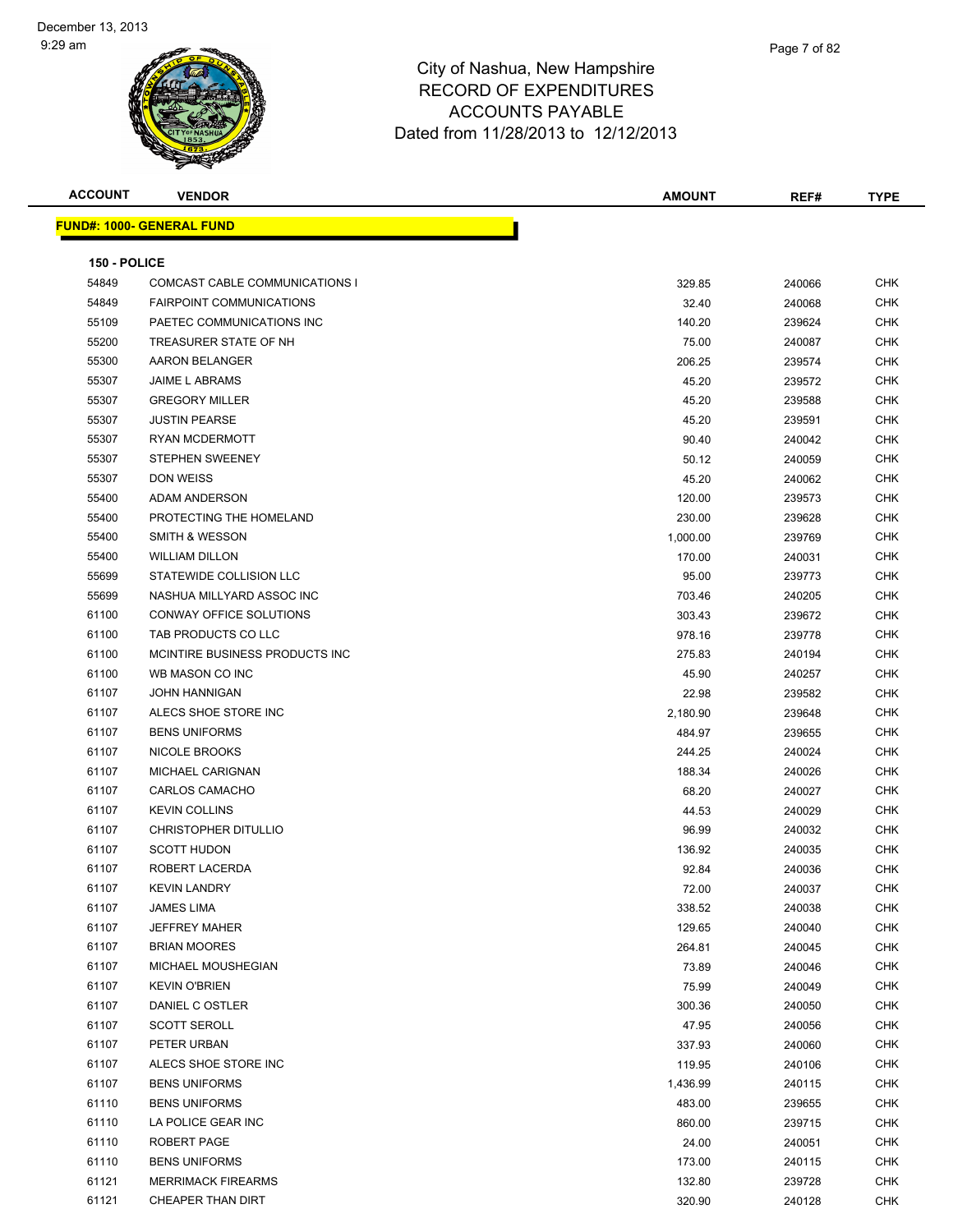# City of Nashua, New Hampshire
## RECORD OF EXPENDITURES
## ACCOUNTS PAYABLE
## Dated from 11/28/2013 to 12/12/2013

| ACCOUNT | VENDOR | AMOUNT | REF# | TYPE |
|---|---|---|---|---|

**FUND#: 1000- GENERAL FUND**

**150 - POLICE**

| ACCOUNT | VENDOR | AMOUNT | REF# | TYPE |
|---|---|---|---|---|
| 54849 | COMCAST CABLE COMMUNICATIONS I | 329.85 | 240066 | CHK |
| 54849 | FAIRPOINT COMMUNICATIONS | 32.40 | 240068 | CHK |
| 55109 | PAETEC COMMUNICATIONS INC | 140.20 | 239624 | CHK |
| 55200 | TREASURER STATE OF NH | 75.00 | 240087 | CHK |
| 55300 | AARON BELANGER | 206.25 | 239574 | CHK |
| 55307 | JAIME L ABRAMS | 45.20 | 239572 | CHK |
| 55307 | GREGORY MILLER | 45.20 | 239588 | CHK |
| 55307 | JUSTIN PEARSE | 45.20 | 239591 | CHK |
| 55307 | RYAN MCDERMOTT | 90.40 | 240042 | CHK |
| 55307 | STEPHEN SWEENEY | 50.12 | 240059 | CHK |
| 55307 | DON WEISS | 45.20 | 240062 | CHK |
| 55400 | ADAM ANDERSON | 120.00 | 239573 | CHK |
| 55400 | PROTECTING THE HOMELAND | 230.00 | 239628 | CHK |
| 55400 | SMITH & WESSON | 1,000.00 | 239769 | CHK |
| 55400 | WILLIAM DILLON | 170.00 | 240031 | CHK |
| 55699 | STATEWIDE COLLISION LLC | 95.00 | 239773 | CHK |
| 55699 | NASHUA MILLYARD ASSOC INC | 703.46 | 240205 | CHK |
| 61100 | CONWAY OFFICE SOLUTIONS | 303.43 | 239672 | CHK |
| 61100 | TAB PRODUCTS CO LLC | 978.16 | 239778 | CHK |
| 61100 | MCINTIRE BUSINESS PRODUCTS INC | 275.83 | 240194 | CHK |
| 61100 | WB MASON CO INC | 45.90 | 240257 | CHK |
| 61107 | JOHN HANNIGAN | 22.98 | 239582 | CHK |
| 61107 | ALECS SHOE STORE INC | 2,180.90 | 239648 | CHK |
| 61107 | BENS UNIFORMS | 484.97 | 239655 | CHK |
| 61107 | NICOLE BROOKS | 244.25 | 240024 | CHK |
| 61107 | MICHAEL CARIGNAN | 188.34 | 240026 | CHK |
| 61107 | CARLOS CAMACHO | 68.20 | 240027 | CHK |
| 61107 | KEVIN COLLINS | 44.53 | 240029 | CHK |
| 61107 | CHRISTOPHER DITULLIO | 96.99 | 240032 | CHK |
| 61107 | SCOTT HUDON | 136.92 | 240035 | CHK |
| 61107 | ROBERT LACERDA | 92.84 | 240036 | CHK |
| 61107 | KEVIN LANDRY | 72.00 | 240037 | CHK |
| 61107 | JAMES LIMA | 338.52 | 240038 | CHK |
| 61107 | JEFFREY MAHER | 129.65 | 240040 | CHK |
| 61107 | BRIAN MOORES | 264.81 | 240045 | CHK |
| 61107 | MICHAEL MOUSHEGIAN | 73.89 | 240046 | CHK |
| 61107 | KEVIN O'BRIEN | 75.99 | 240049 | CHK |
| 61107 | DANIEL C OSTLER | 300.36 | 240050 | CHK |
| 61107 | SCOTT SEROLL | 47.95 | 240056 | CHK |
| 61107 | PETER URBAN | 337.93 | 240060 | CHK |
| 61107 | ALECS SHOE STORE INC | 119.95 | 240106 | CHK |
| 61107 | BENS UNIFORMS | 1,436.99 | 240115 | CHK |
| 61110 | BENS UNIFORMS | 483.00 | 239655 | CHK |
| 61110 | LA POLICE GEAR INC | 860.00 | 239715 | CHK |
| 61110 | ROBERT PAGE | 24.00 | 240051 | CHK |
| 61110 | BENS UNIFORMS | 173.00 | 240115 | CHK |
| 61121 | MERRIMACK FIREARMS | 132.80 | 239728 | CHK |
| 61121 | CHEAPER THAN DIRT | 320.90 | 240128 | CHK |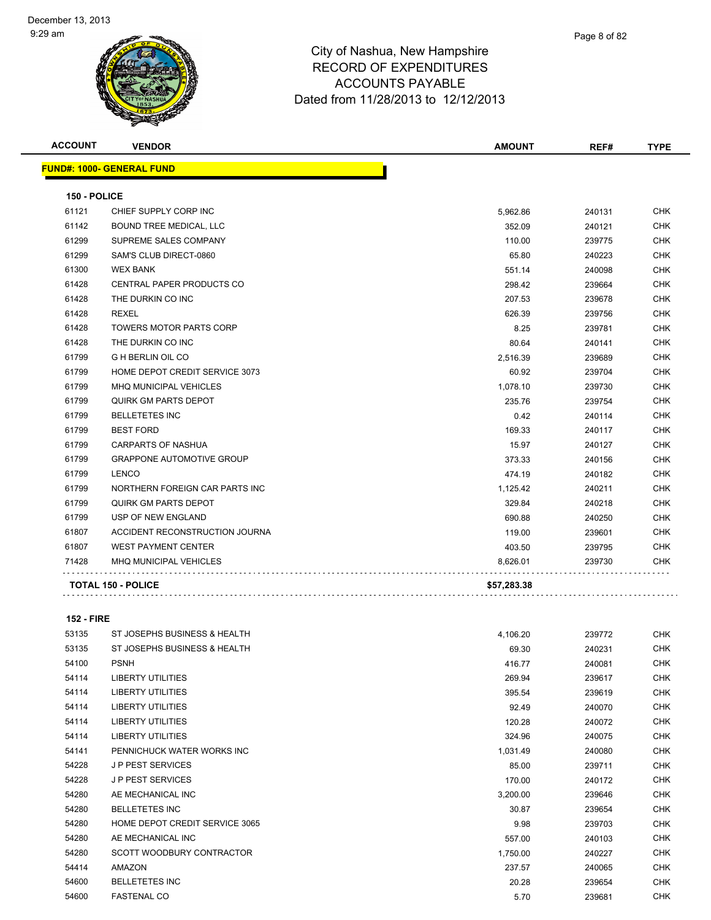# City of Nashua, New Hampshire
## RECORD OF EXPENDITURES
## ACCOUNTS PAYABLE
### Dated from 11/28/2013 to 12/12/2013

**FUND#: 1000- GENERAL FUND**

**150 - POLICE**

| ACCOUNT | VENDOR | AMOUNT | REF# | TYPE |
|---|---|---|---|---|
| 61121 | CHIEF SUPPLY CORP INC | 5,962.86 | 240131 | CHK |
| 61142 | BOUND TREE MEDICAL, LLC | 352.09 | 240121 | CHK |
| 61299 | SUPREME SALES COMPANY | 110.00 | 239775 | CHK |
| 61299 | SAM'S CLUB DIRECT-0860 | 65.80 | 240223 | CHK |
| 61300 | WEX BANK | 551.14 | 240098 | CHK |
| 61428 | CENTRAL PAPER PRODUCTS CO | 298.42 | 239664 | CHK |
| 61428 | THE DURKIN CO INC | 207.53 | 239678 | CHK |
| 61428 | REXEL | 626.39 | 239756 | CHK |
| 61428 | TOWERS MOTOR PARTS CORP | 8.25 | 239781 | CHK |
| 61428 | THE DURKIN CO INC | 80.64 | 240141 | CHK |
| 61799 | G H BERLIN OIL CO | 2,516.39 | 239689 | CHK |
| 61799 | HOME DEPOT CREDIT SERVICE 3073 | 60.92 | 239704 | CHK |
| 61799 | MHQ MUNICIPAL VEHICLES | 1,078.10 | 239730 | CHK |
| 61799 | QUIRK GM PARTS DEPOT | 235.76 | 239754 | CHK |
| 61799 | BELLETETES INC | 0.42 | 240114 | CHK |
| 61799 | BEST FORD | 169.33 | 240117 | CHK |
| 61799 | CARPARTS OF NASHUA | 15.97 | 240127 | CHK |
| 61799 | GRAPPONE AUTOMOTIVE GROUP | 373.33 | 240156 | CHK |
| 61799 | LENCO | 474.19 | 240182 | CHK |
| 61799 | NORTHERN FOREIGN CAR PARTS INC | 1,125.42 | 240211 | CHK |
| 61799 | QUIRK GM PARTS DEPOT | 329.84 | 240218 | CHK |
| 61799 | USP OF NEW ENGLAND | 690.88 | 240250 | CHK |
| 61807 | ACCIDENT RECONSTRUCTION JOURNA | 119.00 | 239601 | CHK |
| 61807 | WEST PAYMENT CENTER | 403.50 | 239795 | CHK |
| 71428 | MHQ MUNICIPAL VEHICLES | 8,626.01 | 239730 | CHK |
| | **TOTAL 150 - POLICE** | **$57,283.38** | | |

**152 - FIRE**

| ACCOUNT | VENDOR | AMOUNT | REF# | TYPE |
|---|---|---|---|---|
| 53135 | ST JOSEPHS BUSINESS & HEALTH | 4,106.20 | 239772 | CHK |
| 53135 | ST JOSEPHS BUSINESS & HEALTH | 69.30 | 240231 | CHK |
| 54100 | PSNH | 416.77 | 240081 | CHK |
| 54114 | LIBERTY UTILITIES | 269.94 | 239617 | CHK |
| 54114 | LIBERTY UTILITIES | 395.54 | 239619 | CHK |
| 54114 | LIBERTY UTILITIES | 92.49 | 240070 | CHK |
| 54114 | LIBERTY UTILITIES | 120.28 | 240072 | CHK |
| 54114 | LIBERTY UTILITIES | 324.96 | 240075 | CHK |
| 54141 | PENNICHUCK WATER WORKS INC | 1,031.49 | 240080 | CHK |
| 54228 | J P PEST SERVICES | 85.00 | 239711 | CHK |
| 54228 | J P PEST SERVICES | 170.00 | 240172 | CHK |
| 54280 | AE MECHANICAL INC | 3,200.00 | 239646 | CHK |
| 54280 | BELLETETES INC | 30.87 | 239654 | CHK |
| 54280 | HOME DEPOT CREDIT SERVICE 3065 | 9.98 | 239703 | CHK |
| 54280 | AE MECHANICAL INC | 557.00 | 240103 | CHK |
| 54280 | SCOTT WOODBURY CONTRACTOR | 1,750.00 | 240227 | CHK |
| 54414 | AMAZON | 237.57 | 240065 | CHK |
| 54600 | BELLETETES INC | 20.28 | 239654 | CHK |
| 54600 | FASTENAL CO | 5.70 | 239681 | CHK |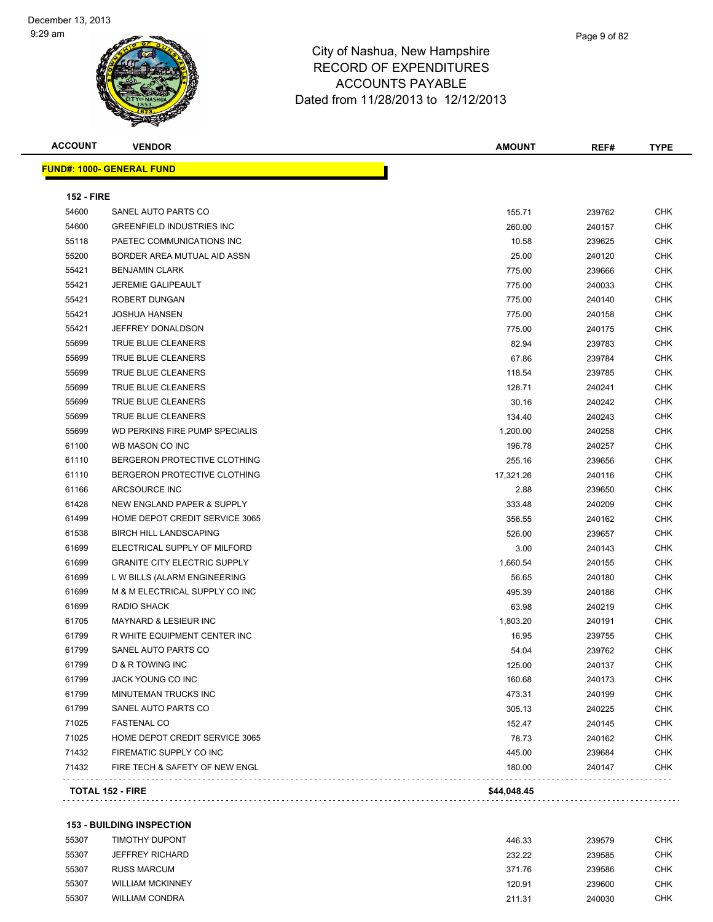# City of Nashua, New Hampshire
## RECORD OF EXPENDITURES
## ACCOUNTS PAYABLE
## Dated from 11/28/2013 to 12/12/2013

**FUND#: 1000- GENERAL FUND**

**152 - FIRE**

| ACCOUNT | VENDOR | AMOUNT | REF# | TYPE |
|---|---|---|---|---|
| 54600 | SANEL AUTO PARTS CO | 155.71 | 239762 | CHK |
| 54600 | GREENFIELD INDUSTRIES INC | 260.00 | 240157 | CHK |
| 55118 | PAETEC COMMUNICATIONS INC | 10.58 | 239625 | CHK |
| 55200 | BORDER AREA MUTUAL AID ASSN | 25.00 | 240120 | CHK |
| 55421 | BENJAMIN CLARK | 775.00 | 239666 | CHK |
| 55421 | JEREMIE GALIPEAULT | 775.00 | 240033 | CHK |
| 55421 | ROBERT DUNGAN | 775.00 | 240140 | CHK |
| 55421 | JOSHUA HANSEN | 775.00 | 240158 | CHK |
| 55421 | JEFFREY DONALDSON | 775.00 | 240175 | CHK |
| 55699 | TRUE BLUE CLEANERS | 82.94 | 239783 | CHK |
| 55699 | TRUE BLUE CLEANERS | 67.86 | 239784 | CHK |
| 55699 | TRUE BLUE CLEANERS | 118.54 | 239785 | CHK |
| 55699 | TRUE BLUE CLEANERS | 128.71 | 240241 | CHK |
| 55699 | TRUE BLUE CLEANERS | 30.16 | 240242 | CHK |
| 55699 | TRUE BLUE CLEANERS | 134.40 | 240243 | CHK |
| 55699 | WD PERKINS FIRE PUMP SPECIALIS | 1,200.00 | 240258 | CHK |
| 61100 | WB MASON CO INC | 196.78 | 240257 | CHK |
| 61110 | BERGERON PROTECTIVE CLOTHING | 255.16 | 239656 | CHK |
| 61110 | BERGERON PROTECTIVE CLOTHING | 17,321.26 | 240116 | CHK |
| 61166 | ARCSOURCE INC | 2.88 | 239650 | CHK |
| 61428 | NEW ENGLAND PAPER & SUPPLY | 333.48 | 240209 | CHK |
| 61499 | HOME DEPOT CREDIT SERVICE 3065 | 356.55 | 240162 | CHK |
| 61538 | BIRCH HILL LANDSCAPING | 526.00 | 239657 | CHK |
| 61699 | ELECTRICAL SUPPLY OF MILFORD | 3.00 | 240143 | CHK |
| 61699 | GRANITE CITY ELECTRIC SUPPLY | 1,660.54 | 240155 | CHK |
| 61699 | L W BILLS (ALARM ENGINEERING | 56.65 | 240180 | CHK |
| 61699 | M & M ELECTRICAL SUPPLY CO INC | 495.39 | 240186 | CHK |
| 61699 | RADIO SHACK | 63.98 | 240219 | CHK |
| 61705 | MAYNARD & LESIEUR INC | 1,803.20 | 240191 | CHK |
| 61799 | R WHITE EQUIPMENT CENTER INC | 16.95 | 239755 | CHK |
| 61799 | SANEL AUTO PARTS CO | 54.04 | 239762 | CHK |
| 61799 | D & R TOWING INC | 125.00 | 240137 | CHK |
| 61799 | JACK YOUNG CO INC | 160.68 | 240173 | CHK |
| 61799 | MINUTEMAN TRUCKS INC | 473.31 | 240199 | CHK |
| 61799 | SANEL AUTO PARTS CO | 305.13 | 240225 | CHK |
| 71025 | FASTENAL CO | 152.47 | 240145 | CHK |
| 71025 | HOME DEPOT CREDIT SERVICE 3065 | 78.73 | 240162 | CHK |
| 71432 | FIREMATIC SUPPLY CO INC | 445.00 | 239684 | CHK |
| 71432 | FIRE TECH & SAFETY OF NEW ENGL | 180.00 | 240147 | CHK |
| **TOTAL 152 - FIRE** | | **$44,048.45** | | |

**153 - BUILDING INSPECTION**

| ACCOUNT | VENDOR | AMOUNT | REF# | TYPE |
|---|---|---|---|---|
| 55307 | TIMOTHY DUPONT | 446.33 | 239579 | CHK |
| 55307 | JEFFREY RICHARD | 232.22 | 239585 | CHK |
| 55307 | RUSS MARCUM | 371.76 | 239586 | CHK |
| 55307 | WILLIAM MCKINNEY | 120.91 | 239600 | CHK |
| 55307 | WILLIAM CONDRA | 211.31 | 240030 | CHK |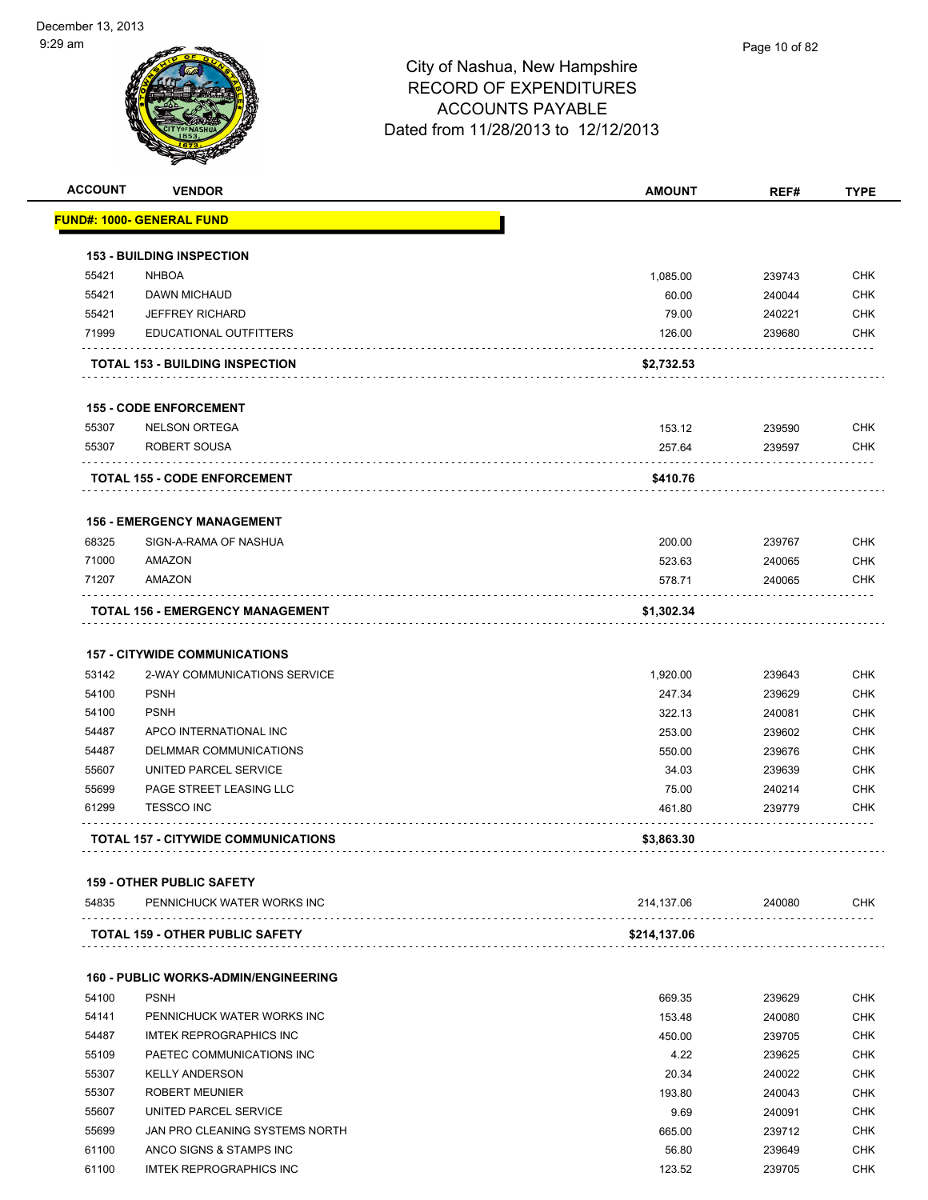City of Nashua, New Hampshire
RECORD OF EXPENDITURES
ACCOUNTS PAYABLE
Dated from 11/28/2013 to 12/12/2013

| ACCOUNT | VENDOR | AMOUNT | REF# | TYPE |
|---|---|---|---|---|
| **FUND#: 1000- GENERAL FUND** | | | | |
| **153 - BUILDING INSPECTION** | | | | |
| 55421 | NHBOA | 1,085.00 | 239743 | CHK |
| 55421 | DAWN MICHAUD | 60.00 | 240044 | CHK |
| 55421 | JEFFREY RICHARD | 79.00 | 240221 | CHK |
| 71999 | EDUCATIONAL OUTFITTERS | 126.00 | 239680 | CHK |
| **TOTAL 153 - BUILDING INSPECTION** | | **$2,732.53** | | |
| **155 - CODE ENFORCEMENT** | | | | |
| 55307 | NELSON ORTEGA | 153.12 | 239590 | CHK |
| 55307 | ROBERT SOUSA | 257.64 | 239597 | CHK |
| **TOTAL 155 - CODE ENFORCEMENT** | | **$410.76** | | |
| **156 - EMERGENCY MANAGEMENT** | | | | |
| 68325 | SIGN-A-RAMA OF NASHUA | 200.00 | 239767 | CHK |
| 71000 | AMAZON | 523.63 | 240065 | CHK |
| 71207 | AMAZON | 578.71 | 240065 | CHK |
| **TOTAL 156 - EMERGENCY MANAGEMENT** | | **$1,302.34** | | |
| **157 - CITYWIDE COMMUNICATIONS** | | | | |
| 53142 | 2-WAY COMMUNICATIONS SERVICE | 1,920.00 | 239643 | CHK |
| 54100 | PSNH | 247.34 | 239629 | CHK |
| 54100 | PSNH | 322.13 | 240081 | CHK |
| 54487 | APCO INTERNATIONAL INC | 253.00 | 239602 | CHK |
| 54487 | DELMMAR COMMUNICATIONS | 550.00 | 239676 | CHK |
| 55607 | UNITED PARCEL SERVICE | 34.03 | 239639 | CHK |
| 55699 | PAGE STREET LEASING LLC | 75.00 | 240214 | CHK |
| 61299 | TESSCO INC | 461.80 | 239779 | CHK |
| **TOTAL 157 - CITYWIDE COMMUNICATIONS** | | **$3,863.30** | | |
| **159 - OTHER PUBLIC SAFETY** | | | | |
| 54835 | PENNICHUCK WATER WORKS INC | 214,137.06 | 240080 | CHK |
| **TOTAL 159 - OTHER PUBLIC SAFETY** | | **$214,137.06** | | |
| **160 - PUBLIC WORKS-ADMIN/ENGINEERING** | | | | |
| 54100 | PSNH | 669.35 | 239629 | CHK |
| 54141 | PENNICHUCK WATER WORKS INC | 153.48 | 240080 | CHK |
| 54487 | IMTEK REPROGRAPHICS INC | 450.00 | 239705 | CHK |
| 55109 | PAETEC COMMUNICATIONS INC | 4.22 | 239625 | CHK |
| 55307 | KELLY ANDERSON | 20.34 | 240022 | CHK |
| 55307 | ROBERT MEUNIER | 193.80 | 240043 | CHK |
| 55607 | UNITED PARCEL SERVICE | 9.69 | 240091 | CHK |
| 55699 | JAN PRO CLEANING SYSTEMS NORTH | 665.00 | 239712 | CHK |
| 61100 | ANCO SIGNS & STAMPS INC | 56.80 | 239649 | CHK |
| 61100 | IMTEK REPROGRAPHICS INC | 123.52 | 239705 | CHK |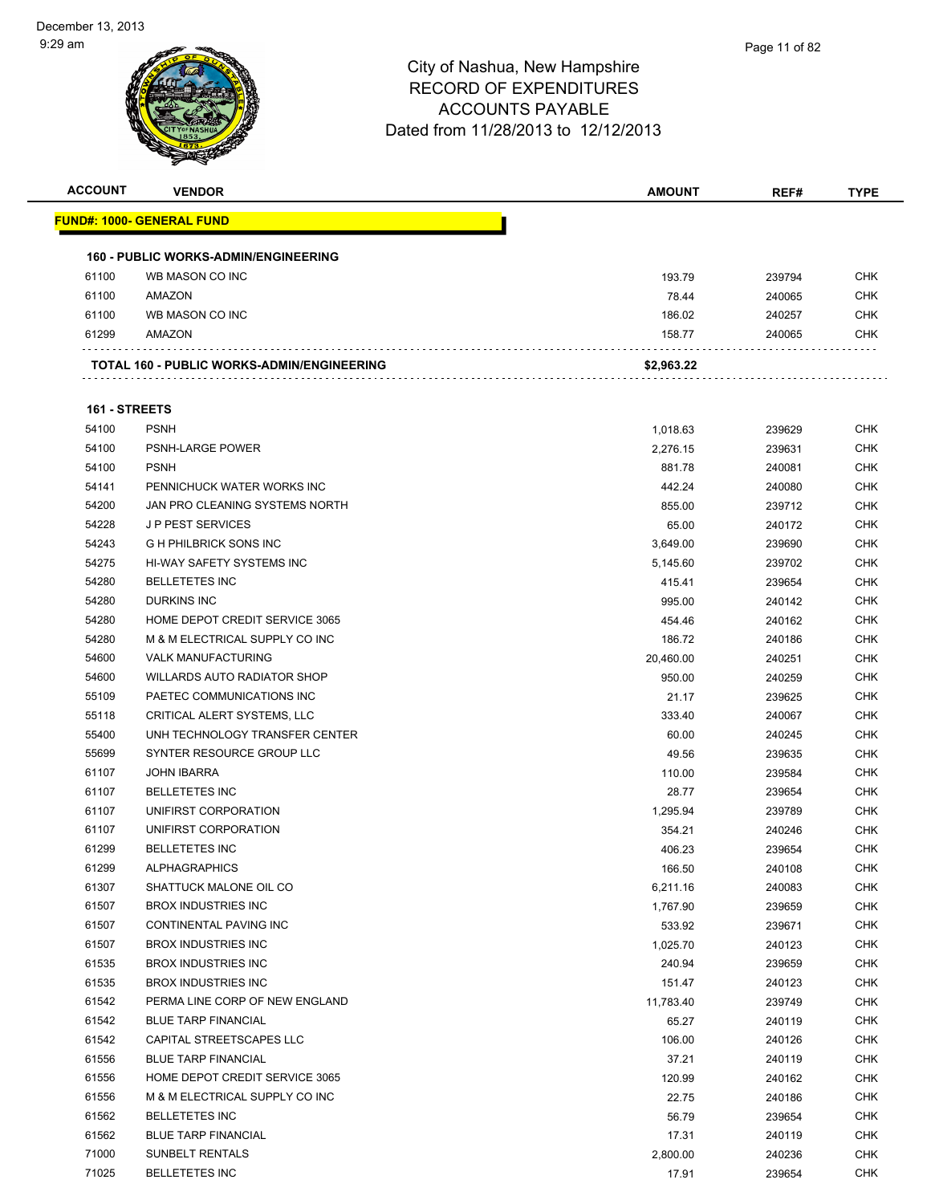# City of Nashua, New Hampshire
## RECORD OF EXPENDITURES
## ACCOUNTS PAYABLE
### Dated from 11/28/2013 to 12/12/2013

| ACCOUNT | VENDOR | AMOUNT | REF# | TYPE |
|---|---|---|---|---|
| **FUND#: 1000- GENERAL FUND** | | | | |
| **160 - PUBLIC WORKS-ADMIN/ENGINEERING** | | | | |
| 61100 | WB MASON CO INC | 193.79 | 239794 | CHK |
| 61100 | AMAZON | 78.44 | 240065 | CHK |
| 61100 | WB MASON CO INC | 186.02 | 240257 | CHK |
| 61299 | AMAZON | 158.77 | 240065 | CHK |
| **TOTAL 160 - PUBLIC WORKS-ADMIN/ENGINEERING** | | **$2,963.22** | | |
| **161 - STREETS** | | | | |
| 54100 | PSNH | 1,018.63 | 239629 | CHK |
| 54100 | PSNH-LARGE POWER | 2,276.15 | 239631 | CHK |
| 54100 | PSNH | 881.78 | 240081 | CHK |
| 54141 | PENNICHUCK WATER WORKS INC | 442.24 | 240080 | CHK |
| 54200 | JAN PRO CLEANING SYSTEMS NORTH | 855.00 | 239712 | CHK |
| 54228 | J P PEST SERVICES | 65.00 | 240172 | CHK |
| 54243 | G H PHILBRICK SONS INC | 3,649.00 | 239690 | CHK |
| 54275 | HI-WAY SAFETY SYSTEMS INC | 5,145.60 | 239702 | CHK |
| 54280 | BELLETETES INC | 415.41 | 239654 | CHK |
| 54280 | DURKINS INC | 995.00 | 240142 | CHK |
| 54280 | HOME DEPOT CREDIT SERVICE 3065 | 454.46 | 240162 | CHK |
| 54280 | M & M ELECTRICAL SUPPLY CO INC | 186.72 | 240186 | CHK |
| 54600 | VALK MANUFACTURING | 20,460.00 | 240251 | CHK |
| 54600 | WILLARDS AUTO RADIATOR SHOP | 950.00 | 240259 | CHK |
| 55109 | PAETEC COMMUNICATIONS INC | 21.17 | 239625 | CHK |
| 55118 | CRITICAL ALERT SYSTEMS, LLC | 333.40 | 240067 | CHK |
| 55400 | UNH TECHNOLOGY TRANSFER CENTER | 60.00 | 240245 | CHK |
| 55699 | SYNTER RESOURCE GROUP LLC | 49.56 | 239635 | CHK |
| 61107 | JOHN IBARRA | 110.00 | 239584 | CHK |
| 61107 | BELLETETES INC | 28.77 | 239654 | CHK |
| 61107 | UNIFIRST CORPORATION | 1,295.94 | 239789 | CHK |
| 61107 | UNIFIRST CORPORATION | 354.21 | 240246 | CHK |
| 61299 | BELLETETES INC | 406.23 | 239654 | CHK |
| 61299 | ALPHAGRAPHICS | 166.50 | 240108 | CHK |
| 61307 | SHATTUCK MALONE OIL CO | 6,211.16 | 240083 | CHK |
| 61507 | BROX INDUSTRIES INC | 1,767.90 | 239659 | CHK |
| 61507 | CONTINENTAL PAVING INC | 533.92 | 239671 | CHK |
| 61507 | BROX INDUSTRIES INC | 1,025.70 | 240123 | CHK |
| 61535 | BROX INDUSTRIES INC | 240.94 | 239659 | CHK |
| 61535 | BROX INDUSTRIES INC | 151.47 | 240123 | CHK |
| 61542 | PERMA LINE CORP OF NEW ENGLAND | 11,783.40 | 239749 | CHK |
| 61542 | BLUE TARP FINANCIAL | 65.27 | 240119 | CHK |
| 61542 | CAPITAL STREETSCAPES LLC | 106.00 | 240126 | CHK |
| 61556 | BLUE TARP FINANCIAL | 37.21 | 240119 | CHK |
| 61556 | HOME DEPOT CREDIT SERVICE 3065 | 120.99 | 240162 | CHK |
| 61556 | M & M ELECTRICAL SUPPLY CO INC | 22.75 | 240186 | CHK |
| 61562 | BELLETETES INC | 56.79 | 239654 | CHK |
| 61562 | BLUE TARP FINANCIAL | 17.31 | 240119 | CHK |
| 71000 | SUNBELT RENTALS | 2,800.00 | 240236 | CHK |
| 71025 | BELLETETES INC | 17.91 | 239654 | CHK |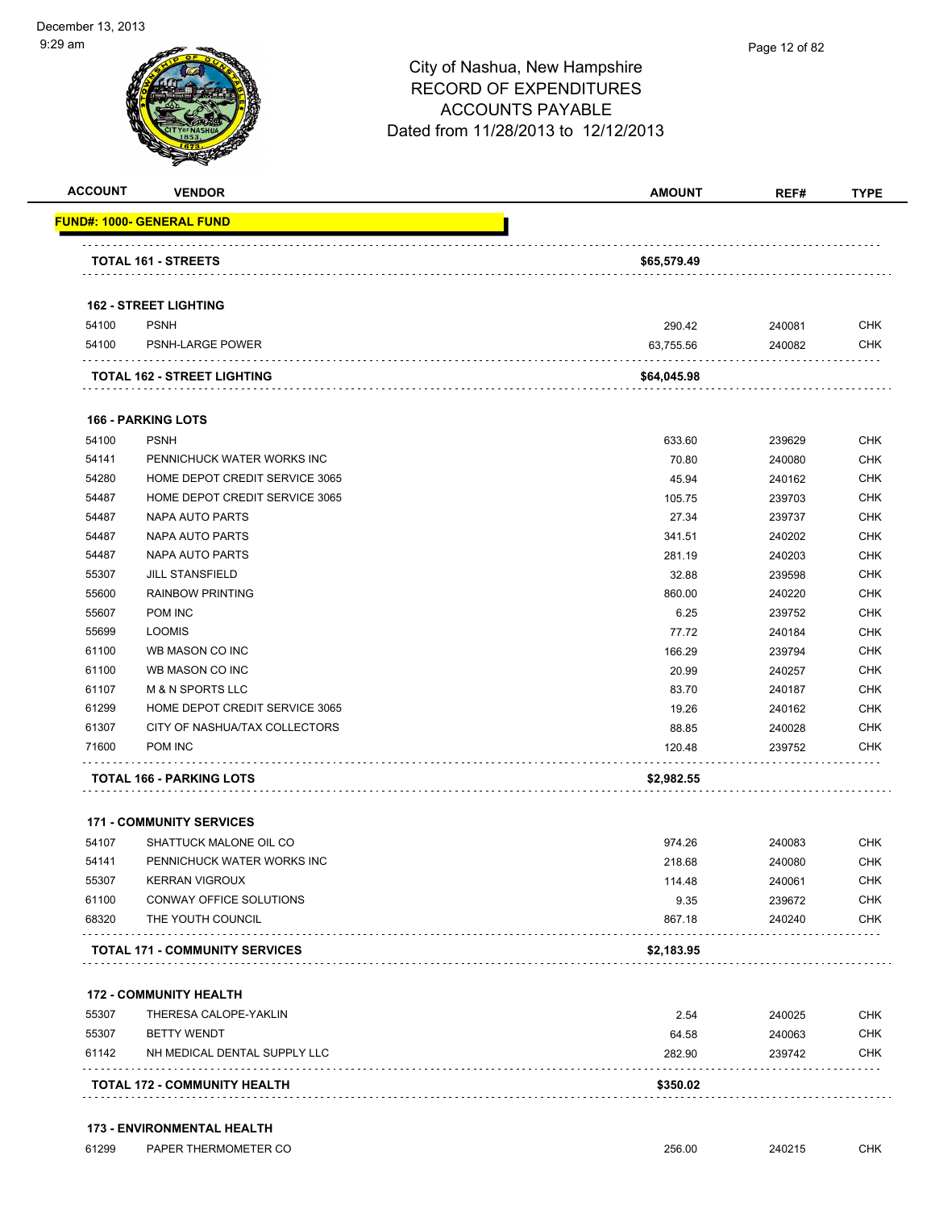City of Nashua, New Hampshire
RECORD OF EXPENDITURES
ACCOUNTS PAYABLE
Dated from 11/28/2013 to 12/12/2013

| ACCOUNT | VENDOR | AMOUNT | REF# | TYPE |
|---|---|---|---|---|
| **FUND#: 1000- GENERAL FUND** | | | | |
| | **TOTAL 161 - STREETS** | **$65,579.49** | | |
| | **162 - STREET LIGHTING** | | | |
| 54100 | PSNH | 290.42 | 240081 | CHK |
| 54100 | PSNH-LARGE POWER | 63,755.56 | 240082 | CHK |
| | **TOTAL 162 - STREET LIGHTING** | **$64,045.98** | | |
| | **166 - PARKING LOTS** | | | |
| 54100 | PSNH | 633.60 | 239629 | CHK |
| 54141 | PENNICHUCK WATER WORKS INC | 70.80 | 240080 | CHK |
| 54280 | HOME DEPOT CREDIT SERVICE 3065 | 45.94 | 240162 | CHK |
| 54487 | HOME DEPOT CREDIT SERVICE 3065 | 105.75 | 239703 | CHK |
| 54487 | NAPA AUTO PARTS | 27.34 | 239737 | CHK |
| 54487 | NAPA AUTO PARTS | 341.51 | 240202 | CHK |
| 54487 | NAPA AUTO PARTS | 281.19 | 240203 | CHK |
| 55307 | JILL STANSFIELD | 32.88 | 239598 | CHK |
| 55600 | RAINBOW PRINTING | 860.00 | 240220 | CHK |
| 55607 | POM INC | 6.25 | 239752 | CHK |
| 55699 | LOOMIS | 77.72 | 240184 | CHK |
| 61100 | WB MASON CO INC | 166.29 | 239794 | CHK |
| 61100 | WB MASON CO INC | 20.99 | 240257 | CHK |
| 61107 | M & N SPORTS LLC | 83.70 | 240187 | CHK |
| 61299 | HOME DEPOT CREDIT SERVICE 3065 | 19.26 | 240162 | CHK |
| 61307 | CITY OF NASHUA/TAX COLLECTORS | 88.85 | 240028 | CHK |
| 71600 | POM INC | 120.48 | 239752 | CHK |
| | **TOTAL 166 - PARKING LOTS** | **$2,982.55** | | |
| | **171 - COMMUNITY SERVICES** | | | |
| 54107 | SHATTUCK MALONE OIL CO | 974.26 | 240083 | CHK |
| 54141 | PENNICHUCK WATER WORKS INC | 218.68 | 240080 | CHK |
| 55307 | KERRAN VIGROUX | 114.48 | 240061 | CHK |
| 61100 | CONWAY OFFICE SOLUTIONS | 9.35 | 239672 | CHK |
| 68320 | THE YOUTH COUNCIL | 867.18 | 240240 | CHK |
| | **TOTAL 171 - COMMUNITY SERVICES** | **$2,183.95** | | |
| | **172 - COMMUNITY HEALTH** | | | |
| 55307 | THERESA CALOPE-YAKLIN | 2.54 | 240025 | CHK |
| 55307 | BETTY WENDT | 64.58 | 240063 | CHK |
| 61142 | NH MEDICAL DENTAL SUPPLY LLC | 282.90 | 239742 | CHK |
| | **TOTAL 172 - COMMUNITY HEALTH** | **$350.02** | | |
| | **173 - ENVIRONMENTAL HEALTH** | | | |
| 61299 | PAPER THERMOMETER CO | 256.00 | 240215 | CHK |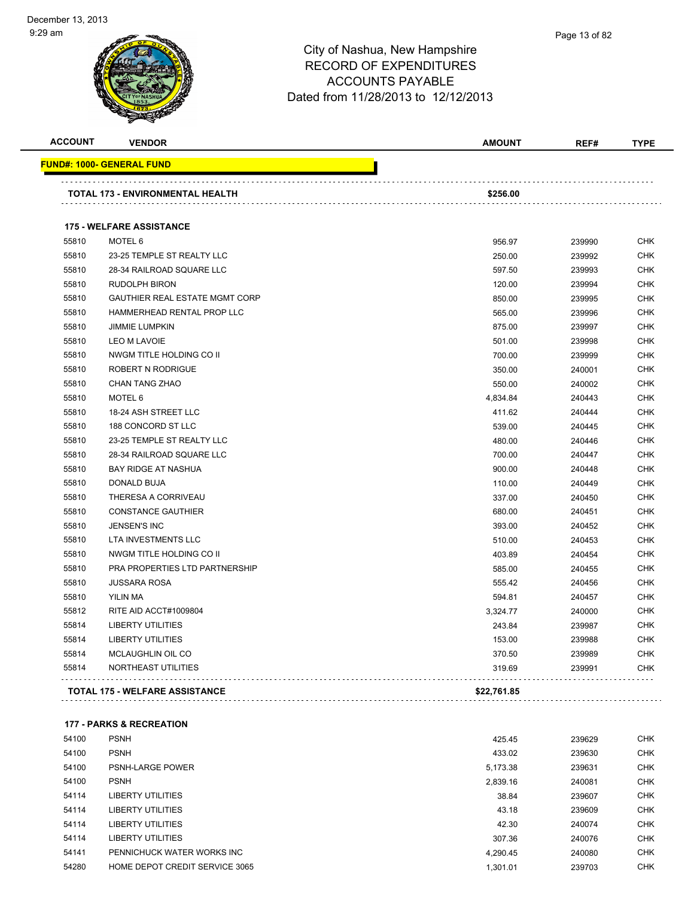City of Nashua, New Hampshire
RECORD OF EXPENDITURES
ACCOUNTS PAYABLE
Dated from 11/28/2013 to 12/12/2013

| ACCOUNT | VENDOR | AMOUNT | REF# | TYPE |
|---|---|---|---|---|
| **FUND#: 1000- GENERAL FUND** | | | | |
| | **TOTAL 173 - ENVIRONMENTAL HEALTH** | **$256.00** | | |
| | **175 - WELFARE ASSISTANCE** | | | |
| 55810 | MOTEL 6 | 956.97 | 239990 | CHK |
| 55810 | 23-25 TEMPLE ST REALTY LLC | 250.00 | 239992 | CHK |
| 55810 | 28-34 RAILROAD SQUARE LLC | 597.50 | 239993 | CHK |
| 55810 | RUDOLPH BIRON | 120.00 | 239994 | CHK |
| 55810 | GAUTHIER REAL ESTATE MGMT CORP | 850.00 | 239995 | CHK |
| 55810 | HAMMERHEAD RENTAL PROP LLC | 565.00 | 239996 | CHK |
| 55810 | JIMMIE LUMPKIN | 875.00 | 239997 | CHK |
| 55810 | LEO M LAVOIE | 501.00 | 239998 | CHK |
| 55810 | NWGM TITLE HOLDING CO II | 700.00 | 239999 | CHK |
| 55810 | ROBERT N RODRIGUE | 350.00 | 240001 | CHK |
| 55810 | CHAN TANG ZHAO | 550.00 | 240002 | CHK |
| 55810 | MOTEL 6 | 4,834.84 | 240443 | CHK |
| 55810 | 18-24 ASH STREET LLC | 411.62 | 240444 | CHK |
| 55810 | 188 CONCORD ST LLC | 539.00 | 240445 | CHK |
| 55810 | 23-25 TEMPLE ST REALTY LLC | 480.00 | 240446 | CHK |
| 55810 | 28-34 RAILROAD SQUARE LLC | 700.00 | 240447 | CHK |
| 55810 | BAY RIDGE AT NASHUA | 900.00 | 240448 | CHK |
| 55810 | DONALD BUJA | 110.00 | 240449 | CHK |
| 55810 | THERESA A CORRIVEAU | 337.00 | 240450 | CHK |
| 55810 | CONSTANCE GAUTHIER | 680.00 | 240451 | CHK |
| 55810 | JENSEN'S INC | 393.00 | 240452 | CHK |
| 55810 | LTA INVESTMENTS LLC | 510.00 | 240453 | CHK |
| 55810 | NWGM TITLE HOLDING CO II | 403.89 | 240454 | CHK |
| 55810 | PRA PROPERTIES LTD PARTNERSHIP | 585.00 | 240455 | CHK |
| 55810 | JUSSARA ROSA | 555.42 | 240456 | CHK |
| 55810 | YILIN MA | 594.81 | 240457 | CHK |
| 55812 | RITE AID ACCT#1009804 | 3,324.77 | 240000 | CHK |
| 55814 | LIBERTY UTILITIES | 243.84 | 239987 | CHK |
| 55814 | LIBERTY UTILITIES | 153.00 | 239988 | CHK |
| 55814 | MCLAUGHLIN OIL CO | 370.50 | 239989 | CHK |
| 55814 | NORTHEAST UTILITIES | 319.69 | 239991 | CHK |
| | **TOTAL 175 - WELFARE ASSISTANCE** | **$22,761.85** | | |
| | **177 - PARKS & RECREATION** | | | |
| 54100 | PSNH | 425.45 | 239629 | CHK |
| 54100 | PSNH | 433.02 | 239630 | CHK |
| 54100 | PSNH-LARGE POWER | 5,173.38 | 239631 | CHK |
| 54100 | PSNH | 2,839.16 | 240081 | CHK |
| 54114 | LIBERTY UTILITIES | 38.84 | 239607 | CHK |
| 54114 | LIBERTY UTILITIES | 43.18 | 239609 | CHK |
| 54114 | LIBERTY UTILITIES | 42.30 | 240074 | CHK |
| 54114 | LIBERTY UTILITIES | 307.36 | 240076 | CHK |
| 54141 | PENNICHUCK WATER WORKS INC | 4,290.45 | 240080 | CHK |
| 54280 | HOME DEPOT CREDIT SERVICE 3065 | 1,301.01 | 239703 | CHK |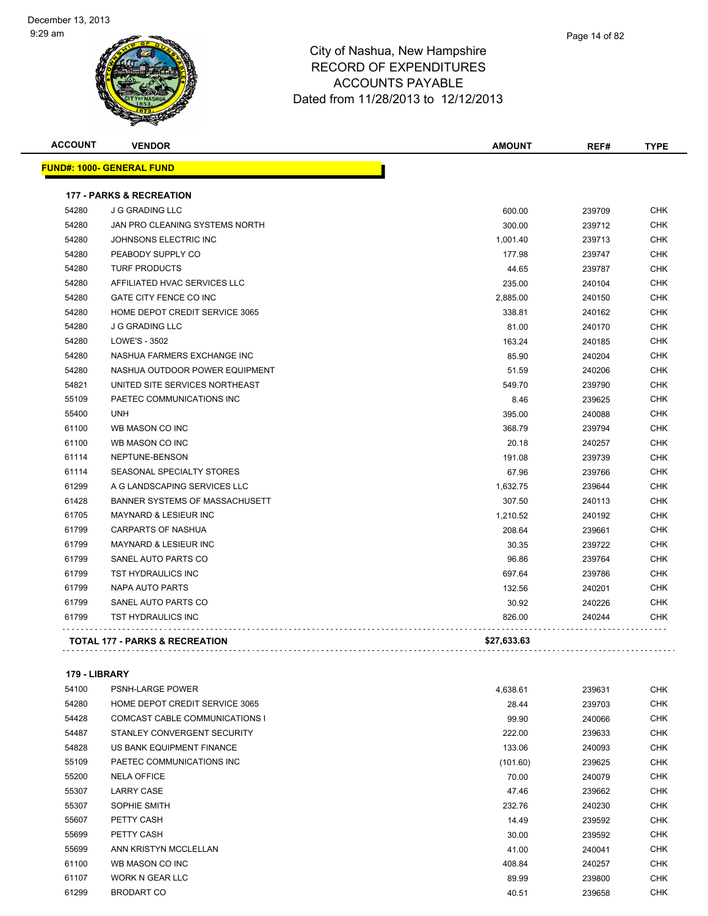City of Nashua, New Hampshire
RECORD OF EXPENDITURES
ACCOUNTS PAYABLE
Dated from 11/28/2013 to 12/12/2013

| ACCOUNT | VENDOR | AMOUNT | REF# | TYPE |
|---|---|---|---|---|
| **FUND#: 1000- GENERAL FUND** | | | | |
| **177 - PARKS & RECREATION** | | | | |
| 54280 | J G GRADING LLC | 600.00 | 239709 | CHK |
| 54280 | JAN PRO CLEANING SYSTEMS NORTH | 300.00 | 239712 | CHK |
| 54280 | JOHNSONS ELECTRIC INC | 1,001.40 | 239713 | CHK |
| 54280 | PEABODY SUPPLY CO | 177.98 | 239747 | CHK |
| 54280 | TURF PRODUCTS | 44.65 | 239787 | CHK |
| 54280 | AFFILIATED HVAC SERVICES LLC | 235.00 | 240104 | CHK |
| 54280 | GATE CITY FENCE CO INC | 2,885.00 | 240150 | CHK |
| 54280 | HOME DEPOT CREDIT SERVICE 3065 | 338.81 | 240162 | CHK |
| 54280 | J G GRADING LLC | 81.00 | 240170 | CHK |
| 54280 | LOWE'S - 3502 | 163.24 | 240185 | CHK |
| 54280 | NASHUA FARMERS EXCHANGE INC | 85.90 | 240204 | CHK |
| 54280 | NASHUA OUTDOOR POWER EQUIPMENT | 51.59 | 240206 | CHK |
| 54821 | UNITED SITE SERVICES NORTHEAST | 549.70 | 239790 | CHK |
| 55109 | PAETEC COMMUNICATIONS INC | 8.46 | 239625 | CHK |
| 55400 | UNH | 395.00 | 240088 | CHK |
| 61100 | WB MASON CO INC | 368.79 | 239794 | CHK |
| 61100 | WB MASON CO INC | 20.18 | 240257 | CHK |
| 61114 | NEPTUNE-BENSON | 191.08 | 239739 | CHK |
| 61114 | SEASONAL SPECIALTY STORES | 67.96 | 239766 | CHK |
| 61299 | A G LANDSCAPING SERVICES LLC | 1,632.75 | 239644 | CHK |
| 61428 | BANNER SYSTEMS OF MASSACHUSETT | 307.50 | 240113 | CHK |
| 61705 | MAYNARD & LESIEUR INC | 1,210.52 | 240192 | CHK |
| 61799 | CARPARTS OF NASHUA | 208.64 | 239661 | CHK |
| 61799 | MAYNARD & LESIEUR INC | 30.35 | 239722 | CHK |
| 61799 | SANEL AUTO PARTS CO | 96.86 | 239764 | CHK |
| 61799 | TST HYDRAULICS INC | 697.64 | 239786 | CHK |
| 61799 | NAPA AUTO PARTS | 132.56 | 240201 | CHK |
| 61799 | SANEL AUTO PARTS CO | 30.92 | 240226 | CHK |
| 61799 | TST HYDRAULICS INC | 826.00 | 240244 | CHK |
| **TOTAL 177 - PARKS & RECREATION** | | **$27,633.63** | | |
| **179 - LIBRARY** | | | | |
| 54100 | PSNH-LARGE POWER | 4,638.61 | 239631 | CHK |
| 54280 | HOME DEPOT CREDIT SERVICE 3065 | 28.44 | 239703 | CHK |
| 54428 | COMCAST CABLE COMMUNICATIONS I | 99.90 | 240066 | CHK |
| 54487 | STANLEY CONVERGENT SECURITY | 222.00 | 239633 | CHK |
| 54828 | US BANK EQUIPMENT FINANCE | 133.06 | 240093 | CHK |
| 55109 | PAETEC COMMUNICATIONS INC | (101.60) | 239625 | CHK |
| 55200 | NELA OFFICE | 70.00 | 240079 | CHK |
| 55307 | LARRY CASE | 47.46 | 239662 | CHK |
| 55307 | SOPHIE SMITH | 232.76 | 240230 | CHK |
| 55607 | PETTY CASH | 14.49 | 239592 | CHK |
| 55699 | PETTY CASH | 30.00 | 239592 | CHK |
| 55699 | ANN KRISTYN MCCLELLAN | 41.00 | 240041 | CHK |
| 61100 | WB MASON CO INC | 408.84 | 240257 | CHK |
| 61107 | WORK N GEAR LLC | 89.99 | 239800 | CHK |
| 61299 | BRODART CO | 40.51 | 239658 | CHK |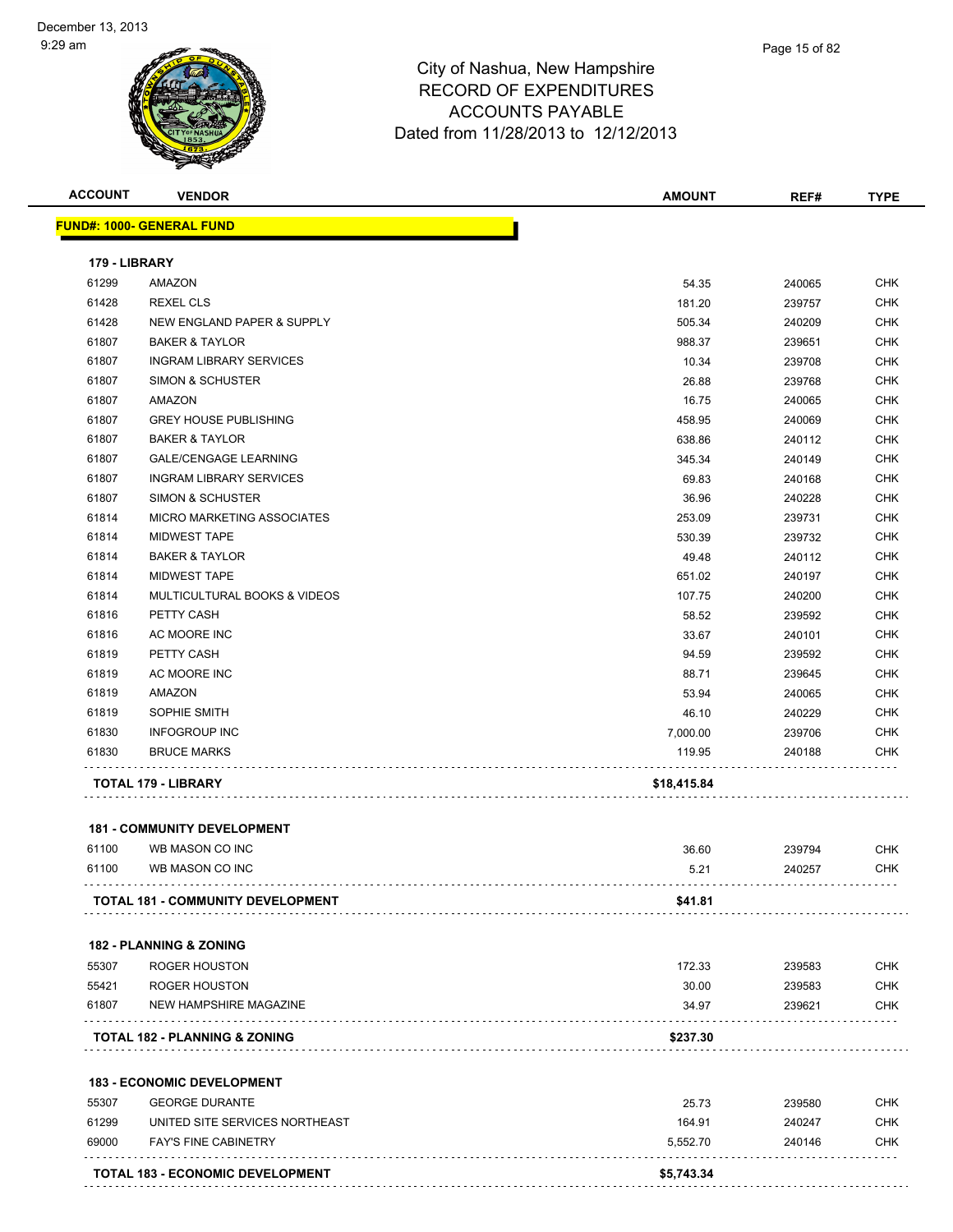# City of Nashua, New Hampshire
## RECORD OF EXPENDITURES
## ACCOUNTS PAYABLE
### Dated from 11/28/2013 to 12/12/2013

| ACCOUNT | VENDOR | AMOUNT | REF# | TYPE |
|---|---|---|---|---|
| **FUND#: 1000- GENERAL FUND** | | | | |
| **179 - LIBRARY** | | | | |
| 61299 | AMAZON | 54.35 | 240065 | CHK |
| 61428 | REXEL CLS | 181.20 | 239757 | CHK |
| 61428 | NEW ENGLAND PAPER & SUPPLY | 505.34 | 240209 | CHK |
| 61807 | BAKER & TAYLOR | 988.37 | 239651 | CHK |
| 61807 | INGRAM LIBRARY SERVICES | 10.34 | 239708 | CHK |
| 61807 | SIMON & SCHUSTER | 26.88 | 239768 | CHK |
| 61807 | AMAZON | 16.75 | 240065 | CHK |
| 61807 | GREY HOUSE PUBLISHING | 458.95 | 240069 | CHK |
| 61807 | BAKER & TAYLOR | 638.86 | 240112 | CHK |
| 61807 | GALE/CENGAGE LEARNING | 345.34 | 240149 | CHK |
| 61807 | INGRAM LIBRARY SERVICES | 69.83 | 240168 | CHK |
| 61807 | SIMON & SCHUSTER | 36.96 | 240228 | CHK |
| 61814 | MICRO MARKETING ASSOCIATES | 253.09 | 239731 | CHK |
| 61814 | MIDWEST TAPE | 530.39 | 239732 | CHK |
| 61814 | BAKER & TAYLOR | 49.48 | 240112 | CHK |
| 61814 | MIDWEST TAPE | 651.02 | 240197 | CHK |
| 61814 | MULTICULTURAL BOOKS & VIDEOS | 107.75 | 240200 | CHK |
| 61816 | PETTY CASH | 58.52 | 239592 | CHK |
| 61816 | AC MOORE INC | 33.67 | 240101 | CHK |
| 61819 | PETTY CASH | 94.59 | 239592 | CHK |
| 61819 | AC MOORE INC | 88.71 | 239645 | CHK |
| 61819 | AMAZON | 53.94 | 240065 | CHK |
| 61819 | SOPHIE SMITH | 46.10 | 240229 | CHK |
| 61830 | INFOGROUP INC | 7,000.00 | 239706 | CHK |
| 61830 | BRUCE MARKS | 119.95 | 240188 | CHK |
| **TOTAL 179 - LIBRARY** | | **$18,415.84** | | |
| **181 - COMMUNITY DEVELOPMENT** | | | | |
| 61100 | WB MASON CO INC | 36.60 | 239794 | CHK |
| 61100 | WB MASON CO INC | 5.21 | 240257 | CHK |
| **TOTAL 181 - COMMUNITY DEVELOPMENT** | | **$41.81** | | |
| **182 - PLANNING & ZONING** | | | | |
| 55307 | ROGER HOUSTON | 172.33 | 239583 | CHK |
| 55421 | ROGER HOUSTON | 30.00 | 239583 | CHK |
| 61807 | NEW HAMPSHIRE MAGAZINE | 34.97 | 239621 | CHK |
| **TOTAL 182 - PLANNING & ZONING** | | **$237.30** | | |
| **183 - ECONOMIC DEVELOPMENT** | | | | |
| 55307 | GEORGE DURANTE | 25.73 | 239580 | CHK |
| 61299 | UNITED SITE SERVICES NORTHEAST | 164.91 | 240247 | CHK |
| 69000 | FAY'S FINE CABINETRY | 5,552.70 | 240146 | CHK |
| **TOTAL 183 - ECONOMIC DEVELOPMENT** | | **$5,743.34** | | |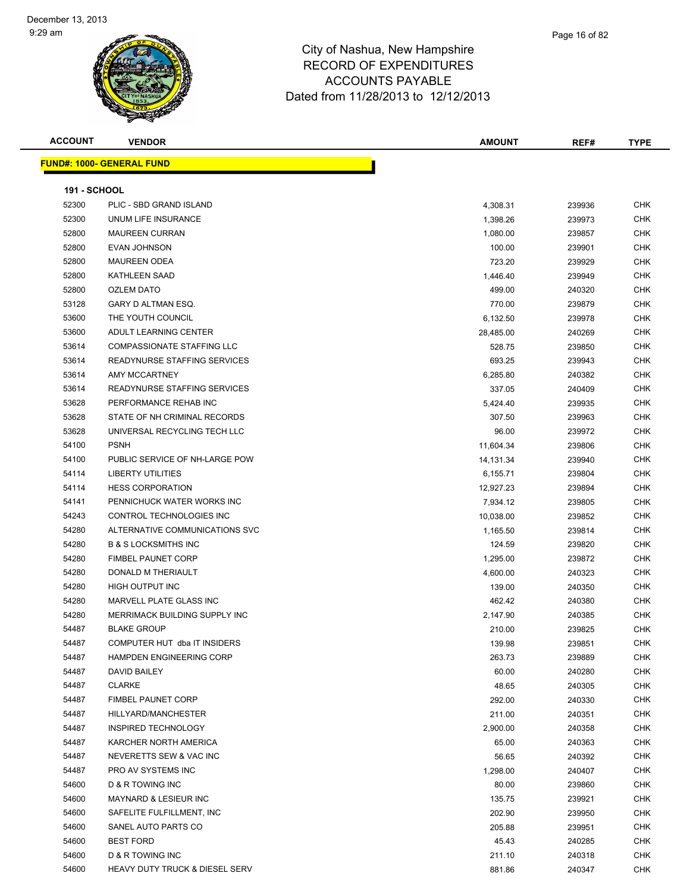# City of Nashua, New Hampshire
## RECORD OF EXPENDITURES
## ACCOUNTS PAYABLE
### Dated from 11/28/2013 to 12/12/2013

**FUND#: 1000- GENERAL FUND**

**191 - SCHOOL**

| ACCOUNT | VENDOR | AMOUNT | REF# | TYPE |
|---|---|---|---|---|
| 52300 | PLIC - SBD GRAND ISLAND | 4,308.31 | 239936 | CHK |
| 52300 | UNUM LIFE INSURANCE | 1,398.26 | 239973 | CHK |
| 52800 | MAUREEN CURRAN | 1,080.00 | 239857 | CHK |
| 52800 | EVAN JOHNSON | 100.00 | 239901 | CHK |
| 52800 | MAUREEN ODEA | 723.20 | 239929 | CHK |
| 52800 | KATHLEEN SAAD | 1,446.40 | 239949 | CHK |
| 52800 | OZLEM DATO | 499.00 | 240320 | CHK |
| 53128 | GARY D ALTMAN ESQ. | 770.00 | 239879 | CHK |
| 53600 | THE YOUTH COUNCIL | 6,132.50 | 239978 | CHK |
| 53600 | ADULT LEARNING CENTER | 28,485.00 | 240269 | CHK |
| 53614 | COMPASSIONATE STAFFING LLC | 528.75 | 239850 | CHK |
| 53614 | READYNURSE STAFFING SERVICES | 693.25 | 239943 | CHK |
| 53614 | AMY MCCARTNEY | 6,285.80 | 240382 | CHK |
| 53614 | READYNURSE STAFFING SERVICES | 337.05 | 240409 | CHK |
| 53628 | PERFORMANCE REHAB INC | 5,424.40 | 239935 | CHK |
| 53628 | STATE OF NH CRIMINAL RECORDS | 307.50 | 239963 | CHK |
| 53628 | UNIVERSAL RECYCLING TECH LLC | 96.00 | 239972 | CHK |
| 54100 | PSNH | 11,604.34 | 239806 | CHK |
| 54100 | PUBLIC SERVICE OF NH-LARGE POW | 14,131.34 | 239940 | CHK |
| 54114 | LIBERTY UTILITIES | 6,155.71 | 239804 | CHK |
| 54114 | HESS CORPORATION | 12,927.23 | 239894 | CHK |
| 54141 | PENNICHUCK WATER WORKS INC | 7,934.12 | 239805 | CHK |
| 54243 | CONTROL TECHNOLOGIES INC | 10,038.00 | 239852 | CHK |
| 54280 | ALTERNATIVE COMMUNICATIONS SVC | 1,165.50 | 239814 | CHK |
| 54280 | B & S LOCKSMITHS INC | 124.59 | 239820 | CHK |
| 54280 | FIMBEL PAUNET CORP | 1,295.00 | 239872 | CHK |
| 54280 | DONALD M THERIAULT | 4,600.00 | 240323 | CHK |
| 54280 | HIGH OUTPUT INC | 139.00 | 240350 | CHK |
| 54280 | MARVELL PLATE GLASS INC | 462.42 | 240380 | CHK |
| 54280 | MERRIMACK BUILDING SUPPLY INC | 2,147.90 | 240385 | CHK |
| 54487 | BLAKE GROUP | 210.00 | 239825 | CHK |
| 54487 | COMPUTER HUT dba IT INSIDERS | 139.98 | 239851 | CHK |
| 54487 | HAMPDEN ENGINEERING CORP | 263.73 | 239889 | CHK |
| 54487 | DAVID BAILEY | 60.00 | 240280 | CHK |
| 54487 | CLARKE | 48.65 | 240305 | CHK |
| 54487 | FIMBEL PAUNET CORP | 292.00 | 240330 | CHK |
| 54487 | HILLYARD/MANCHESTER | 211.00 | 240351 | CHK |
| 54487 | INSPIRED TECHNOLOGY | 2,900.00 | 240358 | CHK |
| 54487 | KARCHER NORTH AMERICA | 65.00 | 240363 | CHK |
| 54487 | NEVERETTS SEW & VAC INC | 56.65 | 240392 | CHK |
| 54487 | PRO AV SYSTEMS INC | 1,298.00 | 240407 | CHK |
| 54600 | D & R TOWING INC | 80.00 | 239860 | CHK |
| 54600 | MAYNARD & LESIEUR INC | 135.75 | 239921 | CHK |
| 54600 | SAFELITE FULFILLMENT, INC | 202.90 | 239950 | CHK |
| 54600 | SANEL AUTO PARTS CO | 205.88 | 239951 | CHK |
| 54600 | BEST FORD | 45.43 | 240285 | CHK |
| 54600 | D & R TOWING INC | 211.10 | 240318 | CHK |
| 54600 | HEAVY DUTY TRUCK & DIESEL SERV | 881.86 | 240347 | CHK |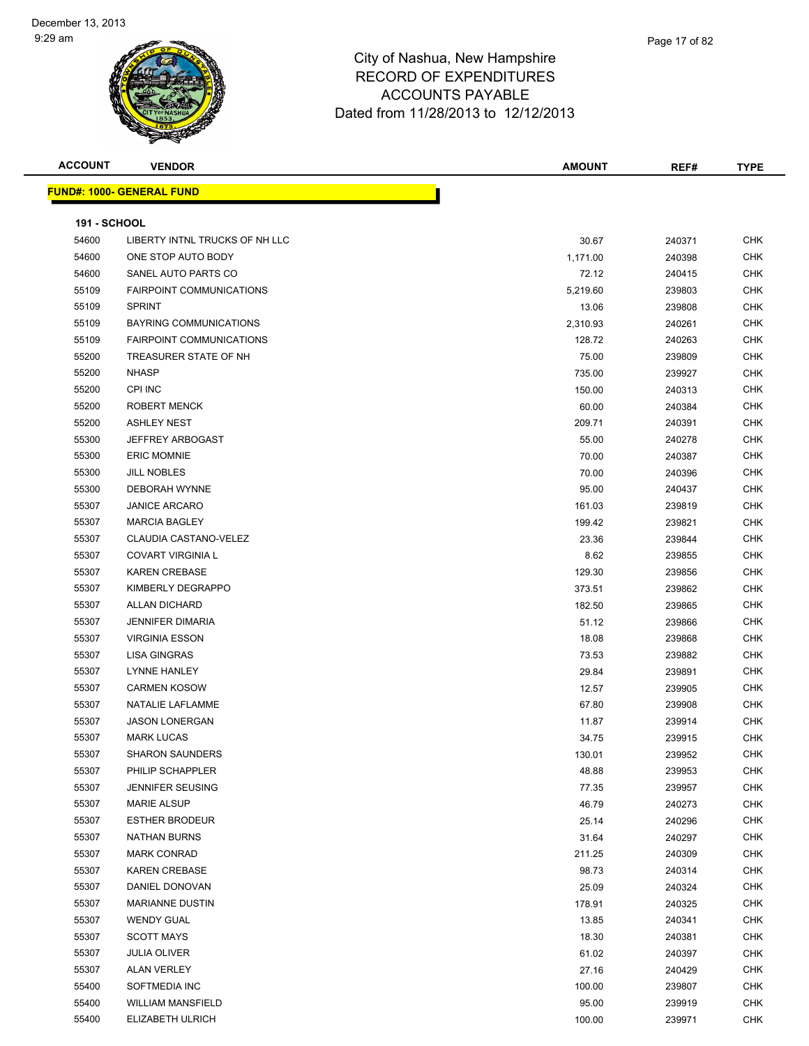# City of Nashua, New Hampshire
# RECORD OF EXPENDITURES
# ACCOUNTS PAYABLE
# Dated from 11/28/2013 to 12/12/2013

| ACCOUNT | VENDOR | AMOUNT | REF# | TYPE |
|---|---|---|---|---|

**FUND#: 1000- GENERAL FUND**

**191 - SCHOOL**

| ACCOUNT | VENDOR | AMOUNT | REF# | TYPE |
|---|---|---|---|---|
| 54600 | LIBERTY INTNL TRUCKS OF NH LLC | 30.67 | 240371 | CHK |
| 54600 | ONE STOP AUTO BODY | 1,171.00 | 240398 | CHK |
| 54600 | SANEL AUTO PARTS CO | 72.12 | 240415 | CHK |
| 55109 | FAIRPOINT COMMUNICATIONS | 5,219.60 | 239803 | CHK |
| 55109 | SPRINT | 13.06 | 239808 | CHK |
| 55109 | BAYRING COMMUNICATIONS | 2,310.93 | 240261 | CHK |
| 55109 | FAIRPOINT COMMUNICATIONS | 128.72 | 240263 | CHK |
| 55200 | TREASURER STATE OF NH | 75.00 | 239809 | CHK |
| 55200 | NHASP | 735.00 | 239927 | CHK |
| 55200 | CPI INC | 150.00 | 240313 | CHK |
| 55200 | ROBERT MENCK | 60.00 | 240384 | CHK |
| 55200 | ASHLEY NEST | 209.71 | 240391 | CHK |
| 55300 | JEFFREY ARBOGAST | 55.00 | 240278 | CHK |
| 55300 | ERIC MOMNIE | 70.00 | 240387 | CHK |
| 55300 | JILL NOBLES | 70.00 | 240396 | CHK |
| 55300 | DEBORAH WYNNE | 95.00 | 240437 | CHK |
| 55307 | JANICE ARCARO | 161.03 | 239819 | CHK |
| 55307 | MARCIA BAGLEY | 199.42 | 239821 | CHK |
| 55307 | CLAUDIA CASTANO-VELEZ | 23.36 | 239844 | CHK |
| 55307 | COVART VIRGINIA L | 8.62 | 239855 | CHK |
| 55307 | KAREN CREBASE | 129.30 | 239856 | CHK |
| 55307 | KIMBERLY DEGRAPPO | 373.51 | 239862 | CHK |
| 55307 | ALLAN DICHARD | 182.50 | 239865 | CHK |
| 55307 | JENNIFER DIMARIA | 51.12 | 239866 | CHK |
| 55307 | VIRGINIA ESSON | 18.08 | 239868 | CHK |
| 55307 | LISA GINGRAS | 73.53 | 239882 | CHK |
| 55307 | LYNNE HANLEY | 29.84 | 239891 | CHK |
| 55307 | CARMEN KOSOW | 12.57 | 239905 | CHK |
| 55307 | NATALIE LAFLAMME | 67.80 | 239908 | CHK |
| 55307 | JASON LONERGAN | 11.87 | 239914 | CHK |
| 55307 | MARK LUCAS | 34.75 | 239915 | CHK |
| 55307 | SHARON SAUNDERS | 130.01 | 239952 | CHK |
| 55307 | PHILIP SCHAPPLER | 48.88 | 239953 | CHK |
| 55307 | JENNIFER SEUSING | 77.35 | 239957 | CHK |
| 55307 | MARIE ALSUP | 46.79 | 240273 | CHK |
| 55307 | ESTHER BRODEUR | 25.14 | 240296 | CHK |
| 55307 | NATHAN BURNS | 31.64 | 240297 | CHK |
| 55307 | MARK CONRAD | 211.25 | 240309 | CHK |
| 55307 | KAREN CREBASE | 98.73 | 240314 | CHK |
| 55307 | DANIEL DONOVAN | 25.09 | 240324 | CHK |
| 55307 | MARIANNE DUSTIN | 178.91 | 240325 | CHK |
| 55307 | WENDY GUAL | 13.85 | 240341 | CHK |
| 55307 | SCOTT MAYS | 18.30 | 240381 | CHK |
| 55307 | JULIA OLIVER | 61.02 | 240397 | CHK |
| 55307 | ALAN VERLEY | 27.16 | 240429 | CHK |
| 55400 | SOFTMEDIA INC | 100.00 | 239807 | CHK |
| 55400 | WILLIAM MANSFIELD | 95.00 | 239919 | CHK |
| 55400 | ELIZABETH ULRICH | 100.00 | 239971 | CHK |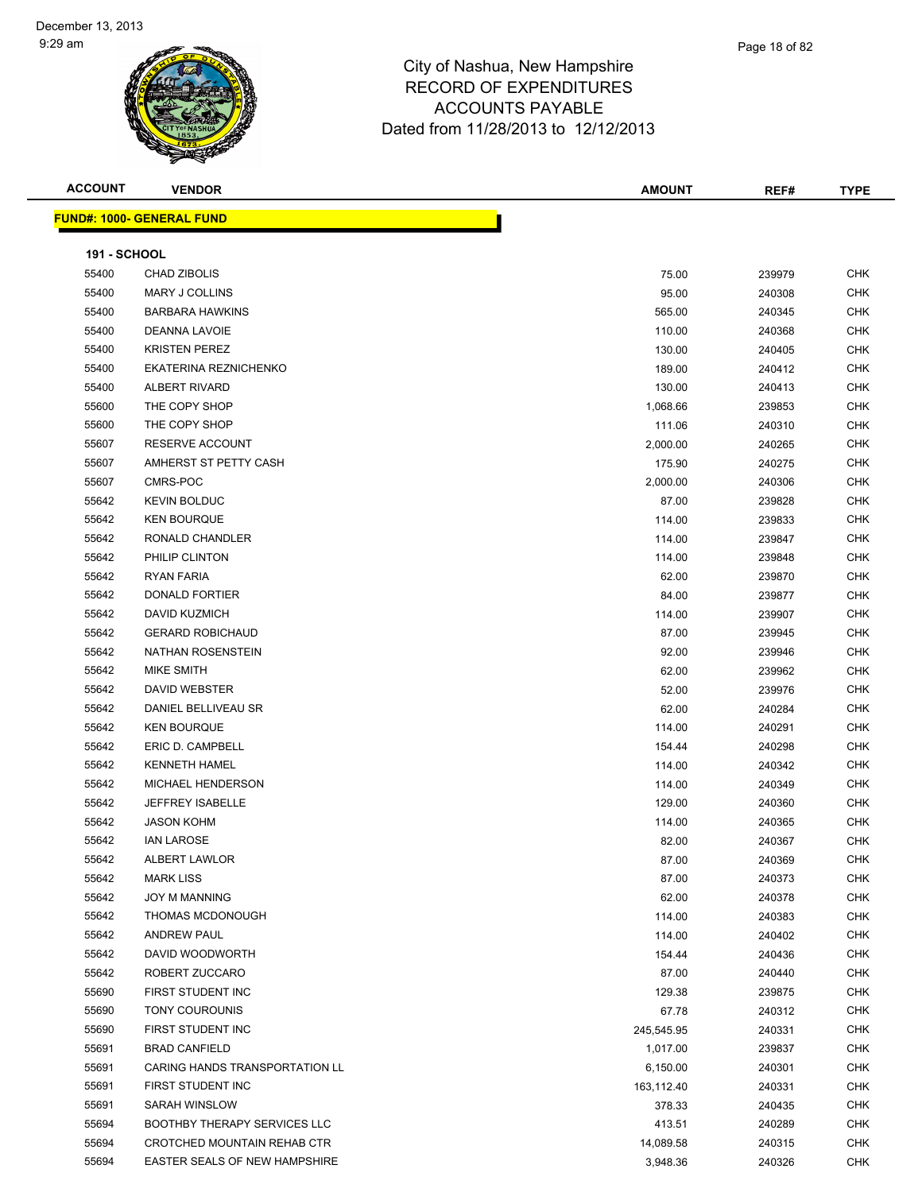City of Nashua, New Hampshire
RECORD OF EXPENDITURES
ACCOUNTS PAYABLE
Dated from 11/28/2013 to 12/12/2013

| ACCOUNT | VENDOR | AMOUNT | REF# | TYPE |
|---|---|---|---|---|

**FUND#: 1000- GENERAL FUND**

**191 - SCHOOL**

| ACCOUNT | VENDOR | AMOUNT | REF# | TYPE |
|---|---|---|---|---|
| 55400 | CHAD ZIBOLIS | 75.00 | 239979 | CHK |
| 55400 | MARY J COLLINS | 95.00 | 240308 | CHK |
| 55400 | BARBARA HAWKINS | 565.00 | 240345 | CHK |
| 55400 | DEANNA LAVOIE | 110.00 | 240368 | CHK |
| 55400 | KRISTEN PEREZ | 130.00 | 240405 | CHK |
| 55400 | EKATERINA REZNICHENKO | 189.00 | 240412 | CHK |
| 55400 | ALBERT RIVARD | 130.00 | 240413 | CHK |
| 55600 | THE COPY SHOP | 1,068.66 | 239853 | CHK |
| 55600 | THE COPY SHOP | 111.06 | 240310 | CHK |
| 55607 | RESERVE ACCOUNT | 2,000.00 | 240265 | CHK |
| 55607 | AMHERST ST PETTY CASH | 175.90 | 240275 | CHK |
| 55607 | CMRS-POC | 2,000.00 | 240306 | CHK |
| 55642 | KEVIN BOLDUC | 87.00 | 239828 | CHK |
| 55642 | KEN BOURQUE | 114.00 | 239833 | CHK |
| 55642 | RONALD CHANDLER | 114.00 | 239847 | CHK |
| 55642 | PHILIP CLINTON | 114.00 | 239848 | CHK |
| 55642 | RYAN FARIA | 62.00 | 239870 | CHK |
| 55642 | DONALD FORTIER | 84.00 | 239877 | CHK |
| 55642 | DAVID KUZMICH | 114.00 | 239907 | CHK |
| 55642 | GERARD ROBICHAUD | 87.00 | 239945 | CHK |
| 55642 | NATHAN ROSENSTEIN | 92.00 | 239946 | CHK |
| 55642 | MIKE SMITH | 62.00 | 239962 | CHK |
| 55642 | DAVID WEBSTER | 52.00 | 239976 | CHK |
| 55642 | DANIEL BELLIVEAU SR | 62.00 | 240284 | CHK |
| 55642 | KEN BOURQUE | 114.00 | 240291 | CHK |
| 55642 | ERIC D. CAMPBELL | 154.44 | 240298 | CHK |
| 55642 | KENNETH HAMEL | 114.00 | 240342 | CHK |
| 55642 | MICHAEL HENDERSON | 114.00 | 240349 | CHK |
| 55642 | JEFFREY ISABELLE | 129.00 | 240360 | CHK |
| 55642 | JASON KOHM | 114.00 | 240365 | CHK |
| 55642 | IAN LAROSE | 82.00 | 240367 | CHK |
| 55642 | ALBERT LAWLOR | 87.00 | 240369 | CHK |
| 55642 | MARK LISS | 87.00 | 240373 | CHK |
| 55642 | JOY M MANNING | 62.00 | 240378 | CHK |
| 55642 | THOMAS MCDONOUGH | 114.00 | 240383 | CHK |
| 55642 | ANDREW PAUL | 114.00 | 240402 | CHK |
| 55642 | DAVID WOODWORTH | 154.44 | 240436 | CHK |
| 55642 | ROBERT ZUCCARO | 87.00 | 240440 | CHK |
| 55690 | FIRST STUDENT INC | 129.38 | 239875 | CHK |
| 55690 | TONY COUROUNIS | 67.78 | 240312 | CHK |
| 55690 | FIRST STUDENT INC | 245,545.95 | 240331 | CHK |
| 55691 | BRAD CANFIELD | 1,017.00 | 239837 | CHK |
| 55691 | CARING HANDS TRANSPORTATION LL | 6,150.00 | 240301 | CHK |
| 55691 | FIRST STUDENT INC | 163,112.40 | 240331 | CHK |
| 55691 | SARAH WINSLOW | 378.33 | 240435 | CHK |
| 55694 | BOOTHBY THERAPY SERVICES LLC | 413.51 | 240289 | CHK |
| 55694 | CROTCHED MOUNTAIN REHAB CTR | 14,089.58 | 240315 | CHK |
| 55694 | EASTER SEALS OF NEW HAMPSHIRE | 3,948.36 | 240326 | CHK |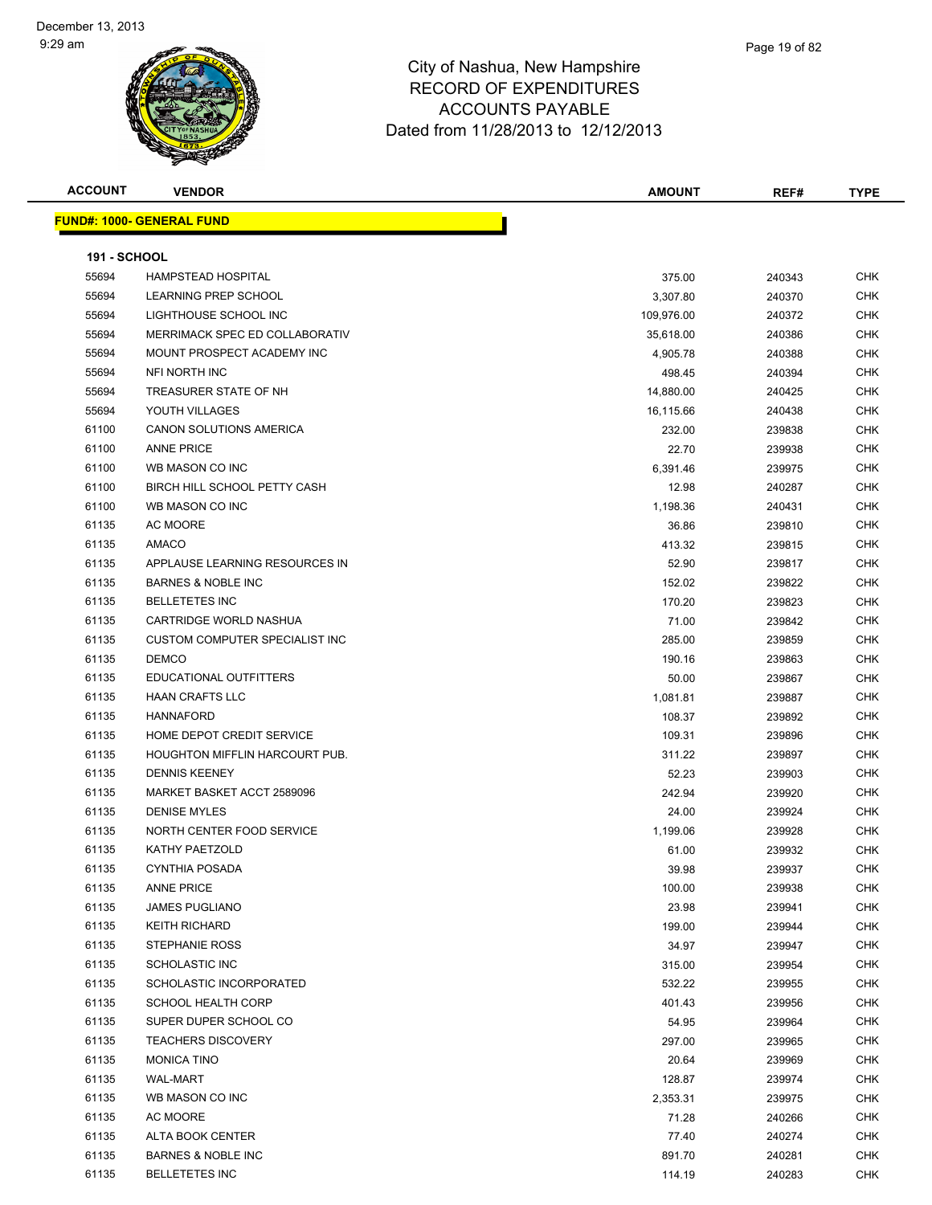# City of Nashua, New Hampshire
## RECORD OF EXPENDITURES
## ACCOUNTS PAYABLE
## Dated from 11/28/2013 to 12/12/2013

| ACCOUNT | VENDOR | AMOUNT | REF# | TYPE |
|---|---|---|---|---|
| **FUND#: 1000- GENERAL FUND** | | | | |
| **191 - SCHOOL** | | | | |
| 55694 | HAMPSTEAD HOSPITAL | 375.00 | 240343 | CHK |
| 55694 | LEARNING PREP SCHOOL | 3,307.80 | 240370 | CHK |
| 55694 | LIGHTHOUSE SCHOOL INC | 109,976.00 | 240372 | CHK |
| 55694 | MERRIMACK SPEC ED COLLABORATIV | 35,618.00 | 240386 | CHK |
| 55694 | MOUNT PROSPECT ACADEMY INC | 4,905.78 | 240388 | CHK |
| 55694 | NFI NORTH INC | 498.45 | 240394 | CHK |
| 55694 | TREASURER STATE OF NH | 14,880.00 | 240425 | CHK |
| 55694 | YOUTH VILLAGES | 16,115.66 | 240438 | CHK |
| 61100 | CANON SOLUTIONS AMERICA | 232.00 | 239838 | CHK |
| 61100 | ANNE PRICE | 22.70 | 239938 | CHK |
| 61100 | WB MASON CO INC | 6,391.46 | 239975 | CHK |
| 61100 | BIRCH HILL SCHOOL PETTY CASH | 12.98 | 240287 | CHK |
| 61100 | WB MASON CO INC | 1,198.36 | 240431 | CHK |
| 61135 | AC MOORE | 36.86 | 239810 | CHK |
| 61135 | AMACO | 413.32 | 239815 | CHK |
| 61135 | APPLAUSE LEARNING RESOURCES IN | 52.90 | 239817 | CHK |
| 61135 | BARNES & NOBLE INC | 152.02 | 239822 | CHK |
| 61135 | BELLETETES INC | 170.20 | 239823 | CHK |
| 61135 | CARTRIDGE WORLD NASHUA | 71.00 | 239842 | CHK |
| 61135 | CUSTOM COMPUTER SPECIALIST INC | 285.00 | 239859 | CHK |
| 61135 | DEMCO | 190.16 | 239863 | CHK |
| 61135 | EDUCATIONAL OUTFITTERS | 50.00 | 239867 | CHK |
| 61135 | HAAN CRAFTS LLC | 1,081.81 | 239887 | CHK |
| 61135 | HANNAFORD | 108.37 | 239892 | CHK |
| 61135 | HOME DEPOT CREDIT SERVICE | 109.31 | 239896 | CHK |
| 61135 | HOUGHTON MIFFLIN HARCOURT PUB. | 311.22 | 239897 | CHK |
| 61135 | DENNIS KEENEY | 52.23 | 239903 | CHK |
| 61135 | MARKET BASKET ACCT 2589096 | 242.94 | 239920 | CHK |
| 61135 | DENISE MYLES | 24.00 | 239924 | CHK |
| 61135 | NORTH CENTER FOOD SERVICE | 1,199.06 | 239928 | CHK |
| 61135 | KATHY PAETZOLD | 61.00 | 239932 | CHK |
| 61135 | CYNTHIA POSADA | 39.98 | 239937 | CHK |
| 61135 | ANNE PRICE | 100.00 | 239938 | CHK |
| 61135 | JAMES PUGLIANO | 23.98 | 239941 | CHK |
| 61135 | KEITH RICHARD | 199.00 | 239944 | CHK |
| 61135 | STEPHANIE ROSS | 34.97 | 239947 | CHK |
| 61135 | SCHOLASTIC INC | 315.00 | 239954 | CHK |
| 61135 | SCHOLASTIC INCORPORATED | 532.22 | 239955 | CHK |
| 61135 | SCHOOL HEALTH CORP | 401.43 | 239956 | CHK |
| 61135 | SUPER DUPER SCHOOL CO | 54.95 | 239964 | CHK |
| 61135 | TEACHERS DISCOVERY | 297.00 | 239965 | CHK |
| 61135 | MONICA TINO | 20.64 | 239969 | CHK |
| 61135 | WAL-MART | 128.87 | 239974 | CHK |
| 61135 | WB MASON CO INC | 2,353.31 | 239975 | CHK |
| 61135 | AC MOORE | 71.28 | 240266 | CHK |
| 61135 | ALTA BOOK CENTER | 77.40 | 240274 | CHK |
| 61135 | BARNES & NOBLE INC | 891.70 | 240281 | CHK |
| 61135 | BELLETETES INC | 114.19 | 240283 | CHK |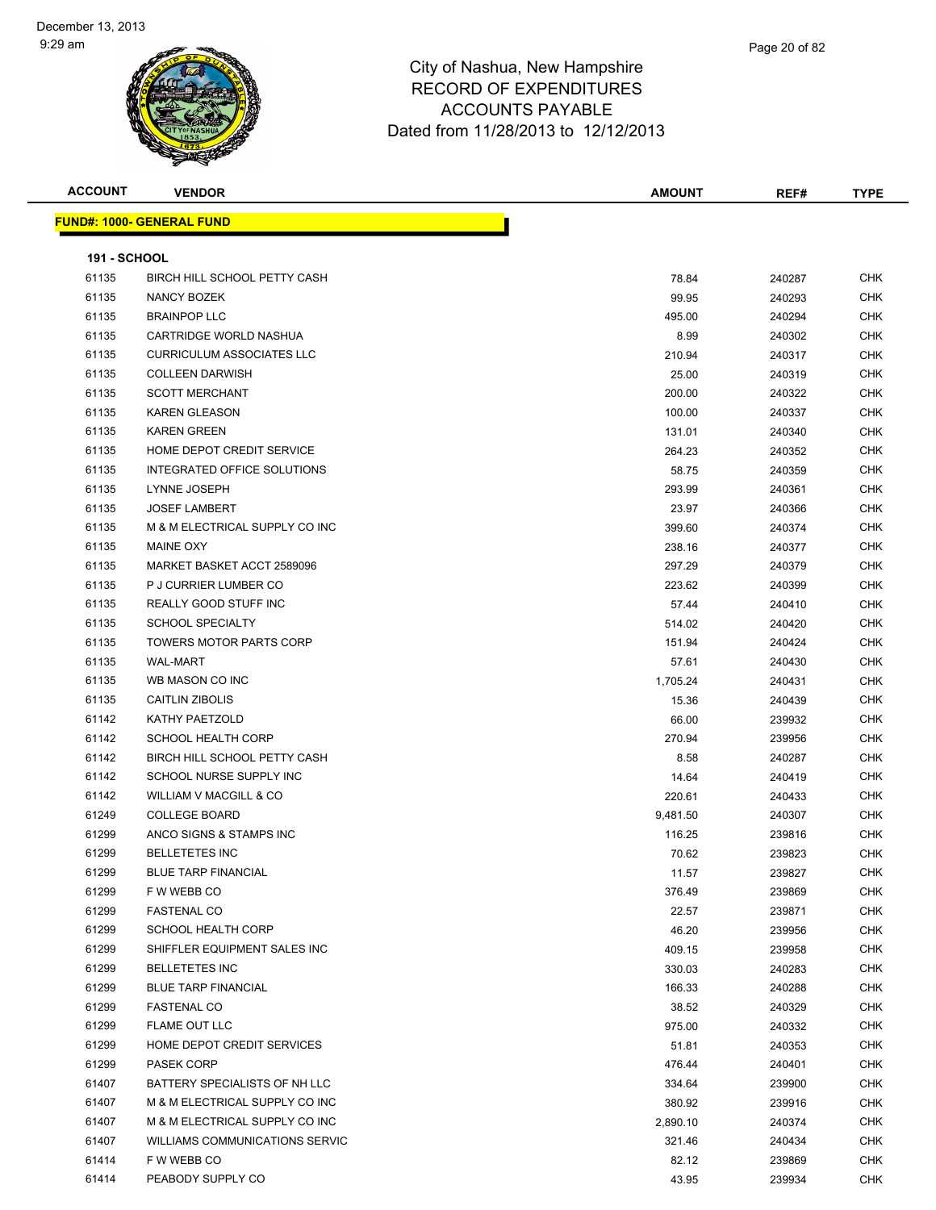# City of Nashua, New Hampshire
## RECORD OF EXPENDITURES
## ACCOUNTS PAYABLE
### Dated from 11/28/2013 to 12/12/2013

December 13, 2013
9:29 am

| ACCOUNT | VENDOR | AMOUNT | REF# | TYPE |
|---|---|---|---|---|
| **FUND#: 1000- GENERAL FUND** | | | | |
| **191 - SCHOOL** | | | | |
| 61135 | BIRCH HILL SCHOOL PETTY CASH | 78.84 | 240287 | CHK |
| 61135 | NANCY BOZEK | 99.95 | 240293 | CHK |
| 61135 | BRAINPOP LLC | 495.00 | 240294 | CHK |
| 61135 | CARTRIDGE WORLD NASHUA | 8.99 | 240302 | CHK |
| 61135 | CURRICULUM ASSOCIATES LLC | 210.94 | 240317 | CHK |
| 61135 | COLLEEN DARWISH | 25.00 | 240319 | CHK |
| 61135 | SCOTT MERCHANT | 200.00 | 240322 | CHK |
| 61135 | KAREN GLEASON | 100.00 | 240337 | CHK |
| 61135 | KAREN GREEN | 131.01 | 240340 | CHK |
| 61135 | HOME DEPOT CREDIT SERVICE | 264.23 | 240352 | CHK |
| 61135 | INTEGRATED OFFICE SOLUTIONS | 58.75 | 240359 | CHK |
| 61135 | LYNNE JOSEPH | 293.99 | 240361 | CHK |
| 61135 | JOSEF LAMBERT | 23.97 | 240366 | CHK |
| 61135 | M & M ELECTRICAL SUPPLY CO INC | 399.60 | 240374 | CHK |
| 61135 | MAINE OXY | 238.16 | 240377 | CHK |
| 61135 | MARKET BASKET ACCT 2589096 | 297.29 | 240379 | CHK |
| 61135 | P J CURRIER LUMBER CO | 223.62 | 240399 | CHK |
| 61135 | REALLY GOOD STUFF INC | 57.44 | 240410 | CHK |
| 61135 | SCHOOL SPECIALTY | 514.02 | 240420 | CHK |
| 61135 | TOWERS MOTOR PARTS CORP | 151.94 | 240424 | CHK |
| 61135 | WAL-MART | 57.61 | 240430 | CHK |
| 61135 | WB MASON CO INC | 1,705.24 | 240431 | CHK |
| 61135 | CAITLIN ZIBOLIS | 15.36 | 240439 | CHK |
| 61142 | KATHY PAETZOLD | 66.00 | 239932 | CHK |
| 61142 | SCHOOL HEALTH CORP | 270.94 | 239956 | CHK |
| 61142 | BIRCH HILL SCHOOL PETTY CASH | 8.58 | 240287 | CHK |
| 61142 | SCHOOL NURSE SUPPLY INC | 14.64 | 240419 | CHK |
| 61142 | WILLIAM V MACGILL & CO | 220.61 | 240433 | CHK |
| 61249 | COLLEGE BOARD | 9,481.50 | 240307 | CHK |
| 61299 | ANCO SIGNS & STAMPS INC | 116.25 | 239816 | CHK |
| 61299 | BELLETETES INC | 70.62 | 239823 | CHK |
| 61299 | BLUE TARP FINANCIAL | 11.57 | 239827 | CHK |
| 61299 | F W WEBB CO | 376.49 | 239869 | CHK |
| 61299 | FASTENAL CO | 22.57 | 239871 | CHK |
| 61299 | SCHOOL HEALTH CORP | 46.20 | 239956 | CHK |
| 61299 | SHIFFLER EQUIPMENT SALES INC | 409.15 | 239958 | CHK |
| 61299 | BELLETETES INC | 330.03 | 240283 | CHK |
| 61299 | BLUE TARP FINANCIAL | 166.33 | 240288 | CHK |
| 61299 | FASTENAL CO | 38.52 | 240329 | CHK |
| 61299 | FLAME OUT LLC | 975.00 | 240332 | CHK |
| 61299 | HOME DEPOT CREDIT SERVICES | 51.81 | 240353 | CHK |
| 61299 | PASEK CORP | 476.44 | 240401 | CHK |
| 61407 | BATTERY SPECIALISTS OF NH LLC | 334.64 | 239900 | CHK |
| 61407 | M & M ELECTRICAL SUPPLY CO INC | 380.92 | 239916 | CHK |
| 61407 | M & M ELECTRICAL SUPPLY CO INC | 2,890.10 | 240374 | CHK |
| 61407 | WILLIAMS COMMUNICATIONS SERVIC | 321.46 | 240434 | CHK |
| 61414 | F W WEBB CO | 82.12 | 239869 | CHK |
| 61414 | PEABODY SUPPLY CO | 43.95 | 239934 | CHK |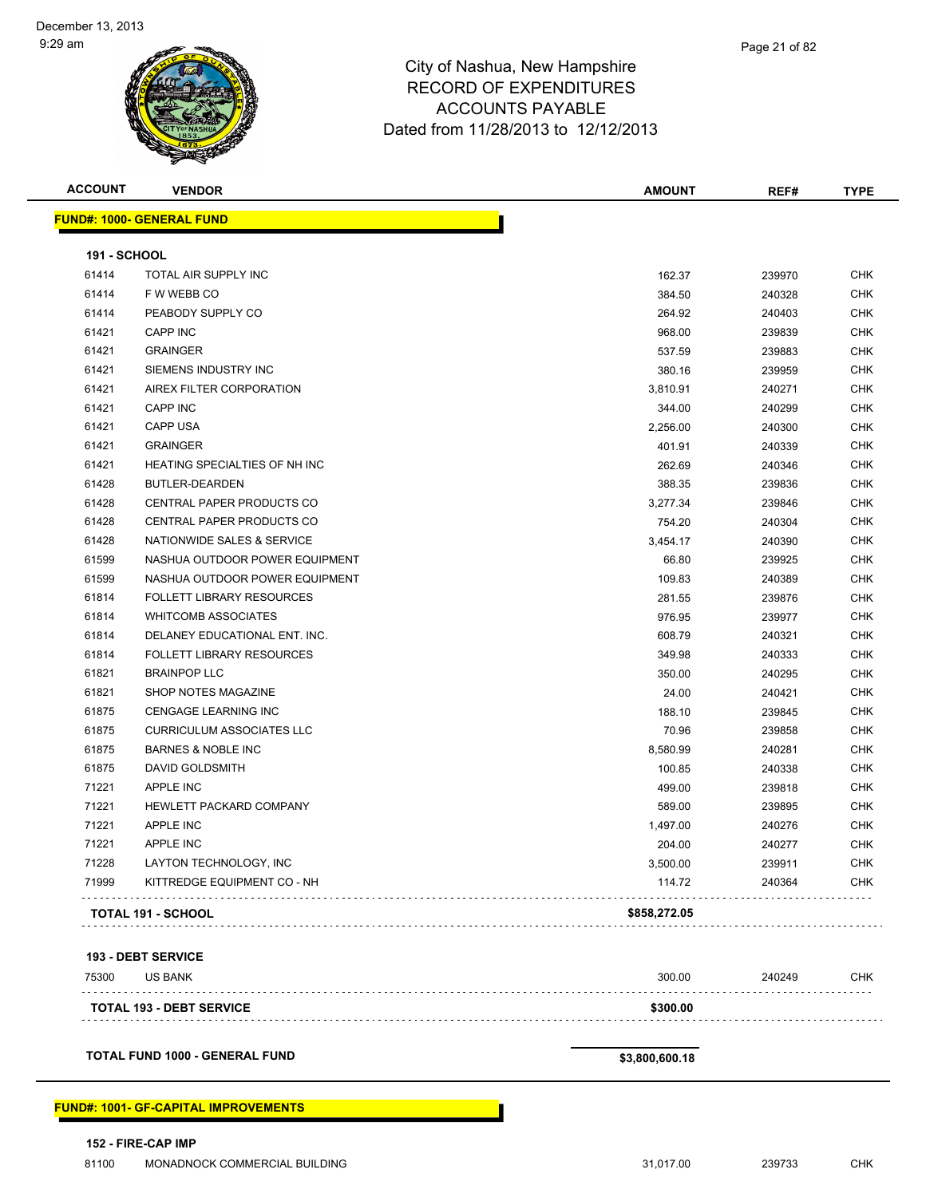# City of Nashua, New Hampshire
## RECORD OF EXPENDITURES
## ACCOUNTS PAYABLE
## Dated from 11/28/2013 to 12/12/2013

| ACCOUNT | VENDOR | AMOUNT | REF# | TYPE |
|---|---|---|---|---|
| **FUND#: 1000- GENERAL FUND** | | | | |
| **191 - SCHOOL** | | | | |
| 61414 | TOTAL AIR SUPPLY INC | 162.37 | 239970 | CHK |
| 61414 | F W WEBB CO | 384.50 | 240328 | CHK |
| 61414 | PEABODY SUPPLY CO | 264.92 | 240403 | CHK |
| 61421 | CAPP INC | 968.00 | 239839 | CHK |
| 61421 | GRAINGER | 537.59 | 239883 | CHK |
| 61421 | SIEMENS INDUSTRY INC | 380.16 | 239959 | CHK |
| 61421 | AIREX FILTER CORPORATION | 3,810.91 | 240271 | CHK |
| 61421 | CAPP INC | 344.00 | 240299 | CHK |
| 61421 | CAPP USA | 2,256.00 | 240300 | CHK |
| 61421 | GRAINGER | 401.91 | 240339 | CHK |
| 61421 | HEATING SPECIALTIES OF NH INC | 262.69 | 240346 | CHK |
| 61428 | BUTLER-DEARDEN | 388.35 | 239836 | CHK |
| 61428 | CENTRAL PAPER PRODUCTS CO | 3,277.34 | 239846 | CHK |
| 61428 | CENTRAL PAPER PRODUCTS CO | 754.20 | 240304 | CHK |
| 61428 | NATIONWIDE SALES & SERVICE | 3,454.17 | 240390 | CHK |
| 61599 | NASHUA OUTDOOR POWER EQUIPMENT | 66.80 | 239925 | CHK |
| 61599 | NASHUA OUTDOOR POWER EQUIPMENT | 109.83 | 240389 | CHK |
| 61814 | FOLLETT LIBRARY RESOURCES | 281.55 | 239876 | CHK |
| 61814 | WHITCOMB ASSOCIATES | 976.95 | 239977 | CHK |
| 61814 | DELANEY EDUCATIONAL ENT. INC. | 608.79 | 240321 | CHK |
| 61814 | FOLLETT LIBRARY RESOURCES | 349.98 | 240333 | CHK |
| 61821 | BRAINPOP LLC | 350.00 | 240295 | CHK |
| 61821 | SHOP NOTES MAGAZINE | 24.00 | 240421 | CHK |
| 61875 | CENGAGE LEARNING INC | 188.10 | 239845 | CHK |
| 61875 | CURRICULUM ASSOCIATES LLC | 70.96 | 239858 | CHK |
| 61875 | BARNES & NOBLE INC | 8,580.99 | 240281 | CHK |
| 61875 | DAVID GOLDSMITH | 100.85 | 240338 | CHK |
| 71221 | APPLE INC | 499.00 | 239818 | CHK |
| 71221 | HEWLETT PACKARD COMPANY | 589.00 | 239895 | CHK |
| 71221 | APPLE INC | 1,497.00 | 240276 | CHK |
| 71221 | APPLE INC | 204.00 | 240277 | CHK |
| 71228 | LAYTON TECHNOLOGY, INC | 3,500.00 | 239911 | CHK |
| 71999 | KITTREDGE EQUIPMENT CO - NH | 114.72 | 240364 | CHK |
| **TOTAL 191 - SCHOOL** | | **$858,272.05** | | |
| **193 - DEBT SERVICE** | | | | |
| 75300 | US BANK | 300.00 | 240249 | CHK |
| **TOTAL 193 - DEBT SERVICE** | | **$300.00** | | |
| **TOTAL FUND 1000 - GENERAL FUND** | | **$3,800,600.18** | | |
| **FUND#: 1001- GF-CAPITAL IMPROVEMENTS** | | | | |
| **152 - FIRE-CAP IMP** | | | | |
| 81100 | MONADNOCK COMMERCIAL BUILDING | 31,017.00 | 239733 | CHK |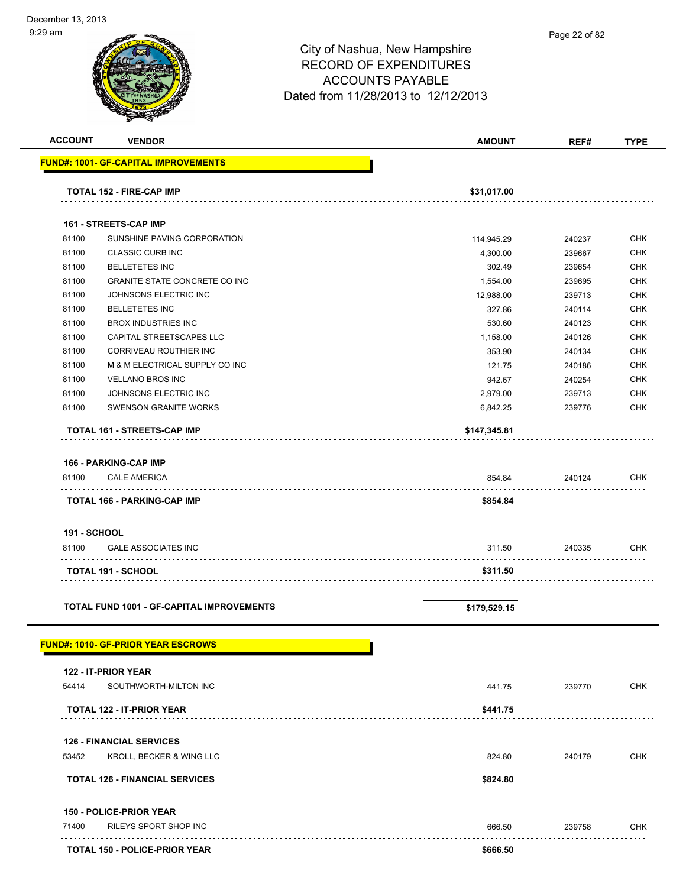# City of Nashua, New Hampshire
# RECORD OF EXPENDITURES
# ACCOUNTS PAYABLE
## Dated from 11/28/2013 to 12/12/2013

| ACCOUNT | VENDOR | AMOUNT | REF# | TYPE |
|---|---|---|---|---|
| **FUND#: 1001- GF-CAPITAL IMPROVEMENTS** | | | | |
| | **TOTAL 152 - FIRE-CAP IMP** | **$31,017.00** | | |
| | **161 - STREETS-CAP IMP** | | | |
| 81100 | SUNSHINE PAVING CORPORATION | 114,945.29 | 240237 | CHK |
| 81100 | CLASSIC CURB INC | 4,300.00 | 239667 | CHK |
| 81100 | BELLETETES INC | 302.49 | 239654 | CHK |
| 81100 | GRANITE STATE CONCRETE CO INC | 1,554.00 | 239695 | CHK |
| 81100 | JOHNSONS ELECTRIC INC | 12,988.00 | 239713 | CHK |
| 81100 | BELLETETES INC | 327.86 | 240114 | CHK |
| 81100 | BROX INDUSTRIES INC | 530.60 | 240123 | CHK |
| 81100 | CAPITAL STREETSCAPES LLC | 1,158.00 | 240126 | CHK |
| 81100 | CORRIVEAU ROUTHIER INC | 353.90 | 240134 | CHK |
| 81100 | M & M ELECTRICAL SUPPLY CO INC | 121.75 | 240186 | CHK |
| 81100 | VELLANO BROS INC | 942.67 | 240254 | CHK |
| 81100 | JOHNSONS ELECTRIC INC | 2,979.00 | 239713 | CHK |
| 81100 | SWENSON GRANITE WORKS | 6,842.25 | 239776 | CHK |
| | **TOTAL 161 - STREETS-CAP IMP** | **$147,345.81** | | |
| | **166 - PARKING-CAP IMP** | | | |
| 81100 | CALE AMERICA | 854.84 | 240124 | CHK |
| | **TOTAL 166 - PARKING-CAP IMP** | **$854.84** | | |
| | **191 - SCHOOL** | | | |
| 81100 | GALE ASSOCIATES INC | 311.50 | 240335 | CHK |
| | **TOTAL 191 - SCHOOL** | **$311.50** | | |
| | **TOTAL FUND 1001 - GF-CAPITAL IMPROVEMENTS** | **$179,529.15** | | |
| **FUND#: 1010- GF-PRIOR YEAR ESCROWS** | | | | |
| | **122 - IT-PRIOR YEAR** | | | |
| 54414 | SOUTHWORTH-MILTON INC | 441.75 | 239770 | CHK |
| | **TOTAL 122 - IT-PRIOR YEAR** | **$441.75** | | |
| | **126 - FINANCIAL SERVICES** | | | |
| 53452 | KROLL, BECKER & WING LLC | 824.80 | 240179 | CHK |
| | **TOTAL 126 - FINANCIAL SERVICES** | **$824.80** | | |
| | **150 - POLICE-PRIOR YEAR** | | | |
| 71400 | RILEYS SPORT SHOP INC | 666.50 | 239758 | CHK |
| | **TOTAL 150 - POLICE-PRIOR YEAR** | **$666.50** | | |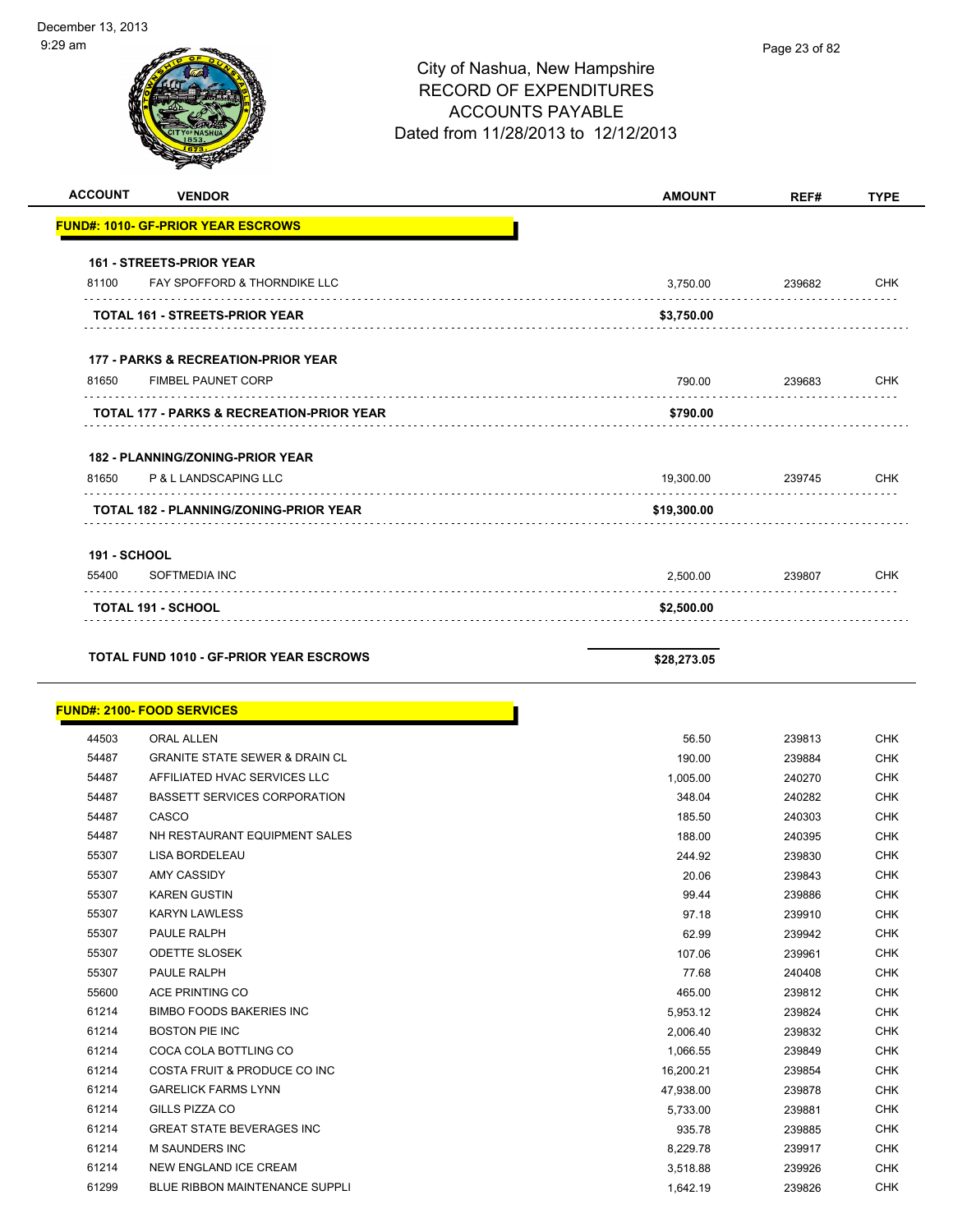# City of Nashua, New Hampshire
## RECORD OF EXPENDITURES
## ACCOUNTS PAYABLE
## Dated from 11/28/2013 to 12/12/2013

| ACCOUNT | VENDOR | AMOUNT | REF# | TYPE |
|---|---|---|---|---|
| **FUND#: 1010- GF-PRIOR YEAR ESCROWS** | | | | |
| **161 - STREETS-PRIOR YEAR** | | | | |
| 81100 | FAY SPOFFORD & THORNDIKE LLC | 3,750.00 | 239682 | CHK |
| **TOTAL 161 - STREETS-PRIOR YEAR** | | **$3,750.00** | | |
| **177 - PARKS & RECREATION-PRIOR YEAR** | | | | |
| 81650 | FIMBEL PAUNET CORP | 790.00 | 239683 | CHK |
| **TOTAL 177 - PARKS & RECREATION-PRIOR YEAR** | | **$790.00** | | |
| **182 - PLANNING/ZONING-PRIOR YEAR** | | | | |
| 81650 | P & L LANDSCAPING LLC | 19,300.00 | 239745 | CHK |
| **TOTAL 182 - PLANNING/ZONING-PRIOR YEAR** | | **$19,300.00** | | |
| **191 - SCHOOL** | | | | |
| 55400 | SOFTMEDIA INC | 2,500.00 | 239807 | CHK |
| **TOTAL 191 - SCHOOL** | | **$2,500.00** | | |
| **TOTAL FUND 1010 - GF-PRIOR YEAR ESCROWS** | | **$28,273.05** | | |

| ACCOUNT | VENDOR | AMOUNT | REF# | TYPE |
|---|---|---|---|---|
| **FUND#: 2100- FOOD SERVICES** | | | | |
| 44503 | ORAL ALLEN | 56.50 | 239813 | CHK |
| 54487 | GRANITE STATE SEWER & DRAIN CL | 190.00 | 239884 | CHK |
| 54487 | AFFILIATED HVAC SERVICES LLC | 1,005.00 | 240270 | CHK |
| 54487 | BASSETT SERVICES CORPORATION | 348.04 | 240282 | CHK |
| 54487 | CASCO | 185.50 | 240303 | CHK |
| 54487 | NH RESTAURANT EQUIPMENT SALES | 188.00 | 240395 | CHK |
| 55307 | LISA BORDELEAU | 244.92 | 239830 | CHK |
| 55307 | AMY CASSIDY | 20.06 | 239843 | CHK |
| 55307 | KAREN GUSTIN | 99.44 | 239886 | CHK |
| 55307 | KARYN LAWLESS | 97.18 | 239910 | CHK |
| 55307 | PAULE RALPH | 62.99 | 239942 | CHK |
| 55307 | ODETTE SLOSEK | 107.06 | 239961 | CHK |
| 55307 | PAULE RALPH | 77.68 | 240408 | CHK |
| 55600 | ACE PRINTING CO | 465.00 | 239812 | CHK |
| 61214 | BIMBO FOODS BAKERIES INC | 5,953.12 | 239824 | CHK |
| 61214 | BOSTON PIE INC | 2,006.40 | 239832 | CHK |
| 61214 | COCA COLA BOTTLING CO | 1,066.55 | 239849 | CHK |
| 61214 | COSTA FRUIT & PRODUCE CO INC | 16,200.21 | 239854 | CHK |
| 61214 | GARELICK FARMS LYNN | 47,938.00 | 239878 | CHK |
| 61214 | GILLS PIZZA CO | 5,733.00 | 239881 | CHK |
| 61214 | GREAT STATE BEVERAGES INC | 935.78 | 239885 | CHK |
| 61214 | M SAUNDERS INC | 8,229.78 | 239917 | CHK |
| 61214 | NEW ENGLAND ICE CREAM | 3,518.88 | 239926 | CHK |
| 61299 | BLUE RIBBON MAINTENANCE SUPPLI | 1,642.19 | 239826 | CHK |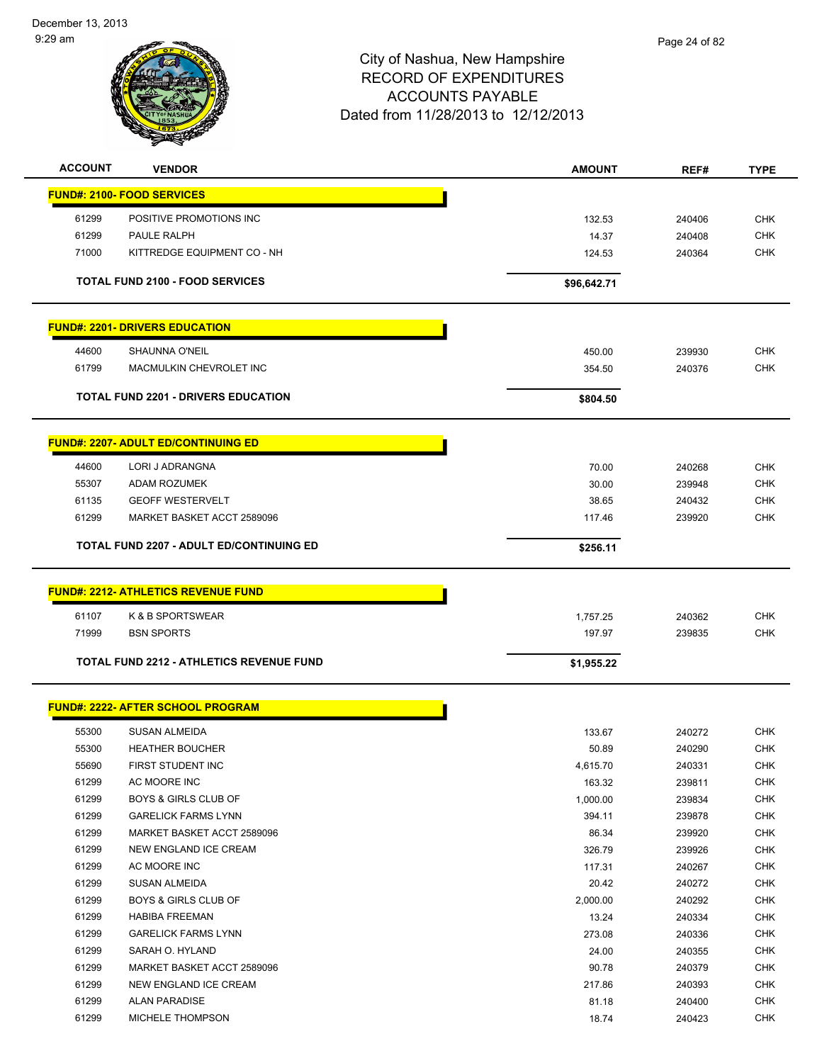City of Nashua, New Hampshire
RECORD OF EXPENDITURES
ACCOUNTS PAYABLE
Dated from 11/28/2013 to 12/12/2013

December 13, 2013
9:29 am

| ACCOUNT | VENDOR | AMOUNT | REF# | TYPE |
|---|---|---|---|---|
| **FUND#: 2100- FOOD SERVICES** | | | | |
| 61299 | POSITIVE PROMOTIONS INC | 132.53 | 240406 | CHK |
| 61299 | PAULE RALPH | 14.37 | 240408 | CHK |
| 71000 | KITTREDGE EQUIPMENT CO - NH | 124.53 | 240364 | CHK |
| | **TOTAL FUND 2100 - FOOD SERVICES** | **$96,642.71** | | |
| **FUND#: 2201- DRIVERS EDUCATION** | | | | |
| 44600 | SHAUNNA O'NEIL | 450.00 | 239930 | CHK |
| 61799 | MACMULKIN CHEVROLET INC | 354.50 | 240376 | CHK |
| | **TOTAL FUND 2201 - DRIVERS EDUCATION** | **$804.50** | | |
| **FUND#: 2207- ADULT ED/CONTINUING ED** | | | | |
| 44600 | LORI J ADRANGNA | 70.00 | 240268 | CHK |
| 55307 | ADAM ROZUMEK | 30.00 | 239948 | CHK |
| 61135 | GEOFF WESTERVELT | 38.65 | 240432 | CHK |
| 61299 | MARKET BASKET ACCT 2589096 | 117.46 | 239920 | CHK |
| | **TOTAL FUND 2207 - ADULT ED/CONTINUING ED** | **$256.11** | | |
| **FUND#: 2212- ATHLETICS REVENUE FUND** | | | | |
| 61107 | K & B SPORTSWEAR | 1,757.25 | 240362 | CHK |
| 71999 | BSN SPORTS | 197.97 | 239835 | CHK |
| | **TOTAL FUND 2212 - ATHLETICS REVENUE FUND** | **$1,955.22** | | |
| **FUND#: 2222- AFTER SCHOOL PROGRAM** | | | | |
| 55300 | SUSAN ALMEIDA | 133.67 | 240272 | CHK |
| 55300 | HEATHER BOUCHER | 50.89 | 240290 | CHK |
| 55690 | FIRST STUDENT INC | 4,615.70 | 240331 | CHK |
| 61299 | AC MOORE INC | 163.32 | 239811 | CHK |
| 61299 | BOYS & GIRLS CLUB OF | 1,000.00 | 239834 | CHK |
| 61299 | GARELICK FARMS LYNN | 394.11 | 239878 | CHK |
| 61299 | MARKET BASKET ACCT 2589096 | 86.34 | 239920 | CHK |
| 61299 | NEW ENGLAND ICE CREAM | 326.79 | 239926 | CHK |
| 61299 | AC MOORE INC | 117.31 | 240267 | CHK |
| 61299 | SUSAN ALMEIDA | 20.42 | 240272 | CHK |
| 61299 | BOYS & GIRLS CLUB OF | 2,000.00 | 240292 | CHK |
| 61299 | HABIBA FREEMAN | 13.24 | 240334 | CHK |
| 61299 | GARELICK FARMS LYNN | 273.08 | 240336 | CHK |
| 61299 | SARAH O. HYLAND | 24.00 | 240355 | CHK |
| 61299 | MARKET BASKET ACCT 2589096 | 90.78 | 240379 | CHK |
| 61299 | NEW ENGLAND ICE CREAM | 217.86 | 240393 | CHK |
| 61299 | ALAN PARADISE | 81.18 | 240400 | CHK |
| 61299 | MICHELE THOMPSON | 18.74 | 240423 | CHK |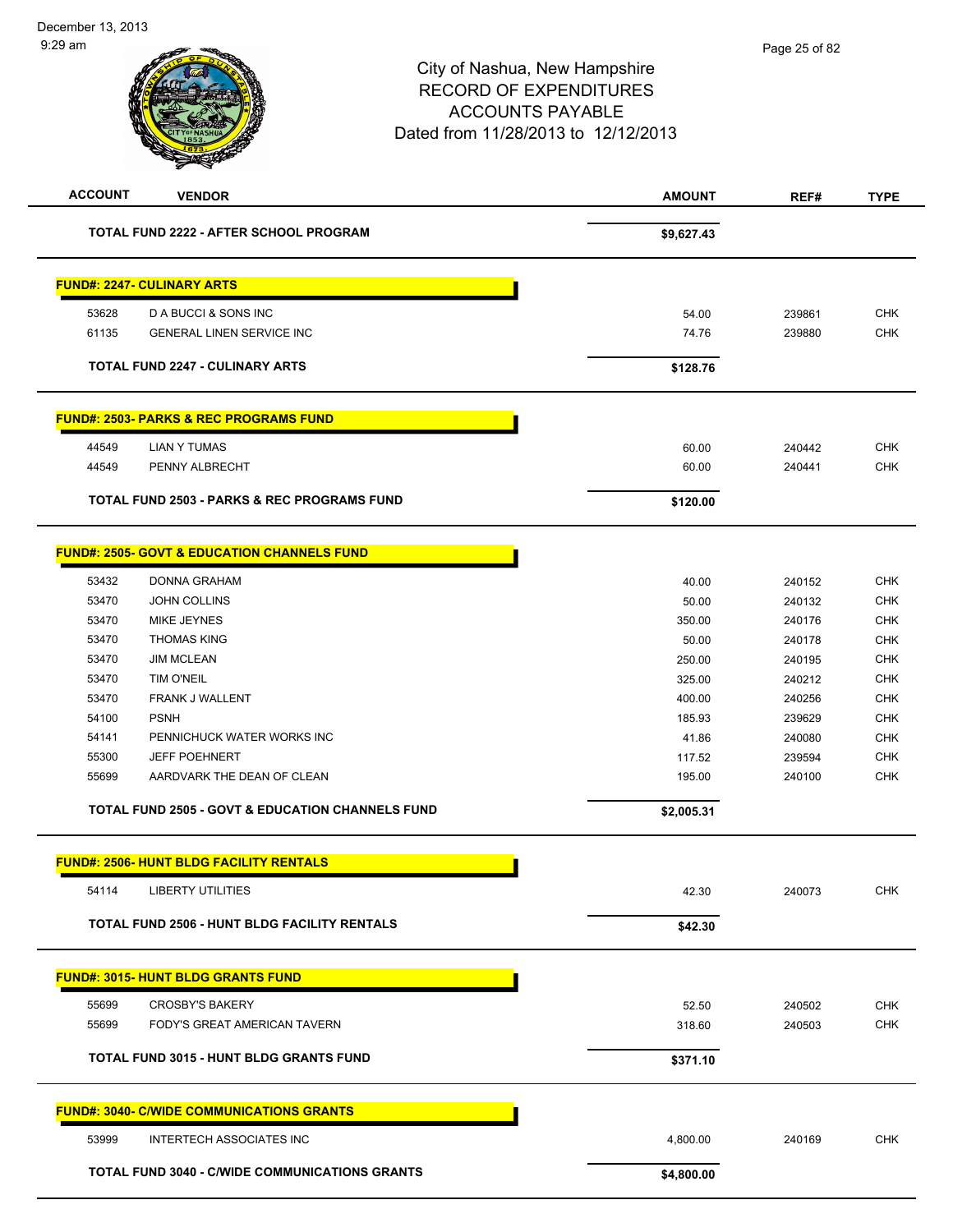# City of Nashua, New Hampshire
## RECORD OF EXPENDITURES
## ACCOUNTS PAYABLE
## Dated from 11/28/2013 to 12/12/2013

| ACCOUNT | VENDOR | AMOUNT | REF# | TYPE |
|---|---|---|---|---|
| | **TOTAL FUND 2222 - AFTER SCHOOL PROGRAM** | **$9,627.43** | | |
| | **FUND#: 2247- CULINARY ARTS** | | | |
| 53628 | D A BUCCI & SONS INC | 54.00 | 239861 | CHK |
| 61135 | GENERAL LINEN SERVICE INC | 74.76 | 239880 | CHK |
| | **TOTAL FUND 2247 - CULINARY ARTS** | **$128.76** | | |
| | **FUND#: 2503- PARKS & REC PROGRAMS FUND** | | | |
| 44549 | LIAN Y TUMAS | 60.00 | 240442 | CHK |
| 44549 | PENNY ALBRECHT | 60.00 | 240441 | CHK |
| | **TOTAL FUND 2503 - PARKS & REC PROGRAMS FUND** | **$120.00** | | |
| | **FUND#: 2505- GOVT & EDUCATION CHANNELS FUND** | | | |
| 53432 | DONNA GRAHAM | 40.00 | 240152 | CHK |
| 53470 | JOHN COLLINS | 50.00 | 240132 | CHK |
| 53470 | MIKE JEYNES | 350.00 | 240176 | CHK |
| 53470 | THOMAS KING | 50.00 | 240178 | CHK |
| 53470 | JIM MCLEAN | 250.00 | 240195 | CHK |
| 53470 | TIM O'NEIL | 325.00 | 240212 | CHK |
| 53470 | FRANK J WALLENT | 400.00 | 240256 | CHK |
| 54100 | PSNH | 185.93 | 239629 | CHK |
| 54141 | PENNICHUCK WATER WORKS INC | 41.86 | 240080 | CHK |
| 55300 | JEFF POEHNERT | 117.52 | 239594 | CHK |
| 55699 | AARDVARK THE DEAN OF CLEAN | 195.00 | 240100 | CHK |
| | **TOTAL FUND 2505 - GOVT & EDUCATION CHANNELS FUND** | **$2,005.31** | | |
| | **FUND#: 2506- HUNT BLDG FACILITY RENTALS** | | | |
| 54114 | LIBERTY UTILITIES | 42.30 | 240073 | CHK |
| | **TOTAL FUND 2506 - HUNT BLDG FACILITY RENTALS** | **$42.30** | | |
| | **FUND#: 3015- HUNT BLDG GRANTS FUND** | | | |
| 55699 | CROSBY'S BAKERY | 52.50 | 240502 | CHK |
| 55699 | FODY'S GREAT AMERICAN TAVERN | 318.60 | 240503 | CHK |
| | **TOTAL FUND 3015 - HUNT BLDG GRANTS FUND** | **$371.10** | | |
| | **FUND#: 3040- C/WIDE COMMUNICATIONS GRANTS** | | | |
| 53999 | INTERTECH ASSOCIATES INC | 4,800.00 | 240169 | CHK |
| | **TOTAL FUND 3040 - C/WIDE COMMUNICATIONS GRANTS** | **$4,800.00** | | |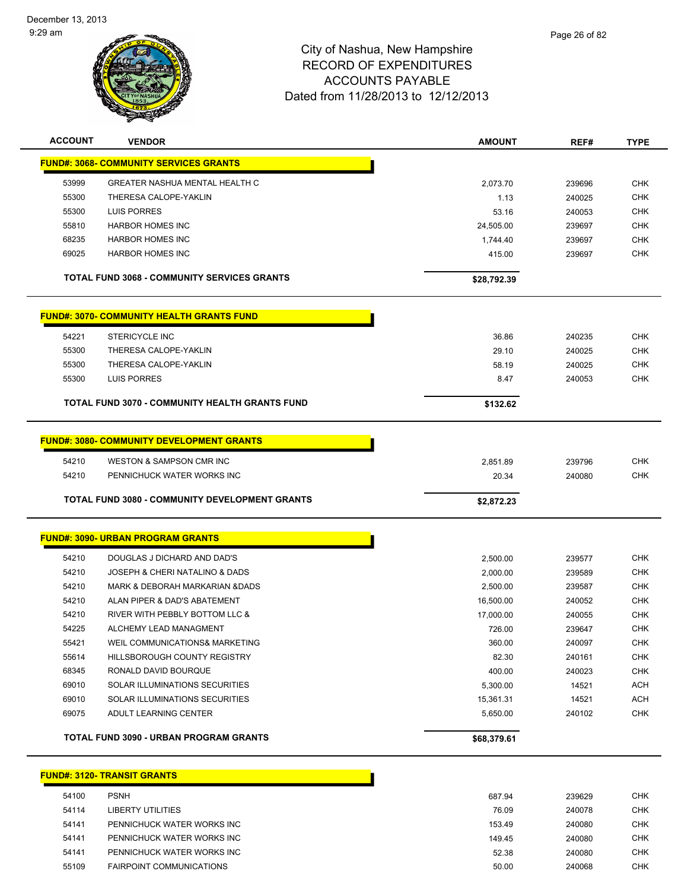City of Nashua, New Hampshire
RECORD OF EXPENDITURES
ACCOUNTS PAYABLE
Dated from 11/28/2013 to 12/12/2013

| ACCOUNT | VENDOR | AMOUNT | REF# | TYPE |
|---|---|---|---|---|
| **FUND#: 3068- COMMUNITY SERVICES GRANTS** | | | | |
| 53999 | GREATER NASHUA MENTAL HEALTH C | 2,073.70 | 239696 | CHK |
| 55300 | THERESA CALOPE-YAKLIN | 1.13 | 240025 | CHK |
| 55300 | LUIS PORRES | 53.16 | 240053 | CHK |
| 55810 | HARBOR HOMES INC | 24,505.00 | 239697 | CHK |
| 68235 | HARBOR HOMES INC | 1,744.40 | 239697 | CHK |
| 69025 | HARBOR HOMES INC | 415.00 | 239697 | CHK |
| | **TOTAL FUND 3068 - COMMUNITY SERVICES GRANTS** | **$28,792.39** | | |
| **FUND#: 3070- COMMUNITY HEALTH GRANTS FUND** | | | | |
| 54221 | STERICYCLE INC | 36.86 | 240235 | CHK |
| 55300 | THERESA CALOPE-YAKLIN | 29.10 | 240025 | CHK |
| 55300 | THERESA CALOPE-YAKLIN | 58.19 | 240025 | CHK |
| 55300 | LUIS PORRES | 8.47 | 240053 | CHK |
| | **TOTAL FUND 3070 - COMMUNITY HEALTH GRANTS FUND** | **$132.62** | | |
| **FUND#: 3080- COMMUNITY DEVELOPMENT GRANTS** | | | | |
| 54210 | WESTON & SAMPSON CMR INC | 2,851.89 | 239796 | CHK |
| 54210 | PENNICHUCK WATER WORKS INC | 20.34 | 240080 | CHK |
| | **TOTAL FUND 3080 - COMMUNITY DEVELOPMENT GRANTS** | **$2,872.23** | | |
| **FUND#: 3090- URBAN PROGRAM GRANTS** | | | | |
| 54210 | DOUGLAS J DICHARD AND DAD'S | 2,500.00 | 239577 | CHK |
| 54210 | JOSEPH & CHERI NATALINO & DADS | 2,000.00 | 239589 | CHK |
| 54210 | MARK & DEBORAH MARKARIAN &DADS | 2,500.00 | 239587 | CHK |
| 54210 | ALAN PIPER & DAD'S ABATEMENT | 16,500.00 | 240052 | CHK |
| 54210 | RIVER WITH PEBBLY BOTTOM LLC & | 17,000.00 | 240055 | CHK |
| 54225 | ALCHEMY LEAD MANAGMENT | 726.00 | 239647 | CHK |
| 55421 | WEIL COMMUNICATIONS& MARKETING | 360.00 | 240097 | CHK |
| 55614 | HILLSBOROUGH COUNTY REGISTRY | 82.30 | 240161 | CHK |
| 68345 | RONALD DAVID BOURQUE | 400.00 | 240023 | CHK |
| 69010 | SOLAR ILLUMINATIONS SECURITIES | 5,300.00 | 14521 | ACH |
| 69010 | SOLAR ILLUMINATIONS SECURITIES | 15,361.31 | 14521 | ACH |
| 69075 | ADULT LEARNING CENTER | 5,650.00 | 240102 | CHK |
| | **TOTAL FUND 3090 - URBAN PROGRAM GRANTS** | **$68,379.61** | | |
| **FUND#: 3120- TRANSIT GRANTS** | | | | |
| 54100 | PSNH | 687.94 | 239629 | CHK |
| 54114 | LIBERTY UTILITIES | 76.09 | 240078 | CHK |
| 54141 | PENNICHUCK WATER WORKS INC | 153.49 | 240080 | CHK |
| 54141 | PENNICHUCK WATER WORKS INC | 149.45 | 240080 | CHK |
| 54141 | PENNICHUCK WATER WORKS INC | 52.38 | 240080 | CHK |
| 55109 | FAIRPOINT COMMUNICATIONS | 50.00 | 240068 | CHK |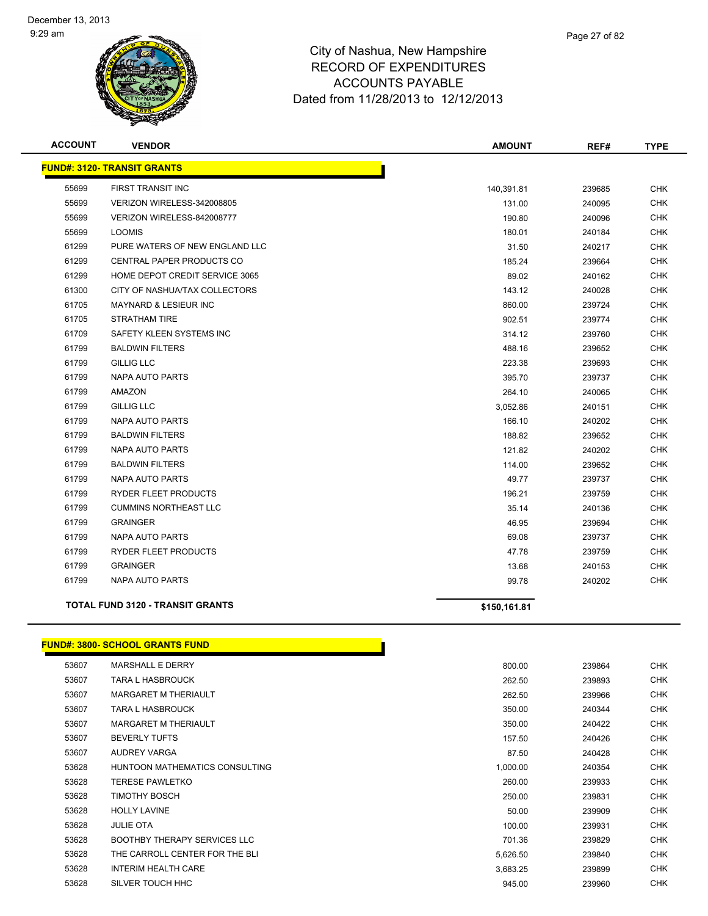# City of Nashua, New Hampshire
## RECORD OF EXPENDITURES
## ACCOUNTS PAYABLE
### Dated from 11/28/2013 to 12/12/2013

| ACCOUNT | VENDOR | AMOUNT | REF# | TYPE |
|---|---|---|---|---|
| **FUND#: 3120- TRANSIT GRANTS** | | | | |
| 55699 | FIRST TRANSIT INC | 140,391.81 | 239685 | CHK |
| 55699 | VERIZON WIRELESS-342008805 | 131.00 | 240095 | CHK |
| 55699 | VERIZON WIRELESS-842008777 | 190.80 | 240096 | CHK |
| 55699 | LOOMIS | 180.01 | 240184 | CHK |
| 61299 | PURE WATERS OF NEW ENGLAND LLC | 31.50 | 240217 | CHK |
| 61299 | CENTRAL PAPER PRODUCTS CO | 185.24 | 239664 | CHK |
| 61299 | HOME DEPOT CREDIT SERVICE 3065 | 89.02 | 240162 | CHK |
| 61300 | CITY OF NASHUA/TAX COLLECTORS | 143.12 | 240028 | CHK |
| 61705 | MAYNARD & LESIEUR INC | 860.00 | 239724 | CHK |
| 61705 | STRATHAM TIRE | 902.51 | 239774 | CHK |
| 61709 | SAFETY KLEEN SYSTEMS INC | 314.12 | 239760 | CHK |
| 61799 | BALDWIN FILTERS | 488.16 | 239652 | CHK |
| 61799 | GILLIG LLC | 223.38 | 239693 | CHK |
| 61799 | NAPA AUTO PARTS | 395.70 | 239737 | CHK |
| 61799 | AMAZON | 264.10 | 240065 | CHK |
| 61799 | GILLIG LLC | 3,052.86 | 240151 | CHK |
| 61799 | NAPA AUTO PARTS | 166.10 | 240202 | CHK |
| 61799 | BALDWIN FILTERS | 188.82 | 239652 | CHK |
| 61799 | NAPA AUTO PARTS | 121.82 | 240202 | CHK |
| 61799 | BALDWIN FILTERS | 114.00 | 239652 | CHK |
| 61799 | NAPA AUTO PARTS | 49.77 | 239737 | CHK |
| 61799 | RYDER FLEET PRODUCTS | 196.21 | 239759 | CHK |
| 61799 | CUMMINS NORTHEAST LLC | 35.14 | 240136 | CHK |
| 61799 | GRAINGER | 46.95 | 239694 | CHK |
| 61799 | NAPA AUTO PARTS | 69.08 | 239737 | CHK |
| 61799 | RYDER FLEET PRODUCTS | 47.78 | 239759 | CHK |
| 61799 | GRAINGER | 13.68 | 240153 | CHK |
| 61799 | NAPA AUTO PARTS | 99.78 | 240202 | CHK |
| | **TOTAL FUND 3120 - TRANSIT GRANTS** | **$150,161.81** | | |

| ACCOUNT | VENDOR | AMOUNT | REF# | TYPE |
|---|---|---|---|---|
| **FUND#: 3800- SCHOOL GRANTS FUND** | | | | |
| 53607 | MARSHALL E DERRY | 800.00 | 239864 | CHK |
| 53607 | TARA L HASBROUCK | 262.50 | 239893 | CHK |
| 53607 | MARGARET M THERIAULT | 262.50 | 239966 | CHK |
| 53607 | TARA L HASBROUCK | 350.00 | 240344 | CHK |
| 53607 | MARGARET M THERIAULT | 350.00 | 240422 | CHK |
| 53607 | BEVERLY TUFTS | 157.50 | 240426 | CHK |
| 53607 | AUDREY VARGA | 87.50 | 240428 | CHK |
| 53628 | HUNTOON MATHEMATICS CONSULTING | 1,000.00 | 240354 | CHK |
| 53628 | TERESE PAWLETKO | 260.00 | 239933 | CHK |
| 53628 | TIMOTHY BOSCH | 250.00 | 239831 | CHK |
| 53628 | HOLLY LAVINE | 50.00 | 239909 | CHK |
| 53628 | JULIE OTA | 100.00 | 239931 | CHK |
| 53628 | BOOTHBY THERAPY SERVICES LLC | 701.36 | 239829 | CHK |
| 53628 | THE CARROLL CENTER FOR THE BLI | 5,626.50 | 239840 | CHK |
| 53628 | INTERIM HEALTH CARE | 3,683.25 | 239899 | CHK |
| 53628 | SILVER TOUCH HHC | 945.00 | 239960 | CHK |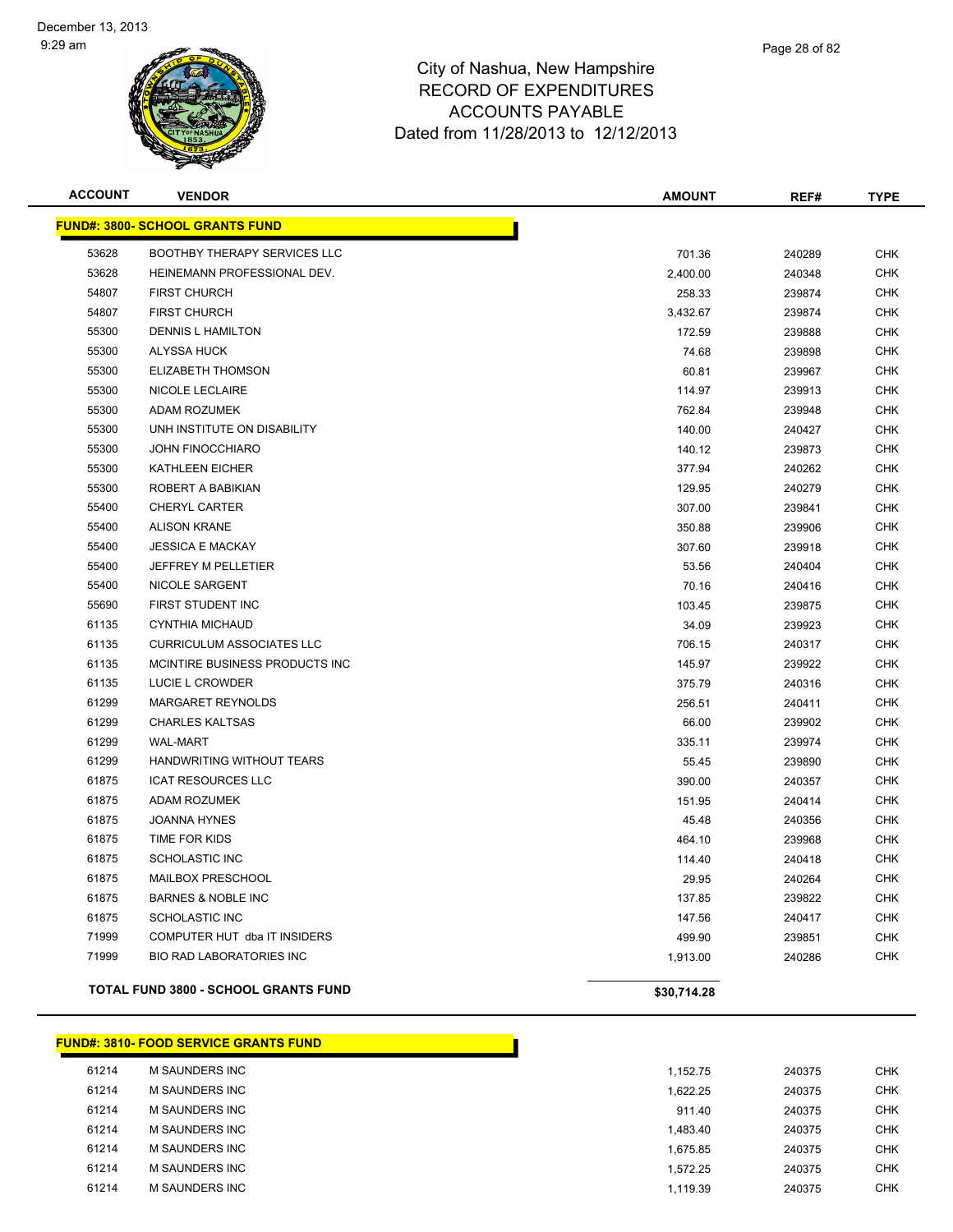# City of Nashua, New Hampshire
## RECORD OF EXPENDITURES
## ACCOUNTS PAYABLE
### Dated from 11/28/2013 to 12/12/2013

| ACCOUNT | VENDOR | AMOUNT | REF# | TYPE |
|---|---|---|---|---|
| **FUND#: 3800- SCHOOL GRANTS FUND** | | | | |
| 53628 | BOOTHBY THERAPY SERVICES LLC | 701.36 | 240289 | CHK |
| 53628 | HEINEMANN PROFESSIONAL DEV. | 2,400.00 | 240348 | CHK |
| 54807 | FIRST CHURCH | 258.33 | 239874 | CHK |
| 54807 | FIRST CHURCH | 3,432.67 | 239874 | CHK |
| 55300 | DENNIS L HAMILTON | 172.59 | 239888 | CHK |
| 55300 | ALYSSA HUCK | 74.68 | 239898 | CHK |
| 55300 | ELIZABETH THOMSON | 60.81 | 239967 | CHK |
| 55300 | NICOLE LECLAIRE | 114.97 | 239913 | CHK |
| 55300 | ADAM ROZUMEK | 762.84 | 239948 | CHK |
| 55300 | UNH INSTITUTE ON DISABILITY | 140.00 | 240427 | CHK |
| 55300 | JOHN FINOCCHIARO | 140.12 | 239873 | CHK |
| 55300 | KATHLEEN EICHER | 377.94 | 240262 | CHK |
| 55300 | ROBERT A BABIKIAN | 129.95 | 240279 | CHK |
| 55400 | CHERYL CARTER | 307.00 | 239841 | CHK |
| 55400 | ALISON KRANE | 350.88 | 239906 | CHK |
| 55400 | JESSICA E MACKAY | 307.60 | 239918 | CHK |
| 55400 | JEFFREY M PELLETIER | 53.56 | 240404 | CHK |
| 55400 | NICOLE SARGENT | 70.16 | 240416 | CHK |
| 55690 | FIRST STUDENT INC | 103.45 | 239875 | CHK |
| 61135 | CYNTHIA MICHAUD | 34.09 | 239923 | CHK |
| 61135 | CURRICULUM ASSOCIATES LLC | 706.15 | 240317 | CHK |
| 61135 | MCINTIRE BUSINESS PRODUCTS INC | 145.97 | 239922 | CHK |
| 61135 | LUCIE L CROWDER | 375.79 | 240316 | CHK |
| 61299 | MARGARET REYNOLDS | 256.51 | 240411 | CHK |
| 61299 | CHARLES KALTSAS | 66.00 | 239902 | CHK |
| 61299 | WAL-MART | 335.11 | 239974 | CHK |
| 61299 | HANDWRITING WITHOUT TEARS | 55.45 | 239890 | CHK |
| 61875 | ICAT RESOURCES LLC | 390.00 | 240357 | CHK |
| 61875 | ADAM ROZUMEK | 151.95 | 240414 | CHK |
| 61875 | JOANNA HYNES | 45.48 | 240356 | CHK |
| 61875 | TIME FOR KIDS | 464.10 | 239968 | CHK |
| 61875 | SCHOLASTIC INC | 114.40 | 240418 | CHK |
| 61875 | MAILBOX PRESCHOOL | 29.95 | 240264 | CHK |
| 61875 | BARNES & NOBLE INC | 137.85 | 239822 | CHK |
| 61875 | SCHOLASTIC INC | 147.56 | 240417 | CHK |
| 71999 | COMPUTER HUT dba IT INSIDERS | 499.90 | 239851 | CHK |
| 71999 | BIO RAD LABORATORIES INC | 1,913.00 | 240286 | CHK |
| **TOTAL FUND 3800 - SCHOOL GRANTS FUND** | | **$30,714.28** | | |

| ACCOUNT | VENDOR | AMOUNT | REF# | TYPE |
|---|---|---|---|---|
| **FUND#: 3810- FOOD SERVICE GRANTS FUND** | | | | |
| 61214 | M SAUNDERS INC | 1,152.75 | 240375 | CHK |
| 61214 | M SAUNDERS INC | 1,622.25 | 240375 | CHK |
| 61214 | M SAUNDERS INC | 911.40 | 240375 | CHK |
| 61214 | M SAUNDERS INC | 1,483.40 | 240375 | CHK |
| 61214 | M SAUNDERS INC | 1,675.85 | 240375 | CHK |
| 61214 | M SAUNDERS INC | 1,572.25 | 240375 | CHK |
| 61214 | M SAUNDERS INC | 1,119.39 | 240375 | CHK |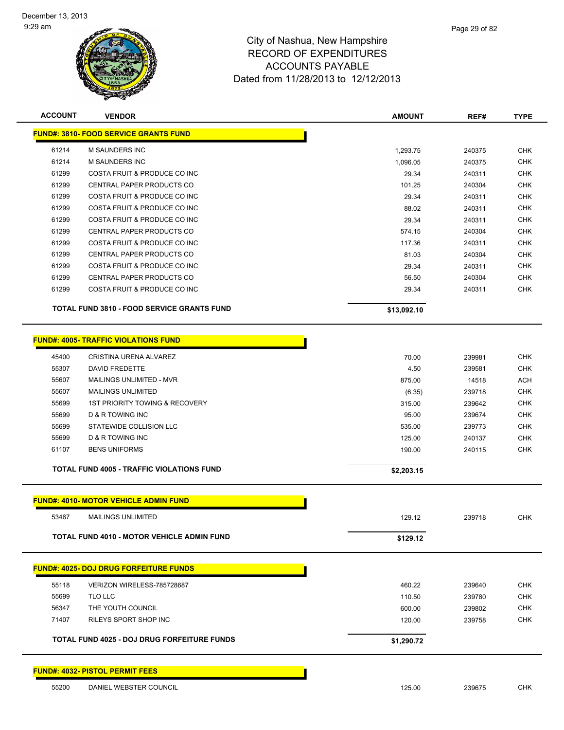# City of Nashua, New Hampshire
## RECORD OF EXPENDITURES
## ACCOUNTS PAYABLE
### Dated from 11/28/2013 to 12/12/2013

December 13, 2013
9:29 am

| ACCOUNT | VENDOR | AMOUNT | REF# | TYPE |
|---|---|---|---|---|
| **FUND#: 3810- FOOD SERVICE GRANTS FUND** | | | | |
| 61214 | M SAUNDERS INC | 1,293.75 | 240375 | CHK |
| 61214 | M SAUNDERS INC | 1,096.05 | 240375 | CHK |
| 61299 | COSTA FRUIT & PRODUCE CO INC | 29.34 | 240311 | CHK |
| 61299 | CENTRAL PAPER PRODUCTS CO | 101.25 | 240304 | CHK |
| 61299 | COSTA FRUIT & PRODUCE CO INC | 29.34 | 240311 | CHK |
| 61299 | COSTA FRUIT & PRODUCE CO INC | 88.02 | 240311 | CHK |
| 61299 | COSTA FRUIT & PRODUCE CO INC | 29.34 | 240311 | CHK |
| 61299 | CENTRAL PAPER PRODUCTS CO | 574.15 | 240304 | CHK |
| 61299 | COSTA FRUIT & PRODUCE CO INC | 117.36 | 240311 | CHK |
| 61299 | CENTRAL PAPER PRODUCTS CO | 81.03 | 240304 | CHK |
| 61299 | COSTA FRUIT & PRODUCE CO INC | 29.34 | 240311 | CHK |
| 61299 | CENTRAL PAPER PRODUCTS CO | 56.50 | 240304 | CHK |
| 61299 | COSTA FRUIT & PRODUCE CO INC | 29.34 | 240311 | CHK |
| | **TOTAL FUND 3810 - FOOD SERVICE GRANTS FUND** | **$13,092.10** | | |
| **FUND#: 4005- TRAFFIC VIOLATIONS FUND** | | | | |
| 45400 | CRISTINA URENA ALVAREZ | 70.00 | 239981 | CHK |
| 55307 | DAVID FREDETTE | 4.50 | 239581 | CHK |
| 55607 | MAILINGS UNLIMITED - MVR | 875.00 | 14518 | ACH |
| 55607 | MAILINGS UNLIMITED | (6.35) | 239718 | CHK |
| 55699 | 1ST PRIORITY TOWING & RECOVERY | 315.00 | 239642 | CHK |
| 55699 | D & R TOWING INC | 95.00 | 239674 | CHK |
| 55699 | STATEWIDE COLLISION LLC | 535.00 | 239773 | CHK |
| 55699 | D & R TOWING INC | 125.00 | 240137 | CHK |
| 61107 | BENS UNIFORMS | 190.00 | 240115 | CHK |
| | **TOTAL FUND 4005 - TRAFFIC VIOLATIONS FUND** | **$2,203.15** | | |
| **FUND#: 4010- MOTOR VEHICLE ADMIN FUND** | | | | |
| 53467 | MAILINGS UNLIMITED | 129.12 | 239718 | CHK |
| | **TOTAL FUND 4010 - MOTOR VEHICLE ADMIN FUND** | **$129.12** | | |
| **FUND#: 4025- DOJ DRUG FORFEITURE FUNDS** | | | | |
| 55118 | VERIZON WIRELESS-785728687 | 460.22 | 239640 | CHK |
| 55699 | TLO LLC | 110.50 | 239780 | CHK |
| 56347 | THE YOUTH COUNCIL | 600.00 | 239802 | CHK |
| 71407 | RILEYS SPORT SHOP INC | 120.00 | 239758 | CHK |
| | **TOTAL FUND 4025 - DOJ DRUG FORFEITURE FUNDS** | **$1,290.72** | | |
| **FUND#: 4032- PISTOL PERMIT FEES** | | | | |
| 55200 | DANIEL WEBSTER COUNCIL | 125.00 | 239675 | CHK |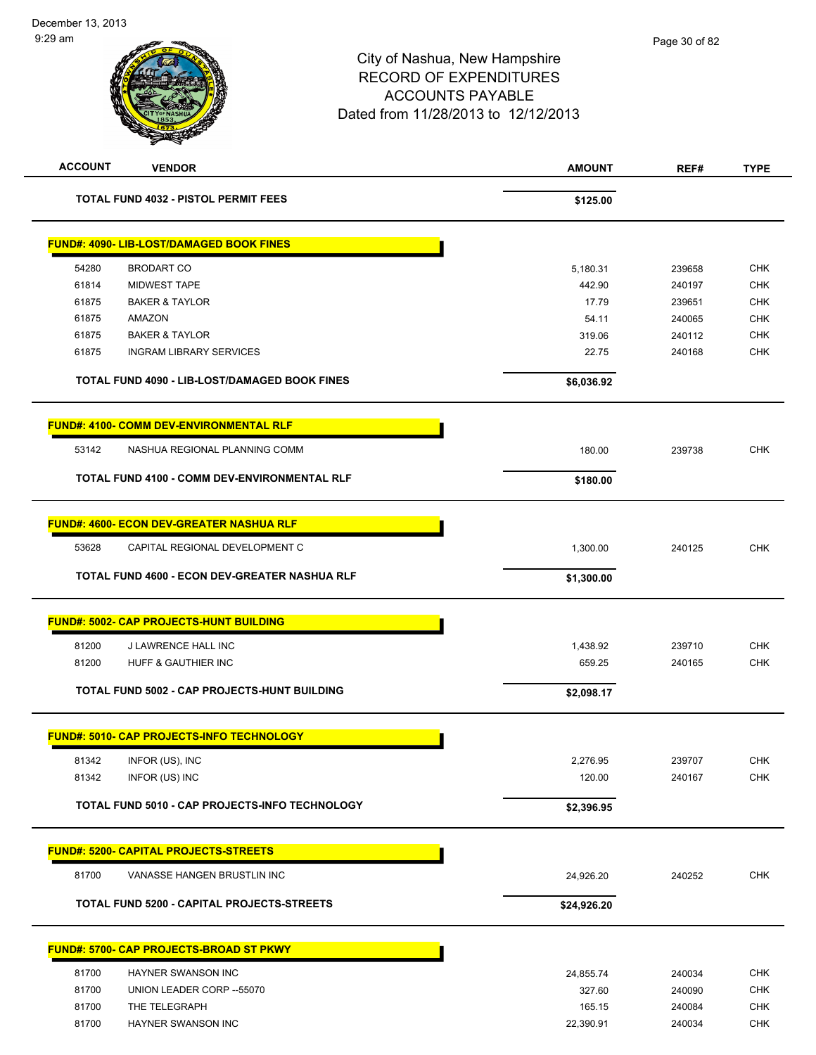# City of Nashua, New Hampshire
## RECORD OF EXPENDITURES
## ACCOUNTS PAYABLE
### Dated from 11/28/2013 to 12/12/2013

December 13, 2013
9:29 am

| ACCOUNT | VENDOR | AMOUNT | REF# | TYPE |
|---|---|---|---|---|
| | **TOTAL FUND 4032 - PISTOL PERMIT FEES** | **$125.00** | | |
| | **FUND#: 4090- LIB-LOST/DAMAGED BOOK FINES** | | | |
| 54280 | BRODART CO | 5,180.31 | 239658 | CHK |
| 61814 | MIDWEST TAPE | 442.90 | 240197 | CHK |
| 61875 | BAKER & TAYLOR | 17.79 | 239651 | CHK |
| 61875 | AMAZON | 54.11 | 240065 | CHK |
| 61875 | BAKER & TAYLOR | 319.06 | 240112 | CHK |
| 61875 | INGRAM LIBRARY SERVICES | 22.75 | 240168 | CHK |
| | **TOTAL FUND 4090 - LIB-LOST/DAMAGED BOOK FINES** | **$6,036.92** | | |
| | **FUND#: 4100- COMM DEV-ENVIRONMENTAL RLF** | | | |
| 53142 | NASHUA REGIONAL PLANNING COMM | 180.00 | 239738 | CHK |
| | **TOTAL FUND 4100 - COMM DEV-ENVIRONMENTAL RLF** | **$180.00** | | |
| | **FUND#: 4600- ECON DEV-GREATER NASHUA RLF** | | | |
| 53628 | CAPITAL REGIONAL DEVELOPMENT C | 1,300.00 | 240125 | CHK |
| | **TOTAL FUND 4600 - ECON DEV-GREATER NASHUA RLF** | **$1,300.00** | | |
| | **FUND#: 5002- CAP PROJECTS-HUNT BUILDING** | | | |
| 81200 | J LAWRENCE HALL INC | 1,438.92 | 239710 | CHK |
| 81200 | HUFF & GAUTHIER INC | 659.25 | 240165 | CHK |
| | **TOTAL FUND 5002 - CAP PROJECTS-HUNT BUILDING** | **$2,098.17** | | |
| | **FUND#: 5010- CAP PROJECTS-INFO TECHNOLOGY** | | | |
| 81342 | INFOR (US), INC | 2,276.95 | 239707 | CHK |
| 81342 | INFOR (US) INC | 120.00 | 240167 | CHK |
| | **TOTAL FUND 5010 - CAP PROJECTS-INFO TECHNOLOGY** | **$2,396.95** | | |
| | **FUND#: 5200- CAPITAL PROJECTS-STREETS** | | | |
| 81700 | VANASSE HANGEN BRUSTLIN INC | 24,926.20 | 240252 | CHK |
| | **TOTAL FUND 5200 - CAPITAL PROJECTS-STREETS** | **$24,926.20** | | |
| | **FUND#: 5700- CAP PROJECTS-BROAD ST PKWY** | | | |
| 81700 | HAYNER SWANSON INC | 24,855.74 | 240034 | CHK |
| 81700 | UNION LEADER CORP --55070 | 327.60 | 240090 | CHK |
| 81700 | THE TELEGRAPH | 165.15 | 240084 | CHK |
| 81700 | HAYNER SWANSON INC | 22,390.91 | 240034 | CHK |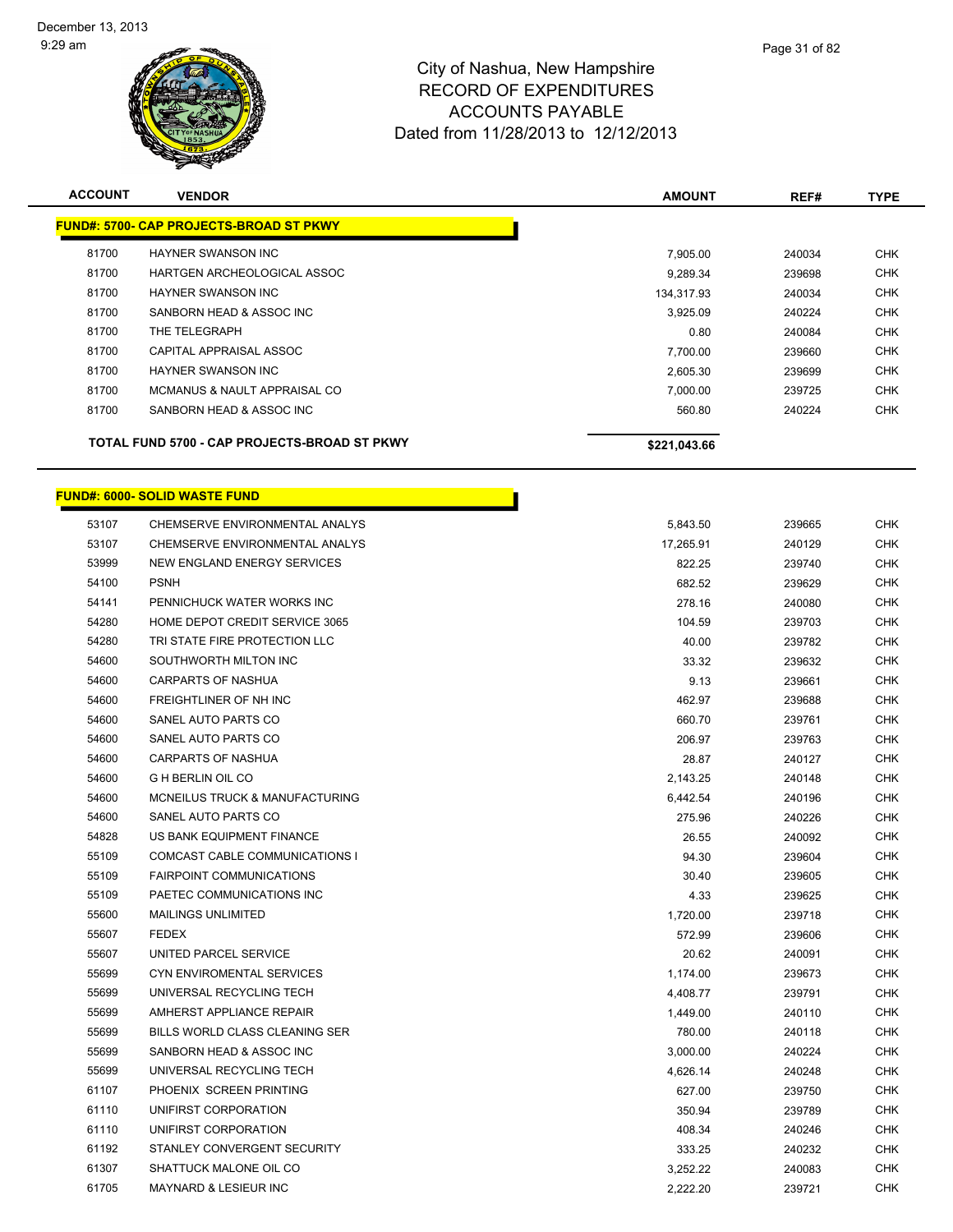City of Nashua, New Hampshire
RECORD OF EXPENDITURES
ACCOUNTS PAYABLE
Dated from 11/28/2013 to 12/12/2013

| ACCOUNT | VENDOR | AMOUNT | REF# | TYPE |
|---|---|---|---|---|
| **FUND#: 5700- CAP PROJECTS-BROAD ST PKWY** | | | | |
| 81700 | HAYNER SWANSON INC | 7,905.00 | 240034 | CHK |
| 81700 | HARTGEN ARCHEOLOGICAL ASSOC | 9,289.34 | 239698 | CHK |
| 81700 | HAYNER SWANSON INC | 134,317.93 | 240034 | CHK |
| 81700 | SANBORN HEAD & ASSOC INC | 3,925.09 | 240224 | CHK |
| 81700 | THE TELEGRAPH | 0.80 | 240084 | CHK |
| 81700 | CAPITAL APPRAISAL ASSOC | 7,700.00 | 239660 | CHK |
| 81700 | HAYNER SWANSON INC | 2,605.30 | 239699 | CHK |
| 81700 | MCMANUS & NAULT APPRAISAL CO | 7,000.00 | 239725 | CHK |
| 81700 | SANBORN HEAD & ASSOC INC | 560.80 | 240224 | CHK |
| **TOTAL FUND 5700 - CAP PROJECTS-BROAD ST PKWY** | | **$221,043.66** | | |

| ACCOUNT | VENDOR | AMOUNT | REF# | TYPE |
|---|---|---|---|---|
| **FUND#: 6000- SOLID WASTE FUND** | | | | |
| 53107 | CHEMSERVE ENVIRONMENTAL ANALYS | 5,843.50 | 239665 | CHK |
| 53107 | CHEMSERVE ENVIRONMENTAL ANALYS | 17,265.91 | 240129 | CHK |
| 53999 | NEW ENGLAND ENERGY SERVICES | 822.25 | 239740 | CHK |
| 54100 | PSNH | 682.52 | 239629 | CHK |
| 54141 | PENNICHUCK WATER WORKS INC | 278.16 | 240080 | CHK |
| 54280 | HOME DEPOT CREDIT SERVICE 3065 | 104.59 | 239703 | CHK |
| 54280 | TRI STATE FIRE PROTECTION LLC | 40.00 | 239782 | CHK |
| 54600 | SOUTHWORTH MILTON INC | 33.32 | 239632 | CHK |
| 54600 | CARPARTS OF NASHUA | 9.13 | 239661 | CHK |
| 54600 | FREIGHTLINER OF NH INC | 462.97 | 239688 | CHK |
| 54600 | SANEL AUTO PARTS CO | 660.70 | 239761 | CHK |
| 54600 | SANEL AUTO PARTS CO | 206.97 | 239763 | CHK |
| 54600 | CARPARTS OF NASHUA | 28.87 | 240127 | CHK |
| 54600 | G H BERLIN OIL CO | 2,143.25 | 240148 | CHK |
| 54600 | MCNEILUS TRUCK & MANUFACTURING | 6,442.54 | 240196 | CHK |
| 54600 | SANEL AUTO PARTS CO | 275.96 | 240226 | CHK |
| 54828 | US BANK EQUIPMENT FINANCE | 26.55 | 240092 | CHK |
| 55109 | COMCAST CABLE COMMUNICATIONS I | 94.30 | 239604 | CHK |
| 55109 | FAIRPOINT COMMUNICATIONS | 30.40 | 239605 | CHK |
| 55109 | PAETEC COMMUNICATIONS INC | 4.33 | 239625 | CHK |
| 55600 | MAILINGS UNLIMITED | 1,720.00 | 239718 | CHK |
| 55607 | FEDEX | 572.99 | 239606 | CHK |
| 55607 | UNITED PARCEL SERVICE | 20.62 | 240091 | CHK |
| 55699 | CYN ENVIROMENTAL SERVICES | 1,174.00 | 239673 | CHK |
| 55699 | UNIVERSAL RECYCLING TECH | 4,408.77 | 239791 | CHK |
| 55699 | AMHERST APPLIANCE REPAIR | 1,449.00 | 240110 | CHK |
| 55699 | BILLS WORLD CLASS CLEANING SER | 780.00 | 240118 | CHK |
| 55699 | SANBORN HEAD & ASSOC INC | 3,000.00 | 240224 | CHK |
| 55699 | UNIVERSAL RECYCLING TECH | 4,626.14 | 240248 | CHK |
| 61107 | PHOENIX SCREEN PRINTING | 627.00 | 239750 | CHK |
| 61110 | UNIFIRST CORPORATION | 350.94 | 239789 | CHK |
| 61110 | UNIFIRST CORPORATION | 408.34 | 240246 | CHK |
| 61192 | STANLEY CONVERGENT SECURITY | 333.25 | 240232 | CHK |
| 61307 | SHATTUCK MALONE OIL CO | 3,252.22 | 240083 | CHK |
| 61705 | MAYNARD & LESIEUR INC | 2,222.20 | 239721 | CHK |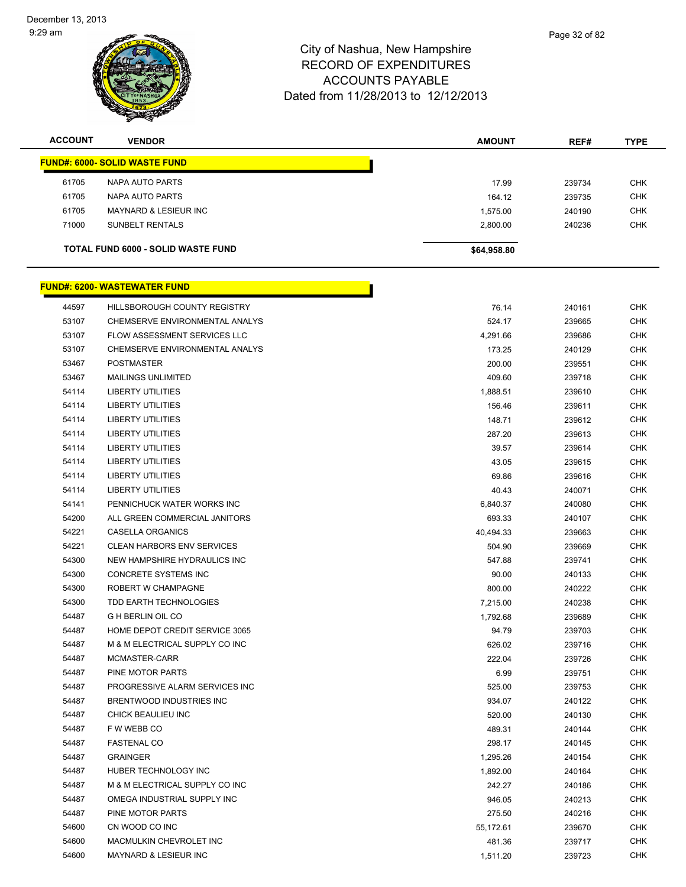City of Nashua, New Hampshire
RECORD OF EXPENDITURES
ACCOUNTS PAYABLE
Dated from 11/28/2013 to 12/12/2013

| ACCOUNT | VENDOR | AMOUNT | REF# | TYPE |
|---|---|---|---|---|
| **FUND#: 6000- SOLID WASTE FUND** | | | | |
| 61705 | NAPA AUTO PARTS | 17.99 | 239734 | CHK |
| 61705 | NAPA AUTO PARTS | 164.12 | 239735 | CHK |
| 61705 | MAYNARD & LESIEUR INC | 1,575.00 | 240190 | CHK |
| 71000 | SUNBELT RENTALS | 2,800.00 | 240236 | CHK |
| | **TOTAL FUND 6000 - SOLID WASTE FUND** | **$64,958.80** | | |

| ACCOUNT | VENDOR | AMOUNT | REF# | TYPE |
|---|---|---|---|---|
| **FUND#: 6200- WASTEWATER FUND** | | | | |
| 44597 | HILLSBOROUGH COUNTY REGISTRY | 76.14 | 240161 | CHK |
| 53107 | CHEMSERVE ENVIRONMENTAL ANALYS | 524.17 | 239665 | CHK |
| 53107 | FLOW ASSESSMENT SERVICES LLC | 4,291.66 | 239686 | CHK |
| 53107 | CHEMSERVE ENVIRONMENTAL ANALYS | 173.25 | 240129 | CHK |
| 53467 | POSTMASTER | 200.00 | 239551 | CHK |
| 53467 | MAILINGS UNLIMITED | 409.60 | 239718 | CHK |
| 54114 | LIBERTY UTILITIES | 1,888.51 | 239610 | CHK |
| 54114 | LIBERTY UTILITIES | 156.46 | 239611 | CHK |
| 54114 | LIBERTY UTILITIES | 148.71 | 239612 | CHK |
| 54114 | LIBERTY UTILITIES | 287.20 | 239613 | CHK |
| 54114 | LIBERTY UTILITIES | 39.57 | 239614 | CHK |
| 54114 | LIBERTY UTILITIES | 43.05 | 239615 | CHK |
| 54114 | LIBERTY UTILITIES | 69.86 | 239616 | CHK |
| 54114 | LIBERTY UTILITIES | 40.43 | 240071 | CHK |
| 54141 | PENNICHUCK WATER WORKS INC | 6,840.37 | 240080 | CHK |
| 54200 | ALL GREEN COMMERCIAL JANITORS | 693.33 | 240107 | CHK |
| 54221 | CASELLA ORGANICS | 40,494.33 | 239663 | CHK |
| 54221 | CLEAN HARBORS ENV SERVICES | 504.90 | 239669 | CHK |
| 54300 | NEW HAMPSHIRE HYDRAULICS INC | 547.88 | 239741 | CHK |
| 54300 | CONCRETE SYSTEMS INC | 90.00 | 240133 | CHK |
| 54300 | ROBERT W CHAMPAGNE | 800.00 | 240222 | CHK |
| 54300 | TDD EARTH TECHNOLOGIES | 7,215.00 | 240238 | CHK |
| 54487 | G H BERLIN OIL CO | 1,792.68 | 239689 | CHK |
| 54487 | HOME DEPOT CREDIT SERVICE 3065 | 94.79 | 239703 | CHK |
| 54487 | M & M ELECTRICAL SUPPLY CO INC | 626.02 | 239716 | CHK |
| 54487 | MCMASTER-CARR | 222.04 | 239726 | CHK |
| 54487 | PINE MOTOR PARTS | 6.99 | 239751 | CHK |
| 54487 | PROGRESSIVE ALARM SERVICES INC | 525.00 | 239753 | CHK |
| 54487 | BRENTWOOD INDUSTRIES INC | 934.07 | 240122 | CHK |
| 54487 | CHICK BEAULIEU INC | 520.00 | 240130 | CHK |
| 54487 | F W WEBB CO | 489.31 | 240144 | CHK |
| 54487 | FASTENAL CO | 298.17 | 240145 | CHK |
| 54487 | GRAINGER | 1,295.26 | 240154 | CHK |
| 54487 | HUBER TECHNOLOGY INC | 1,892.00 | 240164 | CHK |
| 54487 | M & M ELECTRICAL SUPPLY CO INC | 242.27 | 240186 | CHK |
| 54487 | OMEGA INDUSTRIAL SUPPLY INC | 946.05 | 240213 | CHK |
| 54487 | PINE MOTOR PARTS | 275.50 | 240216 | CHK |
| 54600 | CN WOOD CO INC | 55,172.61 | 239670 | CHK |
| 54600 | MACMULKIN CHEVROLET INC | 481.36 | 239717 | CHK |
| 54600 | MAYNARD & LESIEUR INC | 1,511.20 | 239723 | CHK |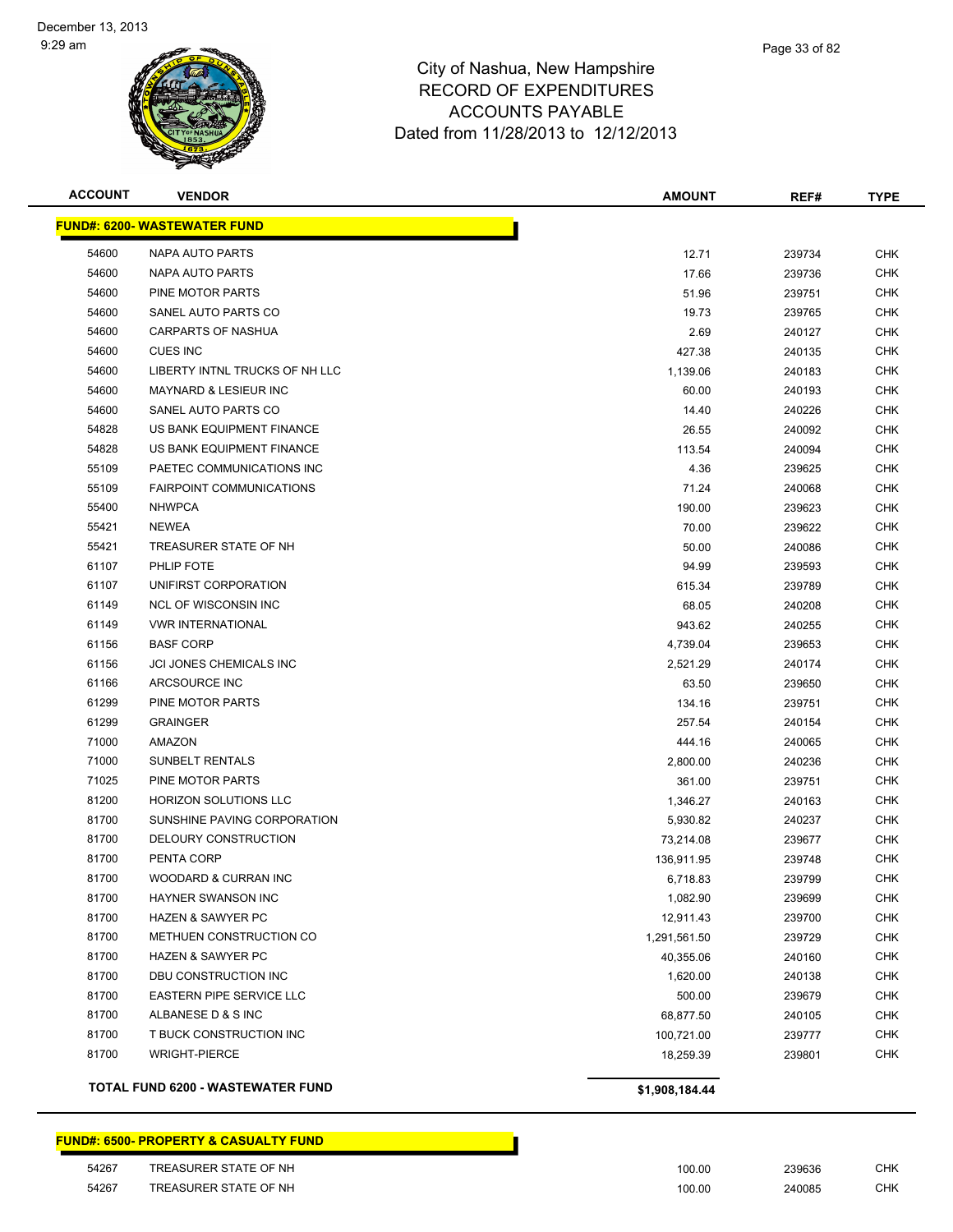# City of Nashua, New Hampshire
## RECORD OF EXPENDITURES
## ACCOUNTS PAYABLE
### Dated from 11/28/2013 to 12/12/2013

| ACCOUNT | VENDOR | AMOUNT | REF# | TYPE |
|---|---|---|---|---|
| **FUND#: 6200- WASTEWATER FUND** | | | | |
| 54600 | NAPA AUTO PARTS | 12.71 | 239734 | CHK |
| 54600 | NAPA AUTO PARTS | 17.66 | 239736 | CHK |
| 54600 | PINE MOTOR PARTS | 51.96 | 239751 | CHK |
| 54600 | SANEL AUTO PARTS CO | 19.73 | 239765 | CHK |
| 54600 | CARPARTS OF NASHUA | 2.69 | 240127 | CHK |
| 54600 | CUES INC | 427.38 | 240135 | CHK |
| 54600 | LIBERTY INTNL TRUCKS OF NH LLC | 1,139.06 | 240183 | CHK |
| 54600 | MAYNARD & LESIEUR INC | 60.00 | 240193 | CHK |
| 54600 | SANEL AUTO PARTS CO | 14.40 | 240226 | CHK |
| 54828 | US BANK EQUIPMENT FINANCE | 26.55 | 240092 | CHK |
| 54828 | US BANK EQUIPMENT FINANCE | 113.54 | 240094 | CHK |
| 55109 | PAETEC COMMUNICATIONS INC | 4.36 | 239625 | CHK |
| 55109 | FAIRPOINT COMMUNICATIONS | 71.24 | 240068 | CHK |
| 55400 | NHWPCA | 190.00 | 239623 | CHK |
| 55421 | NEWEA | 70.00 | 239622 | CHK |
| 55421 | TREASURER STATE OF NH | 50.00 | 240086 | CHK |
| 61107 | PHLIP FOTE | 94.99 | 239593 | CHK |
| 61107 | UNIFIRST CORPORATION | 615.34 | 239789 | CHK |
| 61149 | NCL OF WISCONSIN INC | 68.05 | 240208 | CHK |
| 61149 | VWR INTERNATIONAL | 943.62 | 240255 | CHK |
| 61156 | BASF CORP | 4,739.04 | 239653 | CHK |
| 61156 | JCI JONES CHEMICALS INC | 2,521.29 | 240174 | CHK |
| 61166 | ARCSOURCE INC | 63.50 | 239650 | CHK |
| 61299 | PINE MOTOR PARTS | 134.16 | 239751 | CHK |
| 61299 | GRAINGER | 257.54 | 240154 | CHK |
| 71000 | AMAZON | 444.16 | 240065 | CHK |
| 71000 | SUNBELT RENTALS | 2,800.00 | 240236 | CHK |
| 71025 | PINE MOTOR PARTS | 361.00 | 239751 | CHK |
| 81200 | HORIZON SOLUTIONS LLC | 1,346.27 | 240163 | CHK |
| 81700 | SUNSHINE PAVING CORPORATION | 5,930.82 | 240237 | CHK |
| 81700 | DELOURY CONSTRUCTION | 73,214.08 | 239677 | CHK |
| 81700 | PENTA CORP | 136,911.95 | 239748 | CHK |
| 81700 | WOODARD & CURRAN INC | 6,718.83 | 239799 | CHK |
| 81700 | HAYNER SWANSON INC | 1,082.90 | 239699 | CHK |
| 81700 | HAZEN & SAWYER PC | 12,911.43 | 239700 | CHK |
| 81700 | METHUEN CONSTRUCTION CO | 1,291,561.50 | 239729 | CHK |
| 81700 | HAZEN & SAWYER PC | 40,355.06 | 240160 | CHK |
| 81700 | DBU CONSTRUCTION INC | 1,620.00 | 240138 | CHK |
| 81700 | EASTERN PIPE SERVICE LLC | 500.00 | 239679 | CHK |
| 81700 | ALBANESE D & S INC | 68,877.50 | 240105 | CHK |
| 81700 | T BUCK CONSTRUCTION INC | 100,721.00 | 239777 | CHK |
| 81700 | WRIGHT-PIERCE | 18,259.39 | 239801 | CHK |
| | **TOTAL FUND 6200 - WASTEWATER FUND** | **$1,908,184.44** | | |
| **FUND#: 6500- PROPERTY & CASUALTY FUND** | | | | |
| 54267 | TREASURER STATE OF NH | 100.00 | 239636 | CHK |
| 54267 | TREASURER STATE OF NH | 100.00 | 240085 | CHK |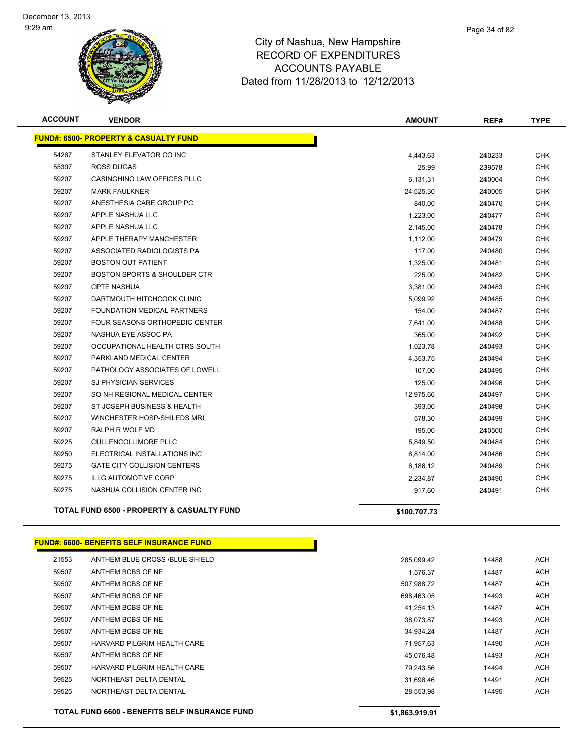# City of Nashua, New Hampshire
## RECORD OF EXPENDITURES
## ACCOUNTS PAYABLE
## Dated from 11/28/2013 to 12/12/2013

| ACCOUNT | VENDOR | AMOUNT | REF# | TYPE |
|---|---|---|---|---|
| **FUND#: 6500- PROPERTY & CASUALTY FUND** | | | | |
| 54267 | STANLEY ELEVATOR CO INC | 4,443.63 | 240233 | CHK |
| 55307 | ROSS DUGAS | 25.99 | 239578 | CHK |
| 59207 | CASINGHINO LAW OFFICES PLLC | 6,131.31 | 240004 | CHK |
| 59207 | MARK FAULKNER | 24,525.30 | 240005 | CHK |
| 59207 | ANESTHESIA CARE GROUP PC | 840.00 | 240476 | CHK |
| 59207 | APPLE NASHUA LLC | 1,223.00 | 240477 | CHK |
| 59207 | APPLE NASHUA LLC | 2,145.00 | 240478 | CHK |
| 59207 | APPLE THERAPY MANCHESTER | 1,112.00 | 240479 | CHK |
| 59207 | ASSOCIATED RADIOLOGISTS PA | 117.00 | 240480 | CHK |
| 59207 | BOSTON OUT PATIENT | 1,325.00 | 240481 | CHK |
| 59207 | BOSTON SPORTS & SHOULDER CTR | 225.00 | 240482 | CHK |
| 59207 | CPTE NASHUA | 3,381.00 | 240483 | CHK |
| 59207 | DARTMOUTH HITCHCOCK CLINIC | 5,099.92 | 240485 | CHK |
| 59207 | FOUNDATION MEDICAL PARTNERS | 154.00 | 240487 | CHK |
| 59207 | FOUR SEASONS ORTHOPEDIC CENTER | 7,641.00 | 240488 | CHK |
| 59207 | NASHUA EYE ASSOC PA | 365.00 | 240492 | CHK |
| 59207 | OCCUPATIONAL HEALTH CTRS SOUTH | 1,023.78 | 240493 | CHK |
| 59207 | PARKLAND MEDICAL CENTER | 4,353.75 | 240494 | CHK |
| 59207 | PATHOLOGY ASSOCIATES OF LOWELL | 107.00 | 240495 | CHK |
| 59207 | SJ PHYSICIAN SERVICES | 125.00 | 240496 | CHK |
| 59207 | SO NH REGIONAL MEDICAL CENTER | 12,975.66 | 240497 | CHK |
| 59207 | ST JOSEPH BUSINESS & HEALTH | 393.00 | 240498 | CHK |
| 59207 | WINCHESTER HOSP-SHILEDS MRI | 578.30 | 240499 | CHK |
| 59207 | RALPH R WOLF MD | 195.00 | 240500 | CHK |
| 59225 | CULLENCOLLIMORE PLLC | 5,849.50 | 240484 | CHK |
| 59250 | ELECTRICAL INSTALLATIONS INC | 6,814.00 | 240486 | CHK |
| 59275 | GATE CITY COLLISION CENTERS | 6,186.12 | 240489 | CHK |
| 59275 | ILLG AUTOMOTIVE CORP | 2,234.87 | 240490 | CHK |
| 59275 | NASHUA COLLISION CENTER INC | 917.60 | 240491 | CHK |
| | **TOTAL FUND 6500 - PROPERTY & CASUALTY FUND** | **$100,707.73** | | |

| ACCOUNT | VENDOR | AMOUNT | REF# | TYPE |
|---|---|---|---|---|
| **FUND#: 6600- BENEFITS SELF INSURANCE FUND** | | | | |
| 21553 | ANTHEM BLUE CROSS /BLUE SHIELD | 285,099.42 | 14488 | ACH |
| 59507 | ANTHEM BCBS OF NE | 1,576.37 | 14487 | ACH |
| 59507 | ANTHEM BCBS OF NE | 507,988.72 | 14487 | ACH |
| 59507 | ANTHEM BCBS OF NE | 698,463.05 | 14493 | ACH |
| 59507 | ANTHEM BCBS OF NE | 41,254.13 | 14487 | ACH |
| 59507 | ANTHEM BCBS OF NE | 38,073.87 | 14493 | ACH |
| 59507 | ANTHEM BCBS OF NE | 34,934.24 | 14487 | ACH |
| 59507 | HARVARD PILGRIM HEALTH CARE | 71,957.63 | 14490 | ACH |
| 59507 | ANTHEM BCBS OF NE | 45,076.48 | 14493 | ACH |
| 59507 | HARVARD PILGRIM HEALTH CARE | 79,243.56 | 14494 | ACH |
| 59525 | NORTHEAST DELTA DENTAL | 31,698.46 | 14491 | ACH |
| 59525 | NORTHEAST DELTA DENTAL | 28,553.98 | 14495 | ACH |
| | **TOTAL FUND 6600 - BENEFITS SELF INSURANCE FUND** | **$1,863,919.91** | | |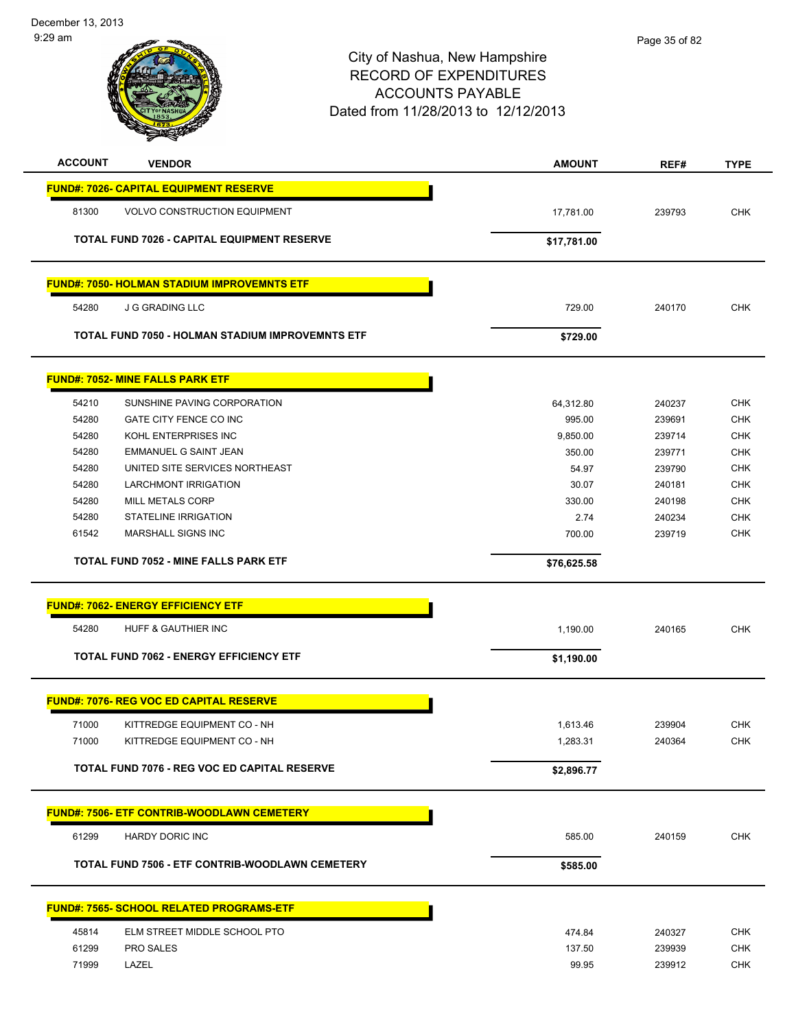City of Nashua, New Hampshire
RECORD OF EXPENDITURES
ACCOUNTS PAYABLE
Dated from 11/28/2013 to 12/12/2013

| ACCOUNT | VENDOR | AMOUNT | REF# | TYPE |
|---|---|---|---|---|
| **FUND#: 7026- CAPITAL EQUIPMENT RESERVE** | | | | |
| 81300 | VOLVO CONSTRUCTION EQUIPMENT | 17,781.00 | 239793 | CHK |
| | **TOTAL FUND 7026 - CAPITAL EQUIPMENT RESERVE** | **$17,781.00** | | |
| **FUND#: 7050- HOLMAN STADIUM IMPROVEMNTS ETF** | | | | |
| 54280 | J G GRADING LLC | 729.00 | 240170 | CHK |
| | **TOTAL FUND 7050 - HOLMAN STADIUM IMPROVEMNTS ETF** | **$729.00** | | |
| **FUND#: 7052- MINE FALLS PARK ETF** | | | | |
| 54210 | SUNSHINE PAVING CORPORATION | 64,312.80 | 240237 | CHK |
| 54280 | GATE CITY FENCE CO INC | 995.00 | 239691 | CHK |
| 54280 | KOHL ENTERPRISES INC | 9,850.00 | 239714 | CHK |
| 54280 | EMMANUEL G SAINT JEAN | 350.00 | 239771 | CHK |
| 54280 | UNITED SITE SERVICES NORTHEAST | 54.97 | 239790 | CHK |
| 54280 | LARCHMONT IRRIGATION | 30.07 | 240181 | CHK |
| 54280 | MILL METALS CORP | 330.00 | 240198 | CHK |
| 54280 | STATELINE IRRIGATION | 2.74 | 240234 | CHK |
| 61542 | MARSHALL SIGNS INC | 700.00 | 239719 | CHK |
| | **TOTAL FUND 7052 - MINE FALLS PARK ETF** | **$76,625.58** | | |
| **FUND#: 7062- ENERGY EFFICIENCY ETF** | | | | |
| 54280 | HUFF & GAUTHIER INC | 1,190.00 | 240165 | CHK |
| | **TOTAL FUND 7062 - ENERGY EFFICIENCY ETF** | **$1,190.00** | | |
| **FUND#: 7076- REG VOC ED CAPITAL RESERVE** | | | | |
| 71000 | KITTREDGE EQUIPMENT CO - NH | 1,613.46 | 239904 | CHK |
| 71000 | KITTREDGE EQUIPMENT CO - NH | 1,283.31 | 240364 | CHK |
| | **TOTAL FUND 7076 - REG VOC ED CAPITAL RESERVE** | **$2,896.77** | | |
| **FUND#: 7506- ETF CONTRIB-WOODLAWN CEMETERY** | | | | |
| 61299 | HARDY DORIC INC | 585.00 | 240159 | CHK |
| | **TOTAL FUND 7506 - ETF CONTRIB-WOODLAWN CEMETERY** | **$585.00** | | |
| **FUND#: 7565- SCHOOL RELATED PROGRAMS-ETF** | | | | |
| 45814 | ELM STREET MIDDLE SCHOOL PTO | 474.84 | 240327 | CHK |
| 61299 | PRO SALES | 137.50 | 239939 | CHK |
| 71999 | LAZEL | 99.95 | 239912 | CHK |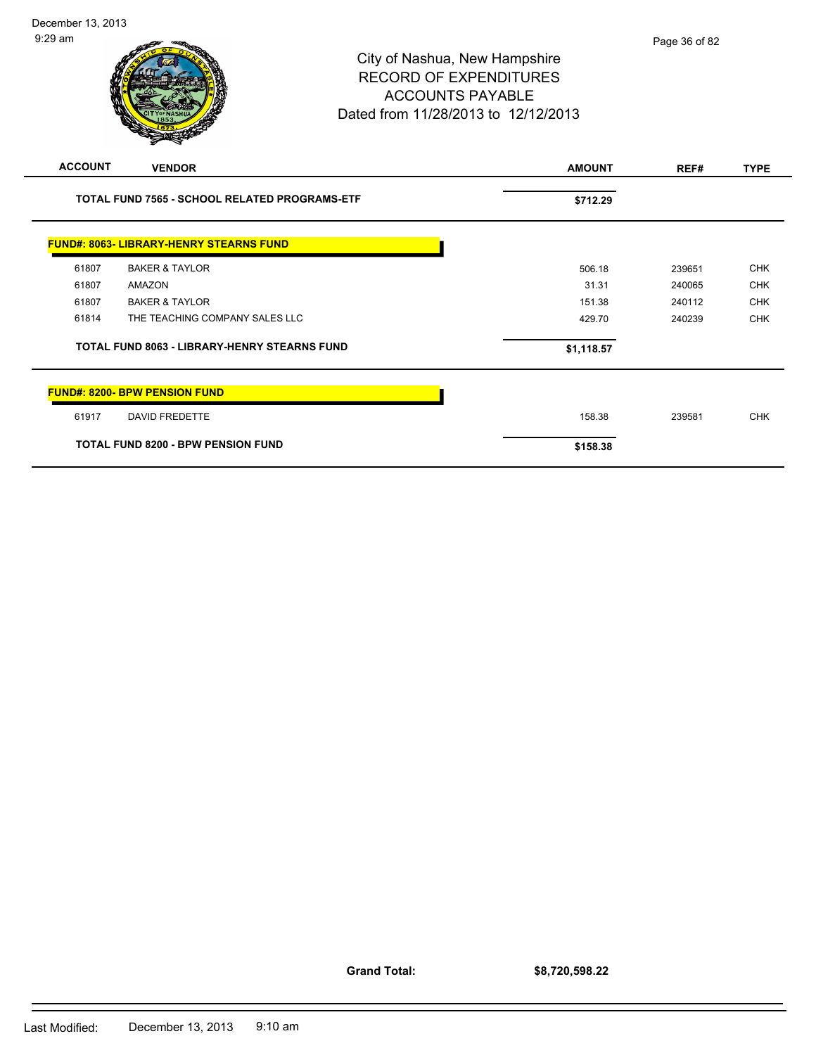# City of Nashua, New Hampshire
## RECORD OF EXPENDITURES
## ACCOUNTS PAYABLE
### Dated from 11/28/2013 to 12/12/2013

| ACCOUNT | VENDOR | AMOUNT | REF# | TYPE |
|---|---|---|---|---|
| | **TOTAL FUND 7565 - SCHOOL RELATED PROGRAMS-ETF** | **$712.29** | | |
| | **FUND#: 8063- LIBRARY-HENRY STEARNS FUND** | | | |
| 61807 | BAKER & TAYLOR | 506.18 | 239651 | CHK |
| 61807 | AMAZON | 31.31 | 240065 | CHK |
| 61807 | BAKER & TAYLOR | 151.38 | 240112 | CHK |
| 61814 | THE TEACHING COMPANY SALES LLC | 429.70 | 240239 | CHK |
| | **TOTAL FUND 8063 - LIBRARY-HENRY STEARNS FUND** | **$1,118.57** | | |
| | **FUND#: 8200- BPW PENSION FUND** | | | |
| 61917 | DAVID FREDETTE | 158.38 | 239581 | CHK |
| | **TOTAL FUND 8200 - BPW PENSION FUND** | **$158.38** | | |

**Grand Total:** **$8,720,598.22**

Last Modified: December 13, 2013 9:10 am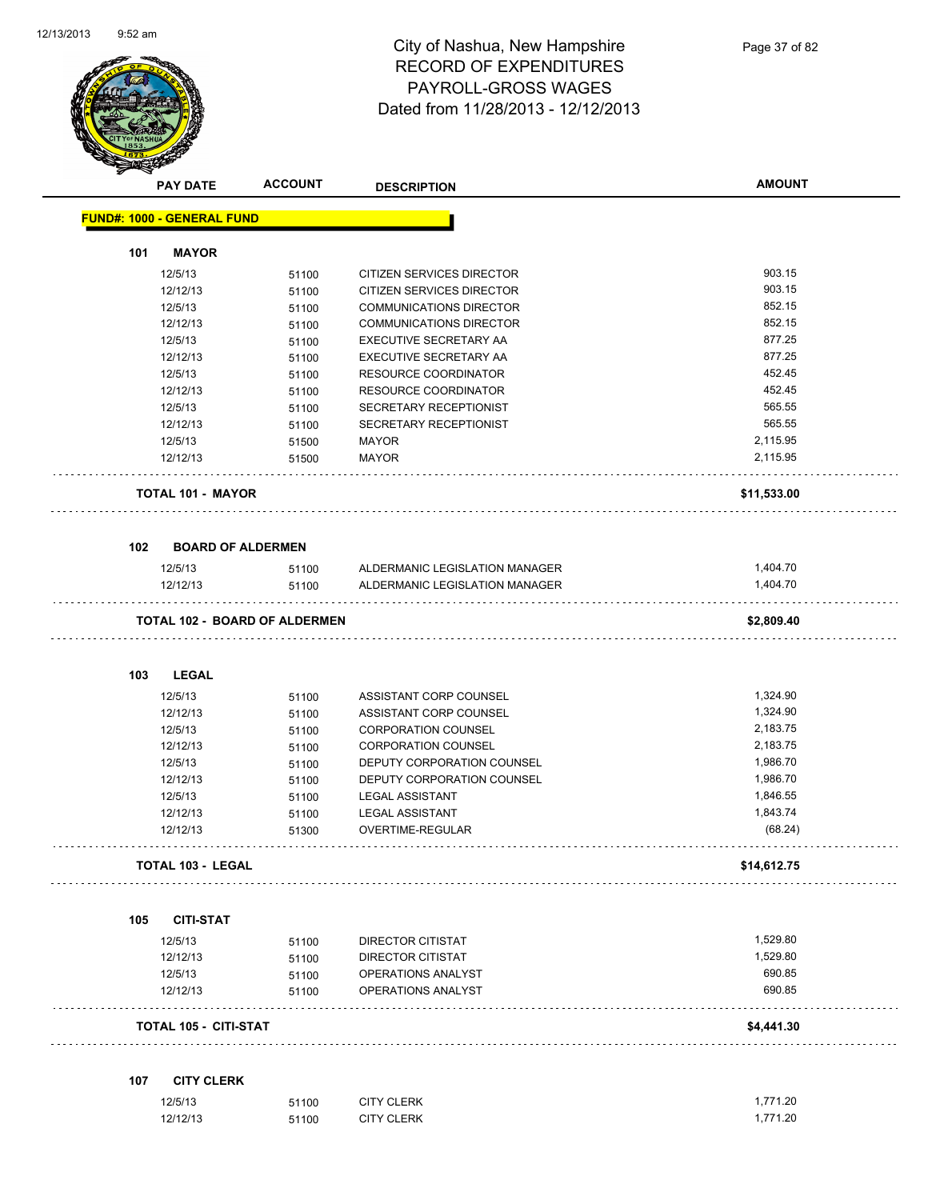# City of Nashua, New Hampshire
## RECORD OF EXPENDITURES
## PAYROLL-GROSS WAGES
## Dated from 11/28/2013 - 12/12/2013

| PAY DATE | ACCOUNT | DESCRIPTION | AMOUNT |
|---|---|---|---|

**FUND#: 1000 - GENERAL FUND**

**101 MAYOR**

| PAY DATE | ACCOUNT | DESCRIPTION | AMOUNT |
|---|---|---|---|
| 12/5/13 | 51100 | CITIZEN SERVICES DIRECTOR | 903.15 |
| 12/12/13 | 51100 | CITIZEN SERVICES DIRECTOR | 903.15 |
| 12/5/13 | 51100 | COMMUNICATIONS DIRECTOR | 852.15 |
| 12/12/13 | 51100 | COMMUNICATIONS DIRECTOR | 852.15 |
| 12/5/13 | 51100 | EXECUTIVE SECRETARY AA | 877.25 |
| 12/12/13 | 51100 | EXECUTIVE SECRETARY AA | 877.25 |
| 12/5/13 | 51100 | RESOURCE COORDINATOR | 452.45 |
| 12/12/13 | 51100 | RESOURCE COORDINATOR | 452.45 |
| 12/5/13 | 51100 | SECRETARY RECEPTIONIST | 565.55 |
| 12/12/13 | 51100 | SECRETARY RECEPTIONIST | 565.55 |
| 12/5/13 | 51500 | MAYOR | 2,115.95 |
| 12/12/13 | 51500 | MAYOR | 2,115.95 |

**TOTAL 101 - MAYOR** **$11,533.00**

**102 BOARD OF ALDERMEN**

| PAY DATE | ACCOUNT | DESCRIPTION | AMOUNT |
|---|---|---|---|
| 12/5/13 | 51100 | ALDERMANIC LEGISLATION MANAGER | 1,404.70 |
| 12/12/13 | 51100 | ALDERMANIC LEGISLATION MANAGER | 1,404.70 |

**TOTAL 102 - BOARD OF ALDERMEN** **$2,809.40**

**103 LEGAL**

| PAY DATE | ACCOUNT | DESCRIPTION | AMOUNT |
|---|---|---|---|
| 12/5/13 | 51100 | ASSISTANT CORP COUNSEL | 1,324.90 |
| 12/12/13 | 51100 | ASSISTANT CORP COUNSEL | 1,324.90 |
| 12/5/13 | 51100 | CORPORATION COUNSEL | 2,183.75 |
| 12/12/13 | 51100 | CORPORATION COUNSEL | 2,183.75 |
| 12/5/13 | 51100 | DEPUTY CORPORATION COUNSEL | 1,986.70 |
| 12/12/13 | 51100 | DEPUTY CORPORATION COUNSEL | 1,986.70 |
| 12/5/13 | 51100 | LEGAL ASSISTANT | 1,846.55 |
| 12/12/13 | 51100 | LEGAL ASSISTANT | 1,843.74 |
| 12/12/13 | 51300 | OVERTIME-REGULAR | (68.24) |

**TOTAL 103 - LEGAL** **$14,612.75**

**105 CITI-STAT**

| PAY DATE | ACCOUNT | DESCRIPTION | AMOUNT |
|---|---|---|---|
| 12/5/13 | 51100 | DIRECTOR CITISTAT | 1,529.80 |
| 12/12/13 | 51100 | DIRECTOR CITISTAT | 1,529.80 |
| 12/5/13 | 51100 | OPERATIONS ANALYST | 690.85 |
| 12/12/13 | 51100 | OPERATIONS ANALYST | 690.85 |

**TOTAL 105 - CITI-STAT** **$4,441.30**

**107 CITY CLERK**

| PAY DATE | ACCOUNT | DESCRIPTION | AMOUNT |
|---|---|---|---|
| 12/5/13 | 51100 | CITY CLERK | 1,771.20 |
| 12/12/13 | 51100 | CITY CLERK | 1,771.20 |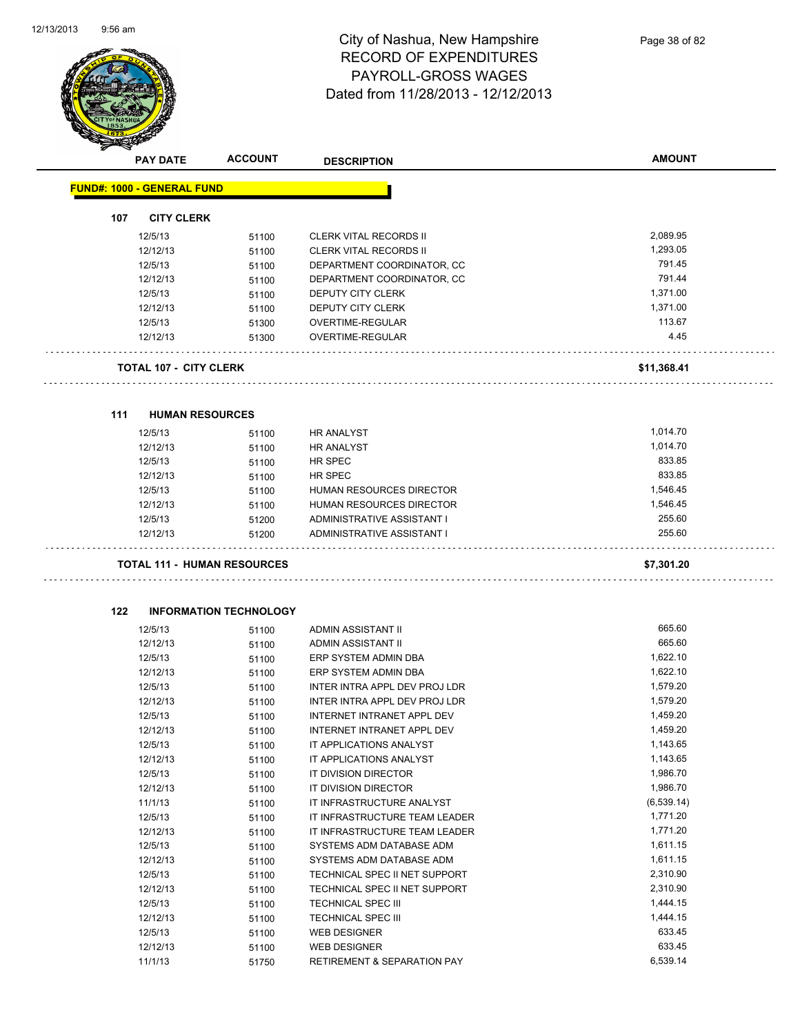# City of Nashua, New Hampshire
## RECORD OF EXPENDITURES
## PAYROLL-GROSS WAGES
## Dated from 11/28/2013 - 12/12/2013

| PAY DATE | ACCOUNT | DESCRIPTION | AMOUNT |
|---|---|---|---|
| **FUND#: 1000 - GENERAL FUND** | | | |
| **107 CITY CLERK** | | | |
| 12/5/13 | 51100 | CLERK VITAL RECORDS II | 2,089.95 |
| 12/12/13 | 51100 | CLERK VITAL RECORDS II | 1,293.05 |
| 12/5/13 | 51100 | DEPARTMENT COORDINATOR, CC | 791.45 |
| 12/12/13 | 51100 | DEPARTMENT COORDINATOR, CC | 791.44 |
| 12/5/13 | 51100 | DEPUTY CITY CLERK | 1,371.00 |
| 12/12/13 | 51100 | DEPUTY CITY CLERK | 1,371.00 |
| 12/5/13 | 51300 | OVERTIME-REGULAR | 113.67 |
| 12/12/13 | 51300 | OVERTIME-REGULAR | 4.45 |
| **TOTAL 107 - CITY CLERK** | | | **$11,368.41** |
| **111 HUMAN RESOURCES** | | | |
| 12/5/13 | 51100 | HR ANALYST | 1,014.70 |
| 12/12/13 | 51100 | HR ANALYST | 1,014.70 |
| 12/5/13 | 51100 | HR SPEC | 833.85 |
| 12/12/13 | 51100 | HR SPEC | 833.85 |
| 12/5/13 | 51100 | HUMAN RESOURCES DIRECTOR | 1,546.45 |
| 12/12/13 | 51100 | HUMAN RESOURCES DIRECTOR | 1,546.45 |
| 12/5/13 | 51200 | ADMINISTRATIVE ASSISTANT I | 255.60 |
| 12/12/13 | 51200 | ADMINISTRATIVE ASSISTANT I | 255.60 |
| **TOTAL 111 - HUMAN RESOURCES** | | | **$7,301.20** |
| **122 INFORMATION TECHNOLOGY** | | | |
| 12/5/13 | 51100 | ADMIN ASSISTANT II | 665.60 |
| 12/12/13 | 51100 | ADMIN ASSISTANT II | 665.60 |
| 12/5/13 | 51100 | ERP SYSTEM ADMIN DBA | 1,622.10 |
| 12/12/13 | 51100 | ERP SYSTEM ADMIN DBA | 1,622.10 |
| 12/5/13 | 51100 | INTER INTRA APPL DEV PROJ LDR | 1,579.20 |
| 12/12/13 | 51100 | INTER INTRA APPL DEV PROJ LDR | 1,579.20 |
| 12/5/13 | 51100 | INTERNET INTRANET APPL DEV | 1,459.20 |
| 12/12/13 | 51100 | INTERNET INTRANET APPL DEV | 1,459.20 |
| 12/5/13 | 51100 | IT APPLICATIONS ANALYST | 1,143.65 |
| 12/12/13 | 51100 | IT APPLICATIONS ANALYST | 1,143.65 |
| 12/5/13 | 51100 | IT DIVISION DIRECTOR | 1,986.70 |
| 12/12/13 | 51100 | IT DIVISION DIRECTOR | 1,986.70 |
| 11/1/13 | 51100 | IT INFRASTRUCTURE ANALYST | (6,539.14) |
| 12/5/13 | 51100 | IT INFRASTRUCTURE TEAM LEADER | 1,771.20 |
| 12/12/13 | 51100 | IT INFRASTRUCTURE TEAM LEADER | 1,771.20 |
| 12/5/13 | 51100 | SYSTEMS ADM DATABASE ADM | 1,611.15 |
| 12/12/13 | 51100 | SYSTEMS ADM DATABASE ADM | 1,611.15 |
| 12/5/13 | 51100 | TECHNICAL SPEC II NET SUPPORT | 2,310.90 |
| 12/12/13 | 51100 | TECHNICAL SPEC II NET SUPPORT | 2,310.90 |
| 12/5/13 | 51100 | TECHNICAL SPEC III | 1,444.15 |
| 12/12/13 | 51100 | TECHNICAL SPEC III | 1,444.15 |
| 12/5/13 | 51100 | WEB DESIGNER | 633.45 |
| 12/12/13 | 51100 | WEB DESIGNER | 633.45 |
| 11/1/13 | 51750 | RETIREMENT & SEPARATION PAY | 6,539.14 |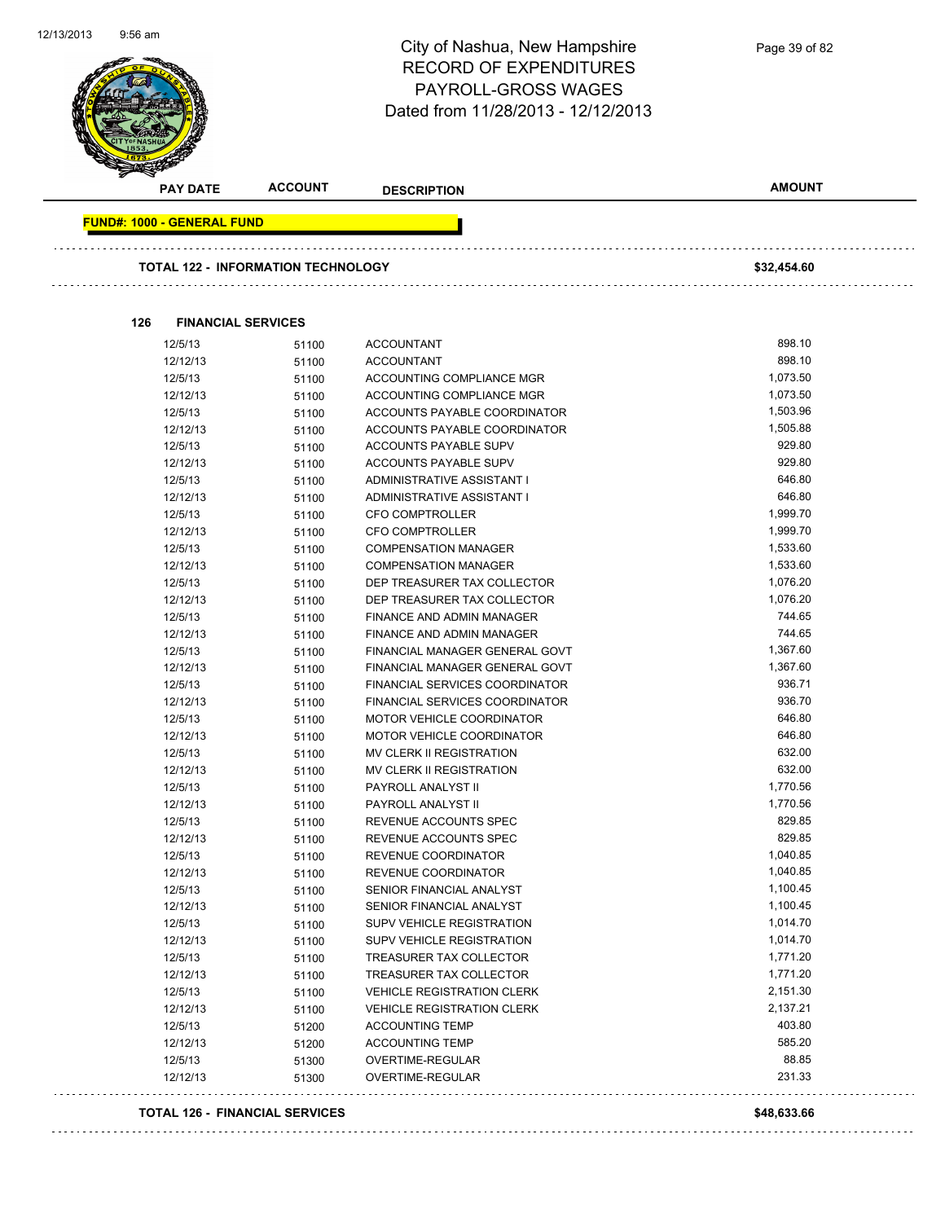# City of Nashua, New Hampshire
## RECORD OF EXPENDITURES
## PAYROLL-GROSS WAGES
## Dated from 11/28/2013 - 12/12/2013

| PAY DATE | ACCOUNT | DESCRIPTION | AMOUNT |
|---|---|---|---|

**FUND#: 1000 - GENERAL FUND**

**TOTAL 122 - INFORMATION TECHNOLOGY** **$32,454.60**

**126 FINANCIAL SERVICES**

| PAY DATE | ACCOUNT | DESCRIPTION | AMOUNT |
|---|---|---|---|
| 12/5/13 | 51100 | ACCOUNTANT | 898.10 |
| 12/12/13 | 51100 | ACCOUNTANT | 898.10 |
| 12/5/13 | 51100 | ACCOUNTING COMPLIANCE MGR | 1,073.50 |
| 12/12/13 | 51100 | ACCOUNTING COMPLIANCE MGR | 1,073.50 |
| 12/5/13 | 51100 | ACCOUNTS PAYABLE COORDINATOR | 1,503.96 |
| 12/12/13 | 51100 | ACCOUNTS PAYABLE COORDINATOR | 1,505.88 |
| 12/5/13 | 51100 | ACCOUNTS PAYABLE SUPV | 929.80 |
| 12/12/13 | 51100 | ACCOUNTS PAYABLE SUPV | 929.80 |
| 12/5/13 | 51100 | ADMINISTRATIVE ASSISTANT I | 646.80 |
| 12/12/13 | 51100 | ADMINISTRATIVE ASSISTANT I | 646.80 |
| 12/5/13 | 51100 | CFO COMPTROLLER | 1,999.70 |
| 12/12/13 | 51100 | CFO COMPTROLLER | 1,999.70 |
| 12/5/13 | 51100 | COMPENSATION MANAGER | 1,533.60 |
| 12/12/13 | 51100 | COMPENSATION MANAGER | 1,533.60 |
| 12/5/13 | 51100 | DEP TREASURER TAX COLLECTOR | 1,076.20 |
| 12/12/13 | 51100 | DEP TREASURER TAX COLLECTOR | 1,076.20 |
| 12/5/13 | 51100 | FINANCE AND ADMIN MANAGER | 744.65 |
| 12/12/13 | 51100 | FINANCE AND ADMIN MANAGER | 744.65 |
| 12/5/13 | 51100 | FINANCIAL MANAGER GENERAL GOVT | 1,367.60 |
| 12/12/13 | 51100 | FINANCIAL MANAGER GENERAL GOVT | 1,367.60 |
| 12/5/13 | 51100 | FINANCIAL SERVICES COORDINATOR | 936.71 |
| 12/12/13 | 51100 | FINANCIAL SERVICES COORDINATOR | 936.70 |
| 12/5/13 | 51100 | MOTOR VEHICLE COORDINATOR | 646.80 |
| 12/12/13 | 51100 | MOTOR VEHICLE COORDINATOR | 646.80 |
| 12/5/13 | 51100 | MV CLERK II REGISTRATION | 632.00 |
| 12/12/13 | 51100 | MV CLERK II REGISTRATION | 632.00 |
| 12/5/13 | 51100 | PAYROLL ANALYST II | 1,770.56 |
| 12/12/13 | 51100 | PAYROLL ANALYST II | 1,770.56 |
| 12/5/13 | 51100 | REVENUE ACCOUNTS SPEC | 829.85 |
| 12/12/13 | 51100 | REVENUE ACCOUNTS SPEC | 829.85 |
| 12/5/13 | 51100 | REVENUE COORDINATOR | 1,040.85 |
| 12/12/13 | 51100 | REVENUE COORDINATOR | 1,040.85 |
| 12/5/13 | 51100 | SENIOR FINANCIAL ANALYST | 1,100.45 |
| 12/12/13 | 51100 | SENIOR FINANCIAL ANALYST | 1,100.45 |
| 12/5/13 | 51100 | SUPV VEHICLE REGISTRATION | 1,014.70 |
| 12/12/13 | 51100 | SUPV VEHICLE REGISTRATION | 1,014.70 |
| 12/5/13 | 51100 | TREASURER TAX COLLECTOR | 1,771.20 |
| 12/12/13 | 51100 | TREASURER TAX COLLECTOR | 1,771.20 |
| 12/5/13 | 51100 | VEHICLE REGISTRATION CLERK | 2,151.30 |
| 12/12/13 | 51100 | VEHICLE REGISTRATION CLERK | 2,137.21 |
| 12/5/13 | 51200 | ACCOUNTING TEMP | 403.80 |
| 12/12/13 | 51200 | ACCOUNTING TEMP | 585.20 |
| 12/5/13 | 51300 | OVERTIME-REGULAR | 88.85 |
| 12/12/13 | 51300 | OVERTIME-REGULAR | 231.33 |

**TOTAL 126 - FINANCIAL SERVICES** **$48,633.66**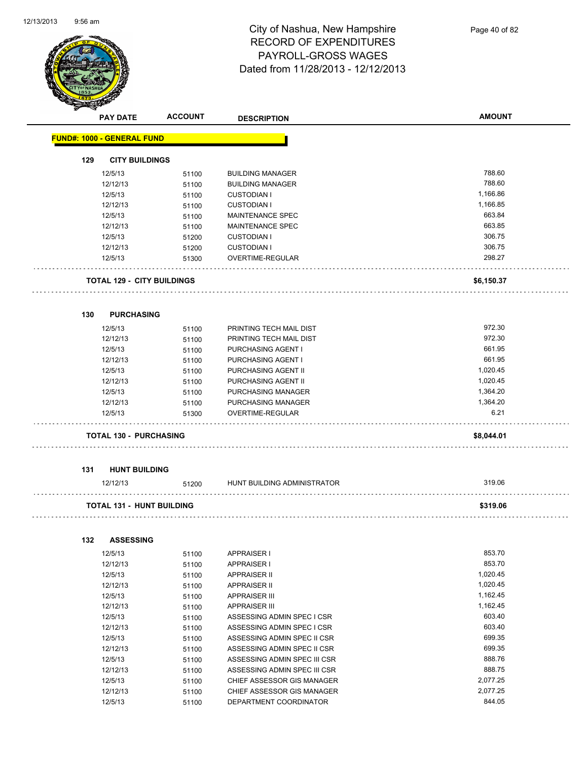# City of Nashua, New Hampshire
## RECORD OF EXPENDITURES
## PAYROLL-GROSS WAGES
## Dated from 11/28/2013 - 12/12/2013

| PAY DATE | ACCOUNT | DESCRIPTION | AMOUNT |
|---|---|---|---|
| **FUND#: 1000 - GENERAL FUND** | | | |
| **129 CITY BUILDINGS** | | | |
| 12/5/13 | 51100 | BUILDING MANAGER | 788.60 |
| 12/12/13 | 51100 | BUILDING MANAGER | 788.60 |
| 12/5/13 | 51100 | CUSTODIAN I | 1,166.86 |
| 12/12/13 | 51100 | CUSTODIAN I | 1,166.85 |
| 12/5/13 | 51100 | MAINTENANCE SPEC | 663.84 |
| 12/12/13 | 51100 | MAINTENANCE SPEC | 663.85 |
| 12/5/13 | 51200 | CUSTODIAN I | 306.75 |
| 12/12/13 | 51200 | CUSTODIAN I | 306.75 |
| 12/5/13 | 51300 | OVERTIME-REGULAR | 298.27 |
| **TOTAL 129 - CITY BUILDINGS** | | | **$6,150.37** |
| **130 PURCHASING** | | | |
| 12/5/13 | 51100 | PRINTING TECH MAIL DIST | 972.30 |
| 12/12/13 | 51100 | PRINTING TECH MAIL DIST | 972.30 |
| 12/5/13 | 51100 | PURCHASING AGENT I | 661.95 |
| 12/12/13 | 51100 | PURCHASING AGENT I | 661.95 |
| 12/5/13 | 51100 | PURCHASING AGENT II | 1,020.45 |
| 12/12/13 | 51100 | PURCHASING AGENT II | 1,020.45 |
| 12/5/13 | 51100 | PURCHASING MANAGER | 1,364.20 |
| 12/12/13 | 51100 | PURCHASING MANAGER | 1,364.20 |
| 12/5/13 | 51300 | OVERTIME-REGULAR | 6.21 |
| **TOTAL 130 - PURCHASING** | | | **$8,044.01** |
| **131 HUNT BUILDING** | | | |
| 12/12/13 | 51200 | HUNT BUILDING ADMINISTRATOR | 319.06 |
| **TOTAL 131 - HUNT BUILDING** | | | **$319.06** |
| **132 ASSESSING** | | | |
| 12/5/13 | 51100 | APPRAISER I | 853.70 |
| 12/12/13 | 51100 | APPRAISER I | 853.70 |
| 12/5/13 | 51100 | APPRAISER II | 1,020.45 |
| 12/12/13 | 51100 | APPRAISER II | 1,020.45 |
| 12/5/13 | 51100 | APPRAISER III | 1,162.45 |
| 12/12/13 | 51100 | APPRAISER III | 1,162.45 |
| 12/5/13 | 51100 | ASSESSING ADMIN SPEC I CSR | 603.40 |
| 12/12/13 | 51100 | ASSESSING ADMIN SPEC I CSR | 603.40 |
| 12/5/13 | 51100 | ASSESSING ADMIN SPEC II CSR | 699.35 |
| 12/12/13 | 51100 | ASSESSING ADMIN SPEC II CSR | 699.35 |
| 12/5/13 | 51100 | ASSESSING ADMIN SPEC III CSR | 888.76 |
| 12/12/13 | 51100 | ASSESSING ADMIN SPEC III CSR | 888.75 |
| 12/5/13 | 51100 | CHIEF ASSESSOR GIS MANAGER | 2,077.25 |
| 12/12/13 | 51100 | CHIEF ASSESSOR GIS MANAGER | 2,077.25 |
| 12/5/13 | 51100 | DEPARTMENT COORDINATOR | 844.05 |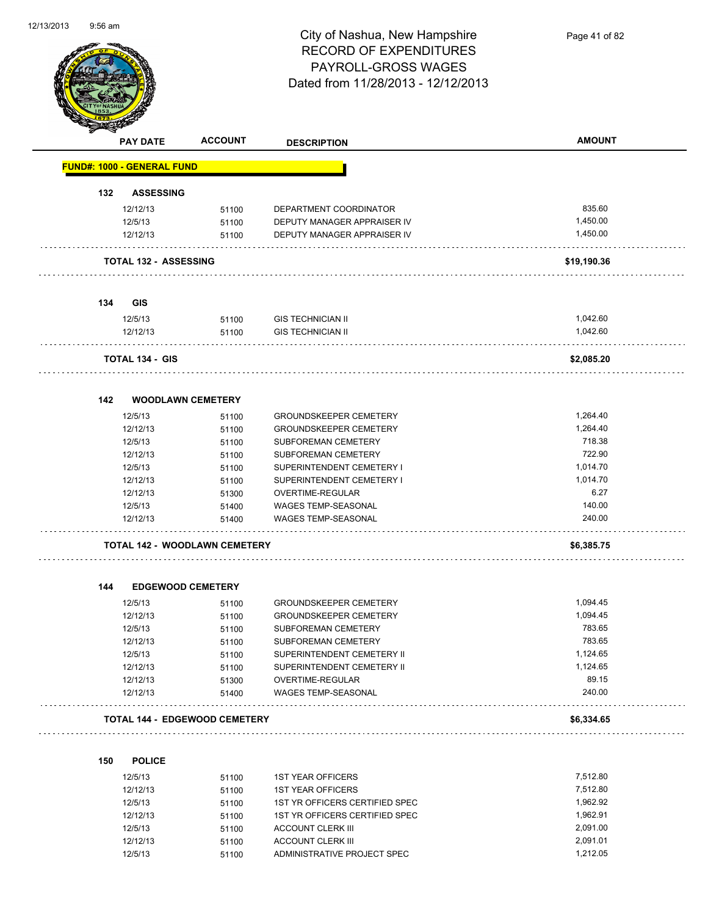# City of Nashua, New Hampshire
## RECORD OF EXPENDITURES
## PAYROLL-GROSS WAGES
## Dated from 11/28/2013 - 12/12/2013

| PAY DATE | ACCOUNT | DESCRIPTION | AMOUNT |
|---|---|---|---|
| **FUND#: 1000 - GENERAL FUND** | | | |
| **132 ASSESSING** | | | |
| 12/12/13 | 51100 | DEPARTMENT COORDINATOR | 835.60 |
| 12/5/13 | 51100 | DEPUTY MANAGER APPRAISER IV | 1,450.00 |
| 12/12/13 | 51100 | DEPUTY MANAGER APPRAISER IV | 1,450.00 |
| **TOTAL 132 - ASSESSING** | | | **$19,190.36** |
| **134 GIS** | | | |
| 12/5/13 | 51100 | GIS TECHNICIAN II | 1,042.60 |
| 12/12/13 | 51100 | GIS TECHNICIAN II | 1,042.60 |
| **TOTAL 134 - GIS** | | | **$2,085.20** |
| **142 WOODLAWN CEMETERY** | | | |
| 12/5/13 | 51100 | GROUNDSKEEPER CEMETERY | 1,264.40 |
| 12/12/13 | 51100 | GROUNDSKEEPER CEMETERY | 1,264.40 |
| 12/5/13 | 51100 | SUBFOREMAN CEMETERY | 718.38 |
| 12/12/13 | 51100 | SUBFOREMAN CEMETERY | 722.90 |
| 12/5/13 | 51100 | SUPERINTENDENT CEMETERY I | 1,014.70 |
| 12/12/13 | 51100 | SUPERINTENDENT CEMETERY I | 1,014.70 |
| 12/12/13 | 51300 | OVERTIME-REGULAR | 6.27 |
| 12/5/13 | 51400 | WAGES TEMP-SEASONAL | 140.00 |
| 12/12/13 | 51400 | WAGES TEMP-SEASONAL | 240.00 |
| **TOTAL 142 - WOODLAWN CEMETERY** | | | **$6,385.75** |
| **144 EDGEWOOD CEMETERY** | | | |
| 12/5/13 | 51100 | GROUNDSKEEPER CEMETERY | 1,094.45 |
| 12/12/13 | 51100 | GROUNDSKEEPER CEMETERY | 1,094.45 |
| 12/5/13 | 51100 | SUBFOREMAN CEMETERY | 783.65 |
| 12/12/13 | 51100 | SUBFOREMAN CEMETERY | 783.65 |
| 12/5/13 | 51100 | SUPERINTENDENT CEMETERY II | 1,124.65 |
| 12/12/13 | 51100 | SUPERINTENDENT CEMETERY II | 1,124.65 |
| 12/12/13 | 51300 | OVERTIME-REGULAR | 89.15 |
| 12/12/13 | 51400 | WAGES TEMP-SEASONAL | 240.00 |
| **TOTAL 144 - EDGEWOOD CEMETERY** | | | **$6,334.65** |
| **150 POLICE** | | | |
| 12/5/13 | 51100 | 1ST YEAR OFFICERS | 7,512.80 |
| 12/12/13 | 51100 | 1ST YEAR OFFICERS | 7,512.80 |
| 12/5/13 | 51100 | 1ST YR OFFICERS CERTIFIED SPEC | 1,962.92 |
| 12/12/13 | 51100 | 1ST YR OFFICERS CERTIFIED SPEC | 1,962.91 |
| 12/5/13 | 51100 | ACCOUNT CLERK III | 2,091.00 |
| 12/12/13 | 51100 | ACCOUNT CLERK III | 2,091.01 |
| 12/5/13 | 51100 | ADMINISTRATIVE PROJECT SPEC | 1,212.05 |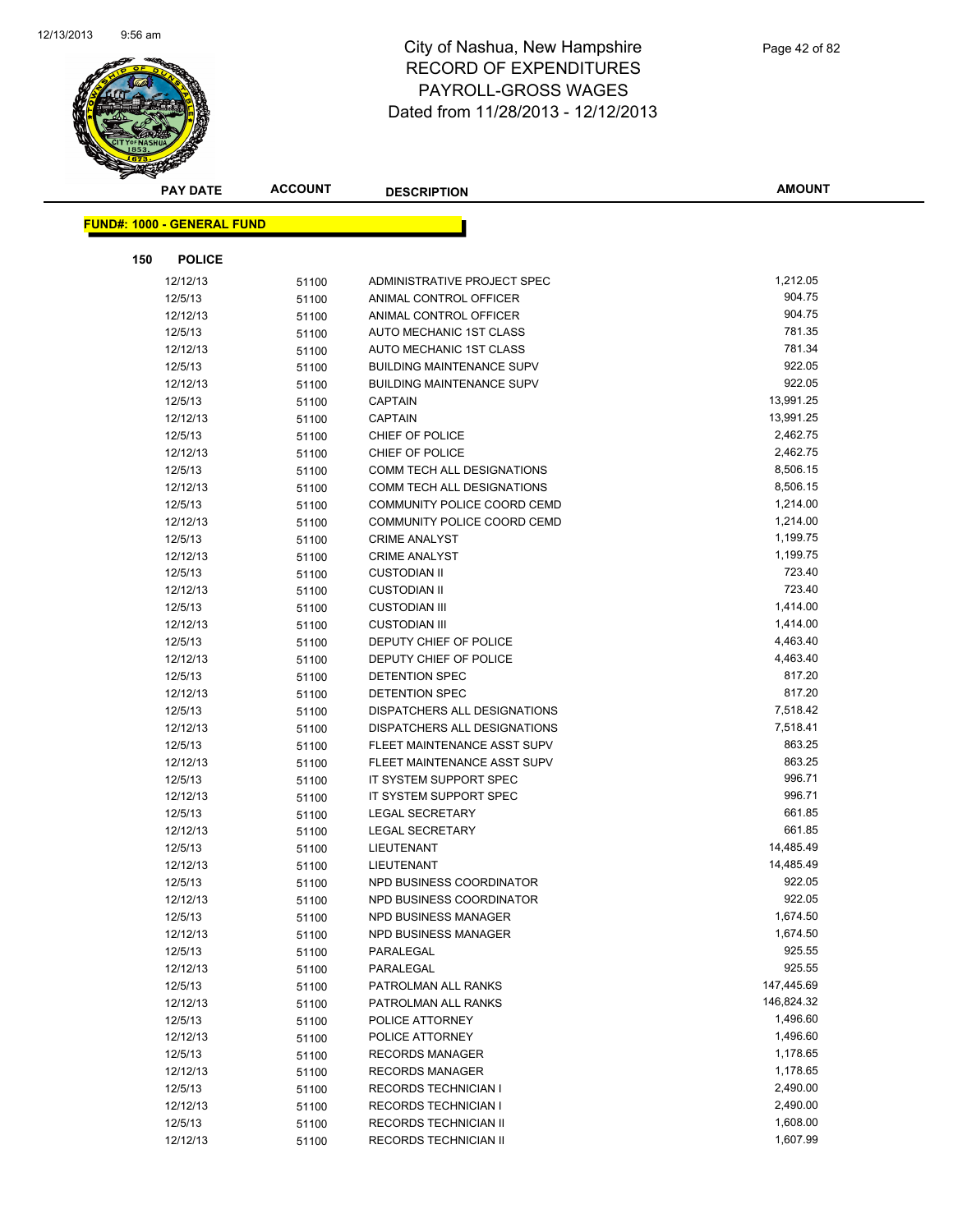# City of Nashua, New Hampshire
# RECORD OF EXPENDITURES
# PAYROLL-GROSS WAGES
# Dated from 11/28/2013 - 12/12/2013

**FUND#: 1000 - GENERAL FUND**

**150 POLICE**

| PAY DATE | ACCOUNT | DESCRIPTION | AMOUNT |
|---|---|---|---|
| 12/12/13 | 51100 | ADMINISTRATIVE PROJECT SPEC | 1,212.05 |
| 12/5/13 | 51100 | ANIMAL CONTROL OFFICER | 904.75 |
| 12/12/13 | 51100 | ANIMAL CONTROL OFFICER | 904.75 |
| 12/5/13 | 51100 | AUTO MECHANIC 1ST CLASS | 781.35 |
| 12/12/13 | 51100 | AUTO MECHANIC 1ST CLASS | 781.34 |
| 12/5/13 | 51100 | BUILDING MAINTENANCE SUPV | 922.05 |
| 12/12/13 | 51100 | BUILDING MAINTENANCE SUPV | 922.05 |
| 12/5/13 | 51100 | CAPTAIN | 13,991.25 |
| 12/12/13 | 51100 | CAPTAIN | 13,991.25 |
| 12/5/13 | 51100 | CHIEF OF POLICE | 2,462.75 |
| 12/12/13 | 51100 | CHIEF OF POLICE | 2,462.75 |
| 12/5/13 | 51100 | COMM TECH ALL DESIGNATIONS | 8,506.15 |
| 12/12/13 | 51100 | COMM TECH ALL DESIGNATIONS | 8,506.15 |
| 12/5/13 | 51100 | COMMUNITY POLICE COORD CEMD | 1,214.00 |
| 12/12/13 | 51100 | COMMUNITY POLICE COORD CEMD | 1,214.00 |
| 12/5/13 | 51100 | CRIME ANALYST | 1,199.75 |
| 12/12/13 | 51100 | CRIME ANALYST | 1,199.75 |
| 12/5/13 | 51100 | CUSTODIAN II | 723.40 |
| 12/12/13 | 51100 | CUSTODIAN II | 723.40 |
| 12/5/13 | 51100 | CUSTODIAN III | 1,414.00 |
| 12/12/13 | 51100 | CUSTODIAN III | 1,414.00 |
| 12/5/13 | 51100 | DEPUTY CHIEF OF POLICE | 4,463.40 |
| 12/12/13 | 51100 | DEPUTY CHIEF OF POLICE | 4,463.40 |
| 12/5/13 | 51100 | DETENTION SPEC | 817.20 |
| 12/12/13 | 51100 | DETENTION SPEC | 817.20 |
| 12/5/13 | 51100 | DISPATCHERS ALL DESIGNATIONS | 7,518.42 |
| 12/12/13 | 51100 | DISPATCHERS ALL DESIGNATIONS | 7,518.41 |
| 12/5/13 | 51100 | FLEET MAINTENANCE ASST SUPV | 863.25 |
| 12/12/13 | 51100 | FLEET MAINTENANCE ASST SUPV | 863.25 |
| 12/5/13 | 51100 | IT SYSTEM SUPPORT SPEC | 996.71 |
| 12/12/13 | 51100 | IT SYSTEM SUPPORT SPEC | 996.71 |
| 12/5/13 | 51100 | LEGAL SECRETARY | 661.85 |
| 12/12/13 | 51100 | LEGAL SECRETARY | 661.85 |
| 12/5/13 | 51100 | LIEUTENANT | 14,485.49 |
| 12/12/13 | 51100 | LIEUTENANT | 14,485.49 |
| 12/5/13 | 51100 | NPD BUSINESS COORDINATOR | 922.05 |
| 12/12/13 | 51100 | NPD BUSINESS COORDINATOR | 922.05 |
| 12/5/13 | 51100 | NPD BUSINESS MANAGER | 1,674.50 |
| 12/12/13 | 51100 | NPD BUSINESS MANAGER | 1,674.50 |
| 12/5/13 | 51100 | PARALEGAL | 925.55 |
| 12/12/13 | 51100 | PARALEGAL | 925.55 |
| 12/5/13 | 51100 | PATROLMAN ALL RANKS | 147,445.69 |
| 12/12/13 | 51100 | PATROLMAN ALL RANKS | 146,824.32 |
| 12/5/13 | 51100 | POLICE ATTORNEY | 1,496.60 |
| 12/12/13 | 51100 | POLICE ATTORNEY | 1,496.60 |
| 12/5/13 | 51100 | RECORDS MANAGER | 1,178.65 |
| 12/12/13 | 51100 | RECORDS MANAGER | 1,178.65 |
| 12/5/13 | 51100 | RECORDS TECHNICIAN I | 2,490.00 |
| 12/12/13 | 51100 | RECORDS TECHNICIAN I | 2,490.00 |
| 12/5/13 | 51100 | RECORDS TECHNICIAN II | 1,608.00 |
| 12/12/13 | 51100 | RECORDS TECHNICIAN II | 1,607.99 |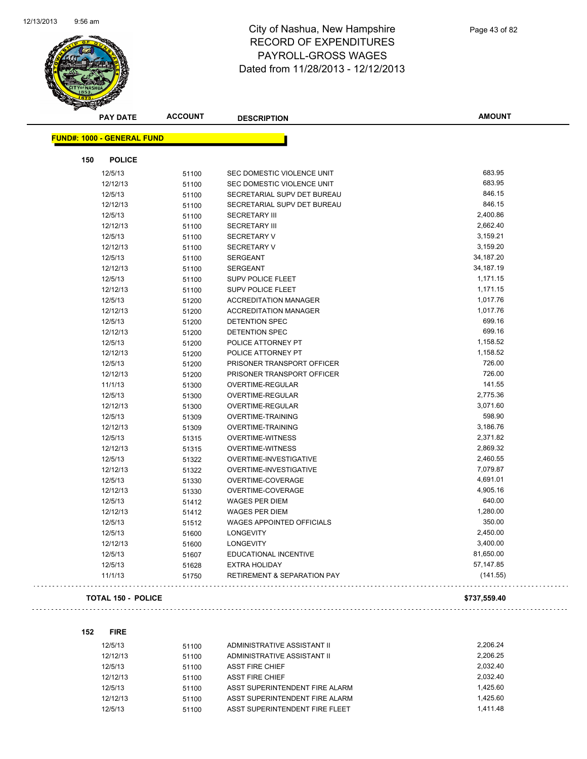# City of Nashua, New Hampshire
## RECORD OF EXPENDITURES
## PAYROLL-GROSS WAGES
## Dated from 11/28/2013 - 12/12/2013

| PAY DATE | ACCOUNT | DESCRIPTION | AMOUNT |
|---|---|---|---|

**FUND#: 1000 - GENERAL FUND**

**150 POLICE**

| PAY DATE | ACCOUNT | DESCRIPTION | AMOUNT |
|---|---|---|---|
| 12/5/13 | 51100 | SEC DOMESTIC VIOLENCE UNIT | 683.95 |
| 12/12/13 | 51100 | SEC DOMESTIC VIOLENCE UNIT | 683.95 |
| 12/5/13 | 51100 | SECRETARIAL SUPV DET BUREAU | 846.15 |
| 12/12/13 | 51100 | SECRETARIAL SUPV DET BUREAU | 846.15 |
| 12/5/13 | 51100 | SECRETARY III | 2,400.86 |
| 12/12/13 | 51100 | SECRETARY III | 2,662.40 |
| 12/5/13 | 51100 | SECRETARY V | 3,159.21 |
| 12/12/13 | 51100 | SECRETARY V | 3,159.20 |
| 12/5/13 | 51100 | SERGEANT | 34,187.20 |
| 12/12/13 | 51100 | SERGEANT | 34,187.19 |
| 12/5/13 | 51100 | SUPV POLICE FLEET | 1,171.15 |
| 12/12/13 | 51100 | SUPV POLICE FLEET | 1,171.15 |
| 12/5/13 | 51200 | ACCREDITATION MANAGER | 1,017.76 |
| 12/12/13 | 51200 | ACCREDITATION MANAGER | 1,017.76 |
| 12/5/13 | 51200 | DETENTION SPEC | 699.16 |
| 12/12/13 | 51200 | DETENTION SPEC | 699.16 |
| 12/5/13 | 51200 | POLICE ATTORNEY PT | 1,158.52 |
| 12/12/13 | 51200 | POLICE ATTORNEY PT | 1,158.52 |
| 12/5/13 | 51200 | PRISONER TRANSPORT OFFICER | 726.00 |
| 12/12/13 | 51200 | PRISONER TRANSPORT OFFICER | 726.00 |
| 11/1/13 | 51300 | OVERTIME-REGULAR | 141.55 |
| 12/5/13 | 51300 | OVERTIME-REGULAR | 2,775.36 |
| 12/12/13 | 51300 | OVERTIME-REGULAR | 3,071.60 |
| 12/5/13 | 51309 | OVERTIME-TRAINING | 598.90 |
| 12/12/13 | 51309 | OVERTIME-TRAINING | 3,186.76 |
| 12/5/13 | 51315 | OVERTIME-WITNESS | 2,371.82 |
| 12/12/13 | 51315 | OVERTIME-WITNESS | 2,869.32 |
| 12/5/13 | 51322 | OVERTIME-INVESTIGATIVE | 2,460.55 |
| 12/12/13 | 51322 | OVERTIME-INVESTIGATIVE | 7,079.87 |
| 12/5/13 | 51330 | OVERTIME-COVERAGE | 4,691.01 |
| 12/12/13 | 51330 | OVERTIME-COVERAGE | 4,905.16 |
| 12/5/13 | 51412 | WAGES PER DIEM | 640.00 |
| 12/12/13 | 51412 | WAGES PER DIEM | 1,280.00 |
| 12/5/13 | 51512 | WAGES APPOINTED OFFICIALS | 350.00 |
| 12/5/13 | 51600 | LONGEVITY | 2,450.00 |
| 12/12/13 | 51600 | LONGEVITY | 3,400.00 |
| 12/5/13 | 51607 | EDUCATIONAL INCENTIVE | 81,650.00 |
| 12/5/13 | 51628 | EXTRA HOLIDAY | 57,147.85 |
| 11/1/13 | 51750 | RETIREMENT & SEPARATION PAY | (141.55) |

**TOTAL 150 - POLICE** **$737,559.40**

**152 FIRE**

| PAY DATE | ACCOUNT | DESCRIPTION | AMOUNT |
|---|---|---|---|
| 12/5/13 | 51100 | ADMINISTRATIVE ASSISTANT II | 2,206.24 |
| 12/12/13 | 51100 | ADMINISTRATIVE ASSISTANT II | 2,206.25 |
| 12/5/13 | 51100 | ASST FIRE CHIEF | 2,032.40 |
| 12/12/13 | 51100 | ASST FIRE CHIEF | 2,032.40 |
| 12/5/13 | 51100 | ASST SUPERINTENDENT FIRE ALARM | 1,425.60 |
| 12/12/13 | 51100 | ASST SUPERINTENDENT FIRE ALARM | 1,425.60 |
| 12/5/13 | 51100 | ASST SUPERINTENDENT FIRE FLEET | 1,411.48 |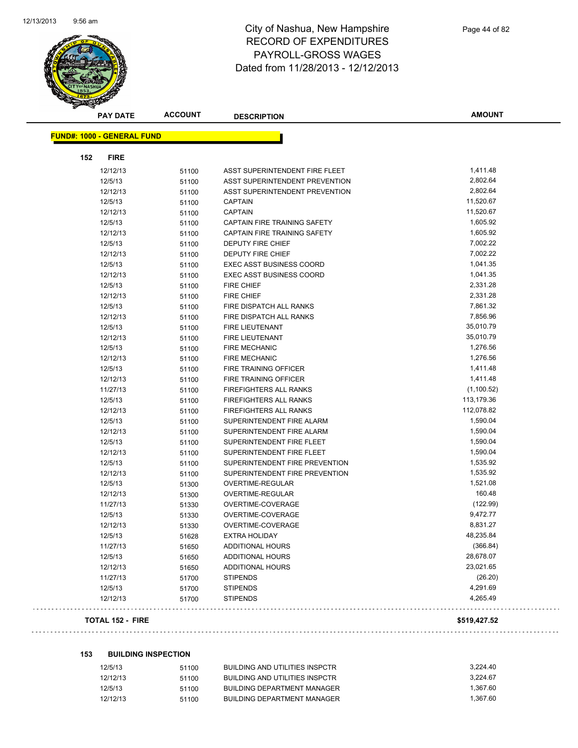# City of Nashua, New Hampshire
## RECORD OF EXPENDITURES
## PAYROLL-GROSS WAGES
## Dated from 11/28/2013 - 12/12/2013

| PAY DATE | ACCOUNT | DESCRIPTION | AMOUNT |
|---|---|---|---|
| **FUND#: 1000 - GENERAL FUND** | | | |
| **152 FIRE** | | | |
| 12/12/13 | 51100 | ASST SUPERINTENDENT FIRE FLEET | 1,411.48 |
| 12/5/13 | 51100 | ASST SUPERINTENDENT PREVENTION | 2,802.64 |
| 12/12/13 | 51100 | ASST SUPERINTENDENT PREVENTION | 2,802.64 |
| 12/5/13 | 51100 | CAPTAIN | 11,520.67 |
| 12/12/13 | 51100 | CAPTAIN | 11,520.67 |
| 12/5/13 | 51100 | CAPTAIN FIRE TRAINING SAFETY | 1,605.92 |
| 12/12/13 | 51100 | CAPTAIN FIRE TRAINING SAFETY | 1,605.92 |
| 12/5/13 | 51100 | DEPUTY FIRE CHIEF | 7,002.22 |
| 12/12/13 | 51100 | DEPUTY FIRE CHIEF | 7,002.22 |
| 12/5/13 | 51100 | EXEC ASST BUSINESS COORD | 1,041.35 |
| 12/12/13 | 51100 | EXEC ASST BUSINESS COORD | 1,041.35 |
| 12/5/13 | 51100 | FIRE CHIEF | 2,331.28 |
| 12/12/13 | 51100 | FIRE CHIEF | 2,331.28 |
| 12/5/13 | 51100 | FIRE DISPATCH ALL RANKS | 7,861.32 |
| 12/12/13 | 51100 | FIRE DISPATCH ALL RANKS | 7,856.96 |
| 12/5/13 | 51100 | FIRE LIEUTENANT | 35,010.79 |
| 12/12/13 | 51100 | FIRE LIEUTENANT | 35,010.79 |
| 12/5/13 | 51100 | FIRE MECHANIC | 1,276.56 |
| 12/12/13 | 51100 | FIRE MECHANIC | 1,276.56 |
| 12/5/13 | 51100 | FIRE TRAINING OFFICER | 1,411.48 |
| 12/12/13 | 51100 | FIRE TRAINING OFFICER | 1,411.48 |
| 11/27/13 | 51100 | FIREFIGHTERS ALL RANKS | (1,100.52) |
| 12/5/13 | 51100 | FIREFIGHTERS ALL RANKS | 113,179.36 |
| 12/12/13 | 51100 | FIREFIGHTERS ALL RANKS | 112,078.82 |
| 12/5/13 | 51100 | SUPERINTENDENT FIRE ALARM | 1,590.04 |
| 12/12/13 | 51100 | SUPERINTENDENT FIRE ALARM | 1,590.04 |
| 12/5/13 | 51100 | SUPERINTENDENT FIRE FLEET | 1,590.04 |
| 12/12/13 | 51100 | SUPERINTENDENT FIRE FLEET | 1,590.04 |
| 12/5/13 | 51100 | SUPERINTENDENT FIRE PREVENTION | 1,535.92 |
| 12/12/13 | 51100 | SUPERINTENDENT FIRE PREVENTION | 1,535.92 |
| 12/5/13 | 51300 | OVERTIME-REGULAR | 1,521.08 |
| 12/12/13 | 51300 | OVERTIME-REGULAR | 160.48 |
| 11/27/13 | 51330 | OVERTIME-COVERAGE | (122.99) |
| 12/5/13 | 51330 | OVERTIME-COVERAGE | 9,472.77 |
| 12/12/13 | 51330 | OVERTIME-COVERAGE | 8,831.27 |
| 12/5/13 | 51628 | EXTRA HOLIDAY | 48,235.84 |
| 11/27/13 | 51650 | ADDITIONAL HOURS | (366.84) |
| 12/5/13 | 51650 | ADDITIONAL HOURS | 28,678.07 |
| 12/12/13 | 51650 | ADDITIONAL HOURS | 23,021.65 |
| 11/27/13 | 51700 | STIPENDS | (26.20) |
| 12/5/13 | 51700 | STIPENDS | 4,291.69 |
| 12/12/13 | 51700 | STIPENDS | 4,265.49 |
| **TOTAL 152 - FIRE** | | | **$519,427.52** |
| **153 BUILDING INSPECTION** | | | |
| 12/5/13 | 51100 | BUILDING AND UTILITIES INSPCTR | 3,224.40 |
| 12/12/13 | 51100 | BUILDING AND UTILITIES INSPCTR | 3,224.67 |
| 12/5/13 | 51100 | BUILDING DEPARTMENT MANAGER | 1,367.60 |
| 12/12/13 | 51100 | BUILDING DEPARTMENT MANAGER | 1,367.60 |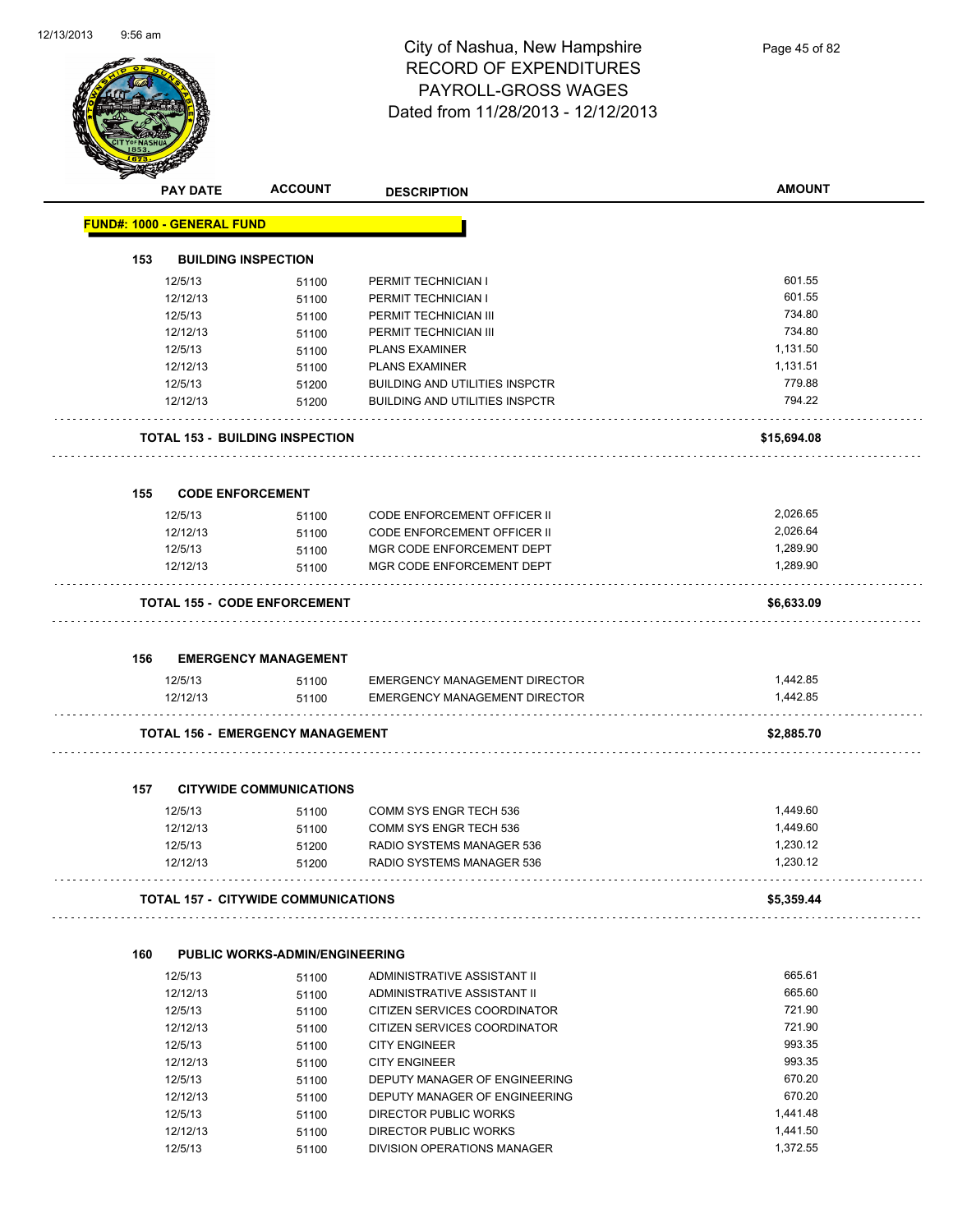# City of Nashua, New Hampshire
## RECORD OF EXPENDITURES
## PAYROLL-GROSS WAGES
## Dated from 11/28/2013 - 12/12/2013

| PAY DATE | ACCOUNT | DESCRIPTION | AMOUNT |
|---|---|---|---|
| **FUND#: 1000 - GENERAL FUND** | | | |
| **153 BUILDING INSPECTION** | | | |
| 12/5/13 | 51100 | PERMIT TECHNICIAN I | 601.55 |
| 12/12/13 | 51100 | PERMIT TECHNICIAN I | 601.55 |
| 12/5/13 | 51100 | PERMIT TECHNICIAN III | 734.80 |
| 12/12/13 | 51100 | PERMIT TECHNICIAN III | 734.80 |
| 12/5/13 | 51100 | PLANS EXAMINER | 1,131.50 |
| 12/12/13 | 51100 | PLANS EXAMINER | 1,131.51 |
| 12/5/13 | 51200 | BUILDING AND UTILITIES INSPCTR | 779.88 |
| 12/12/13 | 51200 | BUILDING AND UTILITIES INSPCTR | 794.22 |
| **TOTAL 153 - BUILDING INSPECTION** | | | **$15,694.08** |
| **155 CODE ENFORCEMENT** | | | |
| 12/5/13 | 51100 | CODE ENFORCEMENT OFFICER II | 2,026.65 |
| 12/12/13 | 51100 | CODE ENFORCEMENT OFFICER II | 2,026.64 |
| 12/5/13 | 51100 | MGR CODE ENFORCEMENT DEPT | 1,289.90 |
| 12/12/13 | 51100 | MGR CODE ENFORCEMENT DEPT | 1,289.90 |
| **TOTAL 155 - CODE ENFORCEMENT** | | | **$6,633.09** |
| **156 EMERGENCY MANAGEMENT** | | | |
| 12/5/13 | 51100 | EMERGENCY MANAGEMENT DIRECTOR | 1,442.85 |
| 12/12/13 | 51100 | EMERGENCY MANAGEMENT DIRECTOR | 1,442.85 |
| **TOTAL 156 - EMERGENCY MANAGEMENT** | | | **$2,885.70** |
| **157 CITYWIDE COMMUNICATIONS** | | | |
| 12/5/13 | 51100 | COMM SYS ENGR TECH 536 | 1,449.60 |
| 12/12/13 | 51100 | COMM SYS ENGR TECH 536 | 1,449.60 |
| 12/5/13 | 51200 | RADIO SYSTEMS MANAGER 536 | 1,230.12 |
| 12/12/13 | 51200 | RADIO SYSTEMS MANAGER 536 | 1,230.12 |
| **TOTAL 157 - CITYWIDE COMMUNICATIONS** | | | **$5,359.44** |
| **160 PUBLIC WORKS-ADMIN/ENGINEERING** | | | |
| 12/5/13 | 51100 | ADMINISTRATIVE ASSISTANT II | 665.61 |
| 12/12/13 | 51100 | ADMINISTRATIVE ASSISTANT II | 665.60 |
| 12/5/13 | 51100 | CITIZEN SERVICES COORDINATOR | 721.90 |
| 12/12/13 | 51100 | CITIZEN SERVICES COORDINATOR | 721.90 |
| 12/5/13 | 51100 | CITY ENGINEER | 993.35 |
| 12/12/13 | 51100 | CITY ENGINEER | 993.35 |
| 12/5/13 | 51100 | DEPUTY MANAGER OF ENGINEERING | 670.20 |
| 12/12/13 | 51100 | DEPUTY MANAGER OF ENGINEERING | 670.20 |
| 12/5/13 | 51100 | DIRECTOR PUBLIC WORKS | 1,441.48 |
| 12/12/13 | 51100 | DIRECTOR PUBLIC WORKS | 1,441.50 |
| 12/5/13 | 51100 | DIVISION OPERATIONS MANAGER | 1,372.55 |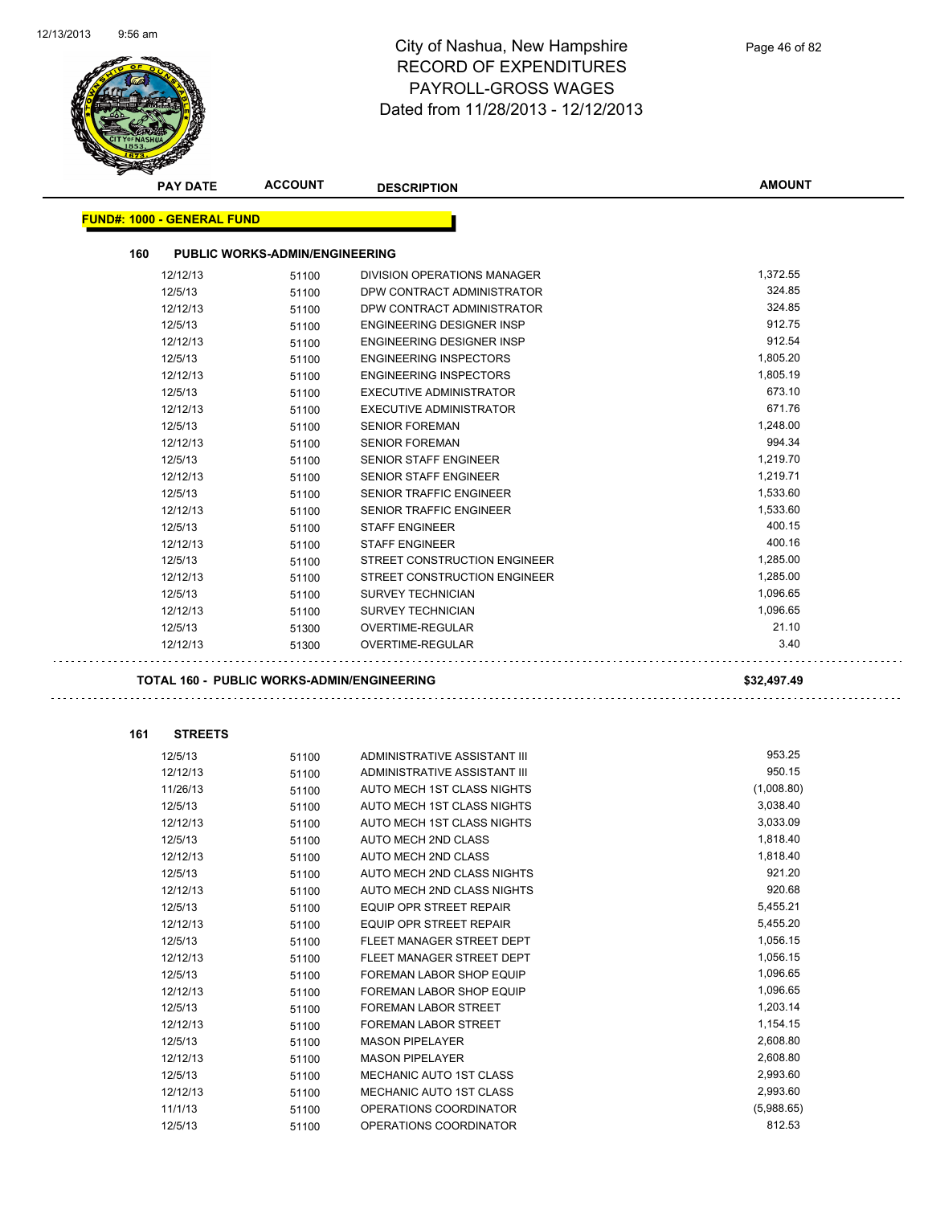# City of Nashua, New Hampshire
## RECORD OF EXPENDITURES
## PAYROLL-GROSS WAGES
### Dated from 11/28/2013 - 12/12/2013

**FUND#: 1000 - GENERAL FUND**

**160 PUBLIC WORKS-ADMIN/ENGINEERING**

| PAY DATE | ACCOUNT | DESCRIPTION | AMOUNT |
|---|---|---|---|
| 12/12/13 | 51100 | DIVISION OPERATIONS MANAGER | 1,372.55 |
| 12/5/13 | 51100 | DPW CONTRACT ADMINISTRATOR | 324.85 |
| 12/12/13 | 51100 | DPW CONTRACT ADMINISTRATOR | 324.85 |
| 12/5/13 | 51100 | ENGINEERING DESIGNER INSP | 912.75 |
| 12/12/13 | 51100 | ENGINEERING DESIGNER INSP | 912.54 |
| 12/5/13 | 51100 | ENGINEERING INSPECTORS | 1,805.20 |
| 12/12/13 | 51100 | ENGINEERING INSPECTORS | 1,805.19 |
| 12/5/13 | 51100 | EXECUTIVE ADMINISTRATOR | 673.10 |
| 12/12/13 | 51100 | EXECUTIVE ADMINISTRATOR | 671.76 |
| 12/5/13 | 51100 | SENIOR FOREMAN | 1,248.00 |
| 12/12/13 | 51100 | SENIOR FOREMAN | 994.34 |
| 12/5/13 | 51100 | SENIOR STAFF ENGINEER | 1,219.70 |
| 12/12/13 | 51100 | SENIOR STAFF ENGINEER | 1,219.71 |
| 12/5/13 | 51100 | SENIOR TRAFFIC ENGINEER | 1,533.60 |
| 12/12/13 | 51100 | SENIOR TRAFFIC ENGINEER | 1,533.60 |
| 12/5/13 | 51100 | STAFF ENGINEER | 400.15 |
| 12/12/13 | 51100 | STAFF ENGINEER | 400.16 |
| 12/5/13 | 51100 | STREET CONSTRUCTION ENGINEER | 1,285.00 |
| 12/12/13 | 51100 | STREET CONSTRUCTION ENGINEER | 1,285.00 |
| 12/5/13 | 51100 | SURVEY TECHNICIAN | 1,096.65 |
| 12/12/13 | 51100 | SURVEY TECHNICIAN | 1,096.65 |
| 12/5/13 | 51300 | OVERTIME-REGULAR | 21.10 |
| 12/12/13 | 51300 | OVERTIME-REGULAR | 3.40 |

**TOTAL 160 - PUBLIC WORKS-ADMIN/ENGINEERING** **$32,497.49**

**161 STREETS**

| PAY DATE | ACCOUNT | DESCRIPTION | AMOUNT |
|---|---|---|---|
| 12/5/13 | 51100 | ADMINISTRATIVE ASSISTANT III | 953.25 |
| 12/12/13 | 51100 | ADMINISTRATIVE ASSISTANT III | 950.15 |
| 11/26/13 | 51100 | AUTO MECH 1ST CLASS NIGHTS | (1,008.80) |
| 12/5/13 | 51100 | AUTO MECH 1ST CLASS NIGHTS | 3,038.40 |
| 12/12/13 | 51100 | AUTO MECH 1ST CLASS NIGHTS | 3,033.09 |
| 12/5/13 | 51100 | AUTO MECH 2ND CLASS | 1,818.40 |
| 12/12/13 | 51100 | AUTO MECH 2ND CLASS | 1,818.40 |
| 12/5/13 | 51100 | AUTO MECH 2ND CLASS NIGHTS | 921.20 |
| 12/12/13 | 51100 | AUTO MECH 2ND CLASS NIGHTS | 920.68 |
| 12/5/13 | 51100 | EQUIP OPR STREET REPAIR | 5,455.21 |
| 12/12/13 | 51100 | EQUIP OPR STREET REPAIR | 5,455.20 |
| 12/5/13 | 51100 | FLEET MANAGER STREET DEPT | 1,056.15 |
| 12/12/13 | 51100 | FLEET MANAGER STREET DEPT | 1,056.15 |
| 12/5/13 | 51100 | FOREMAN LABOR SHOP EQUIP | 1,096.65 |
| 12/12/13 | 51100 | FOREMAN LABOR SHOP EQUIP | 1,096.65 |
| 12/5/13 | 51100 | FOREMAN LABOR STREET | 1,203.14 |
| 12/12/13 | 51100 | FOREMAN LABOR STREET | 1,154.15 |
| 12/5/13 | 51100 | MASON PIPELAYER | 2,608.80 |
| 12/12/13 | 51100 | MASON PIPELAYER | 2,608.80 |
| 12/5/13 | 51100 | MECHANIC AUTO 1ST CLASS | 2,993.60 |
| 12/12/13 | 51100 | MECHANIC AUTO 1ST CLASS | 2,993.60 |
| 11/1/13 | 51100 | OPERATIONS COORDINATOR | (5,988.65) |
| 12/5/13 | 51100 | OPERATIONS COORDINATOR | 812.53 |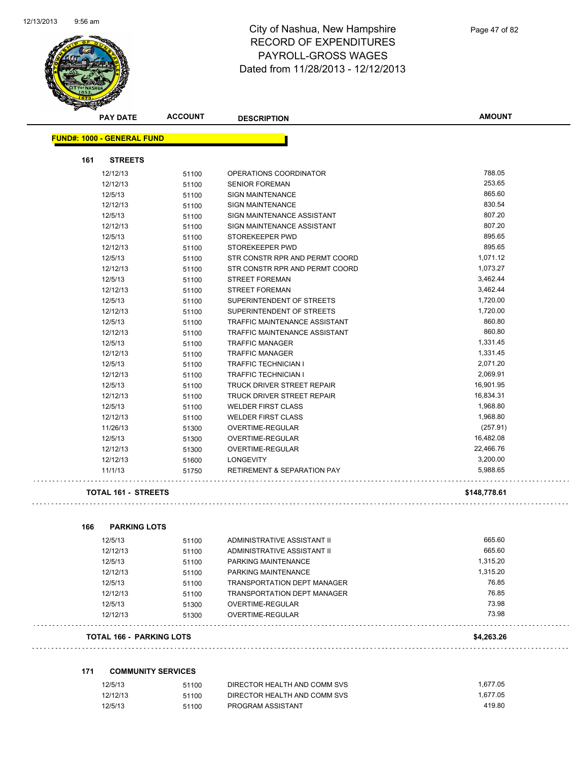# City of Nashua, New Hampshire
## RECORD OF EXPENDITURES
## PAYROLL-GROSS WAGES
## Dated from 11/28/2013 - 12/12/2013

| PAY DATE | ACCOUNT | DESCRIPTION | AMOUNT |
|---|---|---|---|

**FUND#: 1000 - GENERAL FUND**

**161 STREETS**

| PAY DATE | ACCOUNT | DESCRIPTION | AMOUNT |
|---|---|---|---|
| 12/12/13 | 51100 | OPERATIONS COORDINATOR | 788.05 |
| 12/12/13 | 51100 | SENIOR FOREMAN | 253.65 |
| 12/5/13 | 51100 | SIGN MAINTENANCE | 865.60 |
| 12/12/13 | 51100 | SIGN MAINTENANCE | 830.54 |
| 12/5/13 | 51100 | SIGN MAINTENANCE ASSISTANT | 807.20 |
| 12/12/13 | 51100 | SIGN MAINTENANCE ASSISTANT | 807.20 |
| 12/5/13 | 51100 | STOREKEEPER PWD | 895.65 |
| 12/12/13 | 51100 | STOREKEEPER PWD | 895.65 |
| 12/5/13 | 51100 | STR CONSTR RPR AND PERMT COORD | 1,071.12 |
| 12/12/13 | 51100 | STR CONSTR RPR AND PERMT COORD | 1,073.27 |
| 12/5/13 | 51100 | STREET FOREMAN | 3,462.44 |
| 12/12/13 | 51100 | STREET FOREMAN | 3,462.44 |
| 12/5/13 | 51100 | SUPERINTENDENT OF STREETS | 1,720.00 |
| 12/12/13 | 51100 | SUPERINTENDENT OF STREETS | 1,720.00 |
| 12/5/13 | 51100 | TRAFFIC MAINTENANCE ASSISTANT | 860.80 |
| 12/12/13 | 51100 | TRAFFIC MAINTENANCE ASSISTANT | 860.80 |
| 12/5/13 | 51100 | TRAFFIC MANAGER | 1,331.45 |
| 12/12/13 | 51100 | TRAFFIC MANAGER | 1,331.45 |
| 12/5/13 | 51100 | TRAFFIC TECHNICIAN I | 2,071.20 |
| 12/12/13 | 51100 | TRAFFIC TECHNICIAN I | 2,069.91 |
| 12/5/13 | 51100 | TRUCK DRIVER STREET REPAIR | 16,901.95 |
| 12/12/13 | 51100 | TRUCK DRIVER STREET REPAIR | 16,834.31 |
| 12/5/13 | 51100 | WELDER FIRST CLASS | 1,968.80 |
| 12/12/13 | 51100 | WELDER FIRST CLASS | 1,968.80 |
| 11/26/13 | 51300 | OVERTIME-REGULAR | (257.91) |
| 12/5/13 | 51300 | OVERTIME-REGULAR | 16,482.08 |
| 12/12/13 | 51300 | OVERTIME-REGULAR | 22,466.76 |
| 12/12/13 | 51600 | LONGEVITY | 3,200.00 |
| 11/1/13 | 51750 | RETIREMENT & SEPARATION PAY | 5,988.65 |

**TOTAL 161 - STREETS** **$148,778.61**

**166 PARKING LOTS**

| PAY DATE | ACCOUNT | DESCRIPTION | AMOUNT |
|---|---|---|---|
| 12/5/13 | 51100 | ADMINISTRATIVE ASSISTANT II | 665.60 |
| 12/12/13 | 51100 | ADMINISTRATIVE ASSISTANT II | 665.60 |
| 12/5/13 | 51100 | PARKING MAINTENANCE | 1,315.20 |
| 12/12/13 | 51100 | PARKING MAINTENANCE | 1,315.20 |
| 12/5/13 | 51100 | TRANSPORTATION DEPT MANAGER | 76.85 |
| 12/12/13 | 51100 | TRANSPORTATION DEPT MANAGER | 76.85 |
| 12/5/13 | 51300 | OVERTIME-REGULAR | 73.98 |
| 12/12/13 | 51300 | OVERTIME-REGULAR | 73.98 |

**TOTAL 166 - PARKING LOTS** **$4,263.26**

**171 COMMUNITY SERVICES**

| PAY DATE | ACCOUNT | DESCRIPTION | AMOUNT |
|---|---|---|---|
| 12/5/13 | 51100 | DIRECTOR HEALTH AND COMM SVS | 1,677.05 |
| 12/12/13 | 51100 | DIRECTOR HEALTH AND COMM SVS | 1,677.05 |
| 12/5/13 | 51100 | PROGRAM ASSISTANT | 419.80 |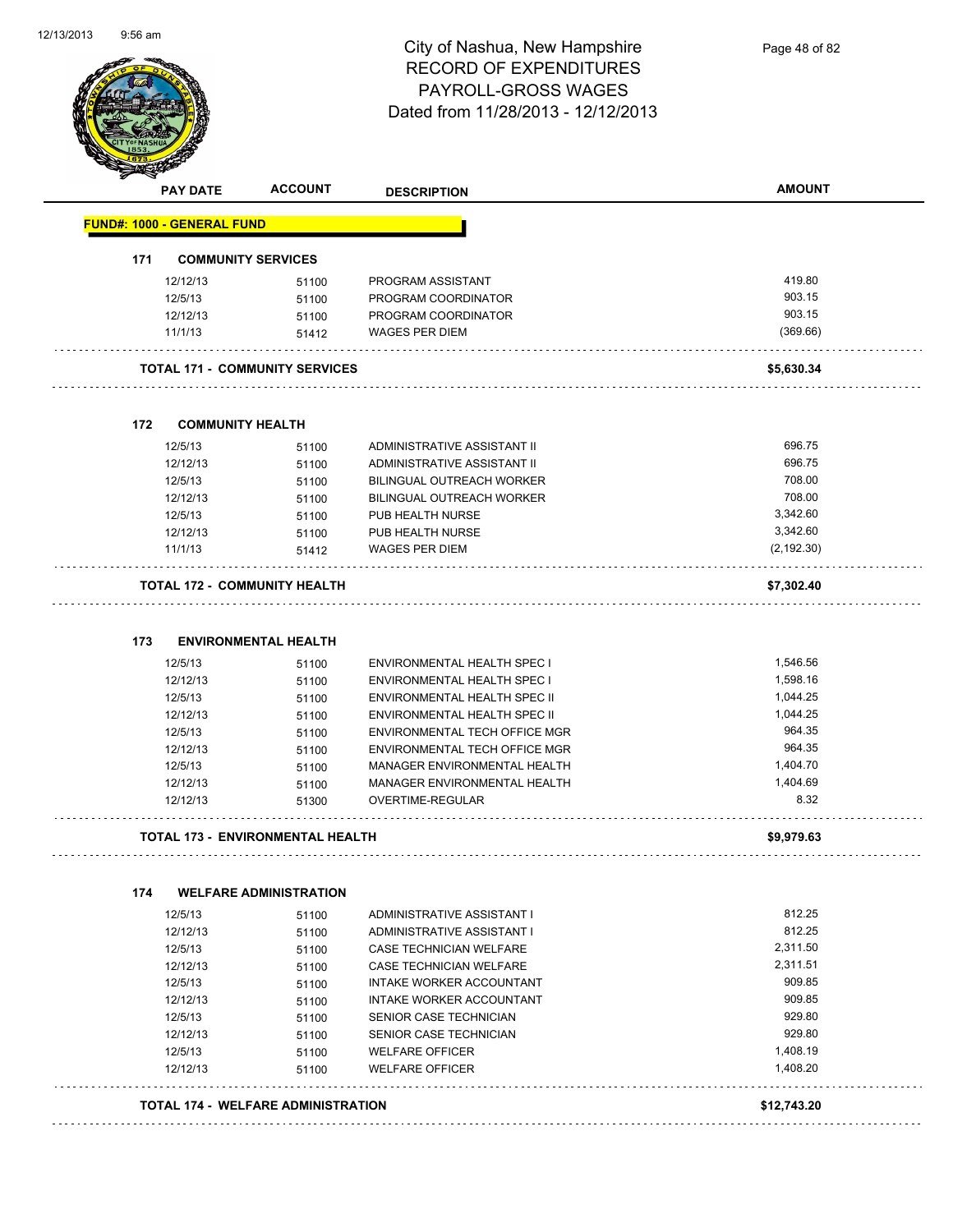# City of Nashua, New Hampshire
## RECORD OF EXPENDITURES
## PAYROLL-GROSS WAGES
## Dated from 11/28/2013 - 12/12/2013

| PAY DATE | ACCOUNT | DESCRIPTION | AMOUNT |
|---|---|---|---|
| **FUND#: 1000 - GENERAL FUND** | | | |
| **171 COMMUNITY SERVICES** | | | |
| 12/12/13 | 51100 | PROGRAM ASSISTANT | 419.80 |
| 12/5/13 | 51100 | PROGRAM COORDINATOR | 903.15 |
| 12/12/13 | 51100 | PROGRAM COORDINATOR | 903.15 |
| 11/1/13 | 51412 | WAGES PER DIEM | (369.66) |
| **TOTAL 171 - COMMUNITY SERVICES** | | | **$5,630.34** |
| **172 COMMUNITY HEALTH** | | | |
| 12/5/13 | 51100 | ADMINISTRATIVE ASSISTANT II | 696.75 |
| 12/12/13 | 51100 | ADMINISTRATIVE ASSISTANT II | 696.75 |
| 12/5/13 | 51100 | BILINGUAL OUTREACH WORKER | 708.00 |
| 12/12/13 | 51100 | BILINGUAL OUTREACH WORKER | 708.00 |
| 12/5/13 | 51100 | PUB HEALTH NURSE | 3,342.60 |
| 12/12/13 | 51100 | PUB HEALTH NURSE | 3,342.60 |
| 11/1/13 | 51412 | WAGES PER DIEM | (2,192.30) |
| **TOTAL 172 - COMMUNITY HEALTH** | | | **$7,302.40** |
| **173 ENVIRONMENTAL HEALTH** | | | |
| 12/5/13 | 51100 | ENVIRONMENTAL HEALTH SPEC I | 1,546.56 |
| 12/12/13 | 51100 | ENVIRONMENTAL HEALTH SPEC I | 1,598.16 |
| 12/5/13 | 51100 | ENVIRONMENTAL HEALTH SPEC II | 1,044.25 |
| 12/12/13 | 51100 | ENVIRONMENTAL HEALTH SPEC II | 1,044.25 |
| 12/5/13 | 51100 | ENVIRONMENTAL TECH OFFICE MGR | 964.35 |
| 12/12/13 | 51100 | ENVIRONMENTAL TECH OFFICE MGR | 964.35 |
| 12/5/13 | 51100 | MANAGER ENVIRONMENTAL HEALTH | 1,404.70 |
| 12/12/13 | 51100 | MANAGER ENVIRONMENTAL HEALTH | 1,404.69 |
| 12/12/13 | 51300 | OVERTIME-REGULAR | 8.32 |
| **TOTAL 173 - ENVIRONMENTAL HEALTH** | | | **$9,979.63** |
| **174 WELFARE ADMINISTRATION** | | | |
| 12/5/13 | 51100 | ADMINISTRATIVE ASSISTANT I | 812.25 |
| 12/12/13 | 51100 | ADMINISTRATIVE ASSISTANT I | 812.25 |
| 12/5/13 | 51100 | CASE TECHNICIAN WELFARE | 2,311.50 |
| 12/12/13 | 51100 | CASE TECHNICIAN WELFARE | 2,311.51 |
| 12/5/13 | 51100 | INTAKE WORKER ACCOUNTANT | 909.85 |
| 12/12/13 | 51100 | INTAKE WORKER ACCOUNTANT | 909.85 |
| 12/5/13 | 51100 | SENIOR CASE TECHNICIAN | 929.80 |
| 12/12/13 | 51100 | SENIOR CASE TECHNICIAN | 929.80 |
| 12/5/13 | 51100 | WELFARE OFFICER | 1,408.19 |
| 12/12/13 | 51100 | WELFARE OFFICER | 1,408.20 |
| **TOTAL 174 - WELFARE ADMINISTRATION** | | | **$12,743.20** |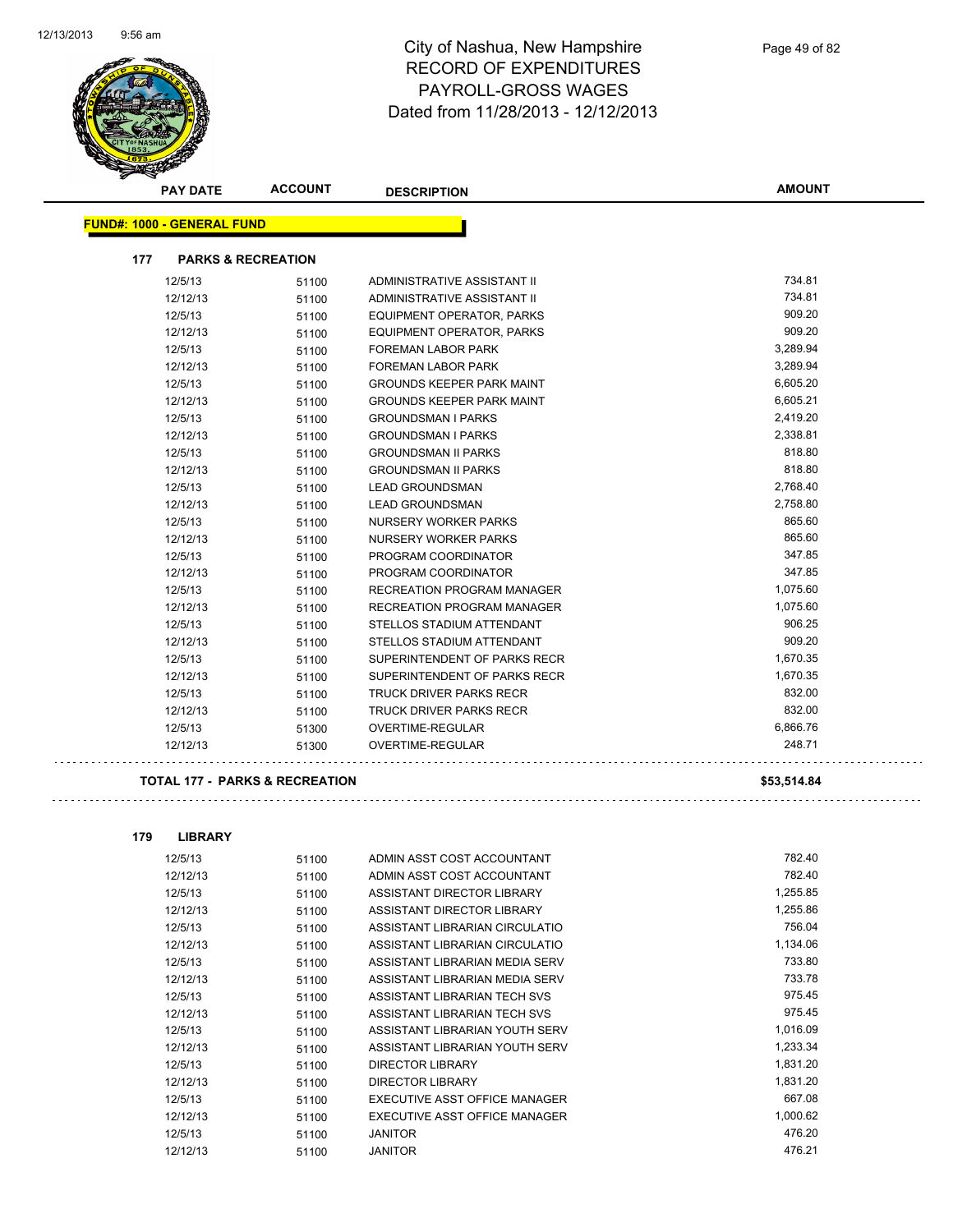# City of Nashua, New Hampshire
## RECORD OF EXPENDITURES
## PAYROLL-GROSS WAGES
## Dated from 11/28/2013 - 12/12/2013

**FUND#: 1000 - GENERAL FUND**

### 177 PARKS & RECREATION

| PAY DATE | ACCOUNT | DESCRIPTION | AMOUNT |
|---|---|---|---|
| 12/5/13 | 51100 | ADMINISTRATIVE ASSISTANT II | 734.81 |
| 12/12/13 | 51100 | ADMINISTRATIVE ASSISTANT II | 734.81 |
| 12/5/13 | 51100 | EQUIPMENT OPERATOR, PARKS | 909.20 |
| 12/12/13 | 51100 | EQUIPMENT OPERATOR, PARKS | 909.20 |
| 12/5/13 | 51100 | FOREMAN LABOR PARK | 3,289.94 |
| 12/12/13 | 51100 | FOREMAN LABOR PARK | 3,289.94 |
| 12/5/13 | 51100 | GROUNDS KEEPER PARK MAINT | 6,605.20 |
| 12/12/13 | 51100 | GROUNDS KEEPER PARK MAINT | 6,605.21 |
| 12/5/13 | 51100 | GROUNDSMAN I PARKS | 2,419.20 |
| 12/12/13 | 51100 | GROUNDSMAN I PARKS | 2,338.81 |
| 12/5/13 | 51100 | GROUNDSMAN II PARKS | 818.80 |
| 12/12/13 | 51100 | GROUNDSMAN II PARKS | 818.80 |
| 12/5/13 | 51100 | LEAD GROUNDSMAN | 2,768.40 |
| 12/12/13 | 51100 | LEAD GROUNDSMAN | 2,758.80 |
| 12/5/13 | 51100 | NURSERY WORKER PARKS | 865.60 |
| 12/12/13 | 51100 | NURSERY WORKER PARKS | 865.60 |
| 12/5/13 | 51100 | PROGRAM COORDINATOR | 347.85 |
| 12/12/13 | 51100 | PROGRAM COORDINATOR | 347.85 |
| 12/5/13 | 51100 | RECREATION PROGRAM MANAGER | 1,075.60 |
| 12/12/13 | 51100 | RECREATION PROGRAM MANAGER | 1,075.60 |
| 12/5/13 | 51100 | STELLOS STADIUM ATTENDANT | 906.25 |
| 12/12/13 | 51100 | STELLOS STADIUM ATTENDANT | 909.20 |
| 12/5/13 | 51100 | SUPERINTENDENT OF PARKS RECR | 1,670.35 |
| 12/12/13 | 51100 | SUPERINTENDENT OF PARKS RECR | 1,670.35 |
| 12/5/13 | 51100 | TRUCK DRIVER PARKS RECR | 832.00 |
| 12/12/13 | 51100 | TRUCK DRIVER PARKS RECR | 832.00 |
| 12/5/13 | 51300 | OVERTIME-REGULAR | 6,866.76 |
| 12/12/13 | 51300 | OVERTIME-REGULAR | 248.71 |

**TOTAL 177 - PARKS & RECREATION** **$53,514.84**

### 179 LIBRARY

| PAY DATE | ACCOUNT | DESCRIPTION | AMOUNT |
|---|---|---|---|
| 12/5/13 | 51100 | ADMIN ASST COST ACCOUNTANT | 782.40 |
| 12/12/13 | 51100 | ADMIN ASST COST ACCOUNTANT | 782.40 |
| 12/5/13 | 51100 | ASSISTANT DIRECTOR LIBRARY | 1,255.85 |
| 12/12/13 | 51100 | ASSISTANT DIRECTOR LIBRARY | 1,255.86 |
| 12/5/13 | 51100 | ASSISTANT LIBRARIAN CIRCULATIO | 756.04 |
| 12/12/13 | 51100 | ASSISTANT LIBRARIAN CIRCULATIO | 1,134.06 |
| 12/5/13 | 51100 | ASSISTANT LIBRARIAN MEDIA SERV | 733.80 |
| 12/12/13 | 51100 | ASSISTANT LIBRARIAN MEDIA SERV | 733.78 |
| 12/5/13 | 51100 | ASSISTANT LIBRARIAN TECH SVS | 975.45 |
| 12/12/13 | 51100 | ASSISTANT LIBRARIAN TECH SVS | 975.45 |
| 12/5/13 | 51100 | ASSISTANT LIBRARIAN YOUTH SERV | 1,016.09 |
| 12/12/13 | 51100 | ASSISTANT LIBRARIAN YOUTH SERV | 1,233.34 |
| 12/5/13 | 51100 | DIRECTOR LIBRARY | 1,831.20 |
| 12/12/13 | 51100 | DIRECTOR LIBRARY | 1,831.20 |
| 12/5/13 | 51100 | EXECUTIVE ASST OFFICE MANAGER | 667.08 |
| 12/12/13 | 51100 | EXECUTIVE ASST OFFICE MANAGER | 1,000.62 |
| 12/5/13 | 51100 | JANITOR | 476.20 |
| 12/12/13 | 51100 | JANITOR | 476.21 |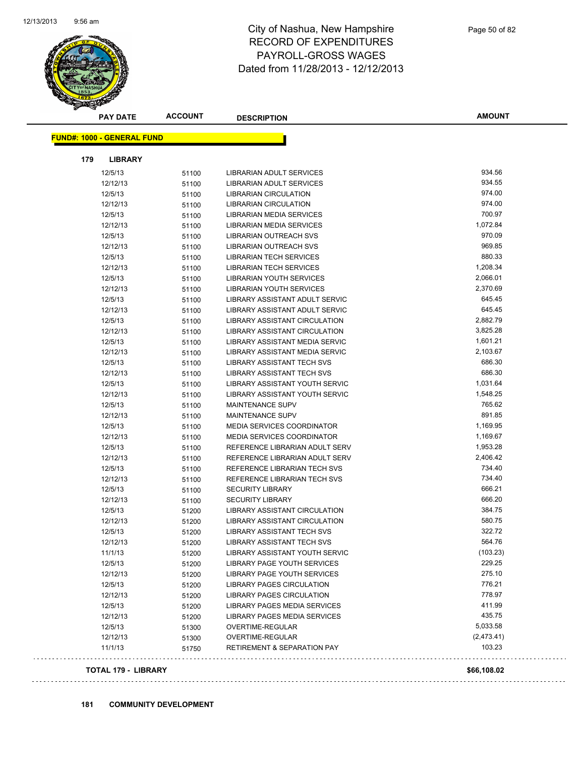# City of Nashua, New Hampshire
## RECORD OF EXPENDITURES
## PAYROLL-GROSS WAGES
## Dated from 11/28/2013 - 12/12/2013

**FUND#: 1000 - GENERAL FUND**

**179 LIBRARY**

| PAY DATE | ACCOUNT | DESCRIPTION | AMOUNT |
|---|---|---|---|
| 12/5/13 | 51100 | LIBRARIAN ADULT SERVICES | 934.56 |
| 12/12/13 | 51100 | LIBRARIAN ADULT SERVICES | 934.55 |
| 12/5/13 | 51100 | LIBRARIAN CIRCULATION | 974.00 |
| 12/12/13 | 51100 | LIBRARIAN CIRCULATION | 974.00 |
| 12/5/13 | 51100 | LIBRARIAN MEDIA SERVICES | 700.97 |
| 12/12/13 | 51100 | LIBRARIAN MEDIA SERVICES | 1,072.84 |
| 12/5/13 | 51100 | LIBRARIAN OUTREACH SVS | 970.09 |
| 12/12/13 | 51100 | LIBRARIAN OUTREACH SVS | 969.85 |
| 12/5/13 | 51100 | LIBRARIAN TECH SERVICES | 880.33 |
| 12/12/13 | 51100 | LIBRARIAN TECH SERVICES | 1,208.34 |
| 12/5/13 | 51100 | LIBRARIAN YOUTH SERVICES | 2,066.01 |
| 12/12/13 | 51100 | LIBRARIAN YOUTH SERVICES | 2,370.69 |
| 12/5/13 | 51100 | LIBRARY ASSISTANT ADULT SERVIC | 645.45 |
| 12/12/13 | 51100 | LIBRARY ASSISTANT ADULT SERVIC | 645.45 |
| 12/5/13 | 51100 | LIBRARY ASSISTANT CIRCULATION | 2,882.79 |
| 12/12/13 | 51100 | LIBRARY ASSISTANT CIRCULATION | 3,825.28 |
| 12/5/13 | 51100 | LIBRARY ASSISTANT MEDIA SERVIC | 1,601.21 |
| 12/12/13 | 51100 | LIBRARY ASSISTANT MEDIA SERVIC | 2,103.67 |
| 12/5/13 | 51100 | LIBRARY ASSISTANT TECH SVS | 686.30 |
| 12/12/13 | 51100 | LIBRARY ASSISTANT TECH SVS | 686.30 |
| 12/5/13 | 51100 | LIBRARY ASSISTANT YOUTH SERVIC | 1,031.64 |
| 12/12/13 | 51100 | LIBRARY ASSISTANT YOUTH SERVIC | 1,548.25 |
| 12/5/13 | 51100 | MAINTENANCE SUPV | 765.62 |
| 12/12/13 | 51100 | MAINTENANCE SUPV | 891.85 |
| 12/5/13 | 51100 | MEDIA SERVICES COORDINATOR | 1,169.95 |
| 12/12/13 | 51100 | MEDIA SERVICES COORDINATOR | 1,169.67 |
| 12/5/13 | 51100 | REFERENCE LIBRARIAN ADULT SERV | 1,953.28 |
| 12/12/13 | 51100 | REFERENCE LIBRARIAN ADULT SERV | 2,406.42 |
| 12/5/13 | 51100 | REFERENCE LIBRARIAN TECH SVS | 734.40 |
| 12/12/13 | 51100 | REFERENCE LIBRARIAN TECH SVS | 734.40 |
| 12/5/13 | 51100 | SECURITY LIBRARY | 666.21 |
| 12/12/13 | 51100 | SECURITY LIBRARY | 666.20 |
| 12/5/13 | 51200 | LIBRARY ASSISTANT CIRCULATION | 384.75 |
| 12/12/13 | 51200 | LIBRARY ASSISTANT CIRCULATION | 580.75 |
| 12/5/13 | 51200 | LIBRARY ASSISTANT TECH SVS | 322.72 |
| 12/12/13 | 51200 | LIBRARY ASSISTANT TECH SVS | 564.76 |
| 11/1/13 | 51200 | LIBRARY ASSISTANT YOUTH SERVIC | (103.23) |
| 12/5/13 | 51200 | LIBRARY PAGE YOUTH SERVICES | 229.25 |
| 12/12/13 | 51200 | LIBRARY PAGE YOUTH SERVICES | 275.10 |
| 12/5/13 | 51200 | LIBRARY PAGES CIRCULATION | 776.21 |
| 12/12/13 | 51200 | LIBRARY PAGES CIRCULATION | 778.97 |
| 12/5/13 | 51200 | LIBRARY PAGES MEDIA SERVICES | 411.99 |
| 12/12/13 | 51200 | LIBRARY PAGES MEDIA SERVICES | 435.75 |
| 12/5/13 | 51300 | OVERTIME-REGULAR | 5,033.58 |
| 12/12/13 | 51300 | OVERTIME-REGULAR | (2,473.41) |
| 11/1/13 | 51750 | RETIREMENT & SEPARATION PAY | 103.23 |

**TOTAL 179 - LIBRARY** **$66,108.02**

**181 COMMUNITY DEVELOPMENT**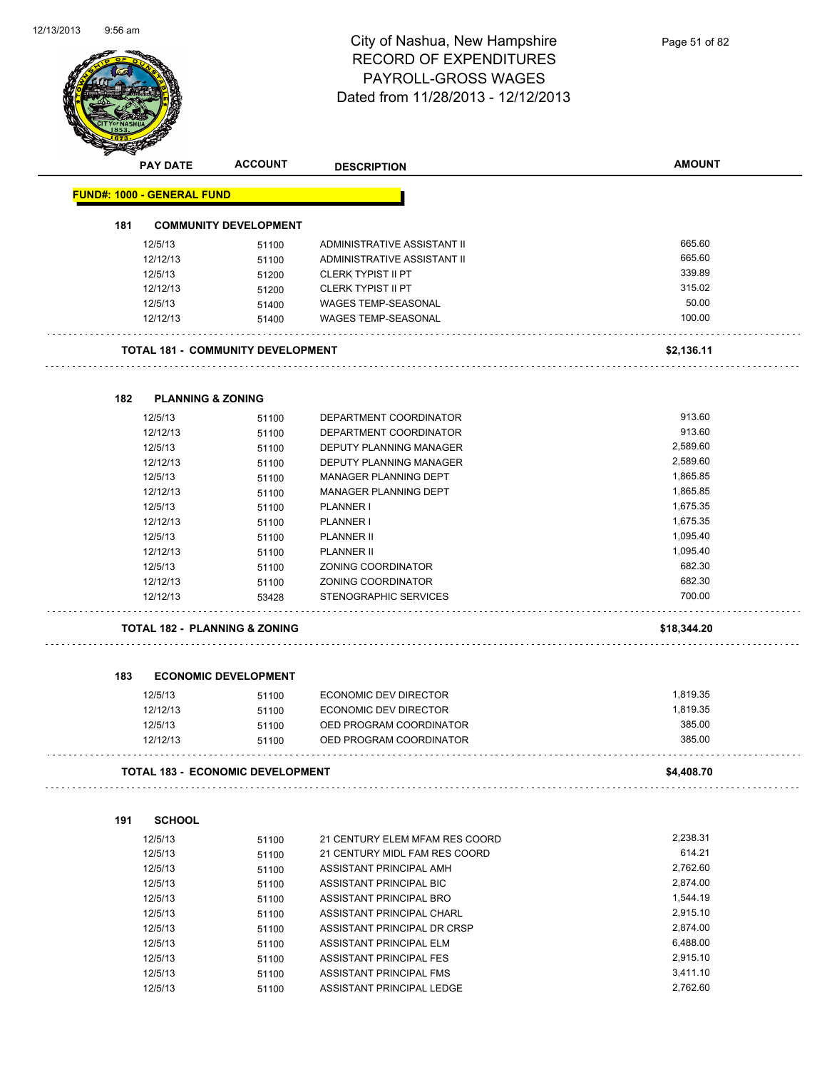# City of Nashua, New Hampshire
## RECORD OF EXPENDITURES
## PAYROLL-GROSS WAGES
## Dated from 11/28/2013 - 12/12/2013

| PAY DATE | ACCOUNT | DESCRIPTION | AMOUNT |
|---|---|---|---|

**FUND#: 1000 - GENERAL FUND**

### 181 COMMUNITY DEVELOPMENT

| PAY DATE | ACCOUNT | DESCRIPTION | AMOUNT |
|---|---|---|---|
| 12/5/13 | 51100 | ADMINISTRATIVE ASSISTANT II | 665.60 |
| 12/12/13 | 51100 | ADMINISTRATIVE ASSISTANT II | 665.60 |
| 12/5/13 | 51200 | CLERK TYPIST II PT | 339.89 |
| 12/12/13 | 51200 | CLERK TYPIST II PT | 315.02 |
| 12/5/13 | 51400 | WAGES TEMP-SEASONAL | 50.00 |
| 12/12/13 | 51400 | WAGES TEMP-SEASONAL | 100.00 |

**TOTAL 181 - COMMUNITY DEVELOPMENT** **$2,136.11**

### 182 PLANNING & ZONING

| PAY DATE | ACCOUNT | DESCRIPTION | AMOUNT |
|---|---|---|---|
| 12/5/13 | 51100 | DEPARTMENT COORDINATOR | 913.60 |
| 12/12/13 | 51100 | DEPARTMENT COORDINATOR | 913.60 |
| 12/5/13 | 51100 | DEPUTY PLANNING MANAGER | 2,589.60 |
| 12/12/13 | 51100 | DEPUTY PLANNING MANAGER | 2,589.60 |
| 12/5/13 | 51100 | MANAGER PLANNING DEPT | 1,865.85 |
| 12/12/13 | 51100 | MANAGER PLANNING DEPT | 1,865.85 |
| 12/5/13 | 51100 | PLANNER I | 1,675.35 |
| 12/12/13 | 51100 | PLANNER I | 1,675.35 |
| 12/5/13 | 51100 | PLANNER II | 1,095.40 |
| 12/12/13 | 51100 | PLANNER II | 1,095.40 |
| 12/5/13 | 51100 | ZONING COORDINATOR | 682.30 |
| 12/12/13 | 51100 | ZONING COORDINATOR | 682.30 |
| 12/12/13 | 53428 | STENOGRAPHIC SERVICES | 700.00 |

**TOTAL 182 - PLANNING & ZONING** **$18,344.20**

### 183 ECONOMIC DEVELOPMENT

| PAY DATE | ACCOUNT | DESCRIPTION | AMOUNT |
|---|---|---|---|
| 12/5/13 | 51100 | ECONOMIC DEV DIRECTOR | 1,819.35 |
| 12/12/13 | 51100 | ECONOMIC DEV DIRECTOR | 1,819.35 |
| 12/5/13 | 51100 | OED PROGRAM COORDINATOR | 385.00 |
| 12/12/13 | 51100 | OED PROGRAM COORDINATOR | 385.00 |

**TOTAL 183 - ECONOMIC DEVELOPMENT** **$4,408.70**

### 191 SCHOOL

| PAY DATE | ACCOUNT | DESCRIPTION | AMOUNT |
|---|---|---|---|
| 12/5/13 | 51100 | 21 CENTURY ELEM MFAM RES COORD | 2,238.31 |
| 12/5/13 | 51100 | 21 CENTURY MIDL FAM RES COORD | 614.21 |
| 12/5/13 | 51100 | ASSISTANT PRINCIPAL AMH | 2,762.60 |
| 12/5/13 | 51100 | ASSISTANT PRINCIPAL BIC | 2,874.00 |
| 12/5/13 | 51100 | ASSISTANT PRINCIPAL BRO | 1,544.19 |
| 12/5/13 | 51100 | ASSISTANT PRINCIPAL CHARL | 2,915.10 |
| 12/5/13 | 51100 | ASSISTANT PRINCIPAL DR CRSP | 2,874.00 |
| 12/5/13 | 51100 | ASSISTANT PRINCIPAL ELM | 6,488.00 |
| 12/5/13 | 51100 | ASSISTANT PRINCIPAL FES | 2,915.10 |
| 12/5/13 | 51100 | ASSISTANT PRINCIPAL FMS | 3,411.10 |
| 12/5/13 | 51100 | ASSISTANT PRINCIPAL LEDGE | 2,762.60 |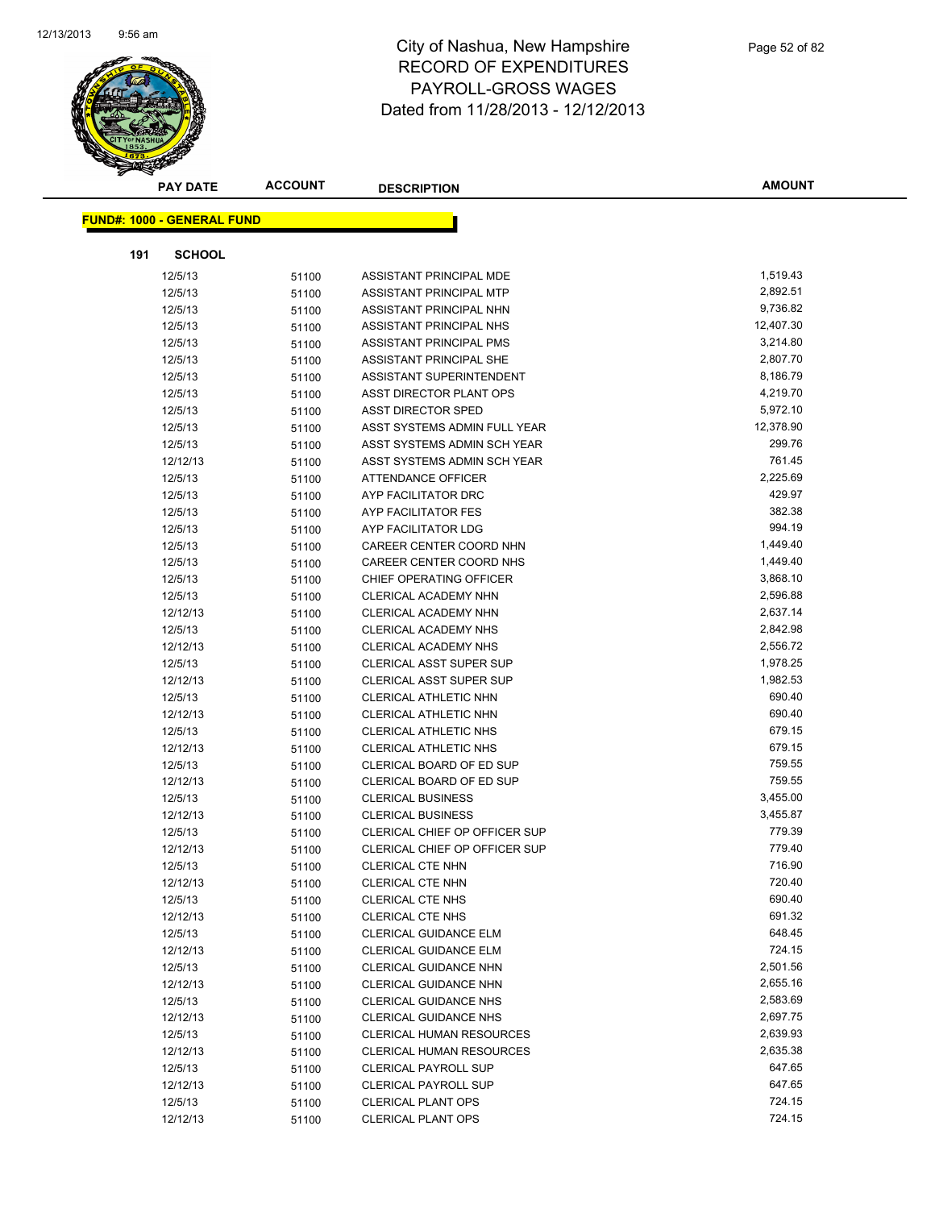# City of Nashua, New Hampshire
# RECORD OF EXPENDITURES
# PAYROLL-GROSS WAGES
# Dated from 11/28/2013 - 12/12/2013

**FUND#: 1000 - GENERAL FUND**

**191 SCHOOL**

| PAY DATE | ACCOUNT | DESCRIPTION | AMOUNT |
|---|---|---|---|
| 12/5/13 | 51100 | ASSISTANT PRINCIPAL MDE | 1,519.43 |
| 12/5/13 | 51100 | ASSISTANT PRINCIPAL MTP | 2,892.51 |
| 12/5/13 | 51100 | ASSISTANT PRINCIPAL NHN | 9,736.82 |
| 12/5/13 | 51100 | ASSISTANT PRINCIPAL NHS | 12,407.30 |
| 12/5/13 | 51100 | ASSISTANT PRINCIPAL PMS | 3,214.80 |
| 12/5/13 | 51100 | ASSISTANT PRINCIPAL SHE | 2,807.70 |
| 12/5/13 | 51100 | ASSISTANT SUPERINTENDENT | 8,186.79 |
| 12/5/13 | 51100 | ASST DIRECTOR PLANT OPS | 4,219.70 |
| 12/5/13 | 51100 | ASST DIRECTOR SPED | 5,972.10 |
| 12/5/13 | 51100 | ASST SYSTEMS ADMIN FULL YEAR | 12,378.90 |
| 12/5/13 | 51100 | ASST SYSTEMS ADMIN SCH YEAR | 299.76 |
| 12/12/13 | 51100 | ASST SYSTEMS ADMIN SCH YEAR | 761.45 |
| 12/5/13 | 51100 | ATTENDANCE OFFICER | 2,225.69 |
| 12/5/13 | 51100 | AYP FACILITATOR DRC | 429.97 |
| 12/5/13 | 51100 | AYP FACILITATOR FES | 382.38 |
| 12/5/13 | 51100 | AYP FACILITATOR LDG | 994.19 |
| 12/5/13 | 51100 | CAREER CENTER COORD NHN | 1,449.40 |
| 12/5/13 | 51100 | CAREER CENTER COORD NHS | 1,449.40 |
| 12/5/13 | 51100 | CHIEF OPERATING OFFICER | 3,868.10 |
| 12/5/13 | 51100 | CLERICAL ACADEMY NHN | 2,596.88 |
| 12/12/13 | 51100 | CLERICAL ACADEMY NHN | 2,637.14 |
| 12/5/13 | 51100 | CLERICAL ACADEMY NHS | 2,842.98 |
| 12/12/13 | 51100 | CLERICAL ACADEMY NHS | 2,556.72 |
| 12/5/13 | 51100 | CLERICAL ASST SUPER SUP | 1,978.25 |
| 12/12/13 | 51100 | CLERICAL ASST SUPER SUP | 1,982.53 |
| 12/5/13 | 51100 | CLERICAL ATHLETIC NHN | 690.40 |
| 12/12/13 | 51100 | CLERICAL ATHLETIC NHN | 690.40 |
| 12/5/13 | 51100 | CLERICAL ATHLETIC NHS | 679.15 |
| 12/12/13 | 51100 | CLERICAL ATHLETIC NHS | 679.15 |
| 12/5/13 | 51100 | CLERICAL BOARD OF ED SUP | 759.55 |
| 12/12/13 | 51100 | CLERICAL BOARD OF ED SUP | 759.55 |
| 12/5/13 | 51100 | CLERICAL BUSINESS | 3,455.00 |
| 12/12/13 | 51100 | CLERICAL BUSINESS | 3,455.87 |
| 12/5/13 | 51100 | CLERICAL CHIEF OP OFFICER SUP | 779.39 |
| 12/12/13 | 51100 | CLERICAL CHIEF OP OFFICER SUP | 779.40 |
| 12/5/13 | 51100 | CLERICAL CTE NHN | 716.90 |
| 12/12/13 | 51100 | CLERICAL CTE NHN | 720.40 |
| 12/5/13 | 51100 | CLERICAL CTE NHS | 690.40 |
| 12/12/13 | 51100 | CLERICAL CTE NHS | 691.32 |
| 12/5/13 | 51100 | CLERICAL GUIDANCE ELM | 648.45 |
| 12/12/13 | 51100 | CLERICAL GUIDANCE ELM | 724.15 |
| 12/5/13 | 51100 | CLERICAL GUIDANCE NHN | 2,501.56 |
| 12/12/13 | 51100 | CLERICAL GUIDANCE NHN | 2,655.16 |
| 12/5/13 | 51100 | CLERICAL GUIDANCE NHS | 2,583.69 |
| 12/12/13 | 51100 | CLERICAL GUIDANCE NHS | 2,697.75 |
| 12/5/13 | 51100 | CLERICAL HUMAN RESOURCES | 2,639.93 |
| 12/12/13 | 51100 | CLERICAL HUMAN RESOURCES | 2,635.38 |
| 12/5/13 | 51100 | CLERICAL PAYROLL SUP | 647.65 |
| 12/12/13 | 51100 | CLERICAL PAYROLL SUP | 647.65 |
| 12/5/13 | 51100 | CLERICAL PLANT OPS | 724.15 |
| 12/12/13 | 51100 | CLERICAL PLANT OPS | 724.15 |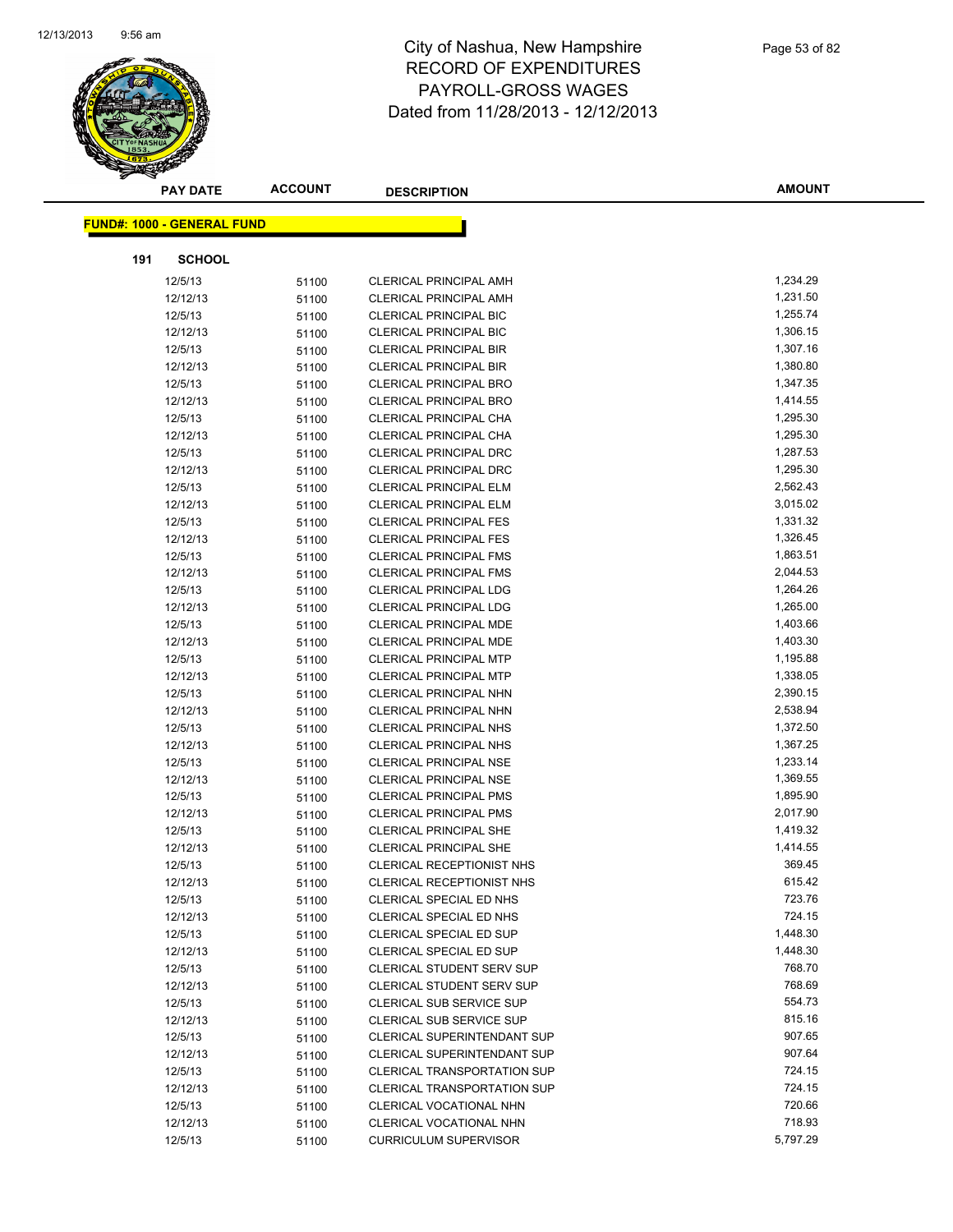# City of Nashua, New Hampshire
# RECORD OF EXPENDITURES
# PAYROLL-GROSS WAGES
# Dated from 11/28/2013 - 12/12/2013

| PAY DATE | ACCOUNT | DESCRIPTION | AMOUNT |
|---|---|---|---|

**FUND#: 1000 - GENERAL FUND**

**191 SCHOOL**

| PAY DATE | ACCOUNT | DESCRIPTION | AMOUNT |
|---|---|---|---|
| 12/5/13 | 51100 | CLERICAL PRINCIPAL AMH | 1,234.29 |
| 12/12/13 | 51100 | CLERICAL PRINCIPAL AMH | 1,231.50 |
| 12/5/13 | 51100 | CLERICAL PRINCIPAL BIC | 1,255.74 |
| 12/12/13 | 51100 | CLERICAL PRINCIPAL BIC | 1,306.15 |
| 12/5/13 | 51100 | CLERICAL PRINCIPAL BIR | 1,307.16 |
| 12/12/13 | 51100 | CLERICAL PRINCIPAL BIR | 1,380.80 |
| 12/5/13 | 51100 | CLERICAL PRINCIPAL BRO | 1,347.35 |
| 12/12/13 | 51100 | CLERICAL PRINCIPAL BRO | 1,414.55 |
| 12/5/13 | 51100 | CLERICAL PRINCIPAL CHA | 1,295.30 |
| 12/12/13 | 51100 | CLERICAL PRINCIPAL CHA | 1,295.30 |
| 12/5/13 | 51100 | CLERICAL PRINCIPAL DRC | 1,287.53 |
| 12/12/13 | 51100 | CLERICAL PRINCIPAL DRC | 1,295.30 |
| 12/5/13 | 51100 | CLERICAL PRINCIPAL ELM | 2,562.43 |
| 12/12/13 | 51100 | CLERICAL PRINCIPAL ELM | 3,015.02 |
| 12/5/13 | 51100 | CLERICAL PRINCIPAL FES | 1,331.32 |
| 12/12/13 | 51100 | CLERICAL PRINCIPAL FES | 1,326.45 |
| 12/5/13 | 51100 | CLERICAL PRINCIPAL FMS | 1,863.51 |
| 12/12/13 | 51100 | CLERICAL PRINCIPAL FMS | 2,044.53 |
| 12/5/13 | 51100 | CLERICAL PRINCIPAL LDG | 1,264.26 |
| 12/12/13 | 51100 | CLERICAL PRINCIPAL LDG | 1,265.00 |
| 12/5/13 | 51100 | CLERICAL PRINCIPAL MDE | 1,403.66 |
| 12/12/13 | 51100 | CLERICAL PRINCIPAL MDE | 1,403.30 |
| 12/5/13 | 51100 | CLERICAL PRINCIPAL MTP | 1,195.88 |
| 12/12/13 | 51100 | CLERICAL PRINCIPAL MTP | 1,338.05 |
| 12/5/13 | 51100 | CLERICAL PRINCIPAL NHN | 2,390.15 |
| 12/12/13 | 51100 | CLERICAL PRINCIPAL NHN | 2,538.94 |
| 12/5/13 | 51100 | CLERICAL PRINCIPAL NHS | 1,372.50 |
| 12/12/13 | 51100 | CLERICAL PRINCIPAL NHS | 1,367.25 |
| 12/5/13 | 51100 | CLERICAL PRINCIPAL NSE | 1,233.14 |
| 12/12/13 | 51100 | CLERICAL PRINCIPAL NSE | 1,369.55 |
| 12/5/13 | 51100 | CLERICAL PRINCIPAL PMS | 1,895.90 |
| 12/12/13 | 51100 | CLERICAL PRINCIPAL PMS | 2,017.90 |
| 12/5/13 | 51100 | CLERICAL PRINCIPAL SHE | 1,419.32 |
| 12/12/13 | 51100 | CLERICAL PRINCIPAL SHE | 1,414.55 |
| 12/5/13 | 51100 | CLERICAL RECEPTIONIST NHS | 369.45 |
| 12/12/13 | 51100 | CLERICAL RECEPTIONIST NHS | 615.42 |
| 12/5/13 | 51100 | CLERICAL SPECIAL ED NHS | 723.76 |
| 12/12/13 | 51100 | CLERICAL SPECIAL ED NHS | 724.15 |
| 12/5/13 | 51100 | CLERICAL SPECIAL ED SUP | 1,448.30 |
| 12/12/13 | 51100 | CLERICAL SPECIAL ED SUP | 1,448.30 |
| 12/5/13 | 51100 | CLERICAL STUDENT SERV SUP | 768.70 |
| 12/12/13 | 51100 | CLERICAL STUDENT SERV SUP | 768.69 |
| 12/5/13 | 51100 | CLERICAL SUB SERVICE SUP | 554.73 |
| 12/12/13 | 51100 | CLERICAL SUB SERVICE SUP | 815.16 |
| 12/5/13 | 51100 | CLERICAL SUPERINTENDANT SUP | 907.65 |
| 12/12/13 | 51100 | CLERICAL SUPERINTENDANT SUP | 907.64 |
| 12/5/13 | 51100 | CLERICAL TRANSPORTATION SUP | 724.15 |
| 12/12/13 | 51100 | CLERICAL TRANSPORTATION SUP | 724.15 |
| 12/5/13 | 51100 | CLERICAL VOCATIONAL NHN | 720.66 |
| 12/12/13 | 51100 | CLERICAL VOCATIONAL NHN | 718.93 |
| 12/5/13 | 51100 | CURRICULUM SUPERVISOR | 5,797.29 |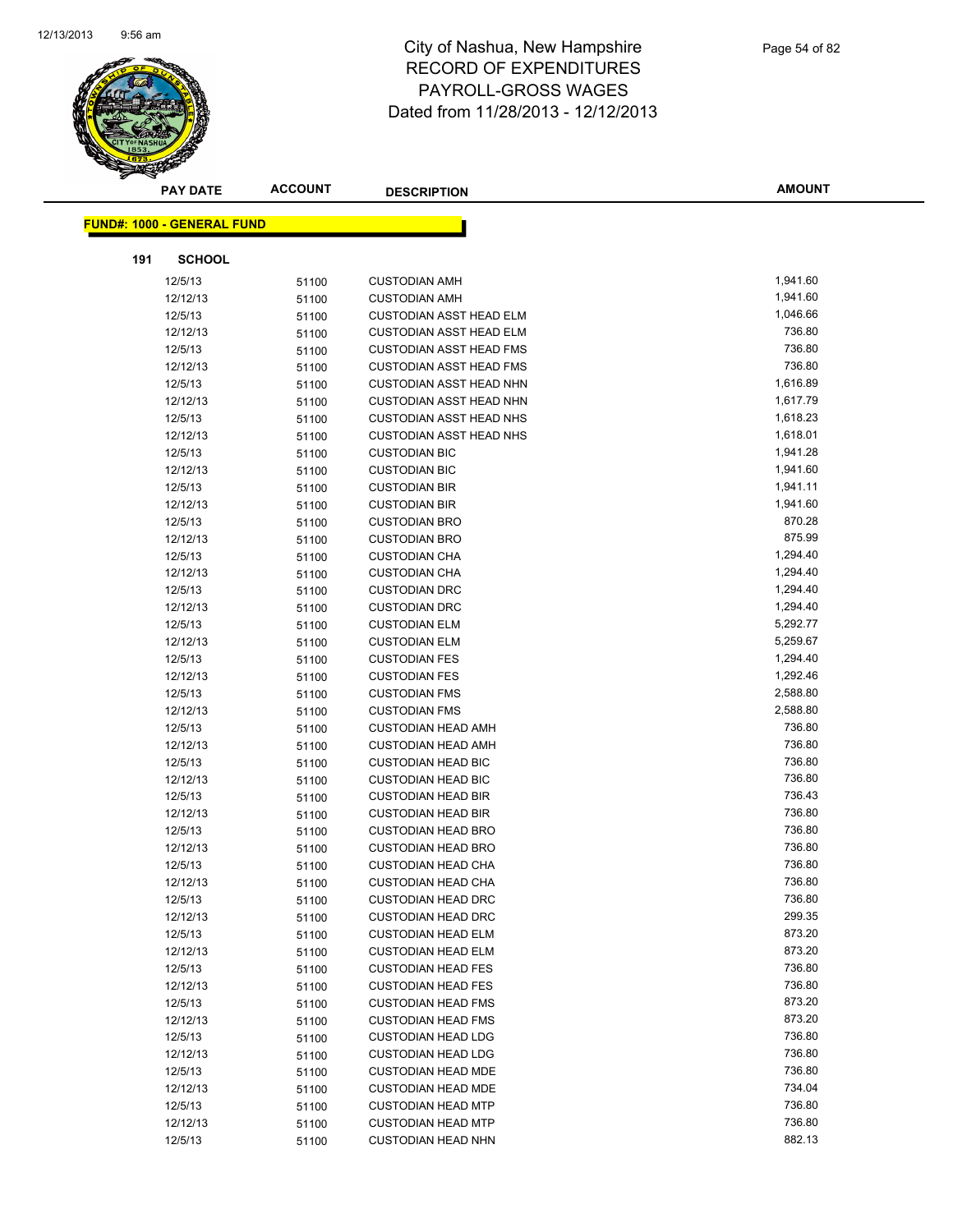# City of Nashua, New Hampshire
## RECORD OF EXPENDITURES
## PAYROLL-GROSS WAGES
## Dated from 11/28/2013 - 12/12/2013

| PAY DATE | ACCOUNT | DESCRIPTION | AMOUNT |
|---|---|---|---|

**FUND#: 1000 - GENERAL FUND**

**191 SCHOOL**

| PAY DATE | ACCOUNT | DESCRIPTION | AMOUNT |
|---|---|---|---|
| 12/5/13 | 51100 | CUSTODIAN AMH | 1,941.60 |
| 12/12/13 | 51100 | CUSTODIAN AMH | 1,941.60 |
| 12/5/13 | 51100 | CUSTODIAN ASST HEAD ELM | 1,046.66 |
| 12/12/13 | 51100 | CUSTODIAN ASST HEAD ELM | 736.80 |
| 12/5/13 | 51100 | CUSTODIAN ASST HEAD FMS | 736.80 |
| 12/12/13 | 51100 | CUSTODIAN ASST HEAD FMS | 736.80 |
| 12/5/13 | 51100 | CUSTODIAN ASST HEAD NHN | 1,616.89 |
| 12/12/13 | 51100 | CUSTODIAN ASST HEAD NHN | 1,617.79 |
| 12/5/13 | 51100 | CUSTODIAN ASST HEAD NHS | 1,618.23 |
| 12/12/13 | 51100 | CUSTODIAN ASST HEAD NHS | 1,618.01 |
| 12/5/13 | 51100 | CUSTODIAN BIC | 1,941.28 |
| 12/12/13 | 51100 | CUSTODIAN BIC | 1,941.60 |
| 12/5/13 | 51100 | CUSTODIAN BIR | 1,941.11 |
| 12/12/13 | 51100 | CUSTODIAN BIR | 1,941.60 |
| 12/5/13 | 51100 | CUSTODIAN BRO | 870.28 |
| 12/12/13 | 51100 | CUSTODIAN BRO | 875.99 |
| 12/5/13 | 51100 | CUSTODIAN CHA | 1,294.40 |
| 12/12/13 | 51100 | CUSTODIAN CHA | 1,294.40 |
| 12/5/13 | 51100 | CUSTODIAN DRC | 1,294.40 |
| 12/12/13 | 51100 | CUSTODIAN DRC | 1,294.40 |
| 12/5/13 | 51100 | CUSTODIAN ELM | 5,292.77 |
| 12/12/13 | 51100 | CUSTODIAN ELM | 5,259.67 |
| 12/5/13 | 51100 | CUSTODIAN FES | 1,294.40 |
| 12/12/13 | 51100 | CUSTODIAN FES | 1,292.46 |
| 12/5/13 | 51100 | CUSTODIAN FMS | 2,588.80 |
| 12/12/13 | 51100 | CUSTODIAN FMS | 2,588.80 |
| 12/5/13 | 51100 | CUSTODIAN HEAD AMH | 736.80 |
| 12/12/13 | 51100 | CUSTODIAN HEAD AMH | 736.80 |
| 12/5/13 | 51100 | CUSTODIAN HEAD BIC | 736.80 |
| 12/12/13 | 51100 | CUSTODIAN HEAD BIC | 736.80 |
| 12/5/13 | 51100 | CUSTODIAN HEAD BIR | 736.43 |
| 12/12/13 | 51100 | CUSTODIAN HEAD BIR | 736.80 |
| 12/5/13 | 51100 | CUSTODIAN HEAD BRO | 736.80 |
| 12/12/13 | 51100 | CUSTODIAN HEAD BRO | 736.80 |
| 12/5/13 | 51100 | CUSTODIAN HEAD CHA | 736.80 |
| 12/12/13 | 51100 | CUSTODIAN HEAD CHA | 736.80 |
| 12/5/13 | 51100 | CUSTODIAN HEAD DRC | 736.80 |
| 12/12/13 | 51100 | CUSTODIAN HEAD DRC | 299.35 |
| 12/5/13 | 51100 | CUSTODIAN HEAD ELM | 873.20 |
| 12/12/13 | 51100 | CUSTODIAN HEAD ELM | 873.20 |
| 12/5/13 | 51100 | CUSTODIAN HEAD FES | 736.80 |
| 12/12/13 | 51100 | CUSTODIAN HEAD FES | 736.80 |
| 12/5/13 | 51100 | CUSTODIAN HEAD FMS | 873.20 |
| 12/12/13 | 51100 | CUSTODIAN HEAD FMS | 873.20 |
| 12/5/13 | 51100 | CUSTODIAN HEAD LDG | 736.80 |
| 12/12/13 | 51100 | CUSTODIAN HEAD LDG | 736.80 |
| 12/5/13 | 51100 | CUSTODIAN HEAD MDE | 736.80 |
| 12/12/13 | 51100 | CUSTODIAN HEAD MDE | 734.04 |
| 12/5/13 | 51100 | CUSTODIAN HEAD MTP | 736.80 |
| 12/12/13 | 51100 | CUSTODIAN HEAD MTP | 736.80 |
| 12/5/13 | 51100 | CUSTODIAN HEAD NHN | 882.13 |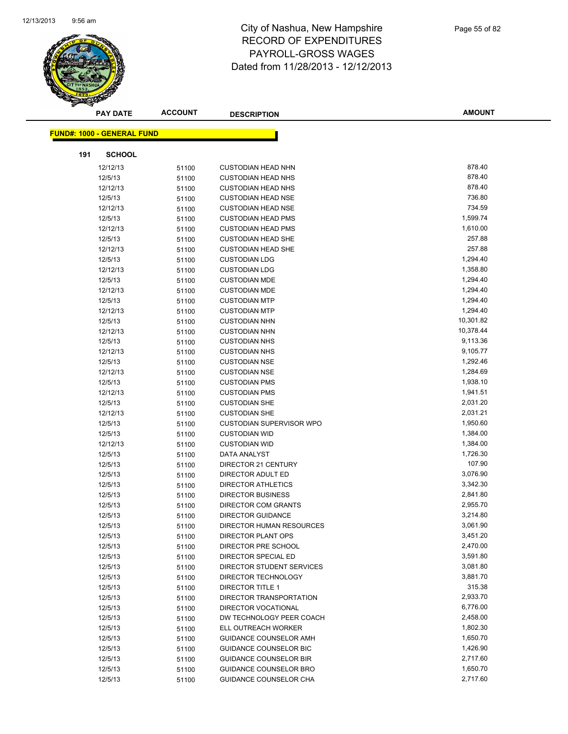# City of Nashua, New Hampshire
## RECORD OF EXPENDITURES
## PAYROLL-GROSS WAGES
## Dated from 11/28/2013 - 12/12/2013

**FUND#: 1000 - GENERAL FUND**

**191 SCHOOL**

| PAY DATE | ACCOUNT | DESCRIPTION | AMOUNT |
|---|---|---|---|
| 12/12/13 | 51100 | CUSTODIAN HEAD NHN | 878.40 |
| 12/5/13 | 51100 | CUSTODIAN HEAD NHS | 878.40 |
| 12/12/13 | 51100 | CUSTODIAN HEAD NHS | 878.40 |
| 12/5/13 | 51100 | CUSTODIAN HEAD NSE | 736.80 |
| 12/12/13 | 51100 | CUSTODIAN HEAD NSE | 734.59 |
| 12/5/13 | 51100 | CUSTODIAN HEAD PMS | 1,599.74 |
| 12/12/13 | 51100 | CUSTODIAN HEAD PMS | 1,610.00 |
| 12/5/13 | 51100 | CUSTODIAN HEAD SHE | 257.88 |
| 12/12/13 | 51100 | CUSTODIAN HEAD SHE | 257.88 |
| 12/5/13 | 51100 | CUSTODIAN LDG | 1,294.40 |
| 12/12/13 | 51100 | CUSTODIAN LDG | 1,358.80 |
| 12/5/13 | 51100 | CUSTODIAN MDE | 1,294.40 |
| 12/12/13 | 51100 | CUSTODIAN MDE | 1,294.40 |
| 12/5/13 | 51100 | CUSTODIAN MTP | 1,294.40 |
| 12/12/13 | 51100 | CUSTODIAN MTP | 1,294.40 |
| 12/5/13 | 51100 | CUSTODIAN NHN | 10,301.82 |
| 12/12/13 | 51100 | CUSTODIAN NHN | 10,378.44 |
| 12/5/13 | 51100 | CUSTODIAN NHS | 9,113.36 |
| 12/12/13 | 51100 | CUSTODIAN NHS | 9,105.77 |
| 12/5/13 | 51100 | CUSTODIAN NSE | 1,292.46 |
| 12/12/13 | 51100 | CUSTODIAN NSE | 1,284.69 |
| 12/5/13 | 51100 | CUSTODIAN PMS | 1,938.10 |
| 12/12/13 | 51100 | CUSTODIAN PMS | 1,941.51 |
| 12/5/13 | 51100 | CUSTODIAN SHE | 2,031.20 |
| 12/12/13 | 51100 | CUSTODIAN SHE | 2,031.21 |
| 12/5/13 | 51100 | CUSTODIAN SUPERVISOR WPO | 1,950.60 |
| 12/5/13 | 51100 | CUSTODIAN WID | 1,384.00 |
| 12/12/13 | 51100 | CUSTODIAN WID | 1,384.00 |
| 12/5/13 | 51100 | DATA ANALYST | 1,726.30 |
| 12/5/13 | 51100 | DIRECTOR 21 CENTURY | 107.90 |
| 12/5/13 | 51100 | DIRECTOR ADULT ED | 3,076.90 |
| 12/5/13 | 51100 | DIRECTOR ATHLETICS | 3,342.30 |
| 12/5/13 | 51100 | DIRECTOR BUSINESS | 2,841.80 |
| 12/5/13 | 51100 | DIRECTOR COM GRANTS | 2,955.70 |
| 12/5/13 | 51100 | DIRECTOR GUIDANCE | 3,214.80 |
| 12/5/13 | 51100 | DIRECTOR HUMAN RESOURCES | 3,061.90 |
| 12/5/13 | 51100 | DIRECTOR PLANT OPS | 3,451.20 |
| 12/5/13 | 51100 | DIRECTOR PRE SCHOOL | 2,470.00 |
| 12/5/13 | 51100 | DIRECTOR SPECIAL ED | 3,591.80 |
| 12/5/13 | 51100 | DIRECTOR STUDENT SERVICES | 3,081.80 |
| 12/5/13 | 51100 | DIRECTOR TECHNOLOGY | 3,881.70 |
| 12/5/13 | 51100 | DIRECTOR TITLE 1 | 315.38 |
| 12/5/13 | 51100 | DIRECTOR TRANSPORTATION | 2,933.70 |
| 12/5/13 | 51100 | DIRECTOR VOCATIONAL | 6,776.00 |
| 12/5/13 | 51100 | DW TECHNOLOGY PEER COACH | 2,458.00 |
| 12/5/13 | 51100 | ELL OUTREACH WORKER | 1,802.30 |
| 12/5/13 | 51100 | GUIDANCE COUNSELOR AMH | 1,650.70 |
| 12/5/13 | 51100 | GUIDANCE COUNSELOR BIC | 1,426.90 |
| 12/5/13 | 51100 | GUIDANCE COUNSELOR BIR | 2,717.60 |
| 12/5/13 | 51100 | GUIDANCE COUNSELOR BRO | 1,650.70 |
| 12/5/13 | 51100 | GUIDANCE COUNSELOR CHA | 2,717.60 |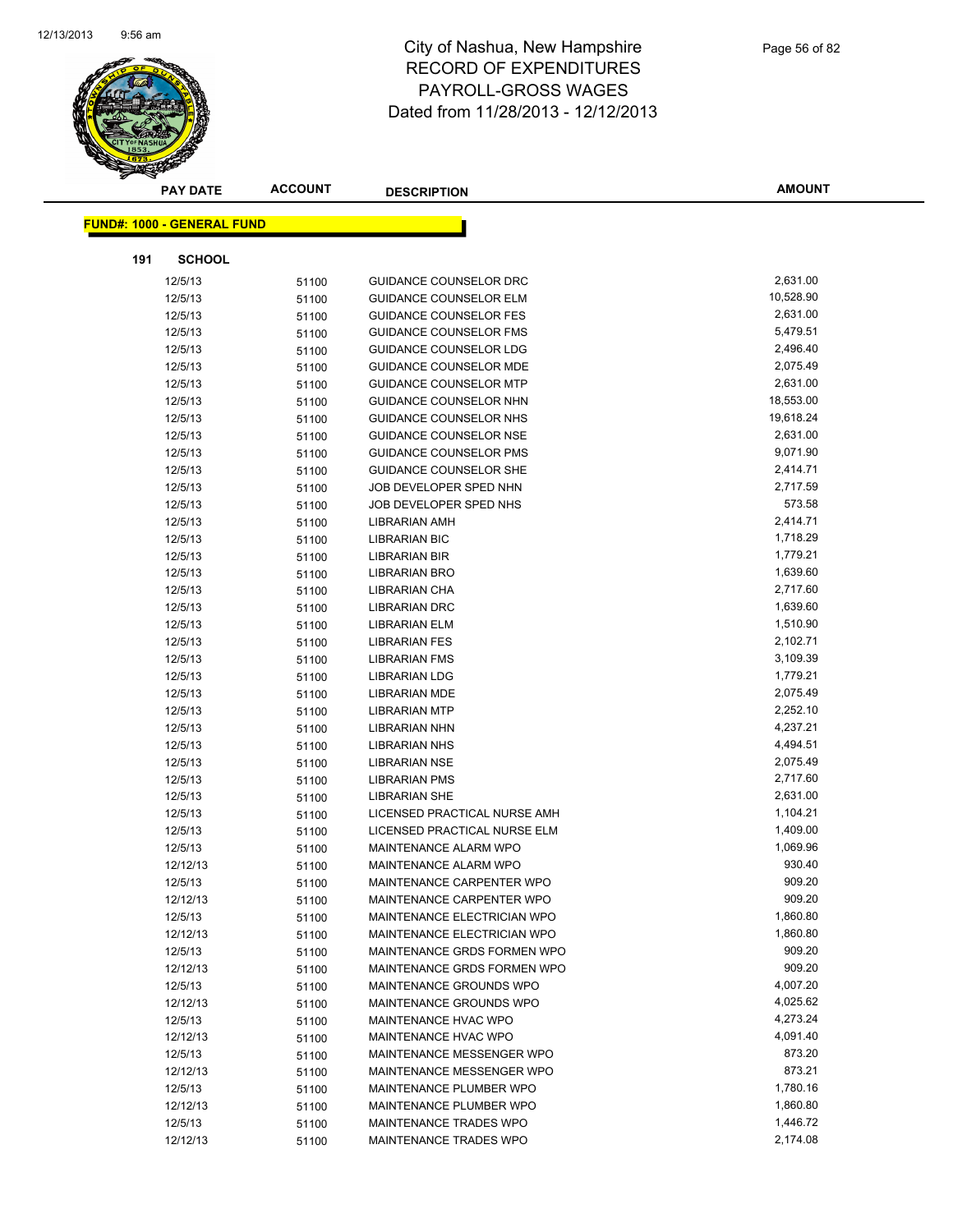# City of Nashua, New Hampshire
# RECORD OF EXPENDITURES
# PAYROLL-GROSS WAGES
# Dated from 11/28/2013 - 12/12/2013

**FUND#: 1000 - GENERAL FUND**

**191 SCHOOL**

| PAY DATE | ACCOUNT | DESCRIPTION | AMOUNT |
|---|---|---|---|
| 12/5/13 | 51100 | GUIDANCE COUNSELOR DRC | 2,631.00 |
| 12/5/13 | 51100 | GUIDANCE COUNSELOR ELM | 10,528.90 |
| 12/5/13 | 51100 | GUIDANCE COUNSELOR FES | 2,631.00 |
| 12/5/13 | 51100 | GUIDANCE COUNSELOR FMS | 5,479.51 |
| 12/5/13 | 51100 | GUIDANCE COUNSELOR LDG | 2,496.40 |
| 12/5/13 | 51100 | GUIDANCE COUNSELOR MDE | 2,075.49 |
| 12/5/13 | 51100 | GUIDANCE COUNSELOR MTP | 2,631.00 |
| 12/5/13 | 51100 | GUIDANCE COUNSELOR NHN | 18,553.00 |
| 12/5/13 | 51100 | GUIDANCE COUNSELOR NHS | 19,618.24 |
| 12/5/13 | 51100 | GUIDANCE COUNSELOR NSE | 2,631.00 |
| 12/5/13 | 51100 | GUIDANCE COUNSELOR PMS | 9,071.90 |
| 12/5/13 | 51100 | GUIDANCE COUNSELOR SHE | 2,414.71 |
| 12/5/13 | 51100 | JOB DEVELOPER SPED NHN | 2,717.59 |
| 12/5/13 | 51100 | JOB DEVELOPER SPED NHS | 573.58 |
| 12/5/13 | 51100 | LIBRARIAN AMH | 2,414.71 |
| 12/5/13 | 51100 | LIBRARIAN BIC | 1,718.29 |
| 12/5/13 | 51100 | LIBRARIAN BIR | 1,779.21 |
| 12/5/13 | 51100 | LIBRARIAN BRO | 1,639.60 |
| 12/5/13 | 51100 | LIBRARIAN CHA | 2,717.60 |
| 12/5/13 | 51100 | LIBRARIAN DRC | 1,639.60 |
| 12/5/13 | 51100 | LIBRARIAN ELM | 1,510.90 |
| 12/5/13 | 51100 | LIBRARIAN FES | 2,102.71 |
| 12/5/13 | 51100 | LIBRARIAN FMS | 3,109.39 |
| 12/5/13 | 51100 | LIBRARIAN LDG | 1,779.21 |
| 12/5/13 | 51100 | LIBRARIAN MDE | 2,075.49 |
| 12/5/13 | 51100 | LIBRARIAN MTP | 2,252.10 |
| 12/5/13 | 51100 | LIBRARIAN NHN | 4,237.21 |
| 12/5/13 | 51100 | LIBRARIAN NHS | 4,494.51 |
| 12/5/13 | 51100 | LIBRARIAN NSE | 2,075.49 |
| 12/5/13 | 51100 | LIBRARIAN PMS | 2,717.60 |
| 12/5/13 | 51100 | LIBRARIAN SHE | 2,631.00 |
| 12/5/13 | 51100 | LICENSED PRACTICAL NURSE AMH | 1,104.21 |
| 12/5/13 | 51100 | LICENSED PRACTICAL NURSE ELM | 1,409.00 |
| 12/5/13 | 51100 | MAINTENANCE ALARM WPO | 1,069.96 |
| 12/12/13 | 51100 | MAINTENANCE ALARM WPO | 930.40 |
| 12/5/13 | 51100 | MAINTENANCE CARPENTER WPO | 909.20 |
| 12/12/13 | 51100 | MAINTENANCE CARPENTER WPO | 909.20 |
| 12/5/13 | 51100 | MAINTENANCE ELECTRICIAN WPO | 1,860.80 |
| 12/12/13 | 51100 | MAINTENANCE ELECTRICIAN WPO | 1,860.80 |
| 12/5/13 | 51100 | MAINTENANCE GRDS FORMEN WPO | 909.20 |
| 12/12/13 | 51100 | MAINTENANCE GRDS FORMEN WPO | 909.20 |
| 12/5/13 | 51100 | MAINTENANCE GROUNDS WPO | 4,007.20 |
| 12/12/13 | 51100 | MAINTENANCE GROUNDS WPO | 4,025.62 |
| 12/5/13 | 51100 | MAINTENANCE HVAC WPO | 4,273.24 |
| 12/12/13 | 51100 | MAINTENANCE HVAC WPO | 4,091.40 |
| 12/5/13 | 51100 | MAINTENANCE MESSENGER WPO | 873.20 |
| 12/12/13 | 51100 | MAINTENANCE MESSENGER WPO | 873.21 |
| 12/5/13 | 51100 | MAINTENANCE PLUMBER WPO | 1,780.16 |
| 12/12/13 | 51100 | MAINTENANCE PLUMBER WPO | 1,860.80 |
| 12/5/13 | 51100 | MAINTENANCE TRADES WPO | 1,446.72 |
| 12/12/13 | 51100 | MAINTENANCE TRADES WPO | 2,174.08 |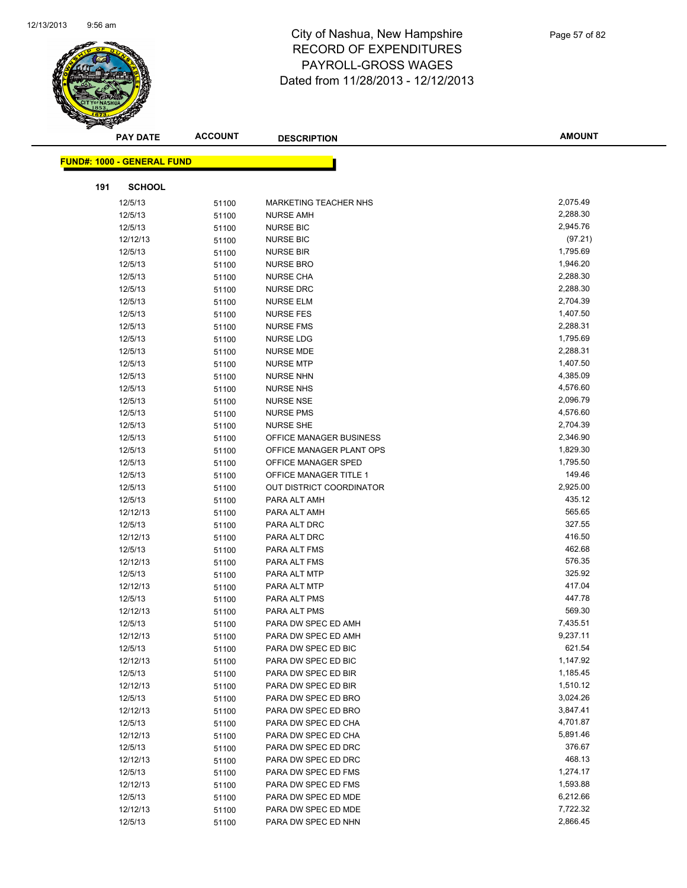# City of Nashua, New Hampshire
# RECORD OF EXPENDITURES
# PAYROLL-GROSS WAGES
# Dated from 11/28/2013 - 12/12/2013

**FUND#: 1000 - GENERAL FUND**

**191 SCHOOL**

| PAY DATE | ACCOUNT | DESCRIPTION | AMOUNT |
|---|---|---|---|
| 12/5/13 | 51100 | MARKETING TEACHER NHS | 2,075.49 |
| 12/5/13 | 51100 | NURSE AMH | 2,288.30 |
| 12/5/13 | 51100 | NURSE BIC | 2,945.76 |
| 12/12/13 | 51100 | NURSE BIC | (97.21) |
| 12/5/13 | 51100 | NURSE BIR | 1,795.69 |
| 12/5/13 | 51100 | NURSE BRO | 1,946.20 |
| 12/5/13 | 51100 | NURSE CHA | 2,288.30 |
| 12/5/13 | 51100 | NURSE DRC | 2,288.30 |
| 12/5/13 | 51100 | NURSE ELM | 2,704.39 |
| 12/5/13 | 51100 | NURSE FES | 1,407.50 |
| 12/5/13 | 51100 | NURSE FMS | 2,288.31 |
| 12/5/13 | 51100 | NURSE LDG | 1,795.69 |
| 12/5/13 | 51100 | NURSE MDE | 2,288.31 |
| 12/5/13 | 51100 | NURSE MTP | 1,407.50 |
| 12/5/13 | 51100 | NURSE NHN | 4,385.09 |
| 12/5/13 | 51100 | NURSE NHS | 4,576.60 |
| 12/5/13 | 51100 | NURSE NSE | 2,096.79 |
| 12/5/13 | 51100 | NURSE PMS | 4,576.60 |
| 12/5/13 | 51100 | NURSE SHE | 2,704.39 |
| 12/5/13 | 51100 | OFFICE MANAGER BUSINESS | 2,346.90 |
| 12/5/13 | 51100 | OFFICE MANAGER PLANT OPS | 1,829.30 |
| 12/5/13 | 51100 | OFFICE MANAGER SPED | 1,795.50 |
| 12/5/13 | 51100 | OFFICE MANAGER TITLE 1 | 149.46 |
| 12/5/13 | 51100 | OUT DISTRICT COORDINATOR | 2,925.00 |
| 12/5/13 | 51100 | PARA ALT AMH | 435.12 |
| 12/12/13 | 51100 | PARA ALT AMH | 565.65 |
| 12/5/13 | 51100 | PARA ALT DRC | 327.55 |
| 12/12/13 | 51100 | PARA ALT DRC | 416.50 |
| 12/5/13 | 51100 | PARA ALT FMS | 462.68 |
| 12/12/13 | 51100 | PARA ALT FMS | 576.35 |
| 12/5/13 | 51100 | PARA ALT MTP | 325.92 |
| 12/12/13 | 51100 | PARA ALT MTP | 417.04 |
| 12/5/13 | 51100 | PARA ALT PMS | 447.78 |
| 12/12/13 | 51100 | PARA ALT PMS | 569.30 |
| 12/5/13 | 51100 | PARA DW SPEC ED AMH | 7,435.51 |
| 12/12/13 | 51100 | PARA DW SPEC ED AMH | 9,237.11 |
| 12/5/13 | 51100 | PARA DW SPEC ED BIC | 621.54 |
| 12/12/13 | 51100 | PARA DW SPEC ED BIC | 1,147.92 |
| 12/5/13 | 51100 | PARA DW SPEC ED BIR | 1,185.45 |
| 12/12/13 | 51100 | PARA DW SPEC ED BIR | 1,510.12 |
| 12/5/13 | 51100 | PARA DW SPEC ED BRO | 3,024.26 |
| 12/12/13 | 51100 | PARA DW SPEC ED BRO | 3,847.41 |
| 12/5/13 | 51100 | PARA DW SPEC ED CHA | 4,701.87 |
| 12/12/13 | 51100 | PARA DW SPEC ED CHA | 5,891.46 |
| 12/5/13 | 51100 | PARA DW SPEC ED DRC | 376.67 |
| 12/12/13 | 51100 | PARA DW SPEC ED DRC | 468.13 |
| 12/5/13 | 51100 | PARA DW SPEC ED FMS | 1,274.17 |
| 12/12/13 | 51100 | PARA DW SPEC ED FMS | 1,593.88 |
| 12/5/13 | 51100 | PARA DW SPEC ED MDE | 6,212.66 |
| 12/12/13 | 51100 | PARA DW SPEC ED MDE | 7,722.32 |
| 12/5/13 | 51100 | PARA DW SPEC ED NHN | 2,866.45 |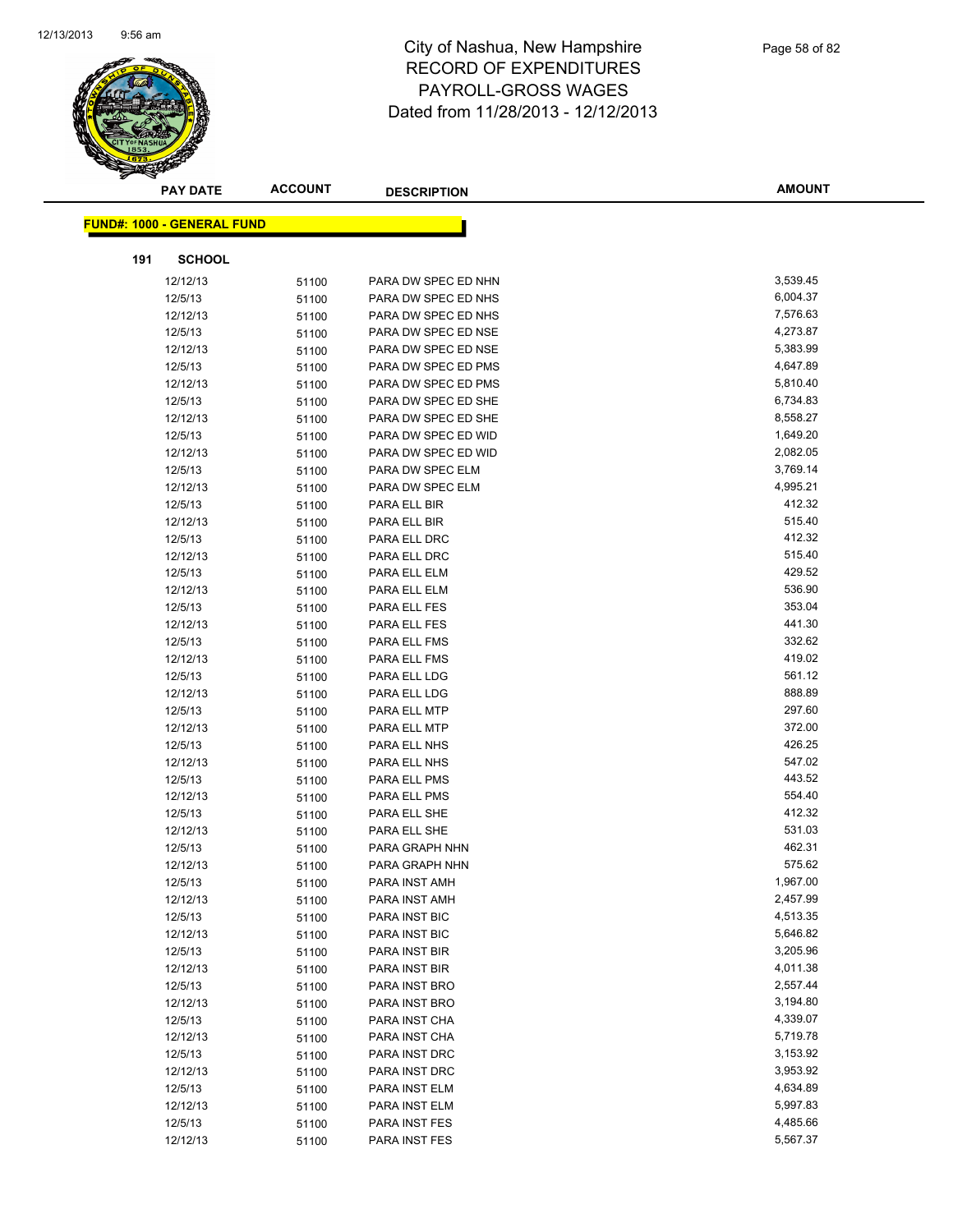# City of Nashua, New Hampshire
# RECORD OF EXPENDITURES
# PAYROLL-GROSS WAGES
# Dated from 11/28/2013 - 12/12/2013

| PAY DATE | ACCOUNT | DESCRIPTION | AMOUNT |
|---|---|---|---|

**FUND#: 1000 - GENERAL FUND**

**191 SCHOOL**

| PAY DATE | ACCOUNT | DESCRIPTION | AMOUNT |
|---|---|---|---|
| 12/12/13 | 51100 | PARA DW SPEC ED NHN | 3,539.45 |
| 12/5/13 | 51100 | PARA DW SPEC ED NHS | 6,004.37 |
| 12/12/13 | 51100 | PARA DW SPEC ED NHS | 7,576.63 |
| 12/5/13 | 51100 | PARA DW SPEC ED NSE | 4,273.87 |
| 12/12/13 | 51100 | PARA DW SPEC ED NSE | 5,383.99 |
| 12/5/13 | 51100 | PARA DW SPEC ED PMS | 4,647.89 |
| 12/12/13 | 51100 | PARA DW SPEC ED PMS | 5,810.40 |
| 12/5/13 | 51100 | PARA DW SPEC ED SHE | 6,734.83 |
| 12/12/13 | 51100 | PARA DW SPEC ED SHE | 8,558.27 |
| 12/5/13 | 51100 | PARA DW SPEC ED WID | 1,649.20 |
| 12/12/13 | 51100 | PARA DW SPEC ED WID | 2,082.05 |
| 12/5/13 | 51100 | PARA DW SPEC ELM | 3,769.14 |
| 12/12/13 | 51100 | PARA DW SPEC ELM | 4,995.21 |
| 12/5/13 | 51100 | PARA ELL BIR | 412.32 |
| 12/12/13 | 51100 | PARA ELL BIR | 515.40 |
| 12/5/13 | 51100 | PARA ELL DRC | 412.32 |
| 12/12/13 | 51100 | PARA ELL DRC | 515.40 |
| 12/5/13 | 51100 | PARA ELL ELM | 429.52 |
| 12/12/13 | 51100 | PARA ELL ELM | 536.90 |
| 12/5/13 | 51100 | PARA ELL FES | 353.04 |
| 12/12/13 | 51100 | PARA ELL FES | 441.30 |
| 12/5/13 | 51100 | PARA ELL FMS | 332.62 |
| 12/12/13 | 51100 | PARA ELL FMS | 419.02 |
| 12/5/13 | 51100 | PARA ELL LDG | 561.12 |
| 12/12/13 | 51100 | PARA ELL LDG | 888.89 |
| 12/5/13 | 51100 | PARA ELL MTP | 297.60 |
| 12/12/13 | 51100 | PARA ELL MTP | 372.00 |
| 12/5/13 | 51100 | PARA ELL NHS | 426.25 |
| 12/12/13 | 51100 | PARA ELL NHS | 547.02 |
| 12/5/13 | 51100 | PARA ELL PMS | 443.52 |
| 12/12/13 | 51100 | PARA ELL PMS | 554.40 |
| 12/5/13 | 51100 | PARA ELL SHE | 412.32 |
| 12/12/13 | 51100 | PARA ELL SHE | 531.03 |
| 12/5/13 | 51100 | PARA GRAPH NHN | 462.31 |
| 12/12/13 | 51100 | PARA GRAPH NHN | 575.62 |
| 12/5/13 | 51100 | PARA INST AMH | 1,967.00 |
| 12/12/13 | 51100 | PARA INST AMH | 2,457.99 |
| 12/5/13 | 51100 | PARA INST BIC | 4,513.35 |
| 12/12/13 | 51100 | PARA INST BIC | 5,646.82 |
| 12/5/13 | 51100 | PARA INST BIR | 3,205.96 |
| 12/12/13 | 51100 | PARA INST BIR | 4,011.38 |
| 12/5/13 | 51100 | PARA INST BRO | 2,557.44 |
| 12/12/13 | 51100 | PARA INST BRO | 3,194.80 |
| 12/5/13 | 51100 | PARA INST CHA | 4,339.07 |
| 12/12/13 | 51100 | PARA INST CHA | 5,719.78 |
| 12/5/13 | 51100 | PARA INST DRC | 3,153.92 |
| 12/12/13 | 51100 | PARA INST DRC | 3,953.92 |
| 12/5/13 | 51100 | PARA INST ELM | 4,634.89 |
| 12/12/13 | 51100 | PARA INST ELM | 5,997.83 |
| 12/5/13 | 51100 | PARA INST FES | 4,485.66 |
| 12/12/13 | 51100 | PARA INST FES | 5,567.37 |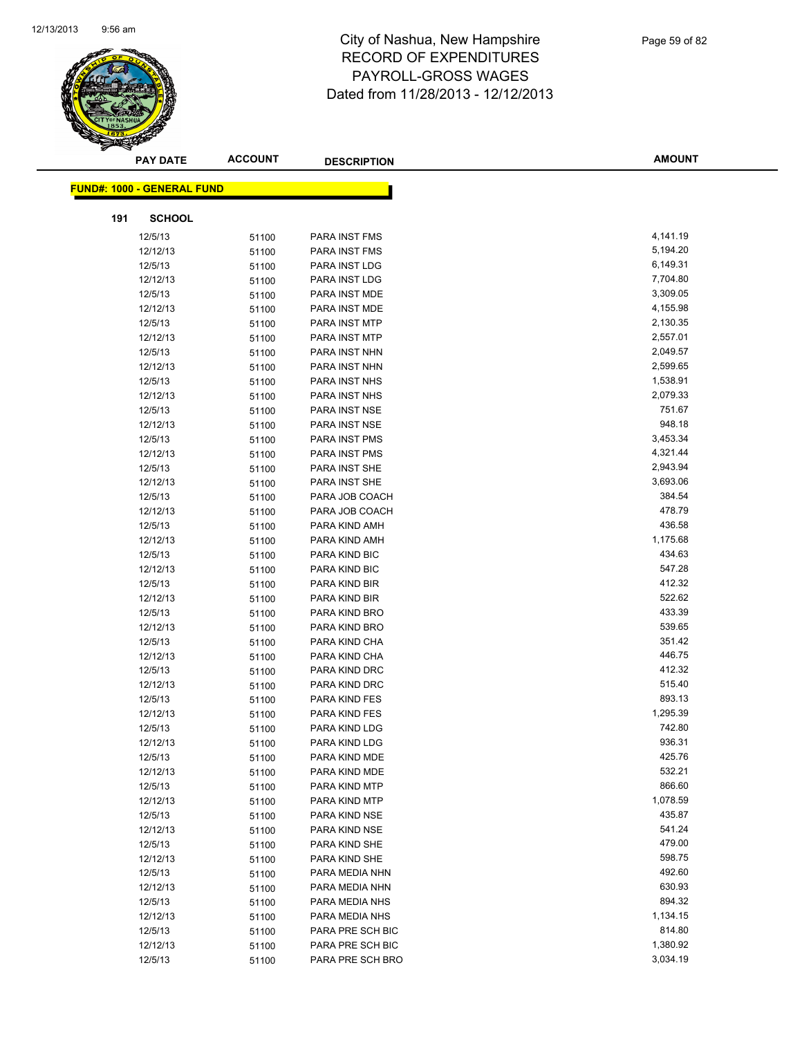# City of Nashua, New Hampshire
## RECORD OF EXPENDITURES
## PAYROLL-GROSS WAGES
## Dated from 11/28/2013 - 12/12/2013

| PAY DATE | ACCOUNT | DESCRIPTION | AMOUNT |
|---|---|---|---|

**FUND#: 1000 - GENERAL FUND**

**191 SCHOOL**

| PAY DATE | ACCOUNT | DESCRIPTION | AMOUNT |
|---|---|---|---|
| 12/5/13 | 51100 | PARA INST FMS | 4,141.19 |
| 12/12/13 | 51100 | PARA INST FMS | 5,194.20 |
| 12/5/13 | 51100 | PARA INST LDG | 6,149.31 |
| 12/12/13 | 51100 | PARA INST LDG | 7,704.80 |
| 12/5/13 | 51100 | PARA INST MDE | 3,309.05 |
| 12/12/13 | 51100 | PARA INST MDE | 4,155.98 |
| 12/5/13 | 51100 | PARA INST MTP | 2,130.35 |
| 12/12/13 | 51100 | PARA INST MTP | 2,557.01 |
| 12/5/13 | 51100 | PARA INST NHN | 2,049.57 |
| 12/12/13 | 51100 | PARA INST NHN | 2,599.65 |
| 12/5/13 | 51100 | PARA INST NHS | 1,538.91 |
| 12/12/13 | 51100 | PARA INST NHS | 2,079.33 |
| 12/5/13 | 51100 | PARA INST NSE | 751.67 |
| 12/12/13 | 51100 | PARA INST NSE | 948.18 |
| 12/5/13 | 51100 | PARA INST PMS | 3,453.34 |
| 12/12/13 | 51100 | PARA INST PMS | 4,321.44 |
| 12/5/13 | 51100 | PARA INST SHE | 2,943.94 |
| 12/12/13 | 51100 | PARA INST SHE | 3,693.06 |
| 12/5/13 | 51100 | PARA JOB COACH | 384.54 |
| 12/12/13 | 51100 | PARA JOB COACH | 478.79 |
| 12/5/13 | 51100 | PARA KIND AMH | 436.58 |
| 12/12/13 | 51100 | PARA KIND AMH | 1,175.68 |
| 12/5/13 | 51100 | PARA KIND BIC | 434.63 |
| 12/12/13 | 51100 | PARA KIND BIC | 547.28 |
| 12/5/13 | 51100 | PARA KIND BIR | 412.32 |
| 12/12/13 | 51100 | PARA KIND BIR | 522.62 |
| 12/5/13 | 51100 | PARA KIND BRO | 433.39 |
| 12/12/13 | 51100 | PARA KIND BRO | 539.65 |
| 12/5/13 | 51100 | PARA KIND CHA | 351.42 |
| 12/12/13 | 51100 | PARA KIND CHA | 446.75 |
| 12/5/13 | 51100 | PARA KIND DRC | 412.32 |
| 12/12/13 | 51100 | PARA KIND DRC | 515.40 |
| 12/5/13 | 51100 | PARA KIND FES | 893.13 |
| 12/12/13 | 51100 | PARA KIND FES | 1,295.39 |
| 12/5/13 | 51100 | PARA KIND LDG | 742.80 |
| 12/12/13 | 51100 | PARA KIND LDG | 936.31 |
| 12/5/13 | 51100 | PARA KIND MDE | 425.76 |
| 12/12/13 | 51100 | PARA KIND MDE | 532.21 |
| 12/5/13 | 51100 | PARA KIND MTP | 866.60 |
| 12/12/13 | 51100 | PARA KIND MTP | 1,078.59 |
| 12/5/13 | 51100 | PARA KIND NSE | 435.87 |
| 12/12/13 | 51100 | PARA KIND NSE | 541.24 |
| 12/5/13 | 51100 | PARA KIND SHE | 479.00 |
| 12/12/13 | 51100 | PARA KIND SHE | 598.75 |
| 12/5/13 | 51100 | PARA MEDIA NHN | 492.60 |
| 12/12/13 | 51100 | PARA MEDIA NHN | 630.93 |
| 12/5/13 | 51100 | PARA MEDIA NHS | 894.32 |
| 12/12/13 | 51100 | PARA MEDIA NHS | 1,134.15 |
| 12/5/13 | 51100 | PARA PRE SCH BIC | 814.80 |
| 12/12/13 | 51100 | PARA PRE SCH BIC | 1,380.92 |
| 12/5/13 | 51100 | PARA PRE SCH BRO | 3,034.19 |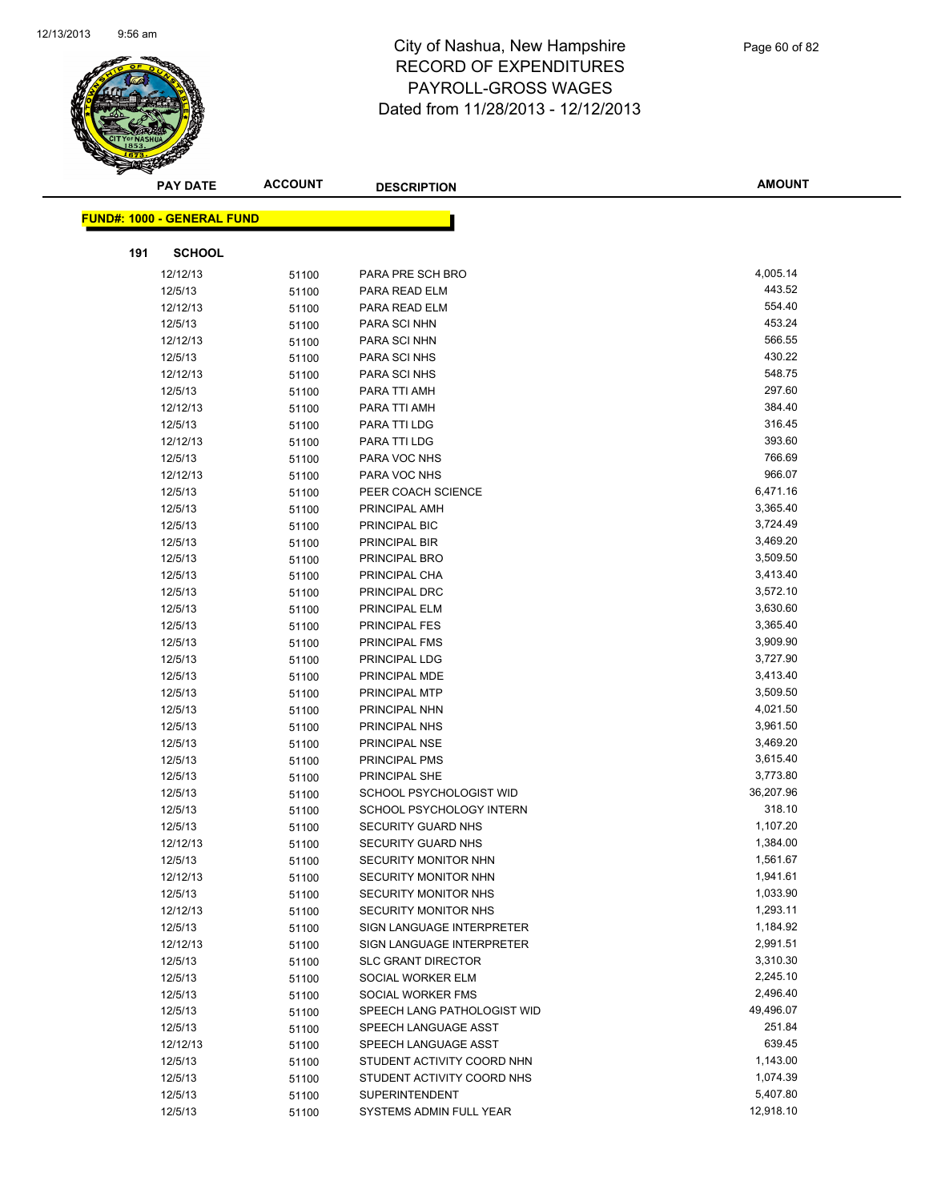# City of Nashua, New Hampshire
## RECORD OF EXPENDITURES
## PAYROLL-GROSS WAGES
## Dated from 11/28/2013 - 12/12/2013

**FUND#: 1000 - GENERAL FUND**

**191 SCHOOL**

| PAY DATE | ACCOUNT | DESCRIPTION | AMOUNT |
|---|---|---|---|
| 12/12/13 | 51100 | PARA PRE SCH BRO | 4,005.14 |
| 12/5/13 | 51100 | PARA READ ELM | 443.52 |
| 12/12/13 | 51100 | PARA READ ELM | 554.40 |
| 12/5/13 | 51100 | PARA SCI NHN | 453.24 |
| 12/12/13 | 51100 | PARA SCI NHN | 566.55 |
| 12/5/13 | 51100 | PARA SCI NHS | 430.22 |
| 12/12/13 | 51100 | PARA SCI NHS | 548.75 |
| 12/5/13 | 51100 | PARA TTI AMH | 297.60 |
| 12/12/13 | 51100 | PARA TTI AMH | 384.40 |
| 12/5/13 | 51100 | PARA TTI LDG | 316.45 |
| 12/12/13 | 51100 | PARA TTI LDG | 393.60 |
| 12/5/13 | 51100 | PARA VOC NHS | 766.69 |
| 12/12/13 | 51100 | PARA VOC NHS | 966.07 |
| 12/5/13 | 51100 | PEER COACH SCIENCE | 6,471.16 |
| 12/5/13 | 51100 | PRINCIPAL AMH | 3,365.40 |
| 12/5/13 | 51100 | PRINCIPAL BIC | 3,724.49 |
| 12/5/13 | 51100 | PRINCIPAL BIR | 3,469.20 |
| 12/5/13 | 51100 | PRINCIPAL BRO | 3,509.50 |
| 12/5/13 | 51100 | PRINCIPAL CHA | 3,413.40 |
| 12/5/13 | 51100 | PRINCIPAL DRC | 3,572.10 |
| 12/5/13 | 51100 | PRINCIPAL ELM | 3,630.60 |
| 12/5/13 | 51100 | PRINCIPAL FES | 3,365.40 |
| 12/5/13 | 51100 | PRINCIPAL FMS | 3,909.90 |
| 12/5/13 | 51100 | PRINCIPAL LDG | 3,727.90 |
| 12/5/13 | 51100 | PRINCIPAL MDE | 3,413.40 |
| 12/5/13 | 51100 | PRINCIPAL MTP | 3,509.50 |
| 12/5/13 | 51100 | PRINCIPAL NHN | 4,021.50 |
| 12/5/13 | 51100 | PRINCIPAL NHS | 3,961.50 |
| 12/5/13 | 51100 | PRINCIPAL NSE | 3,469.20 |
| 12/5/13 | 51100 | PRINCIPAL PMS | 3,615.40 |
| 12/5/13 | 51100 | PRINCIPAL SHE | 3,773.80 |
| 12/5/13 | 51100 | SCHOOL PSYCHOLOGIST WID | 36,207.96 |
| 12/5/13 | 51100 | SCHOOL PSYCHOLOGY INTERN | 318.10 |
| 12/5/13 | 51100 | SECURITY GUARD NHS | 1,107.20 |
| 12/12/13 | 51100 | SECURITY GUARD NHS | 1,384.00 |
| 12/5/13 | 51100 | SECURITY MONITOR NHN | 1,561.67 |
| 12/12/13 | 51100 | SECURITY MONITOR NHN | 1,941.61 |
| 12/5/13 | 51100 | SECURITY MONITOR NHS | 1,033.90 |
| 12/12/13 | 51100 | SECURITY MONITOR NHS | 1,293.11 |
| 12/5/13 | 51100 | SIGN LANGUAGE INTERPRETER | 1,184.92 |
| 12/12/13 | 51100 | SIGN LANGUAGE INTERPRETER | 2,991.51 |
| 12/5/13 | 51100 | SLC GRANT DIRECTOR | 3,310.30 |
| 12/5/13 | 51100 | SOCIAL WORKER ELM | 2,245.10 |
| 12/5/13 | 51100 | SOCIAL WORKER FMS | 2,496.40 |
| 12/5/13 | 51100 | SPEECH LANG PATHOLOGIST WID | 49,496.07 |
| 12/5/13 | 51100 | SPEECH LANGUAGE ASST | 251.84 |
| 12/12/13 | 51100 | SPEECH LANGUAGE ASST | 639.45 |
| 12/5/13 | 51100 | STUDENT ACTIVITY COORD NHN | 1,143.00 |
| 12/5/13 | 51100 | STUDENT ACTIVITY COORD NHS | 1,074.39 |
| 12/5/13 | 51100 | SUPERINTENDENT | 5,407.80 |
| 12/5/13 | 51100 | SYSTEMS ADMIN FULL YEAR | 12,918.10 |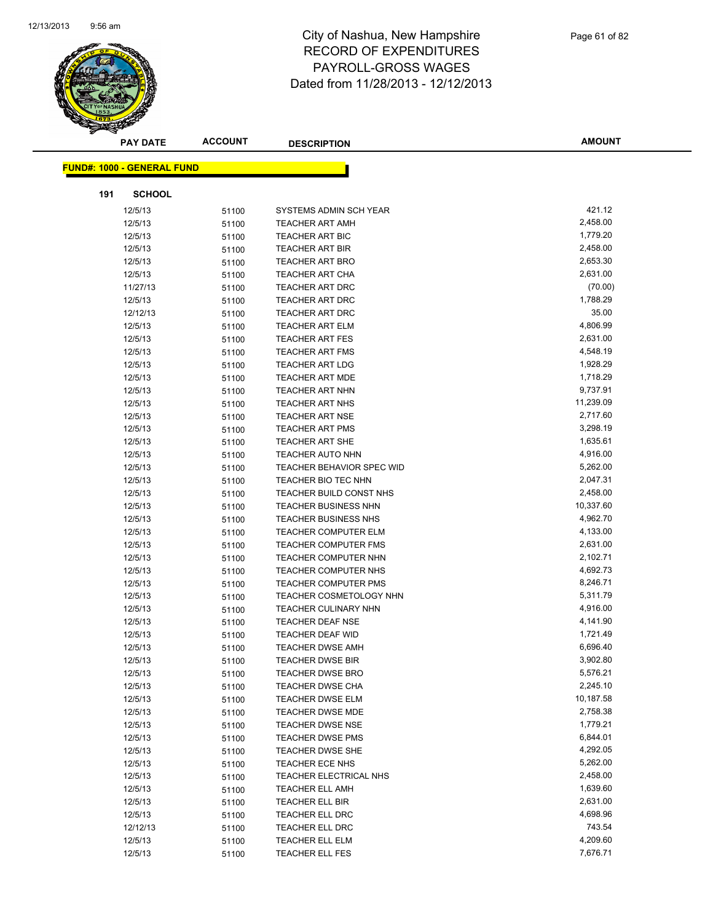# City of Nashua, New Hampshire
# RECORD OF EXPENDITURES
# PAYROLL-GROSS WAGES
# Dated from 11/28/2013 - 12/12/2013

**FUND#: 1000 - GENERAL FUND**

**191 SCHOOL**

| PAY DATE | ACCOUNT | DESCRIPTION | AMOUNT |
|---|---|---|---|
| 12/5/13 | 51100 | SYSTEMS ADMIN SCH YEAR | 421.12 |
| 12/5/13 | 51100 | TEACHER ART AMH | 2,458.00 |
| 12/5/13 | 51100 | TEACHER ART BIC | 1,779.20 |
| 12/5/13 | 51100 | TEACHER ART BIR | 2,458.00 |
| 12/5/13 | 51100 | TEACHER ART BRO | 2,653.30 |
| 12/5/13 | 51100 | TEACHER ART CHA | 2,631.00 |
| 11/27/13 | 51100 | TEACHER ART DRC | (70.00) |
| 12/5/13 | 51100 | TEACHER ART DRC | 1,788.29 |
| 12/12/13 | 51100 | TEACHER ART DRC | 35.00 |
| 12/5/13 | 51100 | TEACHER ART ELM | 4,806.99 |
| 12/5/13 | 51100 | TEACHER ART FES | 2,631.00 |
| 12/5/13 | 51100 | TEACHER ART FMS | 4,548.19 |
| 12/5/13 | 51100 | TEACHER ART LDG | 1,928.29 |
| 12/5/13 | 51100 | TEACHER ART MDE | 1,718.29 |
| 12/5/13 | 51100 | TEACHER ART NHN | 9,737.91 |
| 12/5/13 | 51100 | TEACHER ART NHS | 11,239.09 |
| 12/5/13 | 51100 | TEACHER ART NSE | 2,717.60 |
| 12/5/13 | 51100 | TEACHER ART PMS | 3,298.19 |
| 12/5/13 | 51100 | TEACHER ART SHE | 1,635.61 |
| 12/5/13 | 51100 | TEACHER AUTO NHN | 4,916.00 |
| 12/5/13 | 51100 | TEACHER BEHAVIOR SPEC WID | 5,262.00 |
| 12/5/13 | 51100 | TEACHER BIO TEC NHN | 2,047.31 |
| 12/5/13 | 51100 | TEACHER BUILD CONST NHS | 2,458.00 |
| 12/5/13 | 51100 | TEACHER BUSINESS NHN | 10,337.60 |
| 12/5/13 | 51100 | TEACHER BUSINESS NHS | 4,962.70 |
| 12/5/13 | 51100 | TEACHER COMPUTER ELM | 4,133.00 |
| 12/5/13 | 51100 | TEACHER COMPUTER FMS | 2,631.00 |
| 12/5/13 | 51100 | TEACHER COMPUTER NHN | 2,102.71 |
| 12/5/13 | 51100 | TEACHER COMPUTER NHS | 4,692.73 |
| 12/5/13 | 51100 | TEACHER COMPUTER PMS | 8,246.71 |
| 12/5/13 | 51100 | TEACHER COSMETOLOGY NHN | 5,311.79 |
| 12/5/13 | 51100 | TEACHER CULINARY NHN | 4,916.00 |
| 12/5/13 | 51100 | TEACHER DEAF NSE | 4,141.90 |
| 12/5/13 | 51100 | TEACHER DEAF WID | 1,721.49 |
| 12/5/13 | 51100 | TEACHER DWSE AMH | 6,696.40 |
| 12/5/13 | 51100 | TEACHER DWSE BIR | 3,902.80 |
| 12/5/13 | 51100 | TEACHER DWSE BRO | 5,576.21 |
| 12/5/13 | 51100 | TEACHER DWSE CHA | 2,245.10 |
| 12/5/13 | 51100 | TEACHER DWSE ELM | 10,187.58 |
| 12/5/13 | 51100 | TEACHER DWSE MDE | 2,758.38 |
| 12/5/13 | 51100 | TEACHER DWSE NSE | 1,779.21 |
| 12/5/13 | 51100 | TEACHER DWSE PMS | 6,844.01 |
| 12/5/13 | 51100 | TEACHER DWSE SHE | 4,292.05 |
| 12/5/13 | 51100 | TEACHER ECE NHS | 5,262.00 |
| 12/5/13 | 51100 | TEACHER ELECTRICAL NHS | 2,458.00 |
| 12/5/13 | 51100 | TEACHER ELL AMH | 1,639.60 |
| 12/5/13 | 51100 | TEACHER ELL BIR | 2,631.00 |
| 12/5/13 | 51100 | TEACHER ELL DRC | 4,698.96 |
| 12/12/13 | 51100 | TEACHER ELL DRC | 743.54 |
| 12/5/13 | 51100 | TEACHER ELL ELM | 4,209.60 |
| 12/5/13 | 51100 | TEACHER ELL FES | 7,676.71 |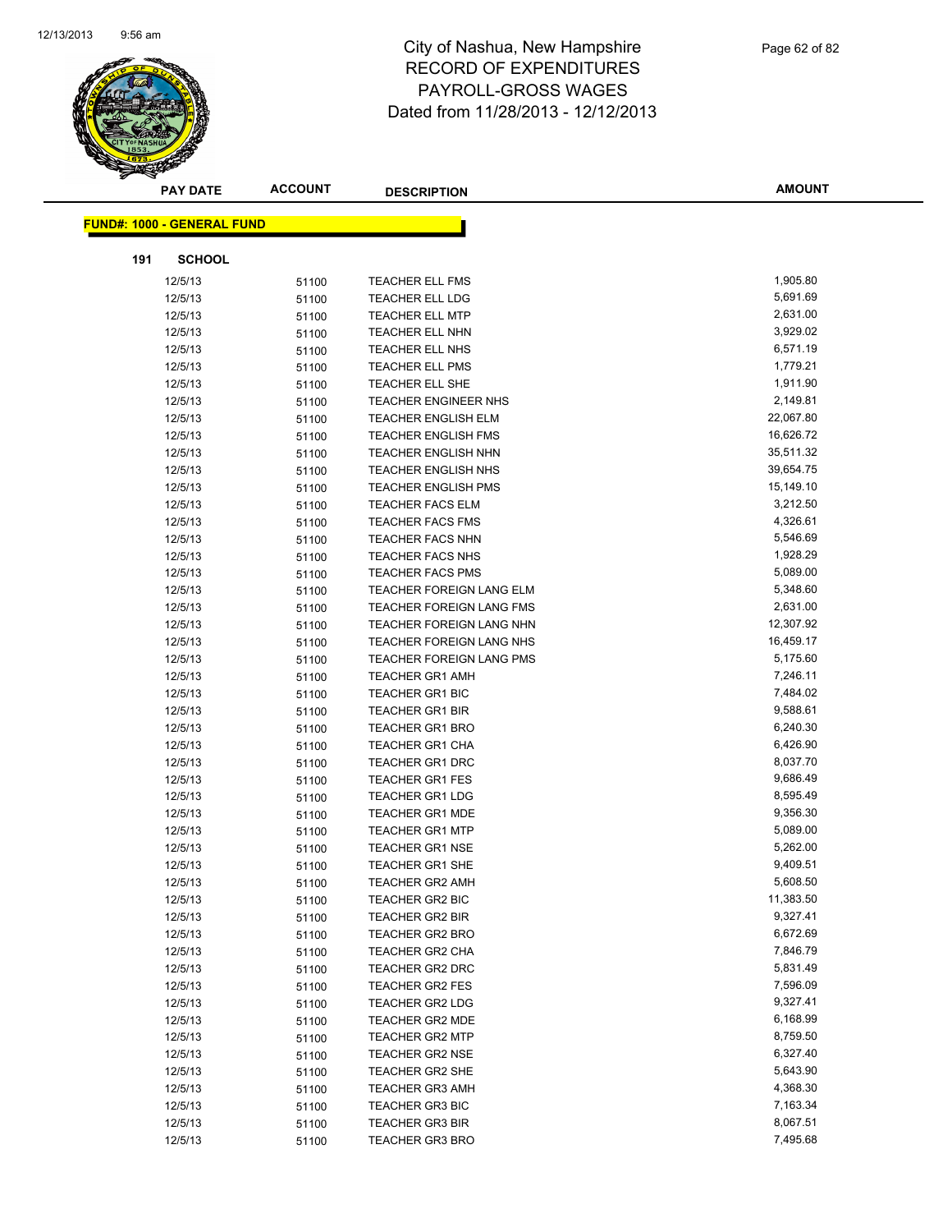# City of Nashua, New Hampshire
# RECORD OF EXPENDITURES
# PAYROLL-GROSS WAGES
# Dated from 11/28/2013 - 12/12/2013

**FUND#: 1000 - GENERAL FUND**

**191 SCHOOL**

| PAY DATE | ACCOUNT | DESCRIPTION | AMOUNT |
|---|---|---|---|
| 12/5/13 | 51100 | TEACHER ELL FMS | 1,905.80 |
| 12/5/13 | 51100 | TEACHER ELL LDG | 5,691.69 |
| 12/5/13 | 51100 | TEACHER ELL MTP | 2,631.00 |
| 12/5/13 | 51100 | TEACHER ELL NHN | 3,929.02 |
| 12/5/13 | 51100 | TEACHER ELL NHS | 6,571.19 |
| 12/5/13 | 51100 | TEACHER ELL PMS | 1,779.21 |
| 12/5/13 | 51100 | TEACHER ELL SHE | 1,911.90 |
| 12/5/13 | 51100 | TEACHER ENGINEER NHS | 2,149.81 |
| 12/5/13 | 51100 | TEACHER ENGLISH ELM | 22,067.80 |
| 12/5/13 | 51100 | TEACHER ENGLISH FMS | 16,626.72 |
| 12/5/13 | 51100 | TEACHER ENGLISH NHN | 35,511.32 |
| 12/5/13 | 51100 | TEACHER ENGLISH NHS | 39,654.75 |
| 12/5/13 | 51100 | TEACHER ENGLISH PMS | 15,149.10 |
| 12/5/13 | 51100 | TEACHER FACS ELM | 3,212.50 |
| 12/5/13 | 51100 | TEACHER FACS FMS | 4,326.61 |
| 12/5/13 | 51100 | TEACHER FACS NHN | 5,546.69 |
| 12/5/13 | 51100 | TEACHER FACS NHS | 1,928.29 |
| 12/5/13 | 51100 | TEACHER FACS PMS | 5,089.00 |
| 12/5/13 | 51100 | TEACHER FOREIGN LANG ELM | 5,348.60 |
| 12/5/13 | 51100 | TEACHER FOREIGN LANG FMS | 2,631.00 |
| 12/5/13 | 51100 | TEACHER FOREIGN LANG NHN | 12,307.92 |
| 12/5/13 | 51100 | TEACHER FOREIGN LANG NHS | 16,459.17 |
| 12/5/13 | 51100 | TEACHER FOREIGN LANG PMS | 5,175.60 |
| 12/5/13 | 51100 | TEACHER GR1 AMH | 7,246.11 |
| 12/5/13 | 51100 | TEACHER GR1 BIC | 7,484.02 |
| 12/5/13 | 51100 | TEACHER GR1 BIR | 9,588.61 |
| 12/5/13 | 51100 | TEACHER GR1 BRO | 6,240.30 |
| 12/5/13 | 51100 | TEACHER GR1 CHA | 6,426.90 |
| 12/5/13 | 51100 | TEACHER GR1 DRC | 8,037.70 |
| 12/5/13 | 51100 | TEACHER GR1 FES | 9,686.49 |
| 12/5/13 | 51100 | TEACHER GR1 LDG | 8,595.49 |
| 12/5/13 | 51100 | TEACHER GR1 MDE | 9,356.30 |
| 12/5/13 | 51100 | TEACHER GR1 MTP | 5,089.00 |
| 12/5/13 | 51100 | TEACHER GR1 NSE | 5,262.00 |
| 12/5/13 | 51100 | TEACHER GR1 SHE | 9,409.51 |
| 12/5/13 | 51100 | TEACHER GR2 AMH | 5,608.50 |
| 12/5/13 | 51100 | TEACHER GR2 BIC | 11,383.50 |
| 12/5/13 | 51100 | TEACHER GR2 BIR | 9,327.41 |
| 12/5/13 | 51100 | TEACHER GR2 BRO | 6,672.69 |
| 12/5/13 | 51100 | TEACHER GR2 CHA | 7,846.79 |
| 12/5/13 | 51100 | TEACHER GR2 DRC | 5,831.49 |
| 12/5/13 | 51100 | TEACHER GR2 FES | 7,596.09 |
| 12/5/13 | 51100 | TEACHER GR2 LDG | 9,327.41 |
| 12/5/13 | 51100 | TEACHER GR2 MDE | 6,168.99 |
| 12/5/13 | 51100 | TEACHER GR2 MTP | 8,759.50 |
| 12/5/13 | 51100 | TEACHER GR2 NSE | 6,327.40 |
| 12/5/13 | 51100 | TEACHER GR2 SHE | 5,643.90 |
| 12/5/13 | 51100 | TEACHER GR3 AMH | 4,368.30 |
| 12/5/13 | 51100 | TEACHER GR3 BIC | 7,163.34 |
| 12/5/13 | 51100 | TEACHER GR3 BIR | 8,067.51 |
| 12/5/13 | 51100 | TEACHER GR3 BRO | 7,495.68 |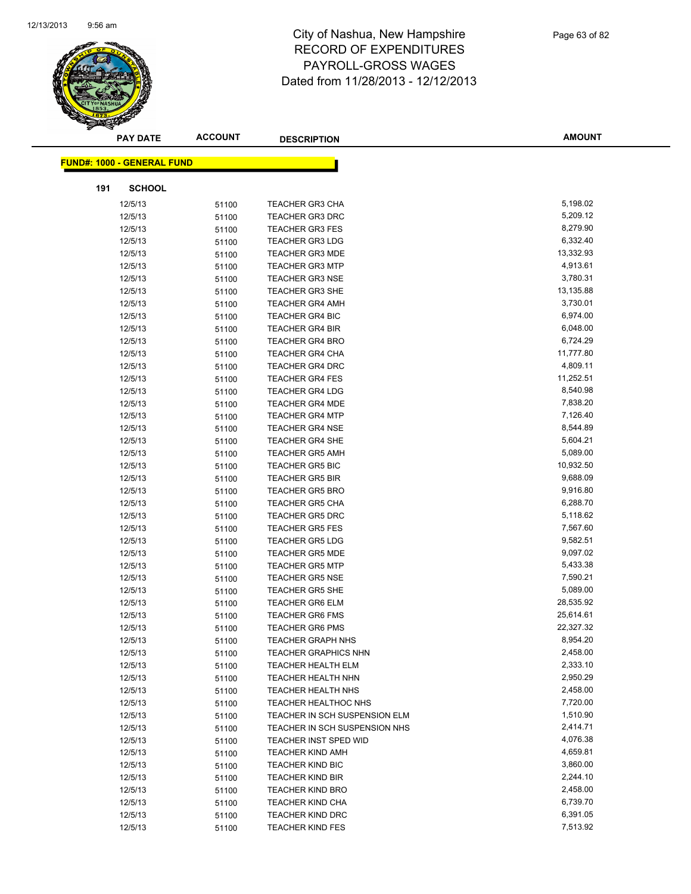# City of Nashua, New Hampshire
## RECORD OF EXPENDITURES
## PAYROLL-GROSS WAGES
## Dated from 11/28/2013 - 12/12/2013

| PAY DATE | ACCOUNT | DESCRIPTION | AMOUNT |
|---|---|---|---|

**FUND#: 1000 - GENERAL FUND**

**191 SCHOOL**

| PAY DATE | ACCOUNT | DESCRIPTION | AMOUNT |
|---|---|---|---|
| 12/5/13 | 51100 | TEACHER GR3 CHA | 5,198.02 |
| 12/5/13 | 51100 | TEACHER GR3 DRC | 5,209.12 |
| 12/5/13 | 51100 | TEACHER GR3 FES | 8,279.90 |
| 12/5/13 | 51100 | TEACHER GR3 LDG | 6,332.40 |
| 12/5/13 | 51100 | TEACHER GR3 MDE | 13,332.93 |
| 12/5/13 | 51100 | TEACHER GR3 MTP | 4,913.61 |
| 12/5/13 | 51100 | TEACHER GR3 NSE | 3,780.31 |
| 12/5/13 | 51100 | TEACHER GR3 SHE | 13,135.88 |
| 12/5/13 | 51100 | TEACHER GR4 AMH | 3,730.01 |
| 12/5/13 | 51100 | TEACHER GR4 BIC | 6,974.00 |
| 12/5/13 | 51100 | TEACHER GR4 BIR | 6,048.00 |
| 12/5/13 | 51100 | TEACHER GR4 BRO | 6,724.29 |
| 12/5/13 | 51100 | TEACHER GR4 CHA | 11,777.80 |
| 12/5/13 | 51100 | TEACHER GR4 DRC | 4,809.11 |
| 12/5/13 | 51100 | TEACHER GR4 FES | 11,252.51 |
| 12/5/13 | 51100 | TEACHER GR4 LDG | 8,540.98 |
| 12/5/13 | 51100 | TEACHER GR4 MDE | 7,838.20 |
| 12/5/13 | 51100 | TEACHER GR4 MTP | 7,126.40 |
| 12/5/13 | 51100 | TEACHER GR4 NSE | 8,544.89 |
| 12/5/13 | 51100 | TEACHER GR4 SHE | 5,604.21 |
| 12/5/13 | 51100 | TEACHER GR5 AMH | 5,089.00 |
| 12/5/13 | 51100 | TEACHER GR5 BIC | 10,932.50 |
| 12/5/13 | 51100 | TEACHER GR5 BIR | 9,688.09 |
| 12/5/13 | 51100 | TEACHER GR5 BRO | 9,916.80 |
| 12/5/13 | 51100 | TEACHER GR5 CHA | 6,288.70 |
| 12/5/13 | 51100 | TEACHER GR5 DRC | 5,118.62 |
| 12/5/13 | 51100 | TEACHER GR5 FES | 7,567.60 |
| 12/5/13 | 51100 | TEACHER GR5 LDG | 9,582.51 |
| 12/5/13 | 51100 | TEACHER GR5 MDE | 9,097.02 |
| 12/5/13 | 51100 | TEACHER GR5 MTP | 5,433.38 |
| 12/5/13 | 51100 | TEACHER GR5 NSE | 7,590.21 |
| 12/5/13 | 51100 | TEACHER GR5 SHE | 5,089.00 |
| 12/5/13 | 51100 | TEACHER GR6 ELM | 28,535.92 |
| 12/5/13 | 51100 | TEACHER GR6 FMS | 25,614.61 |
| 12/5/13 | 51100 | TEACHER GR6 PMS | 22,327.32 |
| 12/5/13 | 51100 | TEACHER GRAPH NHS | 8,954.20 |
| 12/5/13 | 51100 | TEACHER GRAPHICS NHN | 2,458.00 |
| 12/5/13 | 51100 | TEACHER HEALTH ELM | 2,333.10 |
| 12/5/13 | 51100 | TEACHER HEALTH NHN | 2,950.29 |
| 12/5/13 | 51100 | TEACHER HEALTH NHS | 2,458.00 |
| 12/5/13 | 51100 | TEACHER HEALTHOC NHS | 7,720.00 |
| 12/5/13 | 51100 | TEACHER IN SCH SUSPENSION ELM | 1,510.90 |
| 12/5/13 | 51100 | TEACHER IN SCH SUSPENSION NHS | 2,414.71 |
| 12/5/13 | 51100 | TEACHER INST SPED WID | 4,076.38 |
| 12/5/13 | 51100 | TEACHER KIND AMH | 4,659.81 |
| 12/5/13 | 51100 | TEACHER KIND BIC | 3,860.00 |
| 12/5/13 | 51100 | TEACHER KIND BIR | 2,244.10 |
| 12/5/13 | 51100 | TEACHER KIND BRO | 2,458.00 |
| 12/5/13 | 51100 | TEACHER KIND CHA | 6,739.70 |
| 12/5/13 | 51100 | TEACHER KIND DRC | 6,391.05 |
| 12/5/13 | 51100 | TEACHER KIND FES | 7,513.92 |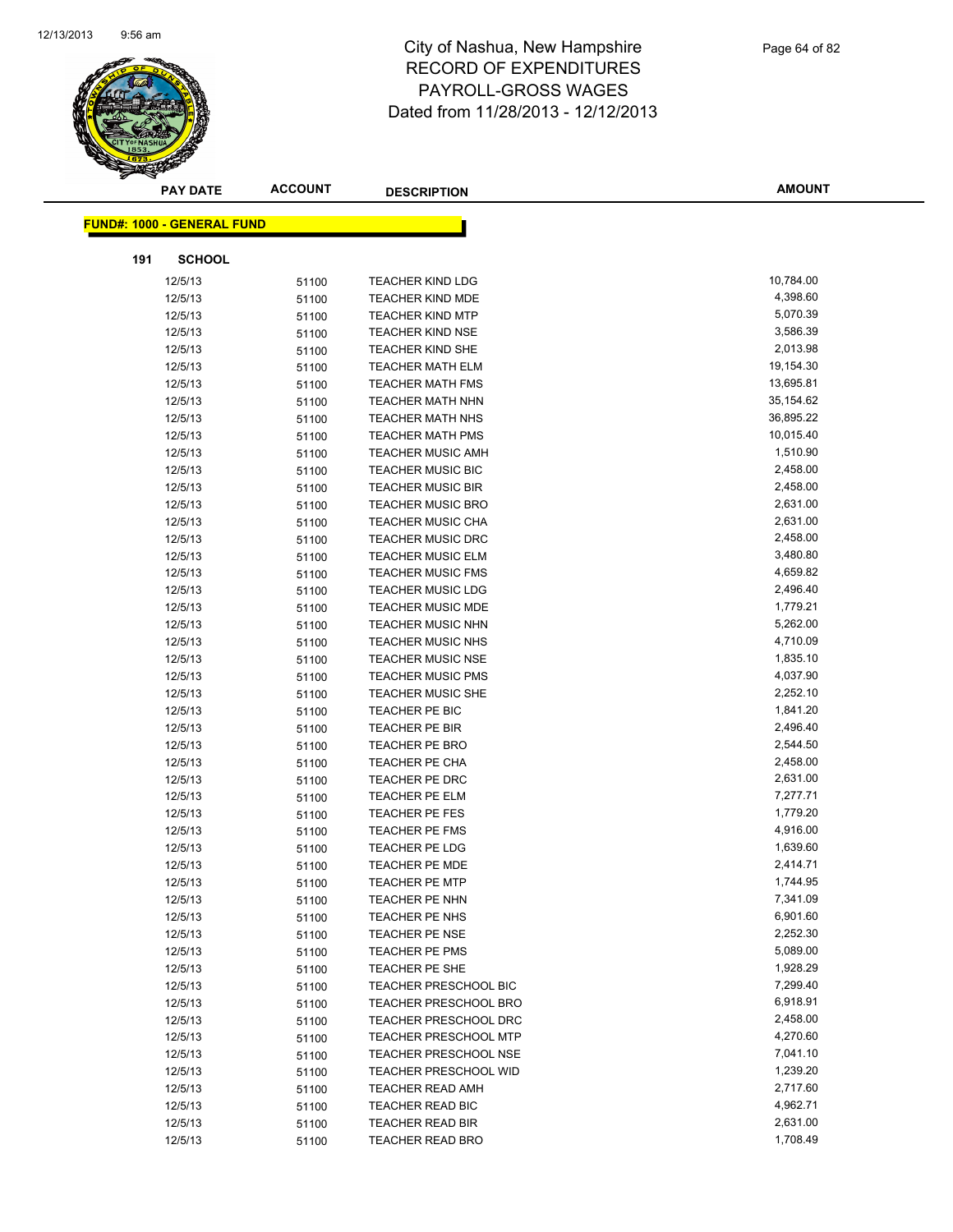# City of Nashua, New Hampshire
## RECORD OF EXPENDITURES
## PAYROLL-GROSS WAGES
## Dated from 11/28/2013 - 12/12/2013

**FUND#: 1000 - GENERAL FUND**

**191 SCHOOL**

| PAY DATE | ACCOUNT | DESCRIPTION | AMOUNT |
|---|---|---|---|
| 12/5/13 | 51100 | TEACHER KIND LDG | 10,784.00 |
| 12/5/13 | 51100 | TEACHER KIND MDE | 4,398.60 |
| 12/5/13 | 51100 | TEACHER KIND MTP | 5,070.39 |
| 12/5/13 | 51100 | TEACHER KIND NSE | 3,586.39 |
| 12/5/13 | 51100 | TEACHER KIND SHE | 2,013.98 |
| 12/5/13 | 51100 | TEACHER MATH ELM | 19,154.30 |
| 12/5/13 | 51100 | TEACHER MATH FMS | 13,695.81 |
| 12/5/13 | 51100 | TEACHER MATH NHN | 35,154.62 |
| 12/5/13 | 51100 | TEACHER MATH NHS | 36,895.22 |
| 12/5/13 | 51100 | TEACHER MATH PMS | 10,015.40 |
| 12/5/13 | 51100 | TEACHER MUSIC AMH | 1,510.90 |
| 12/5/13 | 51100 | TEACHER MUSIC BIC | 2,458.00 |
| 12/5/13 | 51100 | TEACHER MUSIC BIR | 2,458.00 |
| 12/5/13 | 51100 | TEACHER MUSIC BRO | 2,631.00 |
| 12/5/13 | 51100 | TEACHER MUSIC CHA | 2,631.00 |
| 12/5/13 | 51100 | TEACHER MUSIC DRC | 2,458.00 |
| 12/5/13 | 51100 | TEACHER MUSIC ELM | 3,480.80 |
| 12/5/13 | 51100 | TEACHER MUSIC FMS | 4,659.82 |
| 12/5/13 | 51100 | TEACHER MUSIC LDG | 2,496.40 |
| 12/5/13 | 51100 | TEACHER MUSIC MDE | 1,779.21 |
| 12/5/13 | 51100 | TEACHER MUSIC NHN | 5,262.00 |
| 12/5/13 | 51100 | TEACHER MUSIC NHS | 4,710.09 |
| 12/5/13 | 51100 | TEACHER MUSIC NSE | 1,835.10 |
| 12/5/13 | 51100 | TEACHER MUSIC PMS | 4,037.90 |
| 12/5/13 | 51100 | TEACHER MUSIC SHE | 2,252.10 |
| 12/5/13 | 51100 | TEACHER PE BIC | 1,841.20 |
| 12/5/13 | 51100 | TEACHER PE BIR | 2,496.40 |
| 12/5/13 | 51100 | TEACHER PE BRO | 2,544.50 |
| 12/5/13 | 51100 | TEACHER PE CHA | 2,458.00 |
| 12/5/13 | 51100 | TEACHER PE DRC | 2,631.00 |
| 12/5/13 | 51100 | TEACHER PE ELM | 7,277.71 |
| 12/5/13 | 51100 | TEACHER PE FES | 1,779.20 |
| 12/5/13 | 51100 | TEACHER PE FMS | 4,916.00 |
| 12/5/13 | 51100 | TEACHER PE LDG | 1,639.60 |
| 12/5/13 | 51100 | TEACHER PE MDE | 2,414.71 |
| 12/5/13 | 51100 | TEACHER PE MTP | 1,744.95 |
| 12/5/13 | 51100 | TEACHER PE NHN | 7,341.09 |
| 12/5/13 | 51100 | TEACHER PE NHS | 6,901.60 |
| 12/5/13 | 51100 | TEACHER PE NSE | 2,252.30 |
| 12/5/13 | 51100 | TEACHER PE PMS | 5,089.00 |
| 12/5/13 | 51100 | TEACHER PE SHE | 1,928.29 |
| 12/5/13 | 51100 | TEACHER PRESCHOOL BIC | 7,299.40 |
| 12/5/13 | 51100 | TEACHER PRESCHOOL BRO | 6,918.91 |
| 12/5/13 | 51100 | TEACHER PRESCHOOL DRC | 2,458.00 |
| 12/5/13 | 51100 | TEACHER PRESCHOOL MTP | 4,270.60 |
| 12/5/13 | 51100 | TEACHER PRESCHOOL NSE | 7,041.10 |
| 12/5/13 | 51100 | TEACHER PRESCHOOL WID | 1,239.20 |
| 12/5/13 | 51100 | TEACHER READ AMH | 2,717.60 |
| 12/5/13 | 51100 | TEACHER READ BIC | 4,962.71 |
| 12/5/13 | 51100 | TEACHER READ BIR | 2,631.00 |
| 12/5/13 | 51100 | TEACHER READ BRO | 1,708.49 |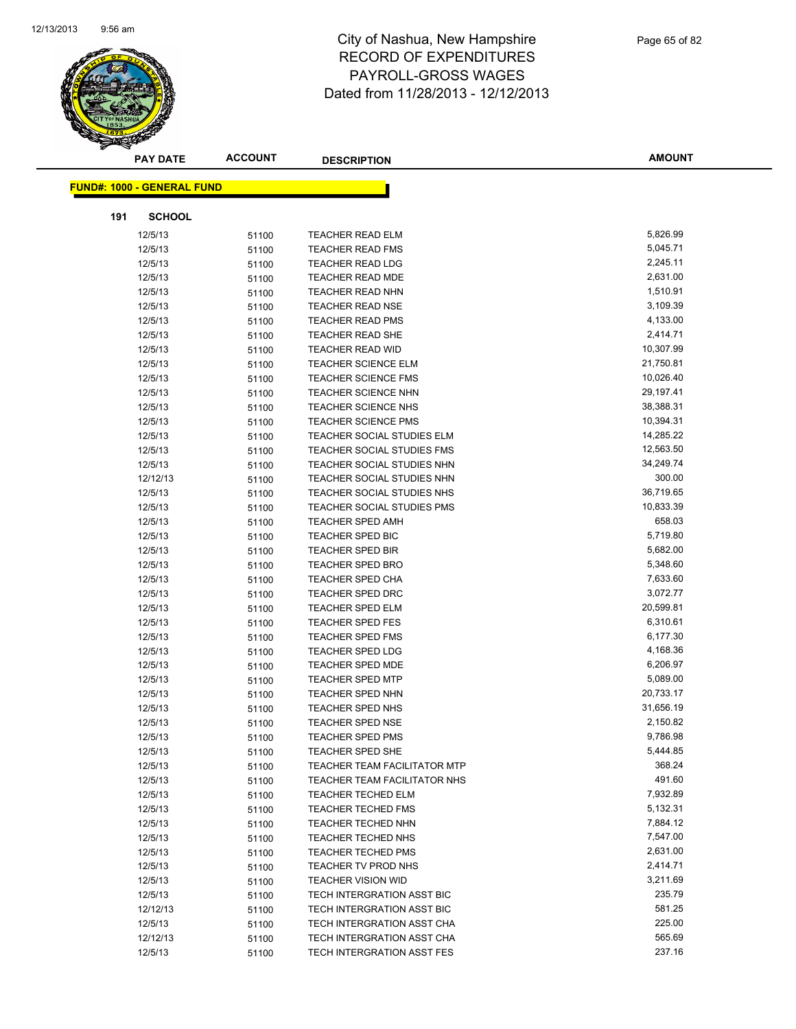# City of Nashua, New Hampshire
# RECORD OF EXPENDITURES
# PAYROLL-GROSS WAGES
# Dated from 11/28/2013 - 12/12/2013

**FUND#: 1000 - GENERAL FUND**

**191 SCHOOL**

| PAY DATE | ACCOUNT | DESCRIPTION | AMOUNT |
|---|---|---|---|
| 12/5/13 | 51100 | TEACHER READ ELM | 5,826.99 |
| 12/5/13 | 51100 | TEACHER READ FMS | 5,045.71 |
| 12/5/13 | 51100 | TEACHER READ LDG | 2,245.11 |
| 12/5/13 | 51100 | TEACHER READ MDE | 2,631.00 |
| 12/5/13 | 51100 | TEACHER READ NHN | 1,510.91 |
| 12/5/13 | 51100 | TEACHER READ NSE | 3,109.39 |
| 12/5/13 | 51100 | TEACHER READ PMS | 4,133.00 |
| 12/5/13 | 51100 | TEACHER READ SHE | 2,414.71 |
| 12/5/13 | 51100 | TEACHER READ WID | 10,307.99 |
| 12/5/13 | 51100 | TEACHER SCIENCE ELM | 21,750.81 |
| 12/5/13 | 51100 | TEACHER SCIENCE FMS | 10,026.40 |
| 12/5/13 | 51100 | TEACHER SCIENCE NHN | 29,197.41 |
| 12/5/13 | 51100 | TEACHER SCIENCE NHS | 38,388.31 |
| 12/5/13 | 51100 | TEACHER SCIENCE PMS | 10,394.31 |
| 12/5/13 | 51100 | TEACHER SOCIAL STUDIES ELM | 14,285.22 |
| 12/5/13 | 51100 | TEACHER SOCIAL STUDIES FMS | 12,563.50 |
| 12/5/13 | 51100 | TEACHER SOCIAL STUDIES NHN | 34,249.74 |
| 12/12/13 | 51100 | TEACHER SOCIAL STUDIES NHN | 300.00 |
| 12/5/13 | 51100 | TEACHER SOCIAL STUDIES NHS | 36,719.65 |
| 12/5/13 | 51100 | TEACHER SOCIAL STUDIES PMS | 10,833.39 |
| 12/5/13 | 51100 | TEACHER SPED AMH | 658.03 |
| 12/5/13 | 51100 | TEACHER SPED BIC | 5,719.80 |
| 12/5/13 | 51100 | TEACHER SPED BIR | 5,682.00 |
| 12/5/13 | 51100 | TEACHER SPED BRO | 5,348.60 |
| 12/5/13 | 51100 | TEACHER SPED CHA | 7,633.60 |
| 12/5/13 | 51100 | TEACHER SPED DRC | 3,072.77 |
| 12/5/13 | 51100 | TEACHER SPED ELM | 20,599.81 |
| 12/5/13 | 51100 | TEACHER SPED FES | 6,310.61 |
| 12/5/13 | 51100 | TEACHER SPED FMS | 6,177.30 |
| 12/5/13 | 51100 | TEACHER SPED LDG | 4,168.36 |
| 12/5/13 | 51100 | TEACHER SPED MDE | 6,206.97 |
| 12/5/13 | 51100 | TEACHER SPED MTP | 5,089.00 |
| 12/5/13 | 51100 | TEACHER SPED NHN | 20,733.17 |
| 12/5/13 | 51100 | TEACHER SPED NHS | 31,656.19 |
| 12/5/13 | 51100 | TEACHER SPED NSE | 2,150.82 |
| 12/5/13 | 51100 | TEACHER SPED PMS | 9,786.98 |
| 12/5/13 | 51100 | TEACHER SPED SHE | 5,444.85 |
| 12/5/13 | 51100 | TEACHER TEAM FACILITATOR MTP | 368.24 |
| 12/5/13 | 51100 | TEACHER TEAM FACILITATOR NHS | 491.60 |
| 12/5/13 | 51100 | TEACHER TECHED ELM | 7,932.89 |
| 12/5/13 | 51100 | TEACHER TECHED FMS | 5,132.31 |
| 12/5/13 | 51100 | TEACHER TECHED NHN | 7,884.12 |
| 12/5/13 | 51100 | TEACHER TECHED NHS | 7,547.00 |
| 12/5/13 | 51100 | TEACHER TECHED PMS | 2,631.00 |
| 12/5/13 | 51100 | TEACHER TV PROD NHS | 2,414.71 |
| 12/5/13 | 51100 | TEACHER VISION WID | 3,211.69 |
| 12/5/13 | 51100 | TECH INTERGRATION ASST BIC | 235.79 |
| 12/12/13 | 51100 | TECH INTERGRATION ASST BIC | 581.25 |
| 12/5/13 | 51100 | TECH INTERGRATION ASST CHA | 225.00 |
| 12/12/13 | 51100 | TECH INTERGRATION ASST CHA | 565.69 |
| 12/5/13 | 51100 | TECH INTERGRATION ASST FES | 237.16 |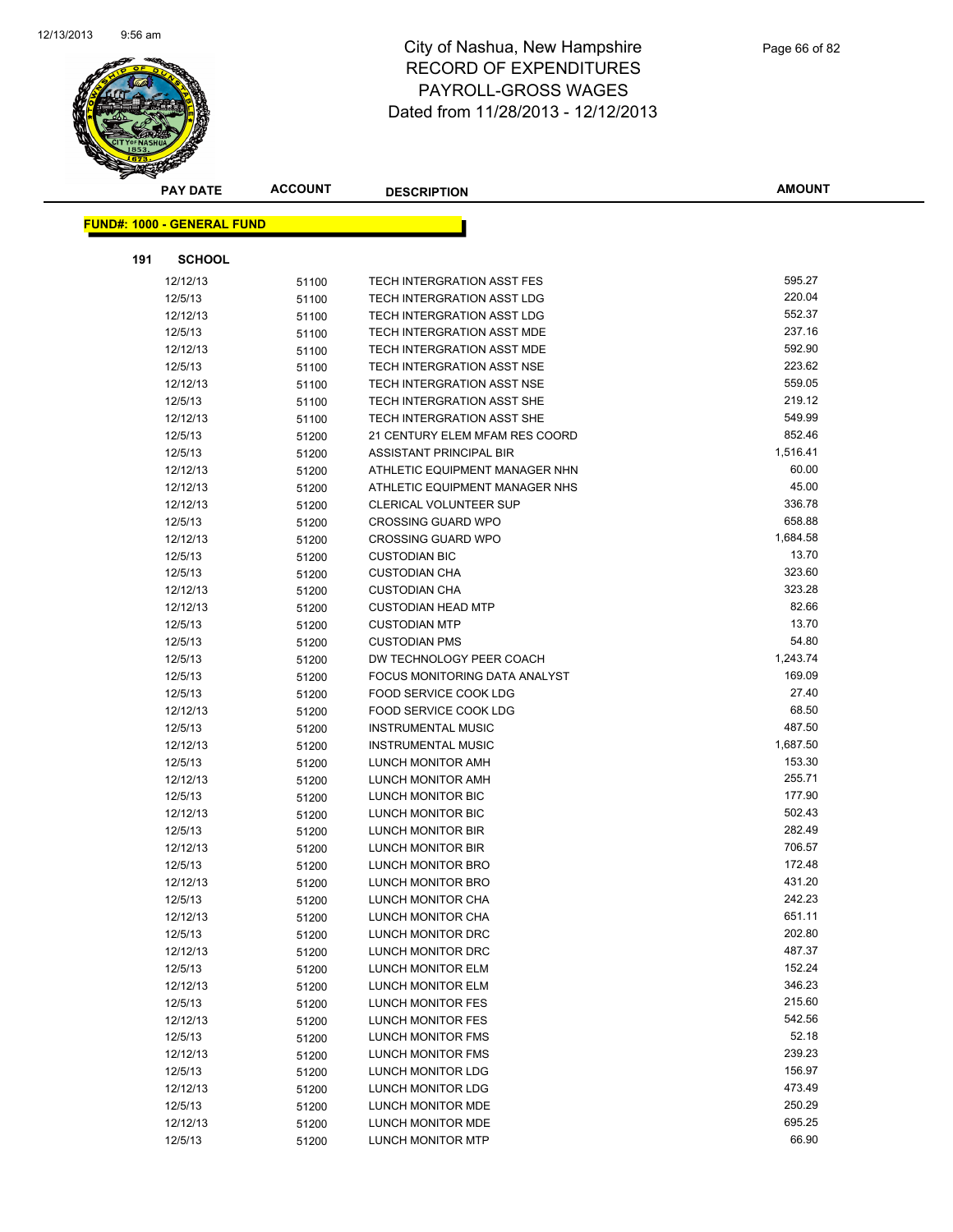# City of Nashua, New Hampshire
## RECORD OF EXPENDITURES
## PAYROLL-GROSS WAGES
### Dated from 11/28/2013 - 12/12/2013

**FUND#: 1000 - GENERAL FUND**

**191 SCHOOL**

| PAY DATE | ACCOUNT | DESCRIPTION | AMOUNT |
|---|---|---|---|
| 12/12/13 | 51100 | TECH INTERGRATION ASST FES | 595.27 |
| 12/5/13 | 51100 | TECH INTERGRATION ASST LDG | 220.04 |
| 12/12/13 | 51100 | TECH INTERGRATION ASST LDG | 552.37 |
| 12/5/13 | 51100 | TECH INTERGRATION ASST MDE | 237.16 |
| 12/12/13 | 51100 | TECH INTERGRATION ASST MDE | 592.90 |
| 12/5/13 | 51100 | TECH INTERGRATION ASST NSE | 223.62 |
| 12/12/13 | 51100 | TECH INTERGRATION ASST NSE | 559.05 |
| 12/5/13 | 51100 | TECH INTERGRATION ASST SHE | 219.12 |
| 12/12/13 | 51100 | TECH INTERGRATION ASST SHE | 549.99 |
| 12/5/13 | 51200 | 21 CENTURY ELEM MFAM RES COORD | 852.46 |
| 12/5/13 | 51200 | ASSISTANT PRINCIPAL BIR | 1,516.41 |
| 12/12/13 | 51200 | ATHLETIC EQUIPMENT MANAGER NHN | 60.00 |
| 12/12/13 | 51200 | ATHLETIC EQUIPMENT MANAGER NHS | 45.00 |
| 12/12/13 | 51200 | CLERICAL VOLUNTEER SUP | 336.78 |
| 12/5/13 | 51200 | CROSSING GUARD WPO | 658.88 |
| 12/12/13 | 51200 | CROSSING GUARD WPO | 1,684.58 |
| 12/5/13 | 51200 | CUSTODIAN BIC | 13.70 |
| 12/5/13 | 51200 | CUSTODIAN CHA | 323.60 |
| 12/12/13 | 51200 | CUSTODIAN CHA | 323.28 |
| 12/12/13 | 51200 | CUSTODIAN HEAD MTP | 82.66 |
| 12/5/13 | 51200 | CUSTODIAN MTP | 13.70 |
| 12/5/13 | 51200 | CUSTODIAN PMS | 54.80 |
| 12/5/13 | 51200 | DW TECHNOLOGY PEER COACH | 1,243.74 |
| 12/5/13 | 51200 | FOCUS MONITORING DATA ANALYST | 169.09 |
| 12/5/13 | 51200 | FOOD SERVICE COOK LDG | 27.40 |
| 12/12/13 | 51200 | FOOD SERVICE COOK LDG | 68.50 |
| 12/5/13 | 51200 | INSTRUMENTAL MUSIC | 487.50 |
| 12/12/13 | 51200 | INSTRUMENTAL MUSIC | 1,687.50 |
| 12/5/13 | 51200 | LUNCH MONITOR AMH | 153.30 |
| 12/12/13 | 51200 | LUNCH MONITOR AMH | 255.71 |
| 12/5/13 | 51200 | LUNCH MONITOR BIC | 177.90 |
| 12/12/13 | 51200 | LUNCH MONITOR BIC | 502.43 |
| 12/5/13 | 51200 | LUNCH MONITOR BIR | 282.49 |
| 12/12/13 | 51200 | LUNCH MONITOR BIR | 706.57 |
| 12/5/13 | 51200 | LUNCH MONITOR BRO | 172.48 |
| 12/12/13 | 51200 | LUNCH MONITOR BRO | 431.20 |
| 12/5/13 | 51200 | LUNCH MONITOR CHA | 242.23 |
| 12/12/13 | 51200 | LUNCH MONITOR CHA | 651.11 |
| 12/5/13 | 51200 | LUNCH MONITOR DRC | 202.80 |
| 12/12/13 | 51200 | LUNCH MONITOR DRC | 487.37 |
| 12/5/13 | 51200 | LUNCH MONITOR ELM | 152.24 |
| 12/12/13 | 51200 | LUNCH MONITOR ELM | 346.23 |
| 12/5/13 | 51200 | LUNCH MONITOR FES | 215.60 |
| 12/12/13 | 51200 | LUNCH MONITOR FES | 542.56 |
| 12/5/13 | 51200 | LUNCH MONITOR FMS | 52.18 |
| 12/12/13 | 51200 | LUNCH MONITOR FMS | 239.23 |
| 12/5/13 | 51200 | LUNCH MONITOR LDG | 156.97 |
| 12/12/13 | 51200 | LUNCH MONITOR LDG | 473.49 |
| 12/5/13 | 51200 | LUNCH MONITOR MDE | 250.29 |
| 12/12/13 | 51200 | LUNCH MONITOR MDE | 695.25 |
| 12/5/13 | 51200 | LUNCH MONITOR MTP | 66.90 |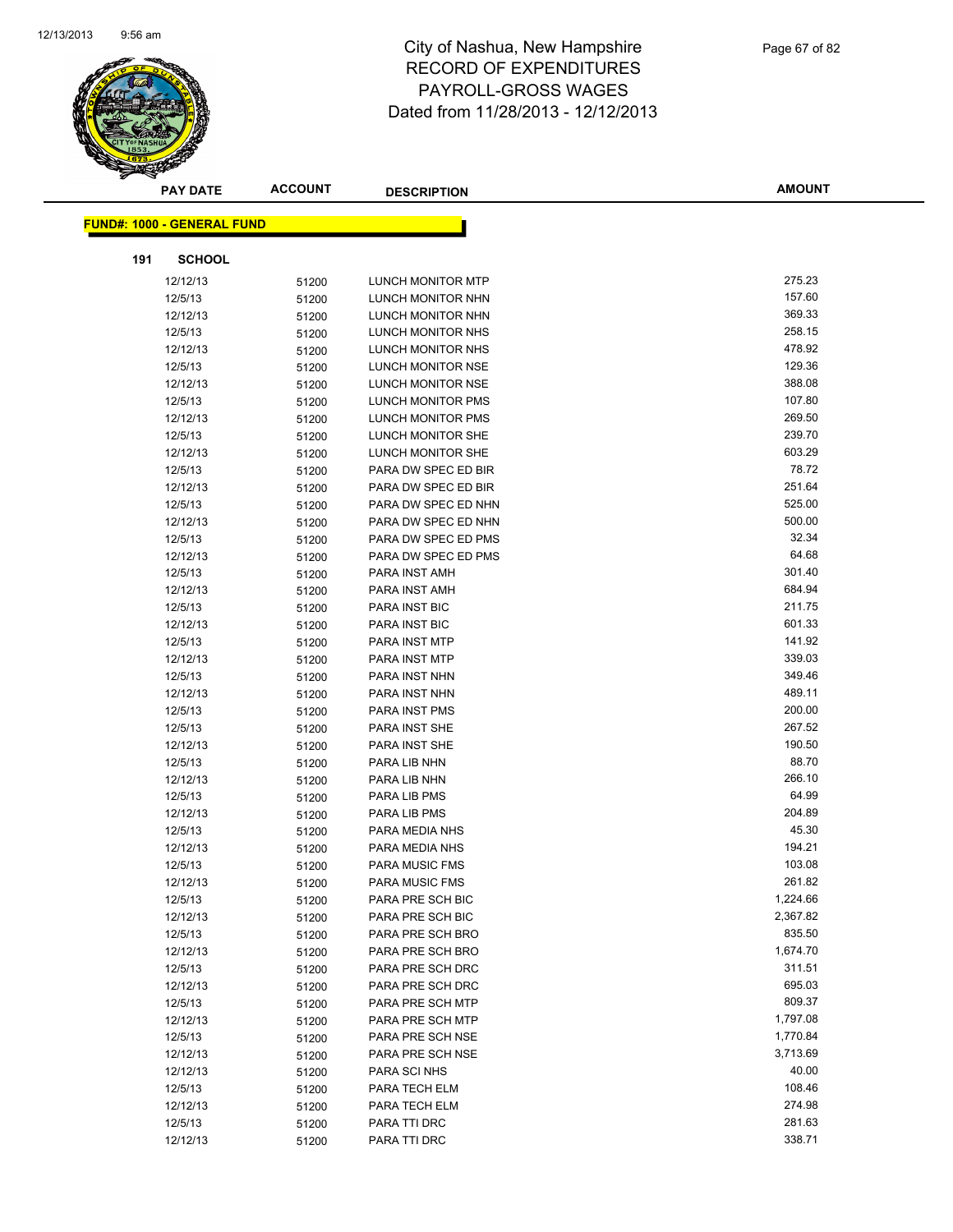# City of Nashua, New Hampshire
## RECORD OF EXPENDITURES
## PAYROLL-GROSS WAGES
## Dated from 11/28/2013 - 12/12/2013

| PAY DATE | ACCOUNT | DESCRIPTION | AMOUNT |
|---|---|---|---|

**FUND#: 1000 - GENERAL FUND**

**191 SCHOOL**

| PAY DATE | ACCOUNT | DESCRIPTION | AMOUNT |
|---|---|---|---|
| 12/12/13 | 51200 | LUNCH MONITOR MTP | 275.23 |
| 12/5/13 | 51200 | LUNCH MONITOR NHN | 157.60 |
| 12/12/13 | 51200 | LUNCH MONITOR NHN | 369.33 |
| 12/5/13 | 51200 | LUNCH MONITOR NHS | 258.15 |
| 12/12/13 | 51200 | LUNCH MONITOR NHS | 478.92 |
| 12/5/13 | 51200 | LUNCH MONITOR NSE | 129.36 |
| 12/12/13 | 51200 | LUNCH MONITOR NSE | 388.08 |
| 12/5/13 | 51200 | LUNCH MONITOR PMS | 107.80 |
| 12/12/13 | 51200 | LUNCH MONITOR PMS | 269.50 |
| 12/5/13 | 51200 | LUNCH MONITOR SHE | 239.70 |
| 12/12/13 | 51200 | LUNCH MONITOR SHE | 603.29 |
| 12/5/13 | 51200 | PARA DW SPEC ED BIR | 78.72 |
| 12/12/13 | 51200 | PARA DW SPEC ED BIR | 251.64 |
| 12/5/13 | 51200 | PARA DW SPEC ED NHN | 525.00 |
| 12/12/13 | 51200 | PARA DW SPEC ED NHN | 500.00 |
| 12/5/13 | 51200 | PARA DW SPEC ED PMS | 32.34 |
| 12/12/13 | 51200 | PARA DW SPEC ED PMS | 64.68 |
| 12/5/13 | 51200 | PARA INST AMH | 301.40 |
| 12/12/13 | 51200 | PARA INST AMH | 684.94 |
| 12/5/13 | 51200 | PARA INST BIC | 211.75 |
| 12/12/13 | 51200 | PARA INST BIC | 601.33 |
| 12/5/13 | 51200 | PARA INST MTP | 141.92 |
| 12/12/13 | 51200 | PARA INST MTP | 339.03 |
| 12/5/13 | 51200 | PARA INST NHN | 349.46 |
| 12/12/13 | 51200 | PARA INST NHN | 489.11 |
| 12/5/13 | 51200 | PARA INST PMS | 200.00 |
| 12/5/13 | 51200 | PARA INST SHE | 267.52 |
| 12/12/13 | 51200 | PARA INST SHE | 190.50 |
| 12/5/13 | 51200 | PARA LIB NHN | 88.70 |
| 12/12/13 | 51200 | PARA LIB NHN | 266.10 |
| 12/5/13 | 51200 | PARA LIB PMS | 64.99 |
| 12/12/13 | 51200 | PARA LIB PMS | 204.89 |
| 12/5/13 | 51200 | PARA MEDIA NHS | 45.30 |
| 12/12/13 | 51200 | PARA MEDIA NHS | 194.21 |
| 12/5/13 | 51200 | PARA MUSIC FMS | 103.08 |
| 12/12/13 | 51200 | PARA MUSIC FMS | 261.82 |
| 12/5/13 | 51200 | PARA PRE SCH BIC | 1,224.66 |
| 12/12/13 | 51200 | PARA PRE SCH BIC | 2,367.82 |
| 12/5/13 | 51200 | PARA PRE SCH BRO | 835.50 |
| 12/12/13 | 51200 | PARA PRE SCH BRO | 1,674.70 |
| 12/5/13 | 51200 | PARA PRE SCH DRC | 311.51 |
| 12/12/13 | 51200 | PARA PRE SCH DRC | 695.03 |
| 12/5/13 | 51200 | PARA PRE SCH MTP | 809.37 |
| 12/12/13 | 51200 | PARA PRE SCH MTP | 1,797.08 |
| 12/5/13 | 51200 | PARA PRE SCH NSE | 1,770.84 |
| 12/12/13 | 51200 | PARA PRE SCH NSE | 3,713.69 |
| 12/12/13 | 51200 | PARA SCI NHS | 40.00 |
| 12/5/13 | 51200 | PARA TECH ELM | 108.46 |
| 12/12/13 | 51200 | PARA TECH ELM | 274.98 |
| 12/5/13 | 51200 | PARA TTI DRC | 281.63 |
| 12/12/13 | 51200 | PARA TTI DRC | 338.71 |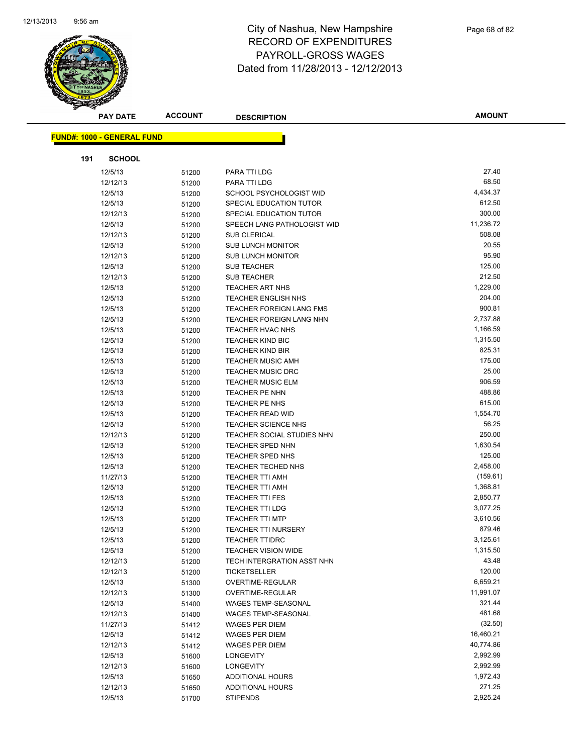# City of Nashua, New Hampshire
## RECORD OF EXPENDITURES
## PAYROLL-GROSS WAGES
## Dated from 11/28/2013 - 12/12/2013

| PAY DATE | ACCOUNT | DESCRIPTION | AMOUNT |
|---|---|---|---|

**FUND#: 1000 - GENERAL FUND**

**191 SCHOOL**

| PAY DATE | ACCOUNT | DESCRIPTION | AMOUNT |
|---|---|---|---|
| 12/5/13 | 51200 | PARA TTI LDG | 27.40 |
| 12/12/13 | 51200 | PARA TTI LDG | 68.50 |
| 12/5/13 | 51200 | SCHOOL PSYCHOLOGIST WID | 4,434.37 |
| 12/5/13 | 51200 | SPECIAL EDUCATION TUTOR | 612.50 |
| 12/12/13 | 51200 | SPECIAL EDUCATION TUTOR | 300.00 |
| 12/5/13 | 51200 | SPEECH LANG PATHOLOGIST WID | 11,236.72 |
| 12/12/13 | 51200 | SUB CLERICAL | 508.08 |
| 12/5/13 | 51200 | SUB LUNCH MONITOR | 20.55 |
| 12/12/13 | 51200 | SUB LUNCH MONITOR | 95.90 |
| 12/5/13 | 51200 | SUB TEACHER | 125.00 |
| 12/12/13 | 51200 | SUB TEACHER | 212.50 |
| 12/5/13 | 51200 | TEACHER ART NHS | 1,229.00 |
| 12/5/13 | 51200 | TEACHER ENGLISH NHS | 204.00 |
| 12/5/13 | 51200 | TEACHER FOREIGN LANG FMS | 900.81 |
| 12/5/13 | 51200 | TEACHER FOREIGN LANG NHN | 2,737.88 |
| 12/5/13 | 51200 | TEACHER HVAC NHS | 1,166.59 |
| 12/5/13 | 51200 | TEACHER KIND BIC | 1,315.50 |
| 12/5/13 | 51200 | TEACHER KIND BIR | 825.31 |
| 12/5/13 | 51200 | TEACHER MUSIC AMH | 175.00 |
| 12/5/13 | 51200 | TEACHER MUSIC DRC | 25.00 |
| 12/5/13 | 51200 | TEACHER MUSIC ELM | 906.59 |
| 12/5/13 | 51200 | TEACHER PE NHN | 488.86 |
| 12/5/13 | 51200 | TEACHER PE NHS | 615.00 |
| 12/5/13 | 51200 | TEACHER READ WID | 1,554.70 |
| 12/5/13 | 51200 | TEACHER SCIENCE NHS | 56.25 |
| 12/12/13 | 51200 | TEACHER SOCIAL STUDIES NHN | 250.00 |
| 12/5/13 | 51200 | TEACHER SPED NHN | 1,630.54 |
| 12/5/13 | 51200 | TEACHER SPED NHS | 125.00 |
| 12/5/13 | 51200 | TEACHER TECHED NHS | 2,458.00 |
| 11/27/13 | 51200 | TEACHER TTI AMH | (159.61) |
| 12/5/13 | 51200 | TEACHER TTI AMH | 1,368.81 |
| 12/5/13 | 51200 | TEACHER TTI FES | 2,850.77 |
| 12/5/13 | 51200 | TEACHER TTI LDG | 3,077.25 |
| 12/5/13 | 51200 | TEACHER TTI MTP | 3,610.56 |
| 12/5/13 | 51200 | TEACHER TTI NURSERY | 879.46 |
| 12/5/13 | 51200 | TEACHER TTIDRC | 3,125.61 |
| 12/5/13 | 51200 | TEACHER VISION WIDE | 1,315.50 |
| 12/12/13 | 51200 | TECH INTERGRATION ASST NHN | 43.48 |
| 12/12/13 | 51200 | TICKETSELLER | 120.00 |
| 12/5/13 | 51300 | OVERTIME-REGULAR | 6,659.21 |
| 12/12/13 | 51300 | OVERTIME-REGULAR | 11,991.07 |
| 12/5/13 | 51400 | WAGES TEMP-SEASONAL | 321.44 |
| 12/12/13 | 51400 | WAGES TEMP-SEASONAL | 481.68 |
| 11/27/13 | 51412 | WAGES PER DIEM | (32.50) |
| 12/5/13 | 51412 | WAGES PER DIEM | 16,460.21 |
| 12/12/13 | 51412 | WAGES PER DIEM | 40,774.86 |
| 12/5/13 | 51600 | LONGEVITY | 2,992.99 |
| 12/12/13 | 51600 | LONGEVITY | 2,992.99 |
| 12/5/13 | 51650 | ADDITIONAL HOURS | 1,972.43 |
| 12/12/13 | 51650 | ADDITIONAL HOURS | 271.25 |
| 12/5/13 | 51700 | STIPENDS | 2,925.24 |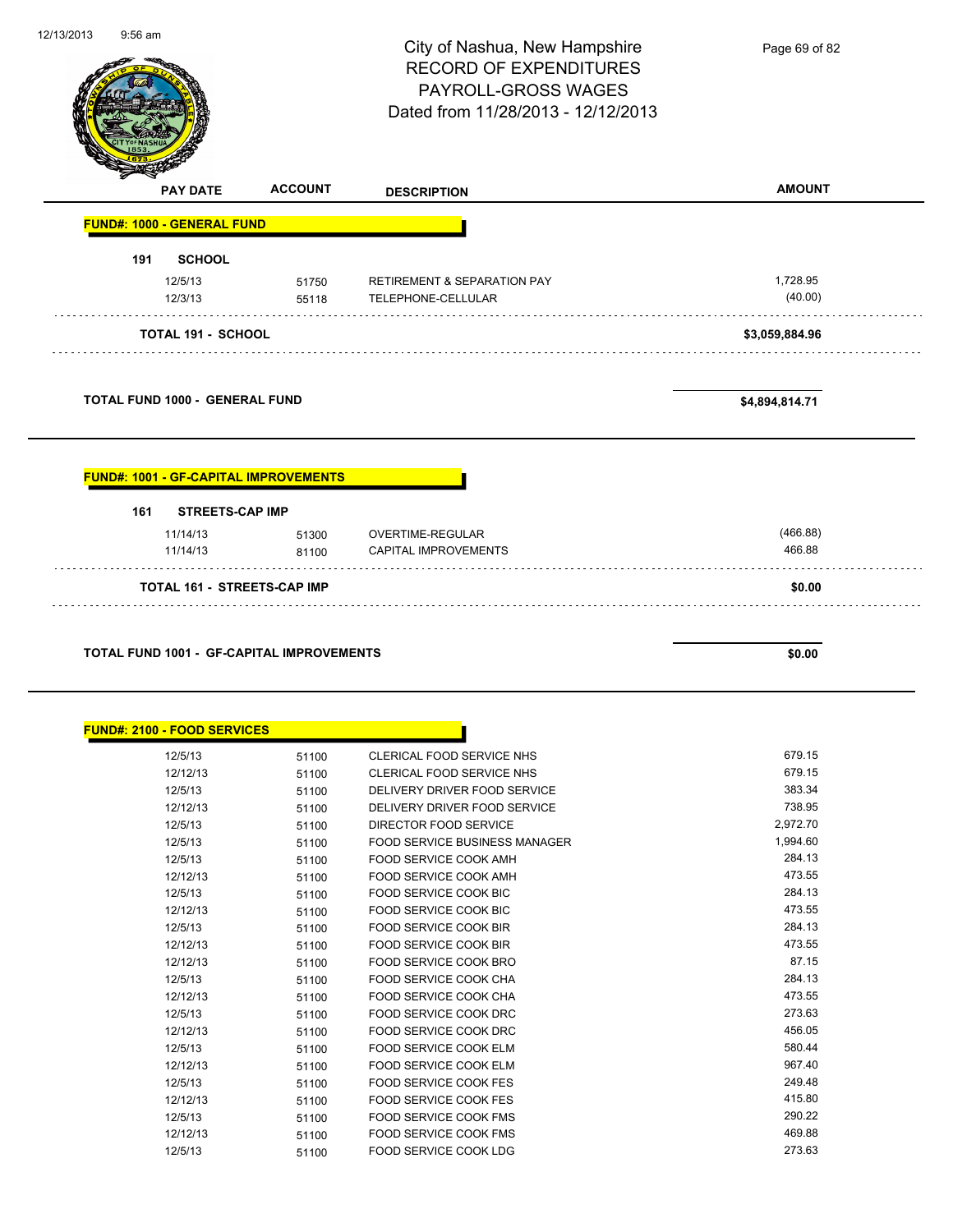City of Nashua, New Hampshire
RECORD OF EXPENDITURES
PAYROLL-GROSS WAGES
Dated from 11/28/2013 - 12/12/2013

| PAY DATE | ACCOUNT | DESCRIPTION | AMOUNT |
|---|---|---|---|
| **FUND#: 1000 - GENERAL FUND** | | | |
| **191 SCHOOL** | | | |
| 12/5/13 | 51750 | RETIREMENT & SEPARATION PAY | 1,728.95 |
| 12/3/13 | 55118 | TELEPHONE-CELLULAR | (40.00) |
| **TOTAL 191 - SCHOOL** | | | **$3,059,884.96** |
| **TOTAL FUND 1000 - GENERAL FUND** | | | **$4,894,814.71** |
| **FUND#: 1001 - GF-CAPITAL IMPROVEMENTS** | | | |
| **161 STREETS-CAP IMP** | | | |
| 11/14/13 | 51300 | OVERTIME-REGULAR | (466.88) |
| 11/14/13 | 81100 | CAPITAL IMPROVEMENTS | 466.88 |
| **TOTAL 161 - STREETS-CAP IMP** | | | **$0.00** |
| **TOTAL FUND 1001 - GF-CAPITAL IMPROVEMENTS** | | | **$0.00** |
| **FUND#: 2100 - FOOD SERVICES** | | | |
| 12/5/13 | 51100 | CLERICAL FOOD SERVICE NHS | 679.15 |
| 12/12/13 | 51100 | CLERICAL FOOD SERVICE NHS | 679.15 |
| 12/5/13 | 51100 | DELIVERY DRIVER FOOD SERVICE | 383.34 |
| 12/12/13 | 51100 | DELIVERY DRIVER FOOD SERVICE | 738.95 |
| 12/5/13 | 51100 | DIRECTOR FOOD SERVICE | 2,972.70 |
| 12/5/13 | 51100 | FOOD SERVICE BUSINESS MANAGER | 1,994.60 |
| 12/5/13 | 51100 | FOOD SERVICE COOK AMH | 284.13 |
| 12/12/13 | 51100 | FOOD SERVICE COOK AMH | 473.55 |
| 12/5/13 | 51100 | FOOD SERVICE COOK BIC | 284.13 |
| 12/12/13 | 51100 | FOOD SERVICE COOK BIC | 473.55 |
| 12/5/13 | 51100 | FOOD SERVICE COOK BIR | 284.13 |
| 12/12/13 | 51100 | FOOD SERVICE COOK BIR | 473.55 |
| 12/12/13 | 51100 | FOOD SERVICE COOK BRO | 87.15 |
| 12/5/13 | 51100 | FOOD SERVICE COOK CHA | 284.13 |
| 12/12/13 | 51100 | FOOD SERVICE COOK CHA | 473.55 |
| 12/5/13 | 51100 | FOOD SERVICE COOK DRC | 273.63 |
| 12/12/13 | 51100 | FOOD SERVICE COOK DRC | 456.05 |
| 12/5/13 | 51100 | FOOD SERVICE COOK ELM | 580.44 |
| 12/12/13 | 51100 | FOOD SERVICE COOK ELM | 967.40 |
| 12/5/13 | 51100 | FOOD SERVICE COOK FES | 249.48 |
| 12/12/13 | 51100 | FOOD SERVICE COOK FES | 415.80 |
| 12/5/13 | 51100 | FOOD SERVICE COOK FMS | 290.22 |
| 12/12/13 | 51100 | FOOD SERVICE COOK FMS | 469.88 |
| 12/5/13 | 51100 | FOOD SERVICE COOK LDG | 273.63 |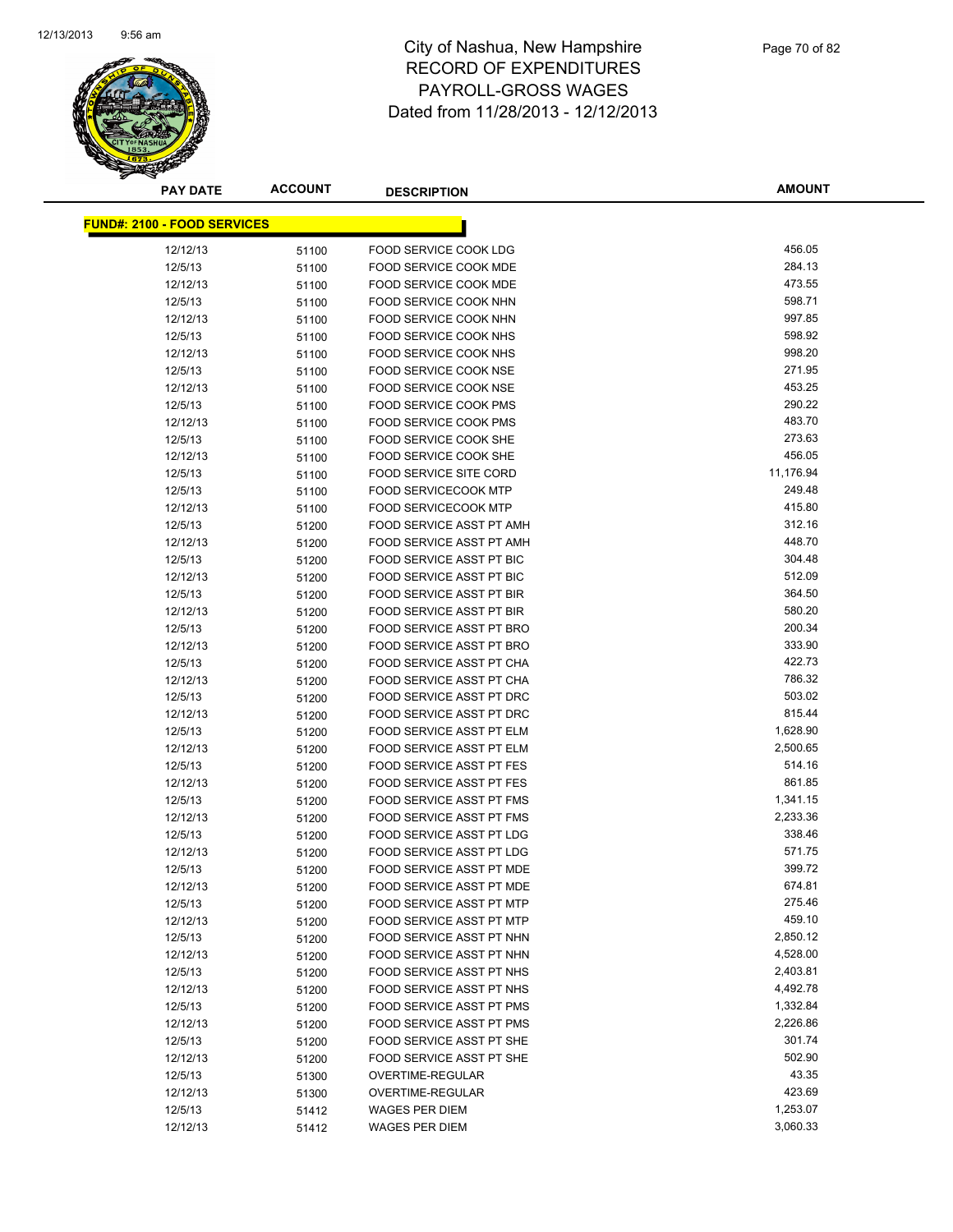# City of Nashua, New Hampshire
# RECORD OF EXPENDITURES
# PAYROLL-GROSS WAGES
# Dated from 11/28/2013 - 12/12/2013

| PAY DATE | ACCOUNT | DESCRIPTION | AMOUNT |
|---|---|---|---|
| **FUND#: 2100 - FOOD SERVICES** | | | |
| 12/12/13 | 51100 | FOOD SERVICE COOK LDG | 456.05 |
| 12/5/13 | 51100 | FOOD SERVICE COOK MDE | 284.13 |
| 12/12/13 | 51100 | FOOD SERVICE COOK MDE | 473.55 |
| 12/5/13 | 51100 | FOOD SERVICE COOK NHN | 598.71 |
| 12/12/13 | 51100 | FOOD SERVICE COOK NHN | 997.85 |
| 12/5/13 | 51100 | FOOD SERVICE COOK NHS | 598.92 |
| 12/12/13 | 51100 | FOOD SERVICE COOK NHS | 998.20 |
| 12/5/13 | 51100 | FOOD SERVICE COOK NSE | 271.95 |
| 12/12/13 | 51100 | FOOD SERVICE COOK NSE | 453.25 |
| 12/5/13 | 51100 | FOOD SERVICE COOK PMS | 290.22 |
| 12/12/13 | 51100 | FOOD SERVICE COOK PMS | 483.70 |
| 12/5/13 | 51100 | FOOD SERVICE COOK SHE | 273.63 |
| 12/12/13 | 51100 | FOOD SERVICE COOK SHE | 456.05 |
| 12/5/13 | 51100 | FOOD SERVICE SITE CORD | 11,176.94 |
| 12/5/13 | 51100 | FOOD SERVICECOOK MTP | 249.48 |
| 12/12/13 | 51100 | FOOD SERVICECOOK MTP | 415.80 |
| 12/5/13 | 51200 | FOOD SERVICE ASST PT AMH | 312.16 |
| 12/12/13 | 51200 | FOOD SERVICE ASST PT AMH | 448.70 |
| 12/5/13 | 51200 | FOOD SERVICE ASST PT BIC | 304.48 |
| 12/12/13 | 51200 | FOOD SERVICE ASST PT BIC | 512.09 |
| 12/5/13 | 51200 | FOOD SERVICE ASST PT BIR | 364.50 |
| 12/12/13 | 51200 | FOOD SERVICE ASST PT BIR | 580.20 |
| 12/5/13 | 51200 | FOOD SERVICE ASST PT BRO | 200.34 |
| 12/12/13 | 51200 | FOOD SERVICE ASST PT BRO | 333.90 |
| 12/5/13 | 51200 | FOOD SERVICE ASST PT CHA | 422.73 |
| 12/12/13 | 51200 | FOOD SERVICE ASST PT CHA | 786.32 |
| 12/5/13 | 51200 | FOOD SERVICE ASST PT DRC | 503.02 |
| 12/12/13 | 51200 | FOOD SERVICE ASST PT DRC | 815.44 |
| 12/5/13 | 51200 | FOOD SERVICE ASST PT ELM | 1,628.90 |
| 12/12/13 | 51200 | FOOD SERVICE ASST PT ELM | 2,500.65 |
| 12/5/13 | 51200 | FOOD SERVICE ASST PT FES | 514.16 |
| 12/12/13 | 51200 | FOOD SERVICE ASST PT FES | 861.85 |
| 12/5/13 | 51200 | FOOD SERVICE ASST PT FMS | 1,341.15 |
| 12/12/13 | 51200 | FOOD SERVICE ASST PT FMS | 2,233.36 |
| 12/5/13 | 51200 | FOOD SERVICE ASST PT LDG | 338.46 |
| 12/12/13 | 51200 | FOOD SERVICE ASST PT LDG | 571.75 |
| 12/5/13 | 51200 | FOOD SERVICE ASST PT MDE | 399.72 |
| 12/12/13 | 51200 | FOOD SERVICE ASST PT MDE | 674.81 |
| 12/5/13 | 51200 | FOOD SERVICE ASST PT MTP | 275.46 |
| 12/12/13 | 51200 | FOOD SERVICE ASST PT MTP | 459.10 |
| 12/5/13 | 51200 | FOOD SERVICE ASST PT NHN | 2,850.12 |
| 12/12/13 | 51200 | FOOD SERVICE ASST PT NHN | 4,528.00 |
| 12/5/13 | 51200 | FOOD SERVICE ASST PT NHS | 2,403.81 |
| 12/12/13 | 51200 | FOOD SERVICE ASST PT NHS | 4,492.78 |
| 12/5/13 | 51200 | FOOD SERVICE ASST PT PMS | 1,332.84 |
| 12/12/13 | 51200 | FOOD SERVICE ASST PT PMS | 2,226.86 |
| 12/5/13 | 51200 | FOOD SERVICE ASST PT SHE | 301.74 |
| 12/12/13 | 51200 | FOOD SERVICE ASST PT SHE | 502.90 |
| 12/5/13 | 51300 | OVERTIME-REGULAR | 43.35 |
| 12/12/13 | 51300 | OVERTIME-REGULAR | 423.69 |
| 12/5/13 | 51412 | WAGES PER DIEM | 1,253.07 |
| 12/12/13 | 51412 | WAGES PER DIEM | 3,060.33 |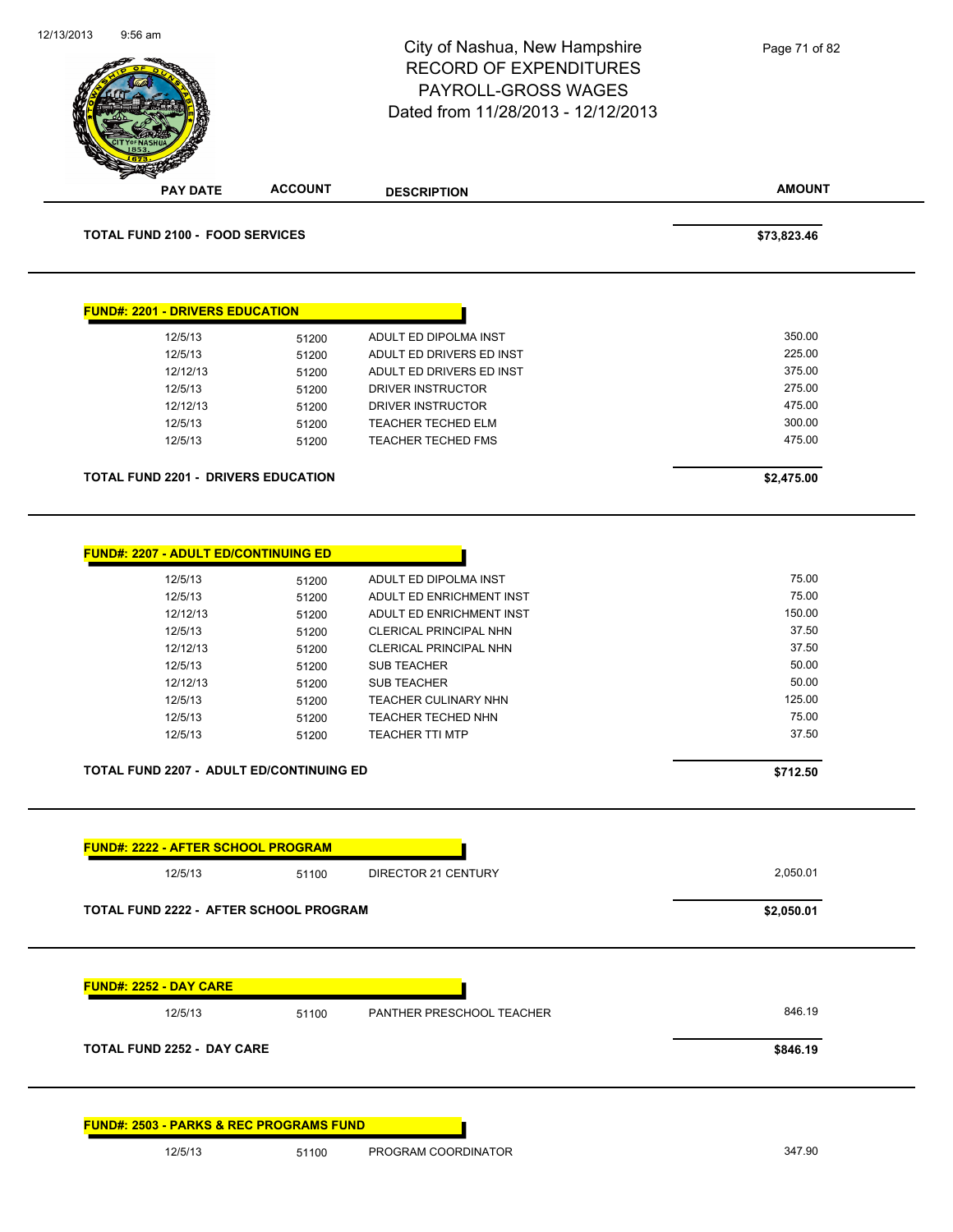# City of Nashua, New Hampshire
## RECORD OF EXPENDITURES
## PAYROLL-GROSS WAGES
## Dated from 11/28/2013 - 12/12/2013

| PAY DATE | ACCOUNT | DESCRIPTION | AMOUNT |
|---|---|---|---|
| **TOTAL FUND 2100 - FOOD SERVICES** | | | **$73,823.46** |

**FUND#: 2201 - DRIVERS EDUCATION**

| PAY DATE | ACCOUNT | DESCRIPTION | AMOUNT |
|---|---|---|---|
| 12/5/13 | 51200 | ADULT ED DIPOLMA INST | 350.00 |
| 12/5/13 | 51200 | ADULT ED DRIVERS ED INST | 225.00 |
| 12/12/13 | 51200 | ADULT ED DRIVERS ED INST | 375.00 |
| 12/5/13 | 51200 | DRIVER INSTRUCTOR | 275.00 |
| 12/12/13 | 51200 | DRIVER INSTRUCTOR | 475.00 |
| 12/5/13 | 51200 | TEACHER TECHED ELM | 300.00 |
| 12/5/13 | 51200 | TEACHER TECHED FMS | 475.00 |
| **TOTAL FUND 2201 - DRIVERS EDUCATION** | | | **$2,475.00** |

**FUND#: 2207 - ADULT ED/CONTINUING ED**

| PAY DATE | ACCOUNT | DESCRIPTION | AMOUNT |
|---|---|---|---|
| 12/5/13 | 51200 | ADULT ED DIPOLMA INST | 75.00 |
| 12/5/13 | 51200 | ADULT ED ENRICHMENT INST | 75.00 |
| 12/12/13 | 51200 | ADULT ED ENRICHMENT INST | 150.00 |
| 12/5/13 | 51200 | CLERICAL PRINCIPAL NHN | 37.50 |
| 12/12/13 | 51200 | CLERICAL PRINCIPAL NHN | 37.50 |
| 12/5/13 | 51200 | SUB TEACHER | 50.00 |
| 12/12/13 | 51200 | SUB TEACHER | 50.00 |
| 12/5/13 | 51200 | TEACHER CULINARY NHN | 125.00 |
| 12/5/13 | 51200 | TEACHER TECHED NHN | 75.00 |
| 12/5/13 | 51200 | TEACHER TTI MTP | 37.50 |
| **TOTAL FUND 2207 - ADULT ED/CONTINUING ED** | | | **$712.50** |

**FUND#: 2222 - AFTER SCHOOL PROGRAM**

| PAY DATE | ACCOUNT | DESCRIPTION | AMOUNT |
|---|---|---|---|
| 12/5/13 | 51100 | DIRECTOR 21 CENTURY | 2,050.01 |
| **TOTAL FUND 2222 - AFTER SCHOOL PROGRAM** | | | **$2,050.01** |

**FUND#: 2252 - DAY CARE**

| PAY DATE | ACCOUNT | DESCRIPTION | AMOUNT |
|---|---|---|---|
| 12/5/13 | 51100 | PANTHER PRESCHOOL TEACHER | 846.19 |
| **TOTAL FUND 2252 - DAY CARE** | | | **$846.19** |

**FUND#: 2503 - PARKS & REC PROGRAMS FUND**

| PAY DATE | ACCOUNT | DESCRIPTION | AMOUNT |
|---|---|---|---|
| 12/5/13 | 51100 | PROGRAM COORDINATOR | 347.90 |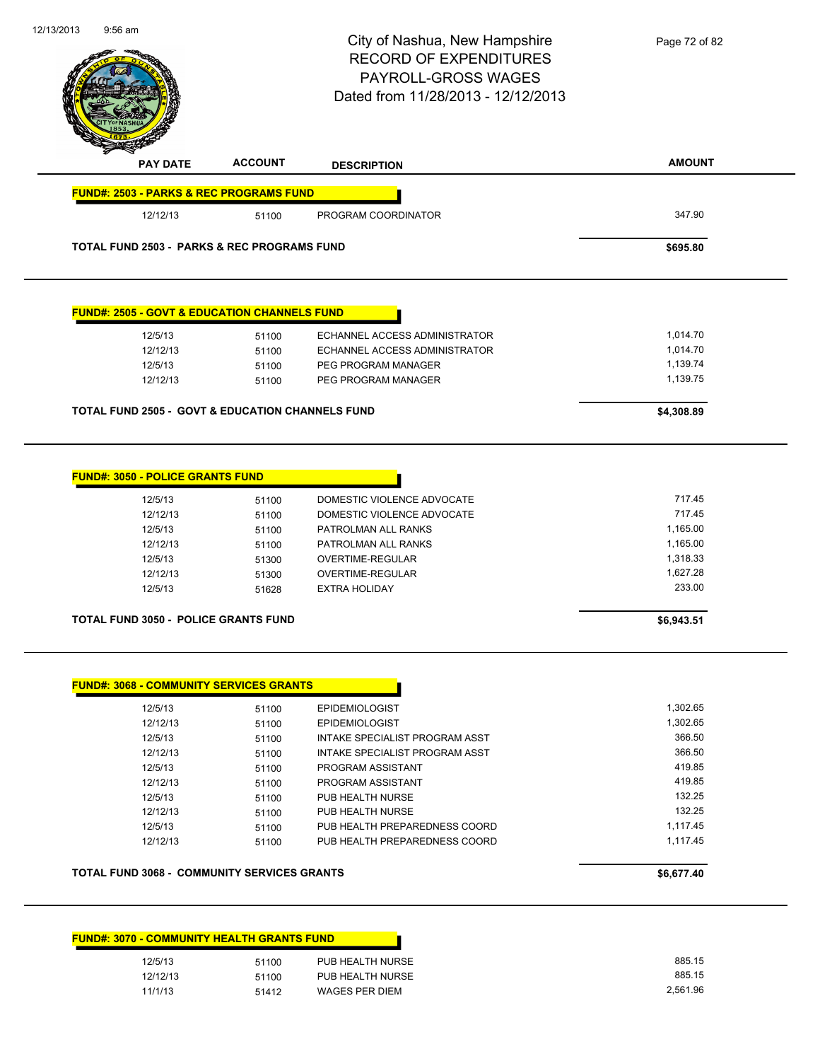# City of Nashua, New Hampshire
## RECORD OF EXPENDITURES
## PAYROLL-GROSS WAGES
### Dated from 11/28/2013 - 12/12/2013

| PAY DATE | ACCOUNT | DESCRIPTION | AMOUNT |
|---|---|---|---|
| **FUND#: 2503 - PARKS & REC PROGRAMS FUND** | | | |
| 12/12/13 | 51100 | PROGRAM COORDINATOR | 347.90 |
| **TOTAL FUND 2503 - PARKS & REC PROGRAMS FUND** | | | **$695.80** |

| PAY DATE | ACCOUNT | DESCRIPTION | AMOUNT |
|---|---|---|---|
| **FUND#: 2505 - GOVT & EDUCATION CHANNELS FUND** | | | |
| 12/5/13 | 51100 | ECHANNEL ACCESS ADMINISTRATOR | 1,014.70 |
| 12/12/13 | 51100 | ECHANNEL ACCESS ADMINISTRATOR | 1,014.70 |
| 12/5/13 | 51100 | PEG PROGRAM MANAGER | 1,139.74 |
| 12/12/13 | 51100 | PEG PROGRAM MANAGER | 1,139.75 |
| **TOTAL FUND 2505 - GOVT & EDUCATION CHANNELS FUND** | | | **$4,308.89** |

| PAY DATE | ACCOUNT | DESCRIPTION | AMOUNT |
|---|---|---|---|
| **FUND#: 3050 - POLICE GRANTS FUND** | | | |
| 12/5/13 | 51100 | DOMESTIC VIOLENCE ADVOCATE | 717.45 |
| 12/12/13 | 51100 | DOMESTIC VIOLENCE ADVOCATE | 717.45 |
| 12/5/13 | 51100 | PATROLMAN ALL RANKS | 1,165.00 |
| 12/12/13 | 51100 | PATROLMAN ALL RANKS | 1,165.00 |
| 12/5/13 | 51300 | OVERTIME-REGULAR | 1,318.33 |
| 12/12/13 | 51300 | OVERTIME-REGULAR | 1,627.28 |
| 12/5/13 | 51628 | EXTRA HOLIDAY | 233.00 |
| **TOTAL FUND 3050 - POLICE GRANTS FUND** | | | **$6,943.51** |

| PAY DATE | ACCOUNT | DESCRIPTION | AMOUNT |
|---|---|---|---|
| **FUND#: 3068 - COMMUNITY SERVICES GRANTS** | | | |
| 12/5/13 | 51100 | EPIDEMIOLOGIST | 1,302.65 |
| 12/12/13 | 51100 | EPIDEMIOLOGIST | 1,302.65 |
| 12/5/13 | 51100 | INTAKE SPECIALIST PROGRAM ASST | 366.50 |
| 12/12/13 | 51100 | INTAKE SPECIALIST PROGRAM ASST | 366.50 |
| 12/5/13 | 51100 | PROGRAM ASSISTANT | 419.85 |
| 12/12/13 | 51100 | PROGRAM ASSISTANT | 419.85 |
| 12/5/13 | 51100 | PUB HEALTH NURSE | 132.25 |
| 12/12/13 | 51100 | PUB HEALTH NURSE | 132.25 |
| 12/5/13 | 51100 | PUB HEALTH PREPAREDNESS COORD | 1,117.45 |
| 12/12/13 | 51100 | PUB HEALTH PREPAREDNESS COORD | 1,117.45 |
| **TOTAL FUND 3068 - COMMUNITY SERVICES GRANTS** | | | **$6,677.40** |

| PAY DATE | ACCOUNT | DESCRIPTION | AMOUNT |
|---|---|---|---|
| **FUND#: 3070 - COMMUNITY HEALTH GRANTS FUND** | | | |
| 12/5/13 | 51100 | PUB HEALTH NURSE | 885.15 |
| 12/12/13 | 51100 | PUB HEALTH NURSE | 885.15 |
| 11/1/13 | 51412 | WAGES PER DIEM | 2,561.96 |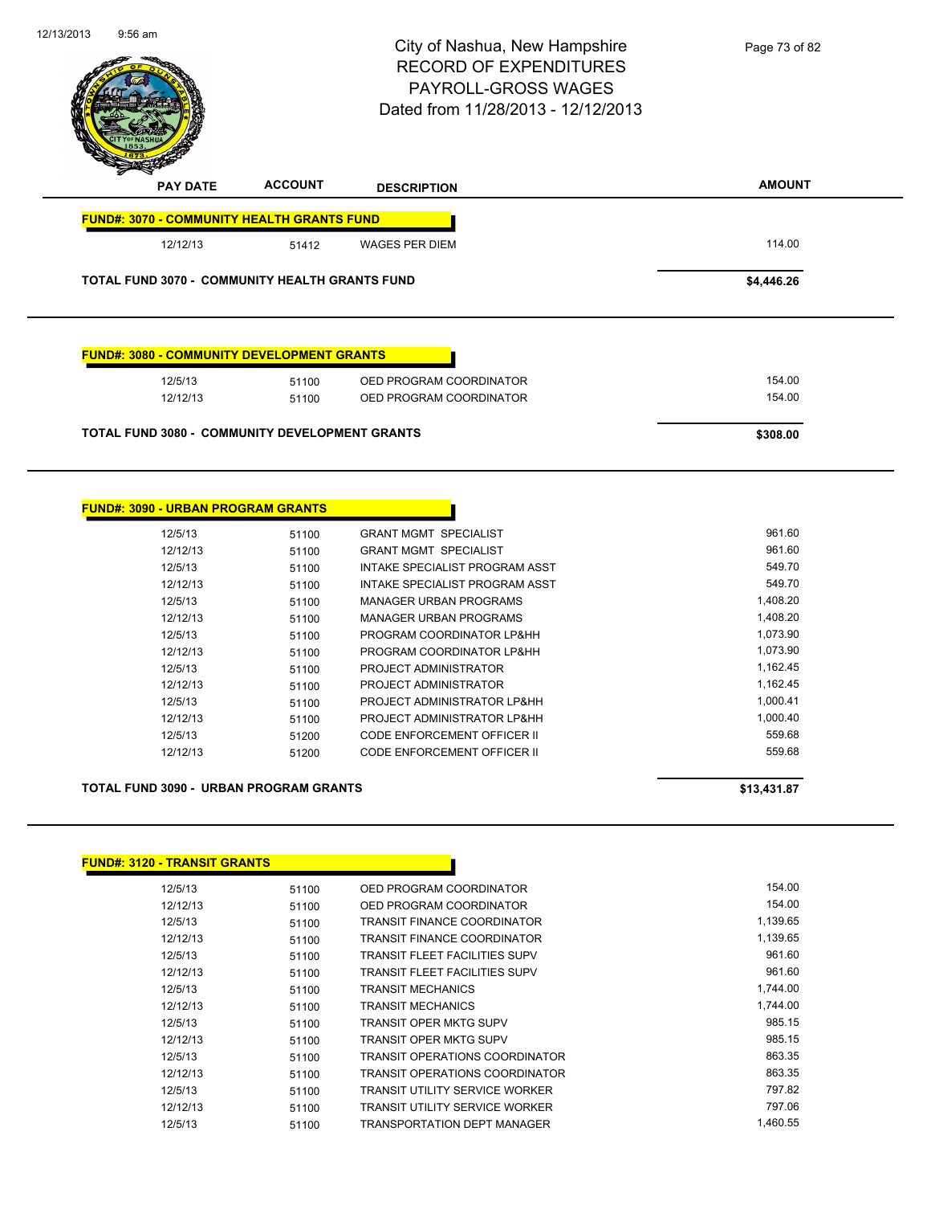# City of Nashua, New Hampshire
## RECORD OF EXPENDITURES
## PAYROLL-GROSS WAGES
## Dated from 11/28/2013 - 12/12/2013

| PAY DATE | ACCOUNT | DESCRIPTION | AMOUNT |
|---|---|---|---|
| **FUND#: 3070 - COMMUNITY HEALTH GRANTS FUND** | | | |
| 12/12/13 | 51412 | WAGES PER DIEM | 114.00 |
| **TOTAL FUND 3070 - COMMUNITY HEALTH GRANTS FUND** | | | **$4,446.26** |

| PAY DATE | ACCOUNT | DESCRIPTION | AMOUNT |
|---|---|---|---|
| **FUND#: 3080 - COMMUNITY DEVELOPMENT GRANTS** | | | |
| 12/5/13 | 51100 | OED PROGRAM COORDINATOR | 154.00 |
| 12/12/13 | 51100 | OED PROGRAM COORDINATOR | 154.00 |
| **TOTAL FUND 3080 - COMMUNITY DEVELOPMENT GRANTS** | | | **$308.00** |

| PAY DATE | ACCOUNT | DESCRIPTION | AMOUNT |
|---|---|---|---|
| **FUND#: 3090 - URBAN PROGRAM GRANTS** | | | |
| 12/5/13 | 51100 | GRANT MGMT SPECIALIST | 961.60 |
| 12/12/13 | 51100 | GRANT MGMT SPECIALIST | 961.60 |
| 12/5/13 | 51100 | INTAKE SPECIALIST PROGRAM ASST | 549.70 |
| 12/12/13 | 51100 | INTAKE SPECIALIST PROGRAM ASST | 549.70 |
| 12/5/13 | 51100 | MANAGER URBAN PROGRAMS | 1,408.20 |
| 12/12/13 | 51100 | MANAGER URBAN PROGRAMS | 1,408.20 |
| 12/5/13 | 51100 | PROGRAM COORDINATOR LP&HH | 1,073.90 |
| 12/12/13 | 51100 | PROGRAM COORDINATOR LP&HH | 1,073.90 |
| 12/5/13 | 51100 | PROJECT ADMINISTRATOR | 1,162.45 |
| 12/12/13 | 51100 | PROJECT ADMINISTRATOR | 1,162.45 |
| 12/5/13 | 51100 | PROJECT ADMINISTRATOR LP&HH | 1,000.41 |
| 12/12/13 | 51100 | PROJECT ADMINISTRATOR LP&HH | 1,000.40 |
| 12/5/13 | 51200 | CODE ENFORCEMENT OFFICER II | 559.68 |
| 12/12/13 | 51200 | CODE ENFORCEMENT OFFICER II | 559.68 |
| **TOTAL FUND 3090 - URBAN PROGRAM GRANTS** | | | **$13,431.87** |

| PAY DATE | ACCOUNT | DESCRIPTION | AMOUNT |
|---|---|---|---|
| **FUND#: 3120 - TRANSIT GRANTS** | | | |
| 12/5/13 | 51100 | OED PROGRAM COORDINATOR | 154.00 |
| 12/12/13 | 51100 | OED PROGRAM COORDINATOR | 154.00 |
| 12/5/13 | 51100 | TRANSIT FINANCE COORDINATOR | 1,139.65 |
| 12/12/13 | 51100 | TRANSIT FINANCE COORDINATOR | 1,139.65 |
| 12/5/13 | 51100 | TRANSIT FLEET FACILITIES SUPV | 961.60 |
| 12/12/13 | 51100 | TRANSIT FLEET FACILITIES SUPV | 961.60 |
| 12/5/13 | 51100 | TRANSIT MECHANICS | 1,744.00 |
| 12/12/13 | 51100 | TRANSIT MECHANICS | 1,744.00 |
| 12/5/13 | 51100 | TRANSIT OPER MKTG SUPV | 985.15 |
| 12/12/13 | 51100 | TRANSIT OPER MKTG SUPV | 985.15 |
| 12/5/13 | 51100 | TRANSIT OPERATIONS COORDINATOR | 863.35 |
| 12/12/13 | 51100 | TRANSIT OPERATIONS COORDINATOR | 863.35 |
| 12/5/13 | 51100 | TRANSIT UTILITY SERVICE WORKER | 797.82 |
| 12/12/13 | 51100 | TRANSIT UTILITY SERVICE WORKER | 797.06 |
| 12/5/13 | 51100 | TRANSPORTATION DEPT MANAGER | 1,460.55 |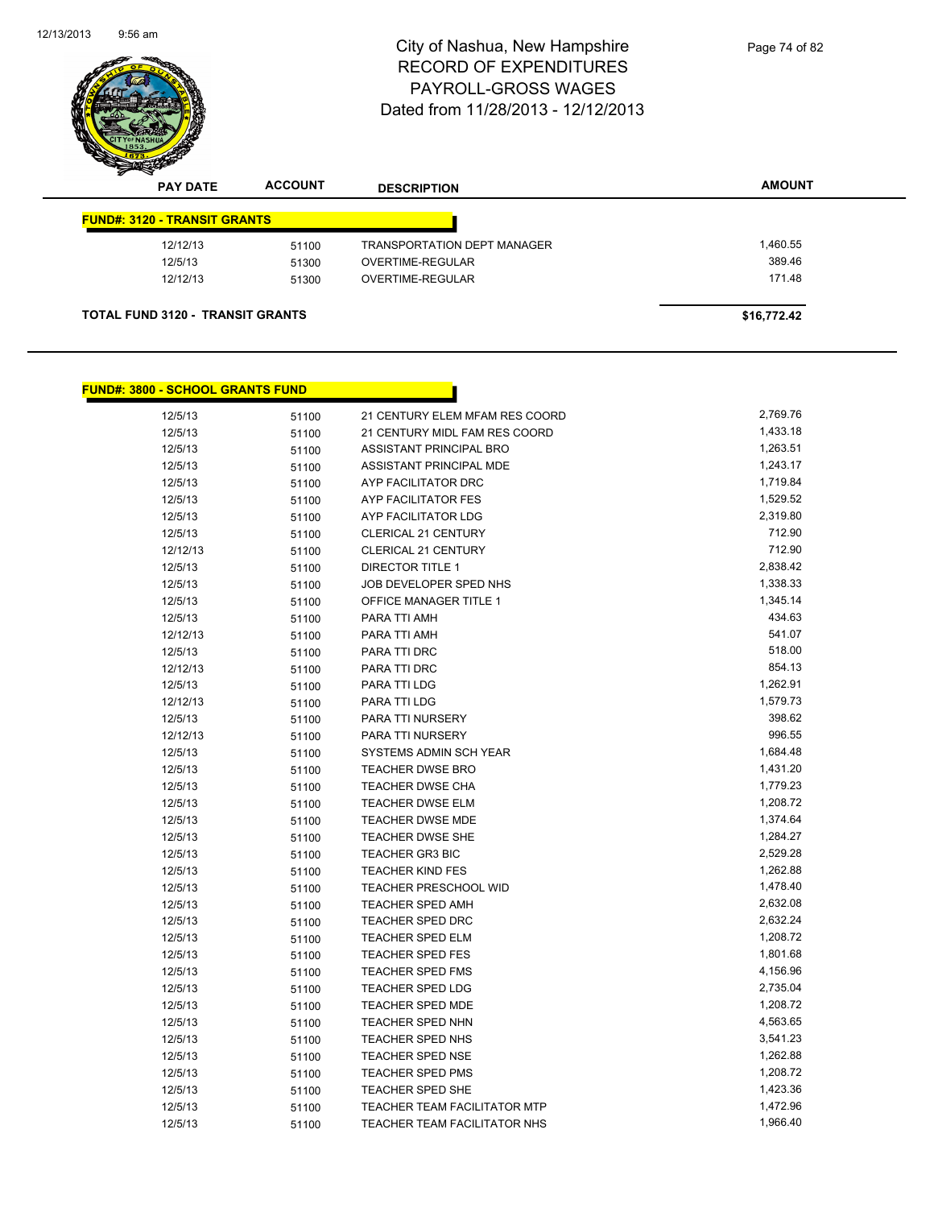# City of Nashua, New Hampshire
## RECORD OF EXPENDITURES
## PAYROLL-GROSS WAGES
## Dated from 11/28/2013 - 12/12/2013

| PAY DATE | ACCOUNT | DESCRIPTION | AMOUNT |
|---|---|---|---|
| **FUND#: 3120 - TRANSIT GRANTS** | | | |
| 12/12/13 | 51100 | TRANSPORTATION DEPT MANAGER | 1,460.55 |
| 12/5/13 | 51300 | OVERTIME-REGULAR | 389.46 |
| 12/12/13 | 51300 | OVERTIME-REGULAR | 171.48 |
| **TOTAL FUND 3120 - TRANSIT GRANTS** | | | **$16,772.42** |

| PAY DATE | ACCOUNT | DESCRIPTION | AMOUNT |
|---|---|---|---|
| **FUND#: 3800 - SCHOOL GRANTS FUND** | | | |
| 12/5/13 | 51100 | 21 CENTURY ELEM MFAM RES COORD | 2,769.76 |
| 12/5/13 | 51100 | 21 CENTURY MIDL FAM RES COORD | 1,433.18 |
| 12/5/13 | 51100 | ASSISTANT PRINCIPAL BRO | 1,263.51 |
| 12/5/13 | 51100 | ASSISTANT PRINCIPAL MDE | 1,243.17 |
| 12/5/13 | 51100 | AYP FACILITATOR DRC | 1,719.84 |
| 12/5/13 | 51100 | AYP FACILITATOR FES | 1,529.52 |
| 12/5/13 | 51100 | AYP FACILITATOR LDG | 2,319.80 |
| 12/5/13 | 51100 | CLERICAL 21 CENTURY | 712.90 |
| 12/12/13 | 51100 | CLERICAL 21 CENTURY | 712.90 |
| 12/5/13 | 51100 | DIRECTOR TITLE 1 | 2,838.42 |
| 12/5/13 | 51100 | JOB DEVELOPER SPED NHS | 1,338.33 |
| 12/5/13 | 51100 | OFFICE MANAGER TITLE 1 | 1,345.14 |
| 12/5/13 | 51100 | PARA TTI AMH | 434.63 |
| 12/12/13 | 51100 | PARA TTI AMH | 541.07 |
| 12/5/13 | 51100 | PARA TTI DRC | 518.00 |
| 12/12/13 | 51100 | PARA TTI DRC | 854.13 |
| 12/5/13 | 51100 | PARA TTI LDG | 1,262.91 |
| 12/12/13 | 51100 | PARA TTI LDG | 1,579.73 |
| 12/5/13 | 51100 | PARA TTI NURSERY | 398.62 |
| 12/12/13 | 51100 | PARA TTI NURSERY | 996.55 |
| 12/5/13 | 51100 | SYSTEMS ADMIN SCH YEAR | 1,684.48 |
| 12/5/13 | 51100 | TEACHER DWSE BRO | 1,431.20 |
| 12/5/13 | 51100 | TEACHER DWSE CHA | 1,779.23 |
| 12/5/13 | 51100 | TEACHER DWSE ELM | 1,208.72 |
| 12/5/13 | 51100 | TEACHER DWSE MDE | 1,374.64 |
| 12/5/13 | 51100 | TEACHER DWSE SHE | 1,284.27 |
| 12/5/13 | 51100 | TEACHER GR3 BIC | 2,529.28 |
| 12/5/13 | 51100 | TEACHER KIND FES | 1,262.88 |
| 12/5/13 | 51100 | TEACHER PRESCHOOL WID | 1,478.40 |
| 12/5/13 | 51100 | TEACHER SPED AMH | 2,632.08 |
| 12/5/13 | 51100 | TEACHER SPED DRC | 2,632.24 |
| 12/5/13 | 51100 | TEACHER SPED ELM | 1,208.72 |
| 12/5/13 | 51100 | TEACHER SPED FES | 1,801.68 |
| 12/5/13 | 51100 | TEACHER SPED FMS | 4,156.96 |
| 12/5/13 | 51100 | TEACHER SPED LDG | 2,735.04 |
| 12/5/13 | 51100 | TEACHER SPED MDE | 1,208.72 |
| 12/5/13 | 51100 | TEACHER SPED NHN | 4,563.65 |
| 12/5/13 | 51100 | TEACHER SPED NHS | 3,541.23 |
| 12/5/13 | 51100 | TEACHER SPED NSE | 1,262.88 |
| 12/5/13 | 51100 | TEACHER SPED PMS | 1,208.72 |
| 12/5/13 | 51100 | TEACHER SPED SHE | 1,423.36 |
| 12/5/13 | 51100 | TEACHER TEAM FACILITATOR MTP | 1,472.96 |
| 12/5/13 | 51100 | TEACHER TEAM FACILITATOR NHS | 1,966.40 |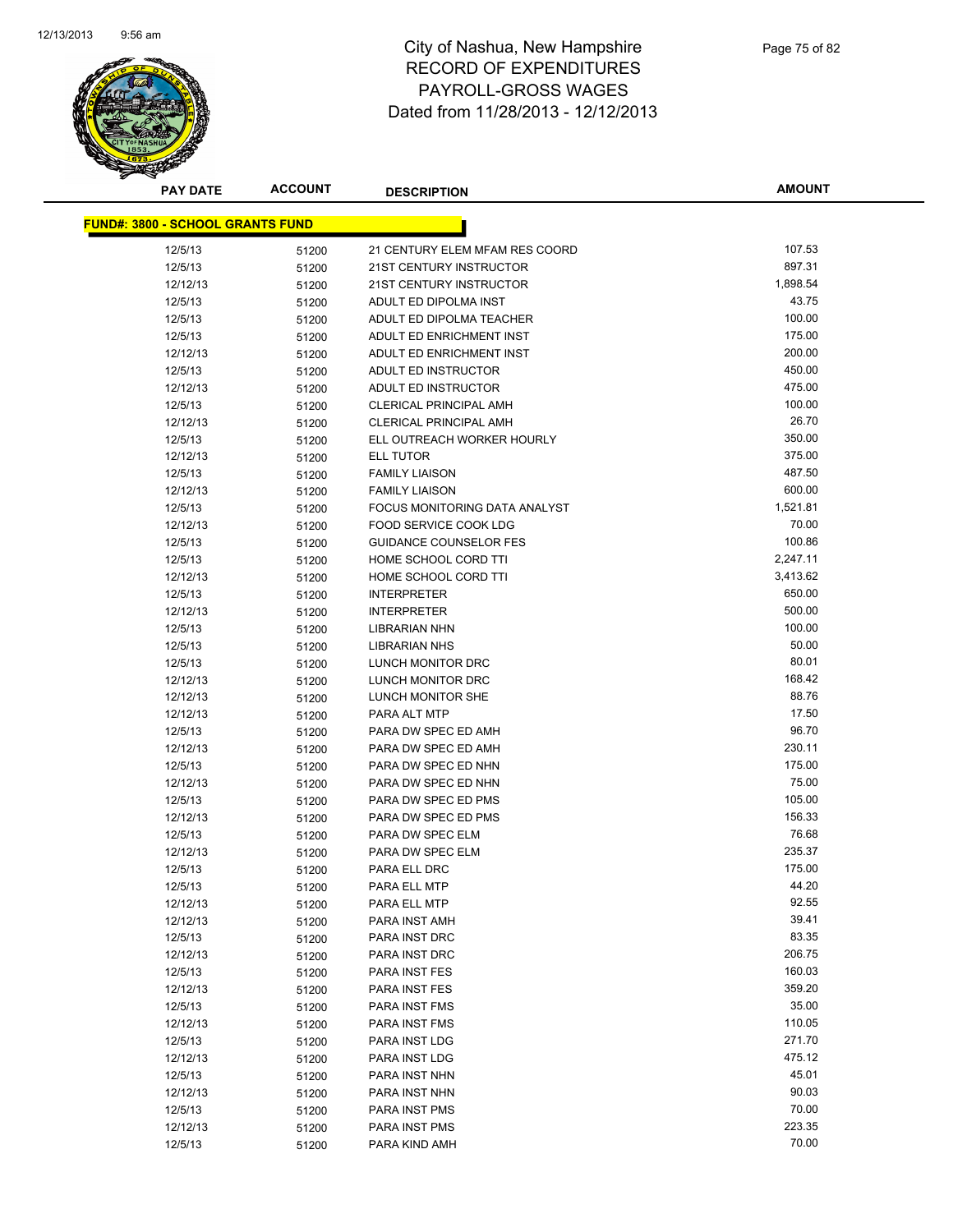# City of Nashua, New Hampshire
# RECORD OF EXPENDITURES
# PAYROLL-GROSS WAGES
# Dated from 11/28/2013 - 12/12/2013

**FUND#: 3800 - SCHOOL GRANTS FUND**

| PAY DATE | ACCOUNT | DESCRIPTION | AMOUNT |
|---|---|---|---|
| 12/5/13 | 51200 | 21 CENTURY ELEM MFAM RES COORD | 107.53 |
| 12/5/13 | 51200 | 21ST CENTURY INSTRUCTOR | 897.31 |
| 12/12/13 | 51200 | 21ST CENTURY INSTRUCTOR | 1,898.54 |
| 12/5/13 | 51200 | ADULT ED DIPOLMA INST | 43.75 |
| 12/5/13 | 51200 | ADULT ED DIPOLMA TEACHER | 100.00 |
| 12/5/13 | 51200 | ADULT ED ENRICHMENT INST | 175.00 |
| 12/12/13 | 51200 | ADULT ED ENRICHMENT INST | 200.00 |
| 12/5/13 | 51200 | ADULT ED INSTRUCTOR | 450.00 |
| 12/12/13 | 51200 | ADULT ED INSTRUCTOR | 475.00 |
| 12/5/13 | 51200 | CLERICAL PRINCIPAL AMH | 100.00 |
| 12/12/13 | 51200 | CLERICAL PRINCIPAL AMH | 26.70 |
| 12/5/13 | 51200 | ELL OUTREACH WORKER HOURLY | 350.00 |
| 12/12/13 | 51200 | ELL TUTOR | 375.00 |
| 12/5/13 | 51200 | FAMILY LIAISON | 487.50 |
| 12/12/13 | 51200 | FAMILY LIAISON | 600.00 |
| 12/5/13 | 51200 | FOCUS MONITORING DATA ANALYST | 1,521.81 |
| 12/12/13 | 51200 | FOOD SERVICE COOK LDG | 70.00 |
| 12/5/13 | 51200 | GUIDANCE COUNSELOR FES | 100.86 |
| 12/5/13 | 51200 | HOME SCHOOL CORD TTI | 2,247.11 |
| 12/12/13 | 51200 | HOME SCHOOL CORD TTI | 3,413.62 |
| 12/5/13 | 51200 | INTERPRETER | 650.00 |
| 12/12/13 | 51200 | INTERPRETER | 500.00 |
| 12/5/13 | 51200 | LIBRARIAN NHN | 100.00 |
| 12/5/13 | 51200 | LIBRARIAN NHS | 50.00 |
| 12/5/13 | 51200 | LUNCH MONITOR DRC | 80.01 |
| 12/12/13 | 51200 | LUNCH MONITOR DRC | 168.42 |
| 12/12/13 | 51200 | LUNCH MONITOR SHE | 88.76 |
| 12/12/13 | 51200 | PARA ALT MTP | 17.50 |
| 12/5/13 | 51200 | PARA DW SPEC ED AMH | 96.70 |
| 12/12/13 | 51200 | PARA DW SPEC ED AMH | 230.11 |
| 12/5/13 | 51200 | PARA DW SPEC ED NHN | 175.00 |
| 12/12/13 | 51200 | PARA DW SPEC ED NHN | 75.00 |
| 12/5/13 | 51200 | PARA DW SPEC ED PMS | 105.00 |
| 12/12/13 | 51200 | PARA DW SPEC ED PMS | 156.33 |
| 12/5/13 | 51200 | PARA DW SPEC ELM | 76.68 |
| 12/12/13 | 51200 | PARA DW SPEC ELM | 235.37 |
| 12/5/13 | 51200 | PARA ELL DRC | 175.00 |
| 12/5/13 | 51200 | PARA ELL MTP | 44.20 |
| 12/12/13 | 51200 | PARA ELL MTP | 92.55 |
| 12/12/13 | 51200 | PARA INST AMH | 39.41 |
| 12/5/13 | 51200 | PARA INST DRC | 83.35 |
| 12/12/13 | 51200 | PARA INST DRC | 206.75 |
| 12/5/13 | 51200 | PARA INST FES | 160.03 |
| 12/12/13 | 51200 | PARA INST FES | 359.20 |
| 12/5/13 | 51200 | PARA INST FMS | 35.00 |
| 12/12/13 | 51200 | PARA INST FMS | 110.05 |
| 12/5/13 | 51200 | PARA INST LDG | 271.70 |
| 12/12/13 | 51200 | PARA INST LDG | 475.12 |
| 12/5/13 | 51200 | PARA INST NHN | 45.01 |
| 12/12/13 | 51200 | PARA INST NHN | 90.03 |
| 12/5/13 | 51200 | PARA INST PMS | 70.00 |
| 12/12/13 | 51200 | PARA INST PMS | 223.35 |
| 12/5/13 | 51200 | PARA KIND AMH | 70.00 |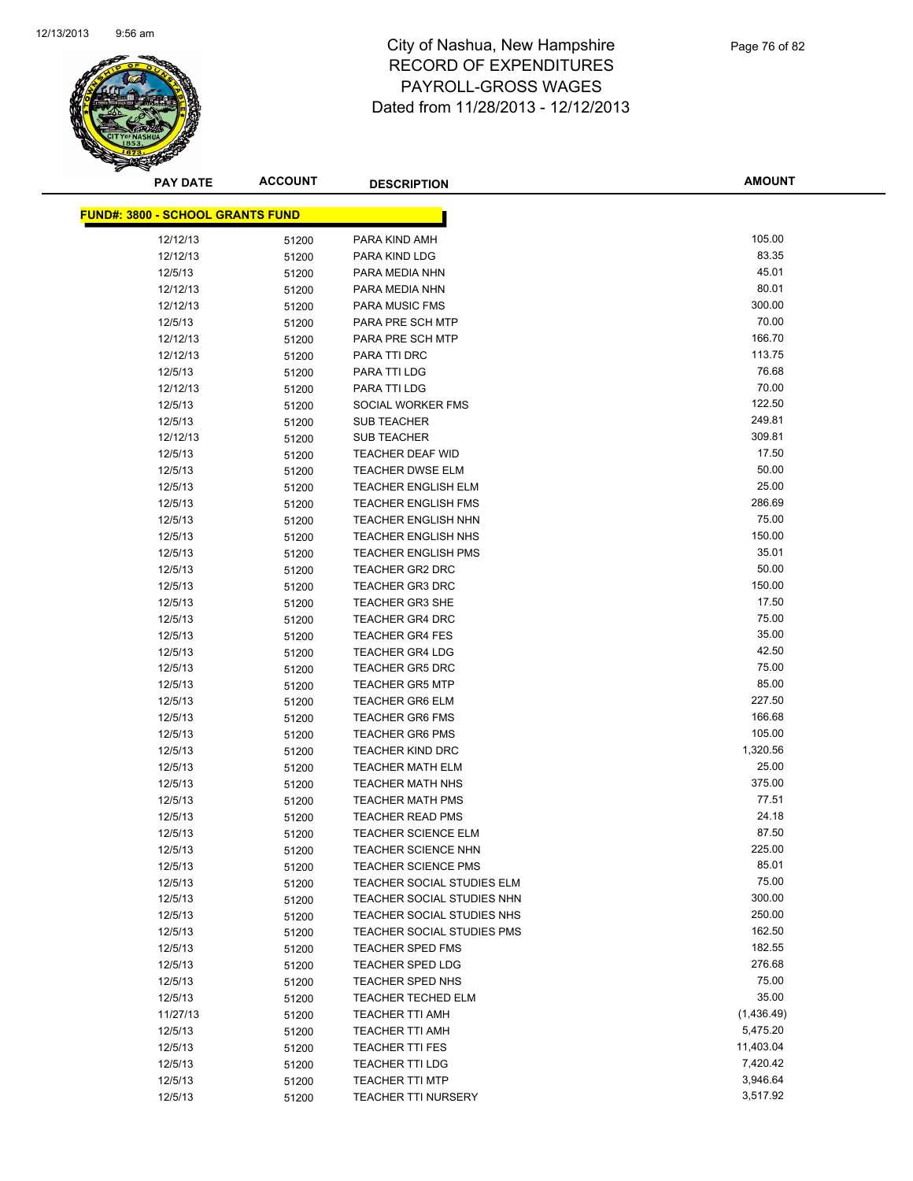# City of Nashua, New Hampshire
# RECORD OF EXPENDITURES
# PAYROLL-GROSS WAGES
# Dated from 11/28/2013 - 12/12/2013

**FUND#: 3800 - SCHOOL GRANTS FUND**

| PAY DATE | ACCOUNT | DESCRIPTION | AMOUNT |
|---|---|---|---|
| 12/12/13 | 51200 | PARA KIND AMH | 105.00 |
| 12/12/13 | 51200 | PARA KIND LDG | 83.35 |
| 12/5/13 | 51200 | PARA MEDIA NHN | 45.01 |
| 12/12/13 | 51200 | PARA MEDIA NHN | 80.01 |
| 12/12/13 | 51200 | PARA MUSIC FMS | 300.00 |
| 12/5/13 | 51200 | PARA PRE SCH MTP | 70.00 |
| 12/12/13 | 51200 | PARA PRE SCH MTP | 166.70 |
| 12/12/13 | 51200 | PARA TTI DRC | 113.75 |
| 12/5/13 | 51200 | PARA TTI LDG | 76.68 |
| 12/12/13 | 51200 | PARA TTI LDG | 70.00 |
| 12/5/13 | 51200 | SOCIAL WORKER FMS | 122.50 |
| 12/5/13 | 51200 | SUB TEACHER | 249.81 |
| 12/12/13 | 51200 | SUB TEACHER | 309.81 |
| 12/5/13 | 51200 | TEACHER DEAF WID | 17.50 |
| 12/5/13 | 51200 | TEACHER DWSE ELM | 50.00 |
| 12/5/13 | 51200 | TEACHER ENGLISH ELM | 25.00 |
| 12/5/13 | 51200 | TEACHER ENGLISH FMS | 286.69 |
| 12/5/13 | 51200 | TEACHER ENGLISH NHN | 75.00 |
| 12/5/13 | 51200 | TEACHER ENGLISH NHS | 150.00 |
| 12/5/13 | 51200 | TEACHER ENGLISH PMS | 35.01 |
| 12/5/13 | 51200 | TEACHER GR2 DRC | 50.00 |
| 12/5/13 | 51200 | TEACHER GR3 DRC | 150.00 |
| 12/5/13 | 51200 | TEACHER GR3 SHE | 17.50 |
| 12/5/13 | 51200 | TEACHER GR4 DRC | 75.00 |
| 12/5/13 | 51200 | TEACHER GR4 FES | 35.00 |
| 12/5/13 | 51200 | TEACHER GR4 LDG | 42.50 |
| 12/5/13 | 51200 | TEACHER GR5 DRC | 75.00 |
| 12/5/13 | 51200 | TEACHER GR5 MTP | 85.00 |
| 12/5/13 | 51200 | TEACHER GR6 ELM | 227.50 |
| 12/5/13 | 51200 | TEACHER GR6 FMS | 166.68 |
| 12/5/13 | 51200 | TEACHER GR6 PMS | 105.00 |
| 12/5/13 | 51200 | TEACHER KIND DRC | 1,320.56 |
| 12/5/13 | 51200 | TEACHER MATH ELM | 25.00 |
| 12/5/13 | 51200 | TEACHER MATH NHS | 375.00 |
| 12/5/13 | 51200 | TEACHER MATH PMS | 77.51 |
| 12/5/13 | 51200 | TEACHER READ PMS | 24.18 |
| 12/5/13 | 51200 | TEACHER SCIENCE ELM | 87.50 |
| 12/5/13 | 51200 | TEACHER SCIENCE NHN | 225.00 |
| 12/5/13 | 51200 | TEACHER SCIENCE PMS | 85.01 |
| 12/5/13 | 51200 | TEACHER SOCIAL STUDIES ELM | 75.00 |
| 12/5/13 | 51200 | TEACHER SOCIAL STUDIES NHN | 300.00 |
| 12/5/13 | 51200 | TEACHER SOCIAL STUDIES NHS | 250.00 |
| 12/5/13 | 51200 | TEACHER SOCIAL STUDIES PMS | 162.50 |
| 12/5/13 | 51200 | TEACHER SPED FMS | 182.55 |
| 12/5/13 | 51200 | TEACHER SPED LDG | 276.68 |
| 12/5/13 | 51200 | TEACHER SPED NHS | 75.00 |
| 12/5/13 | 51200 | TEACHER TECHED ELM | 35.00 |
| 11/27/13 | 51200 | TEACHER TTI AMH | (1,436.49) |
| 12/5/13 | 51200 | TEACHER TTI AMH | 5,475.20 |
| 12/5/13 | 51200 | TEACHER TTI FES | 11,403.04 |
| 12/5/13 | 51200 | TEACHER TTI LDG | 7,420.42 |
| 12/5/13 | 51200 | TEACHER TTI MTP | 3,946.64 |
| 12/5/13 | 51200 | TEACHER TTI NURSERY | 3,517.92 |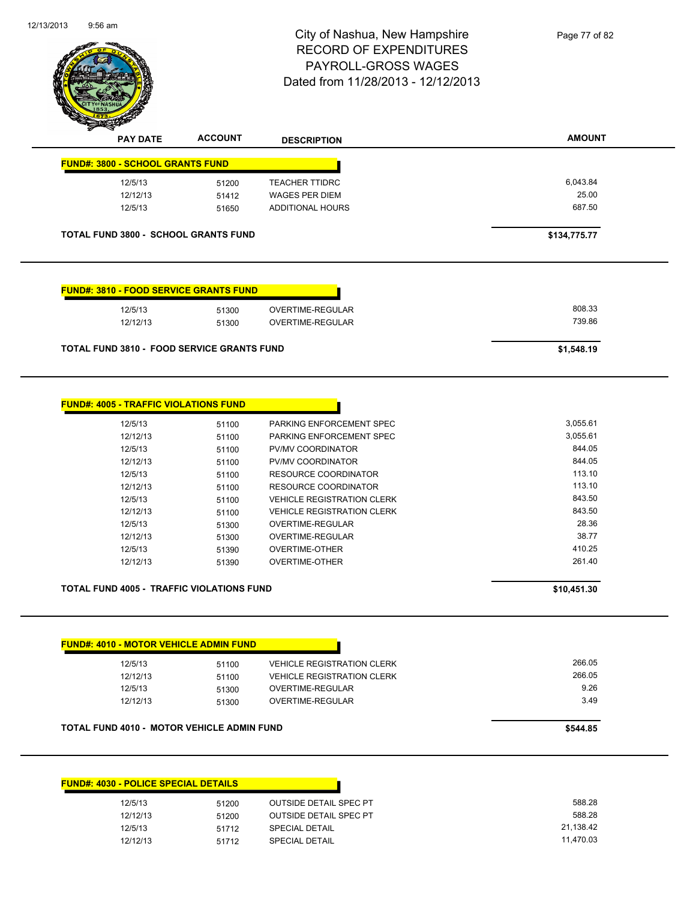# City of Nashua, New Hampshire
## RECORD OF EXPENDITURES
## PAYROLL-GROSS WAGES
## Dated from 11/28/2013 - 12/12/2013

| PAY DATE | ACCOUNT | DESCRIPTION | AMOUNT |
|---|---|---|---|
| **FUND#: 3800 - SCHOOL GRANTS FUND** | | | |
| 12/5/13 | 51200 | TEACHER TTIDRC | 6,043.84 |
| 12/12/13 | 51412 | WAGES PER DIEM | 25.00 |
| 12/5/13 | 51650 | ADDITIONAL HOURS | 687.50 |
| **TOTAL FUND 3800 - SCHOOL GRANTS FUND** | | | **$134,775.77** |

| PAY DATE | ACCOUNT | DESCRIPTION | AMOUNT |
|---|---|---|---|
| **FUND#: 3810 - FOOD SERVICE GRANTS FUND** | | | |
| 12/5/13 | 51300 | OVERTIME-REGULAR | 808.33 |
| 12/12/13 | 51300 | OVERTIME-REGULAR | 739.86 |
| **TOTAL FUND 3810 - FOOD SERVICE GRANTS FUND** | | | **$1,548.19** |

| PAY DATE | ACCOUNT | DESCRIPTION | AMOUNT |
|---|---|---|---|
| **FUND#: 4005 - TRAFFIC VIOLATIONS FUND** | | | |
| 12/5/13 | 51100 | PARKING ENFORCEMENT SPEC | 3,055.61 |
| 12/12/13 | 51100 | PARKING ENFORCEMENT SPEC | 3,055.61 |
| 12/5/13 | 51100 | PV/MV COORDINATOR | 844.05 |
| 12/12/13 | 51100 | PV/MV COORDINATOR | 844.05 |
| 12/5/13 | 51100 | RESOURCE COORDINATOR | 113.10 |
| 12/12/13 | 51100 | RESOURCE COORDINATOR | 113.10 |
| 12/5/13 | 51100 | VEHICLE REGISTRATION CLERK | 843.50 |
| 12/12/13 | 51100 | VEHICLE REGISTRATION CLERK | 843.50 |
| 12/5/13 | 51300 | OVERTIME-REGULAR | 28.36 |
| 12/12/13 | 51300 | OVERTIME-REGULAR | 38.77 |
| 12/5/13 | 51390 | OVERTIME-OTHER | 410.25 |
| 12/12/13 | 51390 | OVERTIME-OTHER | 261.40 |
| **TOTAL FUND 4005 - TRAFFIC VIOLATIONS FUND** | | | **$10,451.30** |

| PAY DATE | ACCOUNT | DESCRIPTION | AMOUNT |
|---|---|---|---|
| **FUND#: 4010 - MOTOR VEHICLE ADMIN FUND** | | | |
| 12/5/13 | 51100 | VEHICLE REGISTRATION CLERK | 266.05 |
| 12/12/13 | 51100 | VEHICLE REGISTRATION CLERK | 266.05 |
| 12/5/13 | 51300 | OVERTIME-REGULAR | 9.26 |
| 12/12/13 | 51300 | OVERTIME-REGULAR | 3.49 |
| **TOTAL FUND 4010 - MOTOR VEHICLE ADMIN FUND** | | | **$544.85** |

| PAY DATE | ACCOUNT | DESCRIPTION | AMOUNT |
|---|---|---|---|
| **FUND#: 4030 - POLICE SPECIAL DETAILS** | | | |
| 12/5/13 | 51200 | OUTSIDE DETAIL SPEC PT | 588.28 |
| 12/12/13 | 51200 | OUTSIDE DETAIL SPEC PT | 588.28 |
| 12/5/13 | 51712 | SPECIAL DETAIL | 21,138.42 |
| 12/12/13 | 51712 | SPECIAL DETAIL | 11,470.03 |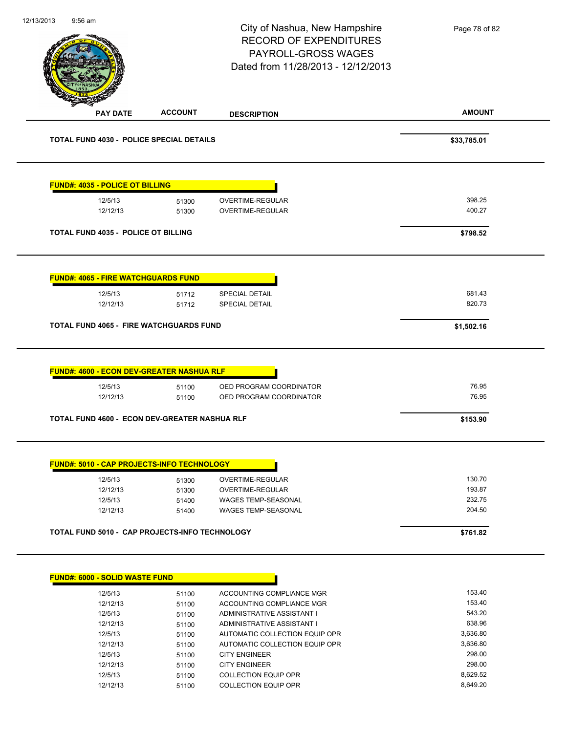City of Nashua, New Hampshire
RECORD OF EXPENDITURES
PAYROLL-GROSS WAGES
Dated from 11/28/2013 - 12/12/2013

| PAY DATE | ACCOUNT | DESCRIPTION | AMOUNT |
|---|---|---|---|
| **TOTAL FUND 4030 - POLICE SPECIAL DETAILS** | | | **$33,785.01** |
| **FUND#: 4035 - POLICE OT BILLING** | | | |
| 12/5/13 | 51300 | OVERTIME-REGULAR | 398.25 |
| 12/12/13 | 51300 | OVERTIME-REGULAR | 400.27 |
| **TOTAL FUND 4035 - POLICE OT BILLING** | | | **$798.52** |
| **FUND#: 4065 - FIRE WATCHGUARDS FUND** | | | |
| 12/5/13 | 51712 | SPECIAL DETAIL | 681.43 |
| 12/12/13 | 51712 | SPECIAL DETAIL | 820.73 |
| **TOTAL FUND 4065 - FIRE WATCHGUARDS FUND** | | | **$1,502.16** |
| **FUND#: 4600 - ECON DEV-GREATER NASHUA RLF** | | | |
| 12/5/13 | 51100 | OED PROGRAM COORDINATOR | 76.95 |
| 12/12/13 | 51100 | OED PROGRAM COORDINATOR | 76.95 |
| **TOTAL FUND 4600 - ECON DEV-GREATER NASHUA RLF** | | | **$153.90** |
| **FUND#: 5010 - CAP PROJECTS-INFO TECHNOLOGY** | | | |
| 12/5/13 | 51300 | OVERTIME-REGULAR | 130.70 |
| 12/12/13 | 51300 | OVERTIME-REGULAR | 193.87 |
| 12/5/13 | 51400 | WAGES TEMP-SEASONAL | 232.75 |
| 12/12/13 | 51400 | WAGES TEMP-SEASONAL | 204.50 |
| **TOTAL FUND 5010 - CAP PROJECTS-INFO TECHNOLOGY** | | | **$761.82** |
| **FUND#: 6000 - SOLID WASTE FUND** | | | |
| 12/5/13 | 51100 | ACCOUNTING COMPLIANCE MGR | 153.40 |
| 12/12/13 | 51100 | ACCOUNTING COMPLIANCE MGR | 153.40 |
| 12/5/13 | 51100 | ADMINISTRATIVE ASSISTANT I | 543.20 |
| 12/12/13 | 51100 | ADMINISTRATIVE ASSISTANT I | 638.96 |
| 12/5/13 | 51100 | AUTOMATIC COLLECTION EQUIP OPR | 3,636.80 |
| 12/12/13 | 51100 | AUTOMATIC COLLECTION EQUIP OPR | 3,636.80 |
| 12/5/13 | 51100 | CITY ENGINEER | 298.00 |
| 12/12/13 | 51100 | CITY ENGINEER | 298.00 |
| 12/5/13 | 51100 | COLLECTION EQUIP OPR | 8,629.52 |
| 12/12/13 | 51100 | COLLECTION EQUIP OPR | 8,649.20 |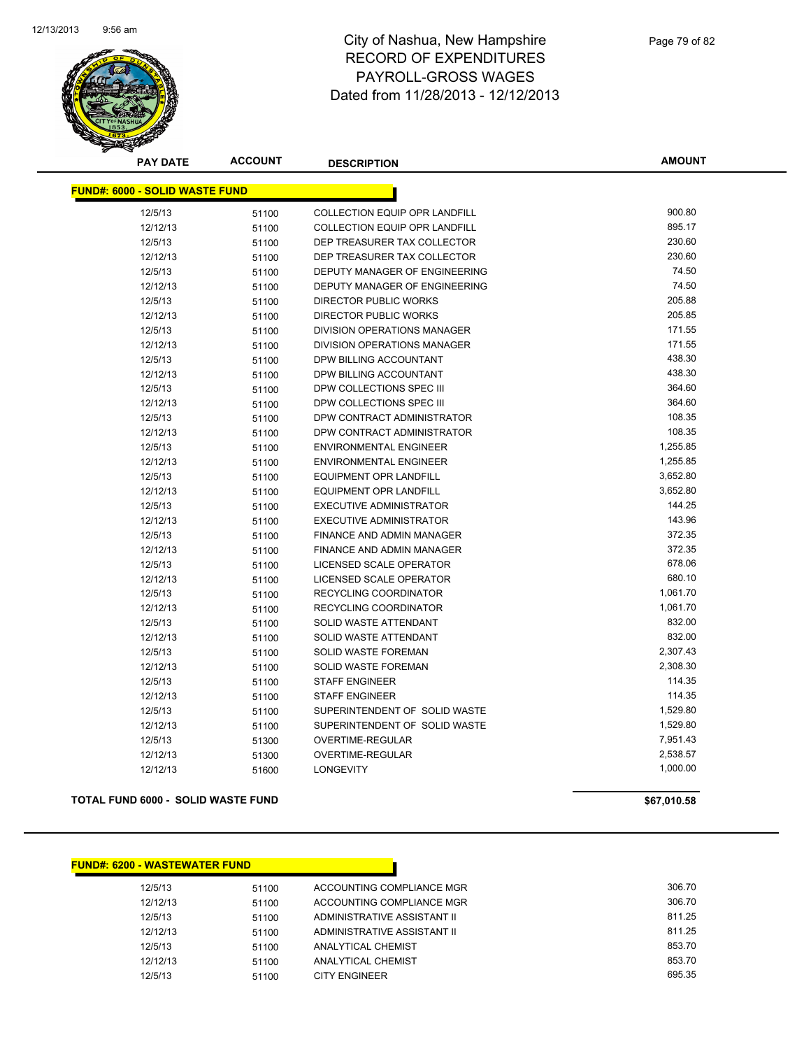# City of Nashua, New Hampshire
## RECORD OF EXPENDITURES
## PAYROLL-GROSS WAGES
## Dated from 11/28/2013 - 12/12/2013

| PAY DATE | ACCOUNT | DESCRIPTION | AMOUNT |
|---|---|---|---|
| **FUND#: 6000 - SOLID WASTE FUND** | | | |
| 12/5/13 | 51100 | COLLECTION EQUIP OPR LANDFILL | 900.80 |
| 12/12/13 | 51100 | COLLECTION EQUIP OPR LANDFILL | 895.17 |
| 12/5/13 | 51100 | DEP TREASURER TAX COLLECTOR | 230.60 |
| 12/12/13 | 51100 | DEP TREASURER TAX COLLECTOR | 230.60 |
| 12/5/13 | 51100 | DEPUTY MANAGER OF ENGINEERING | 74.50 |
| 12/12/13 | 51100 | DEPUTY MANAGER OF ENGINEERING | 74.50 |
| 12/5/13 | 51100 | DIRECTOR PUBLIC WORKS | 205.88 |
| 12/12/13 | 51100 | DIRECTOR PUBLIC WORKS | 205.85 |
| 12/5/13 | 51100 | DIVISION OPERATIONS MANAGER | 171.55 |
| 12/12/13 | 51100 | DIVISION OPERATIONS MANAGER | 171.55 |
| 12/5/13 | 51100 | DPW BILLING ACCOUNTANT | 438.30 |
| 12/12/13 | 51100 | DPW BILLING ACCOUNTANT | 438.30 |
| 12/5/13 | 51100 | DPW COLLECTIONS SPEC III | 364.60 |
| 12/12/13 | 51100 | DPW COLLECTIONS SPEC III | 364.60 |
| 12/5/13 | 51100 | DPW CONTRACT ADMINISTRATOR | 108.35 |
| 12/12/13 | 51100 | DPW CONTRACT ADMINISTRATOR | 108.35 |
| 12/5/13 | 51100 | ENVIRONMENTAL ENGINEER | 1,255.85 |
| 12/12/13 | 51100 | ENVIRONMENTAL ENGINEER | 1,255.85 |
| 12/5/13 | 51100 | EQUIPMENT OPR LANDFILL | 3,652.80 |
| 12/12/13 | 51100 | EQUIPMENT OPR LANDFILL | 3,652.80 |
| 12/5/13 | 51100 | EXECUTIVE ADMINISTRATOR | 144.25 |
| 12/12/13 | 51100 | EXECUTIVE ADMINISTRATOR | 143.96 |
| 12/5/13 | 51100 | FINANCE AND ADMIN MANAGER | 372.35 |
| 12/12/13 | 51100 | FINANCE AND ADMIN MANAGER | 372.35 |
| 12/5/13 | 51100 | LICENSED SCALE OPERATOR | 678.06 |
| 12/12/13 | 51100 | LICENSED SCALE OPERATOR | 680.10 |
| 12/5/13 | 51100 | RECYCLING COORDINATOR | 1,061.70 |
| 12/12/13 | 51100 | RECYCLING COORDINATOR | 1,061.70 |
| 12/5/13 | 51100 | SOLID WASTE ATTENDANT | 832.00 |
| 12/12/13 | 51100 | SOLID WASTE ATTENDANT | 832.00 |
| 12/5/13 | 51100 | SOLID WASTE FOREMAN | 2,307.43 |
| 12/12/13 | 51100 | SOLID WASTE FOREMAN | 2,308.30 |
| 12/5/13 | 51100 | STAFF ENGINEER | 114.35 |
| 12/12/13 | 51100 | STAFF ENGINEER | 114.35 |
| 12/5/13 | 51100 | SUPERINTENDENT OF SOLID WASTE | 1,529.80 |
| 12/12/13 | 51100 | SUPERINTENDENT OF SOLID WASTE | 1,529.80 |
| 12/5/13 | 51300 | OVERTIME-REGULAR | 7,951.43 |
| 12/12/13 | 51300 | OVERTIME-REGULAR | 2,538.57 |
| 12/12/13 | 51600 | LONGEVITY | 1,000.00 |
| **TOTAL FUND 6000 - SOLID WASTE FUND** | | | **$67,010.58** |

| PAY DATE | ACCOUNT | DESCRIPTION | AMOUNT |
|---|---|---|---|
| **FUND#: 6200 - WASTEWATER FUND** | | | |
| 12/5/13 | 51100 | ACCOUNTING COMPLIANCE MGR | 306.70 |
| 12/12/13 | 51100 | ACCOUNTING COMPLIANCE MGR | 306.70 |
| 12/5/13 | 51100 | ADMINISTRATIVE ASSISTANT II | 811.25 |
| 12/12/13 | 51100 | ADMINISTRATIVE ASSISTANT II | 811.25 |
| 12/5/13 | 51100 | ANALYTICAL CHEMIST | 853.70 |
| 12/12/13 | 51100 | ANALYTICAL CHEMIST | 853.70 |
| 12/5/13 | 51100 | CITY ENGINEER | 695.35 |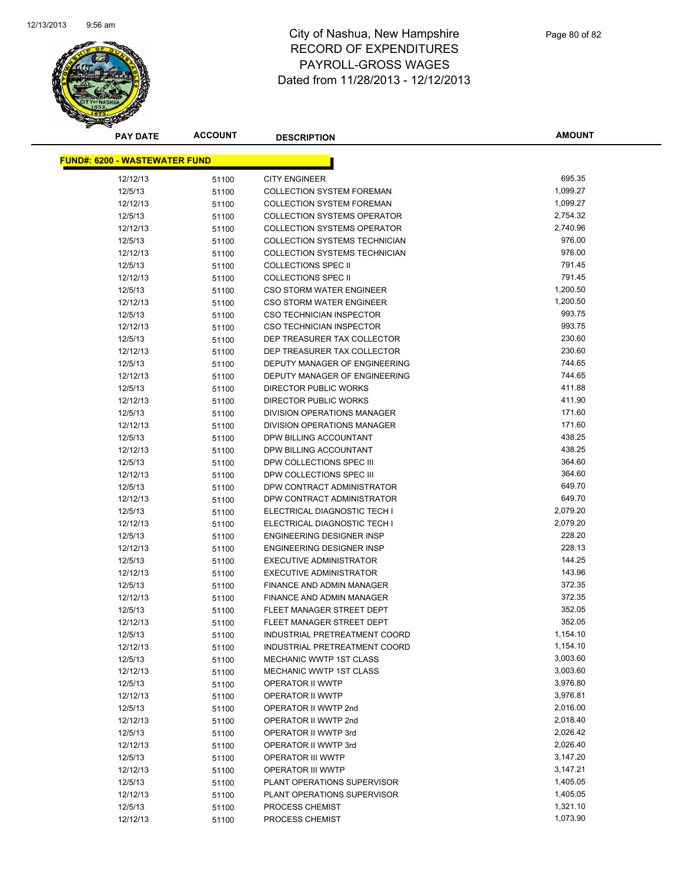# City of Nashua, New Hampshire
# RECORD OF EXPENDITURES
# PAYROLL-GROSS WAGES
# Dated from 11/28/2013 - 12/12/2013

| PAY DATE | ACCOUNT | DESCRIPTION | AMOUNT |
|---|---|---|---|
| **FUND#: 6200 - WASTEWATER FUND** | | | |
| 12/12/13 | 51100 | CITY ENGINEER | 695.35 |
| 12/5/13 | 51100 | COLLECTION SYSTEM FOREMAN | 1,099.27 |
| 12/12/13 | 51100 | COLLECTION SYSTEM FOREMAN | 1,099.27 |
| 12/5/13 | 51100 | COLLECTION SYSTEMS OPERATOR | 2,754.32 |
| 12/12/13 | 51100 | COLLECTION SYSTEMS OPERATOR | 2,740.96 |
| 12/5/13 | 51100 | COLLECTION SYSTEMS TECHNICIAN | 976.00 |
| 12/12/13 | 51100 | COLLECTION SYSTEMS TECHNICIAN | 976.00 |
| 12/5/13 | 51100 | COLLECTIONS SPEC II | 791.45 |
| 12/12/13 | 51100 | COLLECTIONS SPEC II | 791.45 |
| 12/5/13 | 51100 | CSO STORM WATER ENGINEER | 1,200.50 |
| 12/12/13 | 51100 | CSO STORM WATER ENGINEER | 1,200.50 |
| 12/5/13 | 51100 | CSO TECHNICIAN INSPECTOR | 993.75 |
| 12/12/13 | 51100 | CSO TECHNICIAN INSPECTOR | 993.75 |
| 12/5/13 | 51100 | DEP TREASURER TAX COLLECTOR | 230.60 |
| 12/12/13 | 51100 | DEP TREASURER TAX COLLECTOR | 230.60 |
| 12/5/13 | 51100 | DEPUTY MANAGER OF ENGINEERING | 744.65 |
| 12/12/13 | 51100 | DEPUTY MANAGER OF ENGINEERING | 744.65 |
| 12/5/13 | 51100 | DIRECTOR PUBLIC WORKS | 411.88 |
| 12/12/13 | 51100 | DIRECTOR PUBLIC WORKS | 411.90 |
| 12/5/13 | 51100 | DIVISION OPERATIONS MANAGER | 171.60 |
| 12/12/13 | 51100 | DIVISION OPERATIONS MANAGER | 171.60 |
| 12/5/13 | 51100 | DPW BILLING ACCOUNTANT | 438.25 |
| 12/12/13 | 51100 | DPW BILLING ACCOUNTANT | 438.25 |
| 12/5/13 | 51100 | DPW COLLECTIONS SPEC III | 364.60 |
| 12/12/13 | 51100 | DPW COLLECTIONS SPEC III | 364.60 |
| 12/5/13 | 51100 | DPW CONTRACT ADMINISTRATOR | 649.70 |
| 12/12/13 | 51100 | DPW CONTRACT ADMINISTRATOR | 649.70 |
| 12/5/13 | 51100 | ELECTRICAL DIAGNOSTIC TECH I | 2,079.20 |
| 12/12/13 | 51100 | ELECTRICAL DIAGNOSTIC TECH I | 2,079.20 |
| 12/5/13 | 51100 | ENGINEERING DESIGNER INSP | 228.20 |
| 12/12/13 | 51100 | ENGINEERING DESIGNER INSP | 228.13 |
| 12/5/13 | 51100 | EXECUTIVE ADMINISTRATOR | 144.25 |
| 12/12/13 | 51100 | EXECUTIVE ADMINISTRATOR | 143.96 |
| 12/5/13 | 51100 | FINANCE AND ADMIN MANAGER | 372.35 |
| 12/12/13 | 51100 | FINANCE AND ADMIN MANAGER | 372.35 |
| 12/5/13 | 51100 | FLEET MANAGER STREET DEPT | 352.05 |
| 12/12/13 | 51100 | FLEET MANAGER STREET DEPT | 352.05 |
| 12/5/13 | 51100 | INDUSTRIAL PRETREATMENT COORD | 1,154.10 |
| 12/12/13 | 51100 | INDUSTRIAL PRETREATMENT COORD | 1,154.10 |
| 12/5/13 | 51100 | MECHANIC WWTP 1ST CLASS | 3,003.60 |
| 12/12/13 | 51100 | MECHANIC WWTP 1ST CLASS | 3,003.60 |
| 12/5/13 | 51100 | OPERATOR II WWTP | 3,976.80 |
| 12/12/13 | 51100 | OPERATOR II WWTP | 3,976.81 |
| 12/5/13 | 51100 | OPERATOR II WWTP 2nd | 2,016.00 |
| 12/12/13 | 51100 | OPERATOR II WWTP 2nd | 2,018.40 |
| 12/5/13 | 51100 | OPERATOR II WWTP 3rd | 2,026.42 |
| 12/12/13 | 51100 | OPERATOR II WWTP 3rd | 2,026.40 |
| 12/5/13 | 51100 | OPERATOR III WWTP | 3,147.20 |
| 12/12/13 | 51100 | OPERATOR III WWTP | 3,147.21 |
| 12/5/13 | 51100 | PLANT OPERATIONS SUPERVISOR | 1,405.05 |
| 12/12/13 | 51100 | PLANT OPERATIONS SUPERVISOR | 1,405.05 |
| 12/5/13 | 51100 | PROCESS CHEMIST | 1,321.10 |
| 12/12/13 | 51100 | PROCESS CHEMIST | 1,073.90 |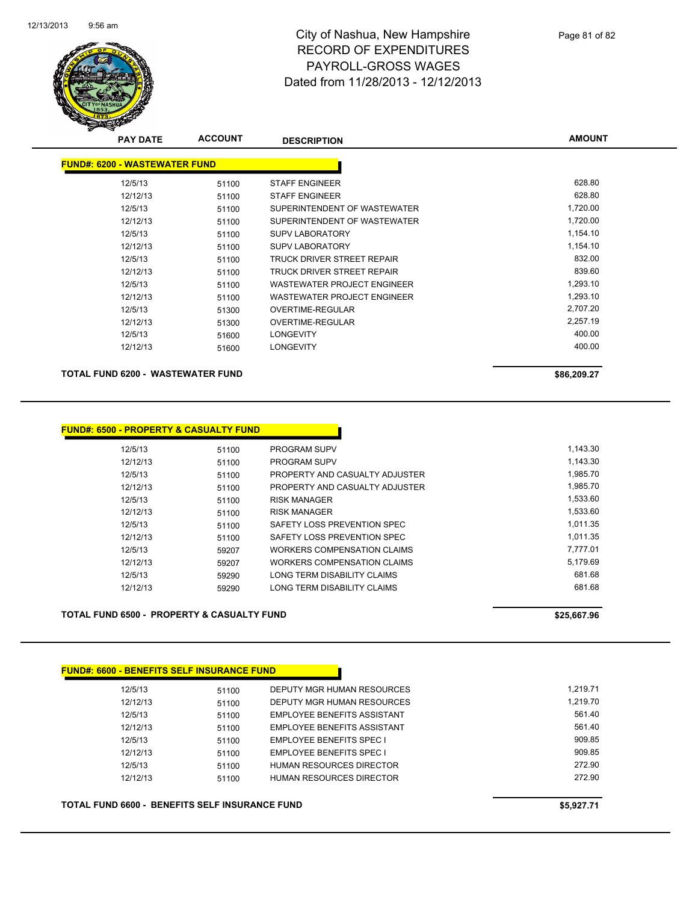# City of Nashua, New Hampshire
## RECORD OF EXPENDITURES
## PAYROLL-GROSS WAGES
## Dated from 11/28/2013 - 12/12/2013

| PAY DATE | ACCOUNT | DESCRIPTION | AMOUNT |
|---|---|---|---|
| **FUND#: 6200 - WASTEWATER FUND** | | | |
| 12/5/13 | 51100 | STAFF ENGINEER | 628.80 |
| 12/12/13 | 51100 | STAFF ENGINEER | 628.80 |
| 12/5/13 | 51100 | SUPERINTENDENT OF WASTEWATER | 1,720.00 |
| 12/12/13 | 51100 | SUPERINTENDENT OF WASTEWATER | 1,720.00 |
| 12/5/13 | 51100 | SUPV LABORATORY | 1,154.10 |
| 12/12/13 | 51100 | SUPV LABORATORY | 1,154.10 |
| 12/5/13 | 51100 | TRUCK DRIVER STREET REPAIR | 832.00 |
| 12/12/13 | 51100 | TRUCK DRIVER STREET REPAIR | 839.60 |
| 12/5/13 | 51100 | WASTEWATER PROJECT ENGINEER | 1,293.10 |
| 12/12/13 | 51100 | WASTEWATER PROJECT ENGINEER | 1,293.10 |
| 12/5/13 | 51300 | OVERTIME-REGULAR | 2,707.20 |
| 12/12/13 | 51300 | OVERTIME-REGULAR | 2,257.19 |
| 12/5/13 | 51600 | LONGEVITY | 400.00 |
| 12/12/13 | 51600 | LONGEVITY | 400.00 |
| **TOTAL FUND 6200 - WASTEWATER FUND** | | | **$86,209.27** |

| PAY DATE | ACCOUNT | DESCRIPTION | AMOUNT |
|---|---|---|---|
| **FUND#: 6500 - PROPERTY & CASUALTY FUND** | | | |
| 12/5/13 | 51100 | PROGRAM SUPV | 1,143.30 |
| 12/12/13 | 51100 | PROGRAM SUPV | 1,143.30 |
| 12/5/13 | 51100 | PROPERTY AND CASUALTY ADJUSTER | 1,985.70 |
| 12/12/13 | 51100 | PROPERTY AND CASUALTY ADJUSTER | 1,985.70 |
| 12/5/13 | 51100 | RISK MANAGER | 1,533.60 |
| 12/12/13 | 51100 | RISK MANAGER | 1,533.60 |
| 12/5/13 | 51100 | SAFETY LOSS PREVENTION SPEC | 1,011.35 |
| 12/12/13 | 51100 | SAFETY LOSS PREVENTION SPEC | 1,011.35 |
| 12/5/13 | 59207 | WORKERS COMPENSATION CLAIMS | 7,777.01 |
| 12/12/13 | 59207 | WORKERS COMPENSATION CLAIMS | 5,179.69 |
| 12/5/13 | 59290 | LONG TERM DISABILITY CLAIMS | 681.68 |
| 12/12/13 | 59290 | LONG TERM DISABILITY CLAIMS | 681.68 |
| **TOTAL FUND 6500 - PROPERTY & CASUALTY FUND** | | | **$25,667.96** |

| PAY DATE | ACCOUNT | DESCRIPTION | AMOUNT |
|---|---|---|---|
| **FUND#: 6600 - BENEFITS SELF INSURANCE FUND** | | | |
| 12/5/13 | 51100 | DEPUTY MGR HUMAN RESOURCES | 1,219.71 |
| 12/12/13 | 51100 | DEPUTY MGR HUMAN RESOURCES | 1,219.70 |
| 12/5/13 | 51100 | EMPLOYEE BENEFITS ASSISTANT | 561.40 |
| 12/12/13 | 51100 | EMPLOYEE BENEFITS ASSISTANT | 561.40 |
| 12/5/13 | 51100 | EMPLOYEE BENEFITS SPEC I | 909.85 |
| 12/12/13 | 51100 | EMPLOYEE BENEFITS SPEC I | 909.85 |
| 12/5/13 | 51100 | HUMAN RESOURCES DIRECTOR | 272.90 |
| 12/12/13 | 51100 | HUMAN RESOURCES DIRECTOR | 272.90 |
| **TOTAL FUND 6600 - BENEFITS SELF INSURANCE FUND** | | | **$5,927.71** |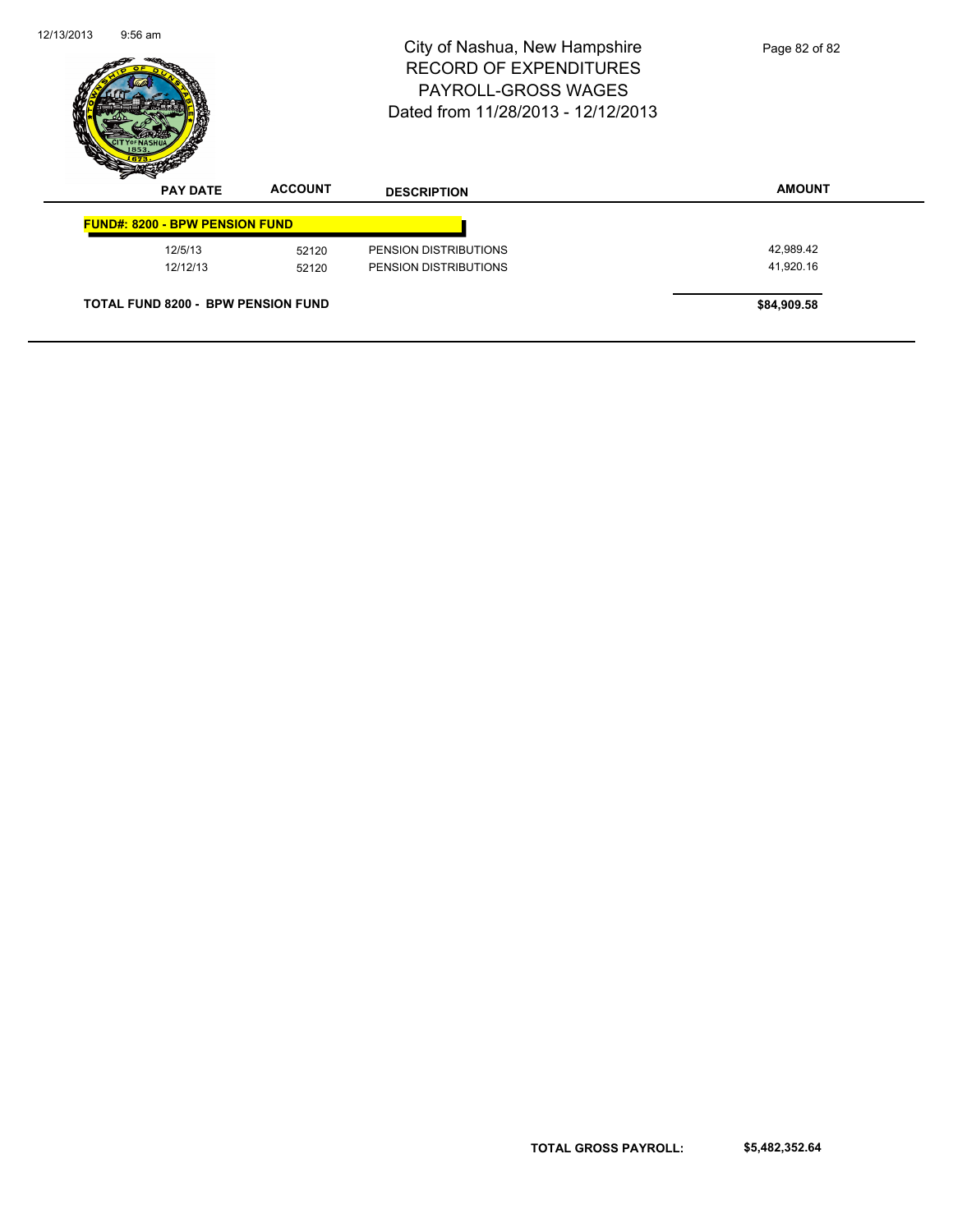# City of Nashua, New Hampshire
## RECORD OF EXPENDITURES
## PAYROLL-GROSS WAGES
### Dated from 11/28/2013 - 12/12/2013

| PAY DATE | ACCOUNT | DESCRIPTION | AMOUNT |
|---|---|---|---|
| **FUND#: 8200 - BPW PENSION FUND** | | | |
| 12/5/13 | 52120 | PENSION DISTRIBUTIONS | 42,989.42 |
| 12/12/13 | 52120 | PENSION DISTRIBUTIONS | 41,920.16 |
| **TOTAL FUND 8200 - BPW PENSION FUND** | | | **$84,909.58** |

**TOTAL GROSS PAYROLL:** **$5,482,352.64**